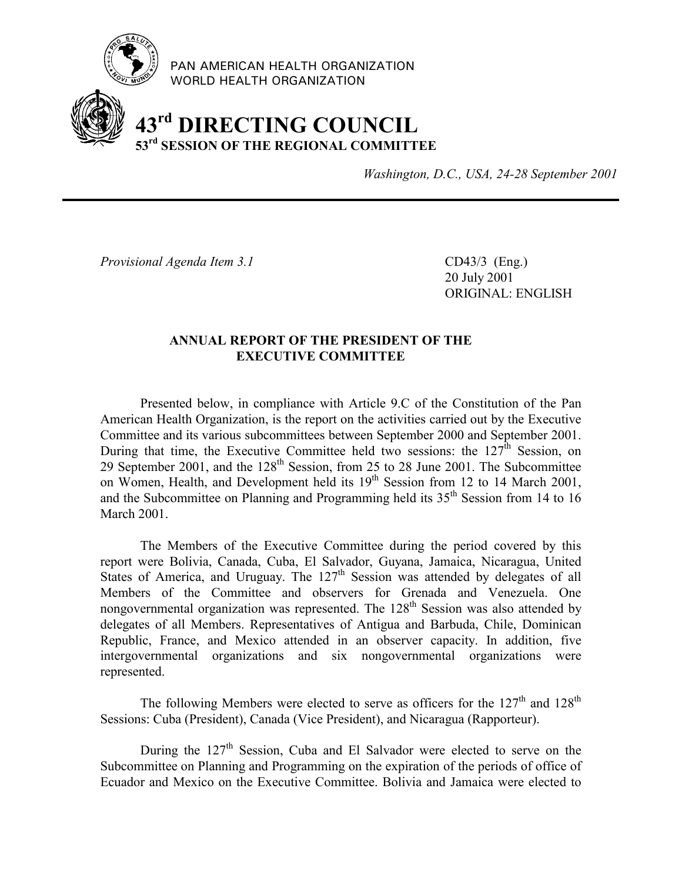PAN AMERICAN HEALTH ORGANIZATION
WORLD HEALTH ORGANIZATION

# 43rd DIRECTING COUNCIL
## 53rd SESSION OF THE REGIONAL COMMITTEE

*Washington, D.C., USA, 24-28 September 2001*

---

*Provisional Agenda Item 3.1*

CD43/3 (Eng.)
20 July 2001
ORIGINAL: ENGLISH

### ANNUAL REPORT OF THE PRESIDENT OF THE EXECUTIVE COMMITTEE

Presented below, in compliance with Article 9.C of the Constitution of the Pan American Health Organization, is the report on the activities carried out by the Executive Committee and its various subcommittees between September 2000 and September 2001. During that time, the Executive Committee held two sessions: the 127th Session, on 29 September 2001, and the 128th Session, from 25 to 28 June 2001. The Subcommittee on Women, Health, and Development held its 19th Session from 12 to 14 March 2001, and the Subcommittee on Planning and Programming held its 35th Session from 14 to 16 March 2001.

The Members of the Executive Committee during the period covered by this report were Bolivia, Canada, Cuba, El Salvador, Guyana, Jamaica, Nicaragua, United States of America, and Uruguay. The 127th Session was attended by delegates of all Members of the Committee and observers for Grenada and Venezuela. One nongovernmental organization was represented. The 128th Session was also attended by delegates of all Members. Representatives of Antigua and Barbuda, Chile, Dominican Republic, France, and Mexico attended in an observer capacity. In addition, five intergovernmental organizations and six nongovernmental organizations were represented.

The following Members were elected to serve as officers for the 127th and 128th Sessions: Cuba (President), Canada (Vice President), and Nicaragua (Rapporteur).

During the 127th Session, Cuba and El Salvador were elected to serve on the Subcommittee on Planning and Programming on the expiration of the periods of office of Ecuador and Mexico on the Executive Committee. Bolivia and Jamaica were elected to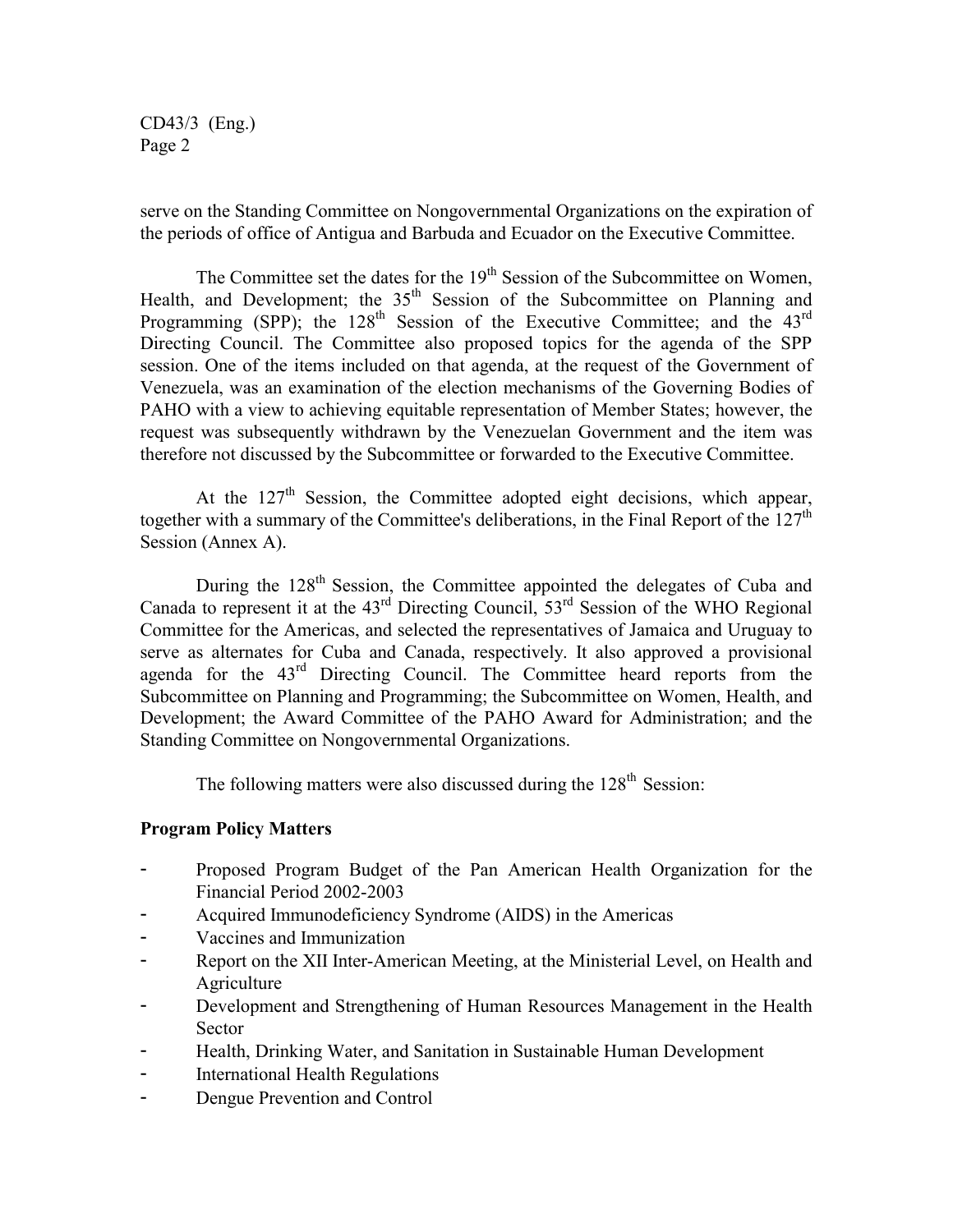serve on the Standing Committee on Nongovernmental Organizations on the expiration of the periods of office of Antigua and Barbuda and Ecuador on the Executive Committee.

The Committee set the dates for the 19th Session of the Subcommittee on Women, Health, and Development; the 35th Session of the Subcommittee on Planning and Programming (SPP); the 128th Session of the Executive Committee; and the 43rd Directing Council. The Committee also proposed topics for the agenda of the SPP session. One of the items included on that agenda, at the request of the Government of Venezuela, was an examination of the election mechanisms of the Governing Bodies of PAHO with a view to achieving equitable representation of Member States; however, the request was subsequently withdrawn by the Venezuelan Government and the item was therefore not discussed by the Subcommittee or forwarded to the Executive Committee.

At the 127th Session, the Committee adopted eight decisions, which appear, together with a summary of the Committee's deliberations, in the Final Report of the 127th Session (Annex A).

During the 128th Session, the Committee appointed the delegates of Cuba and Canada to represent it at the 43rd Directing Council, 53rd Session of the WHO Regional Committee for the Americas, and selected the representatives of Jamaica and Uruguay to serve as alternates for Cuba and Canada, respectively. It also approved a provisional agenda for the 43rd Directing Council. The Committee heard reports from the Subcommittee on Planning and Programming; the Subcommittee on Women, Health, and Development; the Award Committee of the PAHO Award for Administration; and the Standing Committee on Nongovernmental Organizations.

The following matters were also discussed during the 128th Session:

**Program Policy Matters**

- Proposed Program Budget of the Pan American Health Organization for the Financial Period 2002-2003
- Acquired Immunodeficiency Syndrome (AIDS) in the Americas
- Vaccines and Immunization
- Report on the XII Inter-American Meeting, at the Ministerial Level, on Health and Agriculture
- Development and Strengthening of Human Resources Management in the Health Sector
- Health, Drinking Water, and Sanitation in Sustainable Human Development
- International Health Regulations
- Dengue Prevention and Control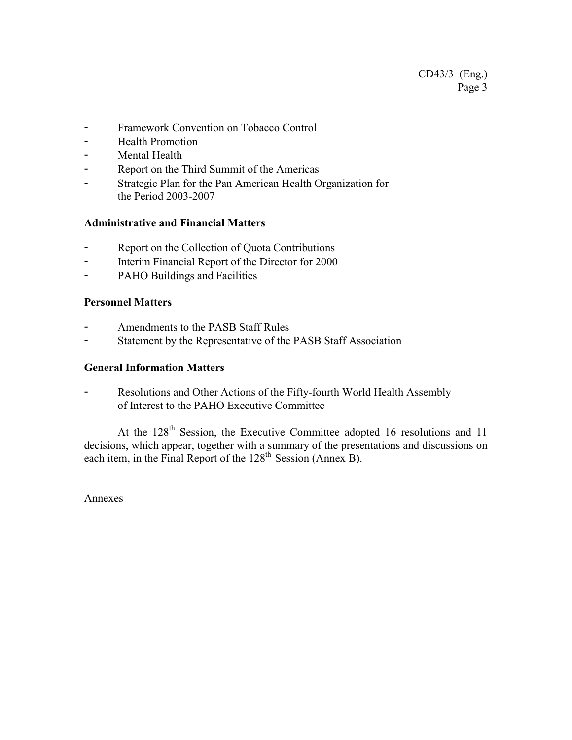- Framework Convention on Tobacco Control
- Health Promotion
- Mental Health
- Report on the Third Summit of the Americas
- Strategic Plan for the Pan American Health Organization for the Period 2003-2007

**Administrative and Financial Matters**

- Report on the Collection of Quota Contributions
- Interim Financial Report of the Director for 2000
- PAHO Buildings and Facilities

**Personnel Matters**

- Amendments to the PASB Staff Rules
- Statement by the Representative of the PASB Staff Association

**General Information Matters**

- Resolutions and Other Actions of the Fifty-fourth World Health Assembly of Interest to the PAHO Executive Committee

At the 128th Session, the Executive Committee adopted 16 resolutions and 11 decisions, which appear, together with a summary of the presentations and discussions on each item, in the Final Report of the 128th Session (Annex B).

Annexes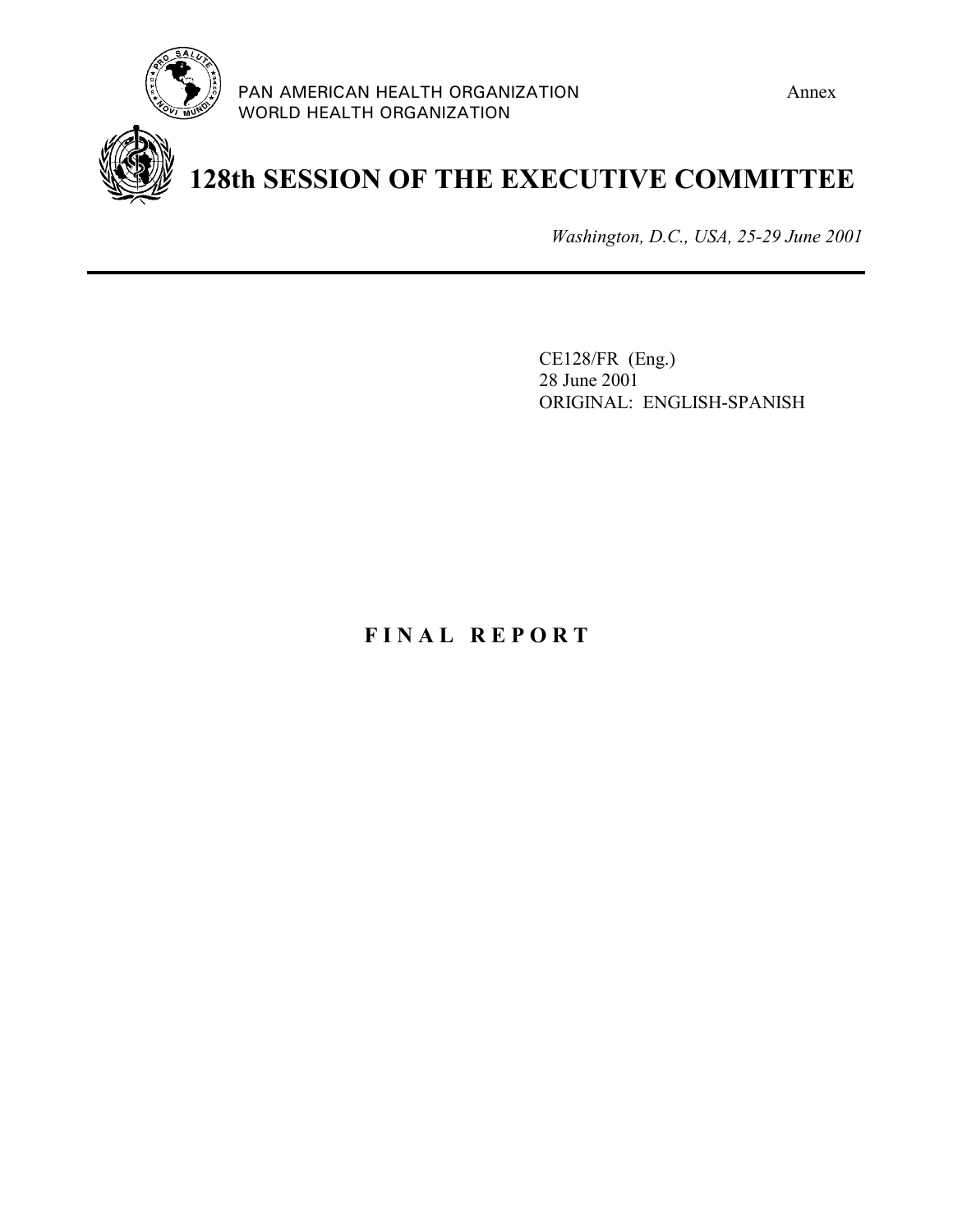PAN AMERICAN HEALTH ORGANIZATION
WORLD HEALTH ORGANIZATION

Annex

# 128th SESSION OF THE EXECUTIVE COMMITTEE

*Washington, D.C., USA, 25-29 June 2001*

---

CE128/FR (Eng.)
28 June 2001
ORIGINAL: ENGLISH-SPANISH

## F I N A L   R E P O R T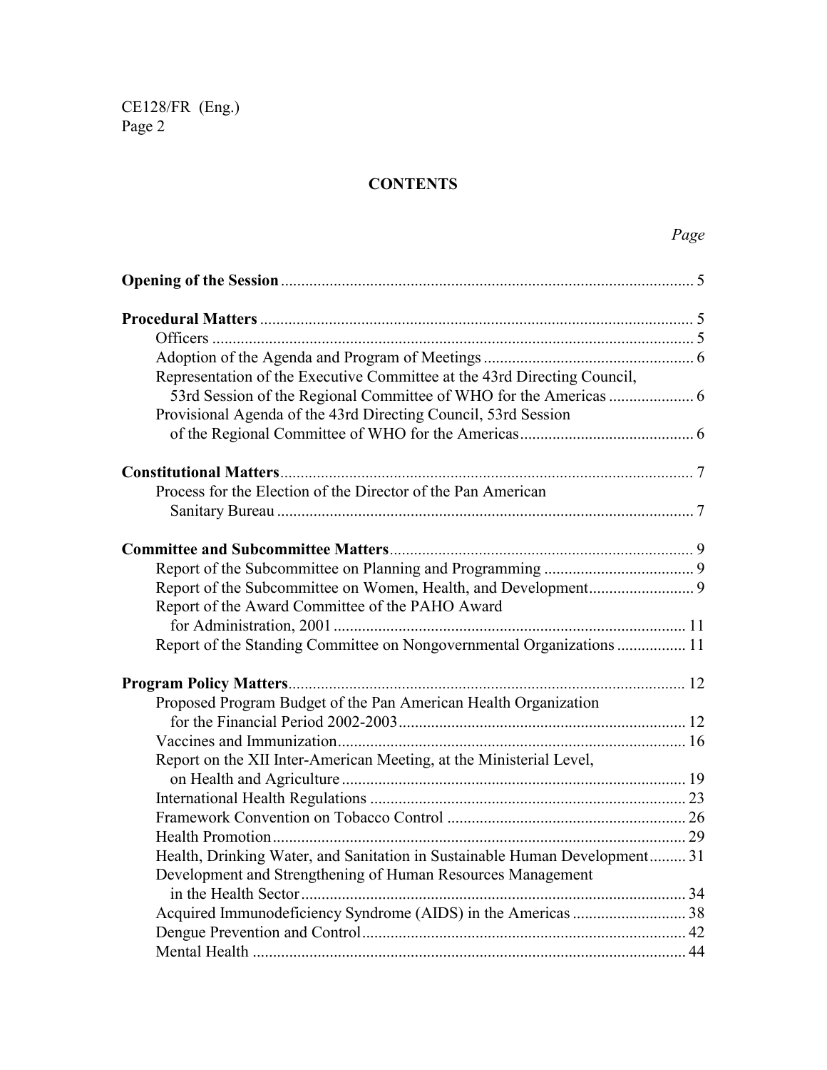## CONTENTS

*Page*

**Opening of the Session** ..................................................................................................... 5

**Procedural Matters** .......................................................................................................... 5
- Officers ...................................................................................................................... 5
- Adoption of the Agenda and Program of Meetings .................................................... 6
- Representation of the Executive Committee at the 43rd Directing Council, 53rd Session of the Regional Committee of WHO for the Americas ..................... 6
- Provisional Agenda of the 43rd Directing Council, 53rd Session of the Regional Committee of WHO for the Americas ........................................... 6

**Constitutional Matters** ..................................................................................................... 7
- Process for the Election of the Director of the Pan American Sanitary Bureau ........................................................................................................ 7

**Committee and Subcommittee Matters** .......................................................................... 9
- Report of the Subcommittee on Planning and Programming ..................................... 9
- Report of the Subcommittee on Women, Health, and Development .......................... 9
- Report of the Award Committee of the PAHO Award for Administration, 2001 ...................................................................................... 11
- Report of the Standing Committee on Nongovernmental Organizations ................. 11

**Program Policy Matters** ................................................................................................. 12
- Proposed Program Budget of the Pan American Health Organization for the Financial Period 2002-2003 ....................................................................... 12
- Vaccines and Immunization ...................................................................................... 16
- Report on the XII Inter-American Meeting, at the Ministerial Level, on Health and Agriculture ..................................................................................... 19
- International Health Regulations .............................................................................. 23
- Framework Convention on Tobacco Control ........................................................... 26
- Health Promotion ...................................................................................................... 29
- Health, Drinking Water, and Sanitation in Sustainable Human Development ......... 31
- Development and Strengthening of Human Resources Management in the Health Sector ............................................................................................... 34
- Acquired Immunodeficiency Syndrome (AIDS) in the Americas ............................ 38
- Dengue Prevention and Control ................................................................................ 42
- Mental Health ........................................................................................................... 44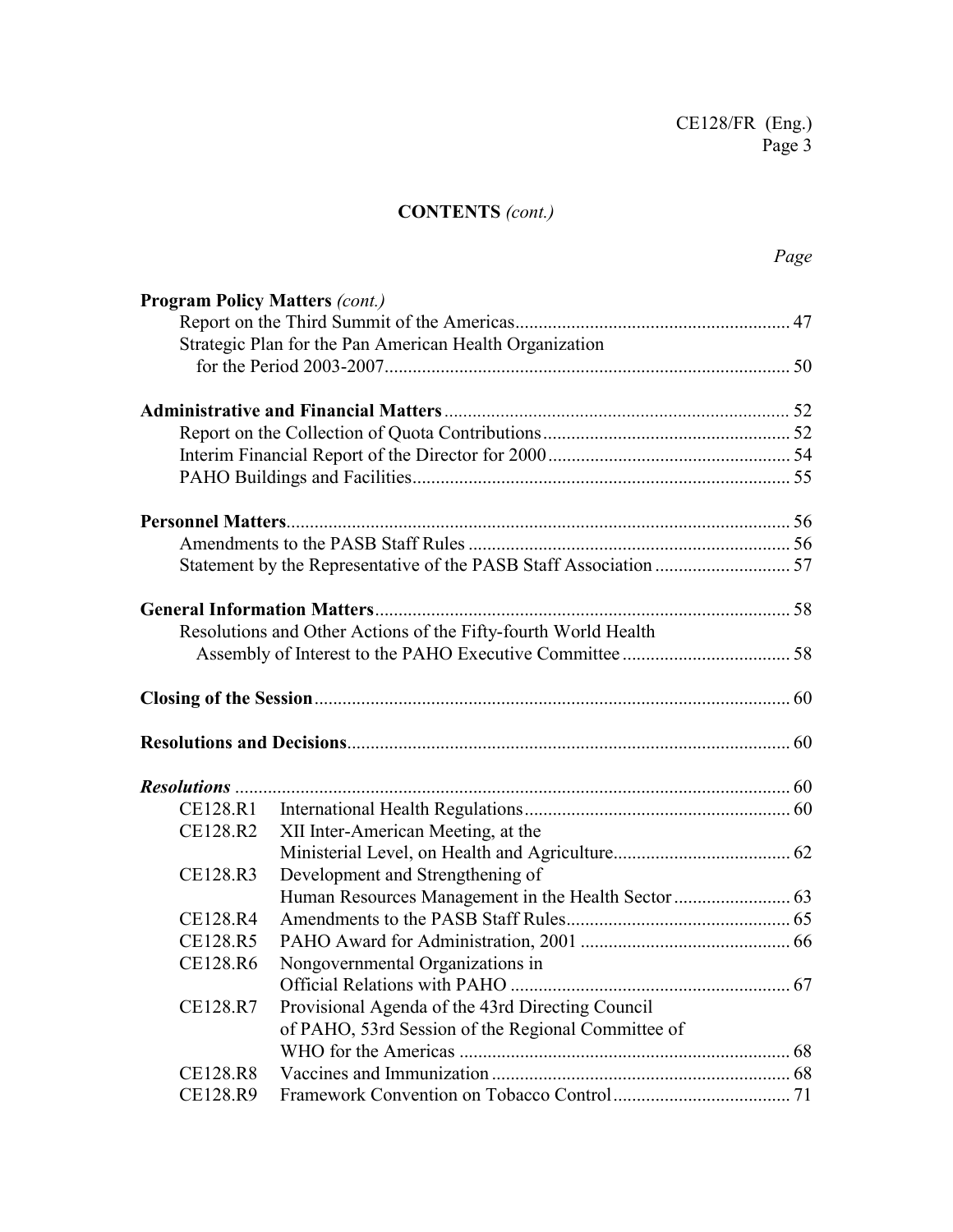**CONTENTS** *(cont.)*

*Page*

**Program Policy Matters** *(cont.)*

- Report on the Third Summit of the Americas ... 47
- Strategic Plan for the Pan American Health Organization for the Period 2003-2007 ... 50

**Administrative and Financial Matters** ... 52

- Report on the Collection of Quota Contributions ... 52
- Interim Financial Report of the Director for 2000 ... 54
- PAHO Buildings and Facilities ... 55

**Personnel Matters** ... 56

- Amendments to the PASB Staff Rules ... 56
- Statement by the Representative of the PASB Staff Association ... 57

**General Information Matters** ... 58

- Resolutions and Other Actions of the Fifty-fourth World Health Assembly of Interest to the PAHO Executive Committee ... 58

**Closing of the Session** ... 60

**Resolutions and Decisions** ... 60

***Resolutions*** ... 60

| | | |
|---|---|---|
| CE128.R1 | International Health Regulations | 60 |
| CE128.R2 | XII Inter-American Meeting, at the Ministerial Level, on Health and Agriculture | 62 |
| CE128.R3 | Development and Strengthening of Human Resources Management in the Health Sector | 63 |
| CE128.R4 | Amendments to the PASB Staff Rules | 65 |
| CE128.R5 | PAHO Award for Administration, 2001 | 66 |
| CE128.R6 | Nongovernmental Organizations in Official Relations with PAHO | 67 |
| CE128.R7 | Provisional Agenda of the 43rd Directing Council of PAHO, 53rd Session of the Regional Committee of WHO for the Americas | 68 |
| CE128.R8 | Vaccines and Immunization | 68 |
| CE128.R9 | Framework Convention on Tobacco Control | 71 |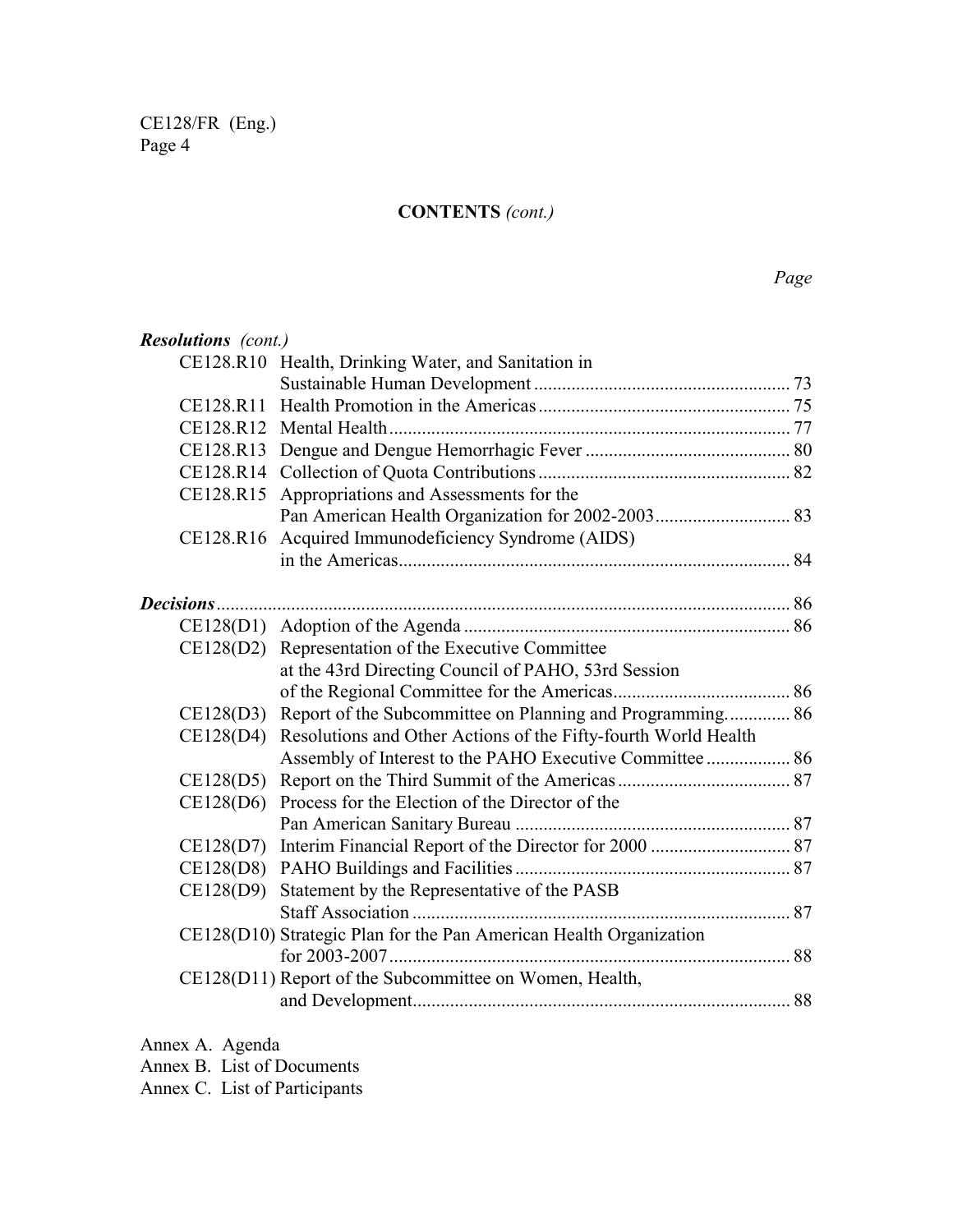## CONTENTS *(cont.)*

*Page*

***Resolutions*** *(cont.)*

| | | |
|---|---|---|
| CE128.R10 | Health, Drinking Water, and Sanitation in Sustainable Human Development | 73 |
| CE128.R11 | Health Promotion in the Americas | 75 |
| CE128.R12 | Mental Health | 77 |
| CE128.R13 | Dengue and Dengue Hemorrhagic Fever | 80 |
| CE128.R14 | Collection of Quota Contributions | 82 |
| CE128.R15 | Appropriations and Assessments for the Pan American Health Organization for 2002-2003 | 83 |
| CE128.R16 | Acquired Immunodeficiency Syndrome (AIDS) in the Americas | 84 |

***Decisions*** .......... 86

| | | |
|---|---|---|
| CE128(D1) | Adoption of the Agenda | 86 |
| CE128(D2) | Representation of the Executive Committee at the 43rd Directing Council of PAHO, 53rd Session of the Regional Committee for the Americas | 86 |
| CE128(D3) | Report of the Subcommittee on Planning and Programming. | 86 |
| CE128(D4) | Resolutions and Other Actions of the Fifty-fourth World Health Assembly of Interest to the PAHO Executive Committee | 86 |
| CE128(D5) | Report on the Third Summit of the Americas | 87 |
| CE128(D6) | Process for the Election of the Director of the Pan American Sanitary Bureau | 87 |
| CE128(D7) | Interim Financial Report of the Director for 2000 | 87 |
| CE128(D8) | PAHO Buildings and Facilities | 87 |
| CE128(D9) | Statement by the Representative of the PASB Staff Association | 87 |
| CE128(D10) | Strategic Plan for the Pan American Health Organization for 2003-2007 | 88 |
| CE128(D11) | Report of the Subcommittee on Women, Health, and Development | 88 |

Annex A. Agenda
Annex B. List of Documents
Annex C. List of Participants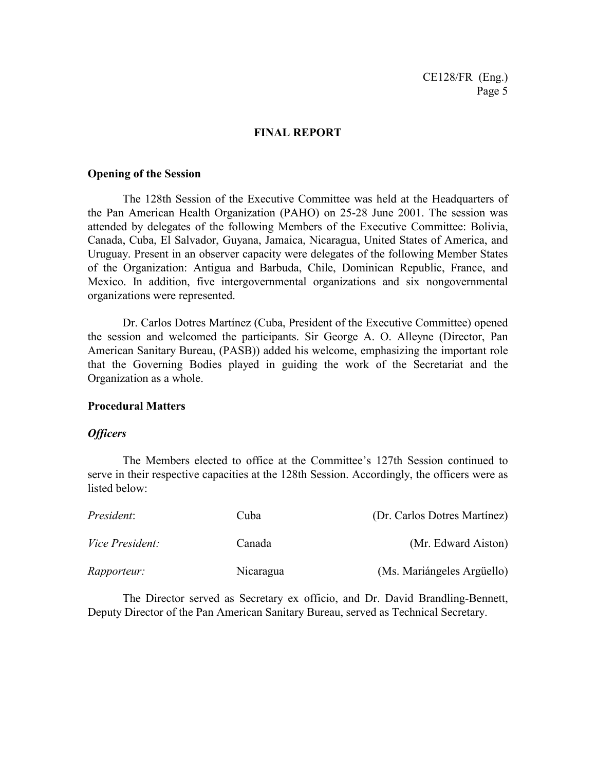## FINAL REPORT

### Opening of the Session

The 128th Session of the Executive Committee was held at the Headquarters of the Pan American Health Organization (PAHO) on 25-28 June 2001. The session was attended by delegates of the following Members of the Executive Committee: Bolivia, Canada, Cuba, El Salvador, Guyana, Jamaica, Nicaragua, United States of America, and Uruguay. Present in an observer capacity were delegates of the following Member States of the Organization: Antigua and Barbuda, Chile, Dominican Republic, France, and Mexico. In addition, five intergovernmental organizations and six nongovernmental organizations were represented.

Dr. Carlos Dotres Martínez (Cuba, President of the Executive Committee) opened the session and welcomed the participants. Sir George A. O. Alleyne (Director, Pan American Sanitary Bureau, (PASB)) added his welcome, emphasizing the important role that the Governing Bodies played in guiding the work of the Secretariat and the Organization as a whole.

### Procedural Matters

#### *Officers*

The Members elected to office at the Committee's 127th Session continued to serve in their respective capacities at the 128th Session. Accordingly, the officers were as listed below:

| | | |
|---|---|---|
| *President*: | Cuba | (Dr. Carlos Dotres Martínez) |
| *Vice President:* | Canada | (Mr. Edward Aiston) |
| *Rapporteur:* | Nicaragua | (Ms. Mariángeles Argüello) |

The Director served as Secretary ex officio, and Dr. David Brandling-Bennett, Deputy Director of the Pan American Sanitary Bureau, served as Technical Secretary.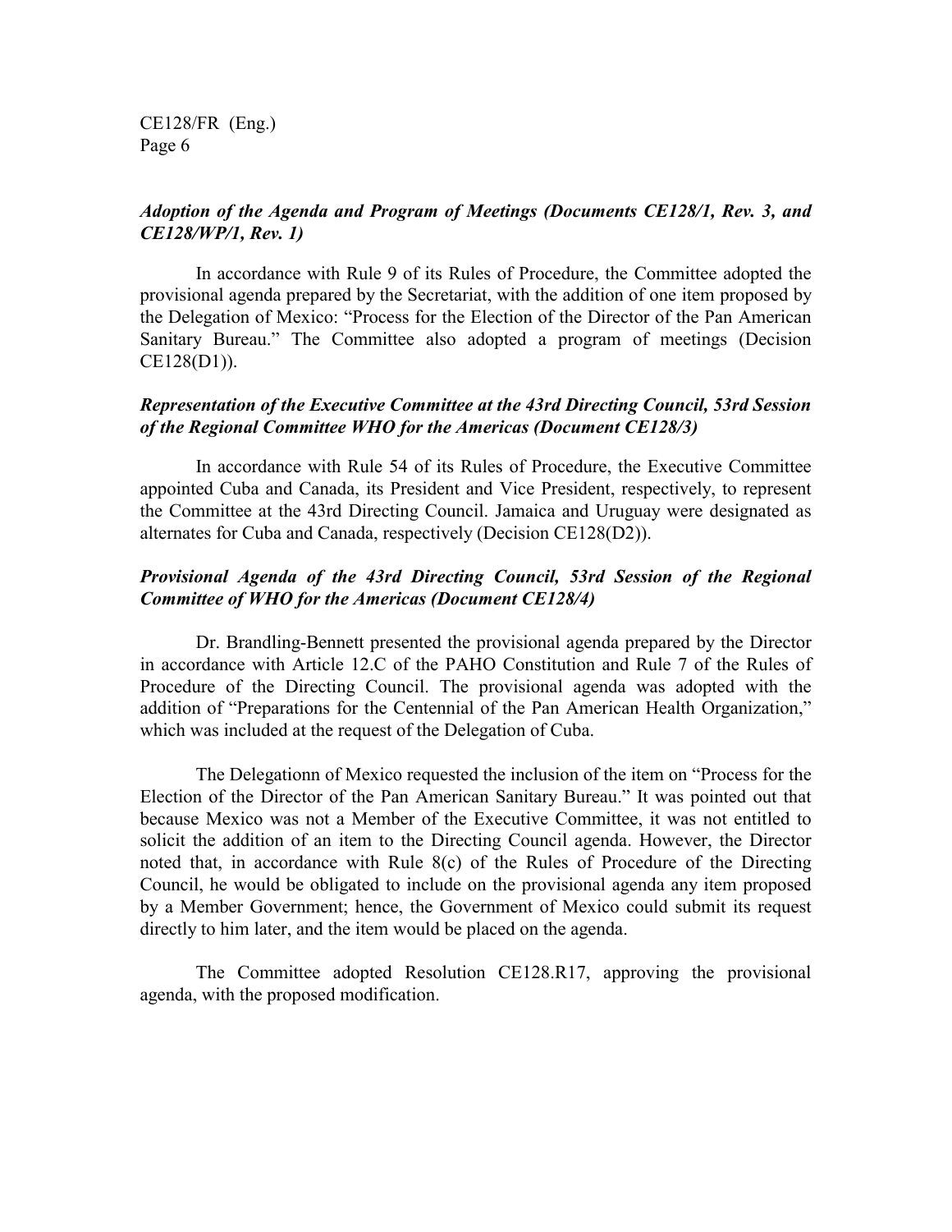***Adoption of the Agenda and Program of Meetings (Documents CE128/1, Rev. 3, and CE128/WP/1, Rev. 1)***

In accordance with Rule 9 of its Rules of Procedure, the Committee adopted the provisional agenda prepared by the Secretariat, with the addition of one item proposed by the Delegation of Mexico: "Process for the Election of the Director of the Pan American Sanitary Bureau." The Committee also adopted a program of meetings (Decision CE128(D1)).

***Representation of the Executive Committee at the 43rd Directing Council, 53rd Session of the Regional Committee WHO for the Americas (Document CE128/3)***

In accordance with Rule 54 of its Rules of Procedure, the Executive Committee appointed Cuba and Canada, its President and Vice President, respectively, to represent the Committee at the 43rd Directing Council. Jamaica and Uruguay were designated as alternates for Cuba and Canada, respectively (Decision CE128(D2)).

***Provisional Agenda of the 43rd Directing Council, 53rd Session of the Regional Committee of WHO for the Americas (Document CE128/4)***

Dr. Brandling-Bennett presented the provisional agenda prepared by the Director in accordance with Article 12.C of the PAHO Constitution and Rule 7 of the Rules of Procedure of the Directing Council. The provisional agenda was adopted with the addition of "Preparations for the Centennial of the Pan American Health Organization," which was included at the request of the Delegation of Cuba.

The Delegationn of Mexico requested the inclusion of the item on "Process for the Election of the Director of the Pan American Sanitary Bureau." It was pointed out that because Mexico was not a Member of the Executive Committee, it was not entitled to solicit the addition of an item to the Directing Council agenda. However, the Director noted that, in accordance with Rule 8(c) of the Rules of Procedure of the Directing Council, he would be obligated to include on the provisional agenda any item proposed by a Member Government; hence, the Government of Mexico could submit its request directly to him later, and the item would be placed on the agenda.

The Committee adopted Resolution CE128.R17, approving the provisional agenda, with the proposed modification.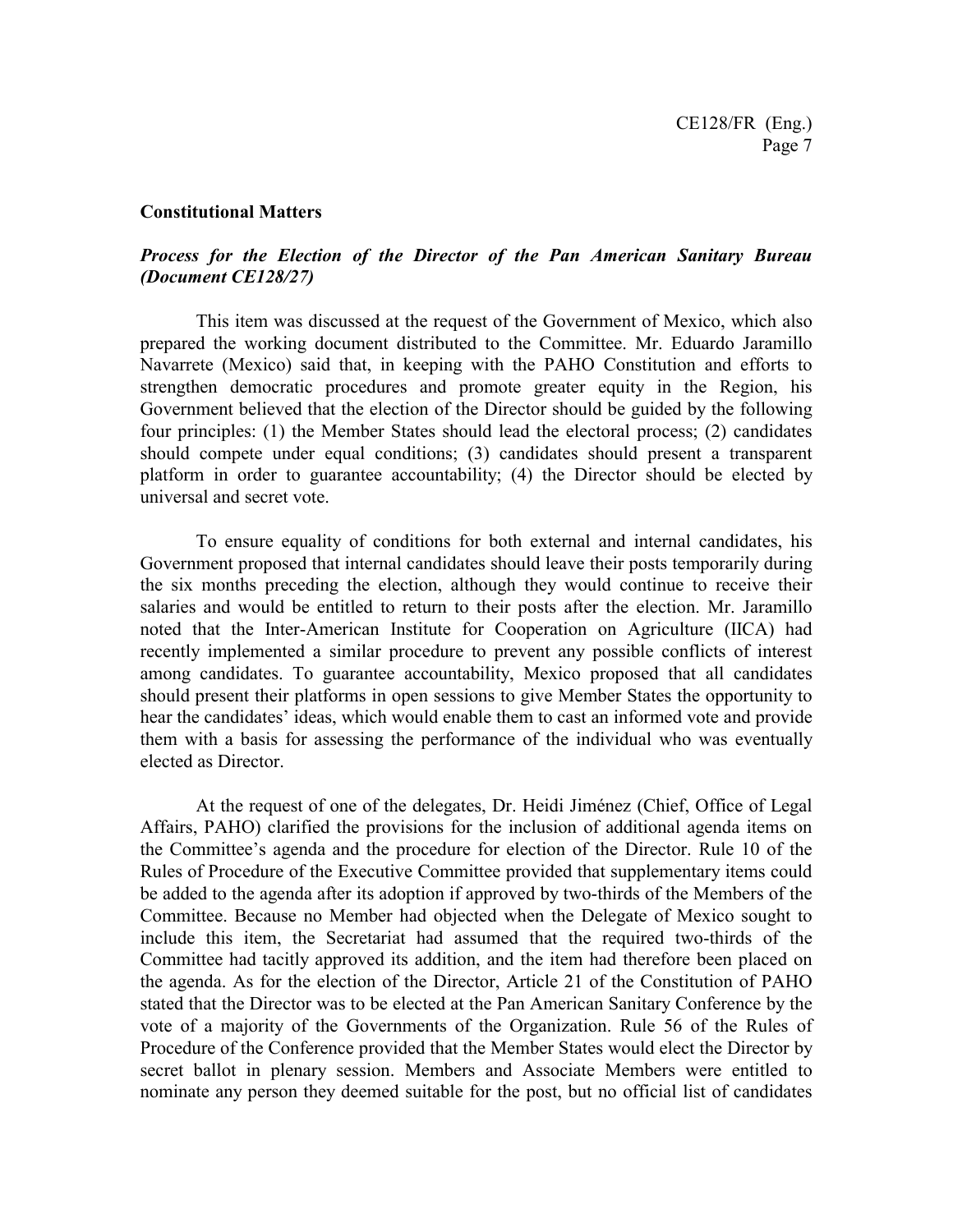## Constitutional Matters

### *Process for the Election of the Director of the Pan American Sanitary Bureau (Document CE128/27)*

This item was discussed at the request of the Government of Mexico, which also prepared the working document distributed to the Committee. Mr. Eduardo Jaramillo Navarrete (Mexico) said that, in keeping with the PAHO Constitution and efforts to strengthen democratic procedures and promote greater equity in the Region, his Government believed that the election of the Director should be guided by the following four principles: (1) the Member States should lead the electoral process; (2) candidates should compete under equal conditions; (3) candidates should present a transparent platform in order to guarantee accountability; (4) the Director should be elected by universal and secret vote.

To ensure equality of conditions for both external and internal candidates, his Government proposed that internal candidates should leave their posts temporarily during the six months preceding the election, although they would continue to receive their salaries and would be entitled to return to their posts after the election. Mr. Jaramillo noted that the Inter-American Institute for Cooperation on Agriculture (IICA) had recently implemented a similar procedure to prevent any possible conflicts of interest among candidates. To guarantee accountability, Mexico proposed that all candidates should present their platforms in open sessions to give Member States the opportunity to hear the candidates' ideas, which would enable them to cast an informed vote and provide them with a basis for assessing the performance of the individual who was eventually elected as Director.

At the request of one of the delegates, Dr. Heidi Jiménez (Chief, Office of Legal Affairs, PAHO) clarified the provisions for the inclusion of additional agenda items on the Committee's agenda and the procedure for election of the Director. Rule 10 of the Rules of Procedure of the Executive Committee provided that supplementary items could be added to the agenda after its adoption if approved by two-thirds of the Members of the Committee. Because no Member had objected when the Delegate of Mexico sought to include this item, the Secretariat had assumed that the required two-thirds of the Committee had tacitly approved its addition, and the item had therefore been placed on the agenda. As for the election of the Director, Article 21 of the Constitution of PAHO stated that the Director was to be elected at the Pan American Sanitary Conference by the vote of a majority of the Governments of the Organization. Rule 56 of the Rules of Procedure of the Conference provided that the Member States would elect the Director by secret ballot in plenary session. Members and Associate Members were entitled to nominate any person they deemed suitable for the post, but no official list of candidates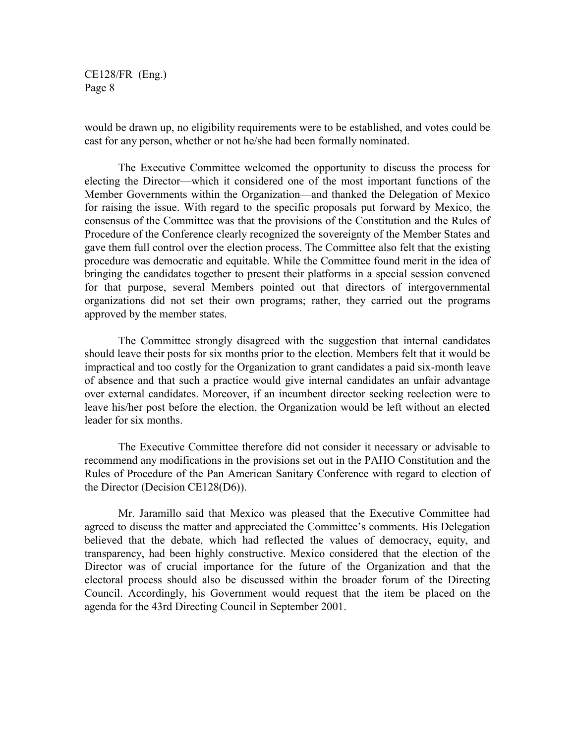would be drawn up, no eligibility requirements were to be established, and votes could be cast for any person, whether or not he/she had been formally nominated.

The Executive Committee welcomed the opportunity to discuss the process for electing the Director—which it considered one of the most important functions of the Member Governments within the Organization—and thanked the Delegation of Mexico for raising the issue. With regard to the specific proposals put forward by Mexico, the consensus of the Committee was that the provisions of the Constitution and the Rules of Procedure of the Conference clearly recognized the sovereignty of the Member States and gave them full control over the election process. The Committee also felt that the existing procedure was democratic and equitable. While the Committee found merit in the idea of bringing the candidates together to present their platforms in a special session convened for that purpose, several Members pointed out that directors of intergovernmental organizations did not set their own programs; rather, they carried out the programs approved by the member states.

The Committee strongly disagreed with the suggestion that internal candidates should leave their posts for six months prior to the election. Members felt that it would be impractical and too costly for the Organization to grant candidates a paid six-month leave of absence and that such a practice would give internal candidates an unfair advantage over external candidates. Moreover, if an incumbent director seeking reelection were to leave his/her post before the election, the Organization would be left without an elected leader for six months.

The Executive Committee therefore did not consider it necessary or advisable to recommend any modifications in the provisions set out in the PAHO Constitution and the Rules of Procedure of the Pan American Sanitary Conference with regard to election of the Director (Decision CE128(D6)).

Mr. Jaramillo said that Mexico was pleased that the Executive Committee had agreed to discuss the matter and appreciated the Committee's comments. His Delegation believed that the debate, which had reflected the values of democracy, equity, and transparency, had been highly constructive. Mexico considered that the election of the Director was of crucial importance for the future of the Organization and that the electoral process should also be discussed within the broader forum of the Directing Council. Accordingly, his Government would request that the item be placed on the agenda for the 43rd Directing Council in September 2001.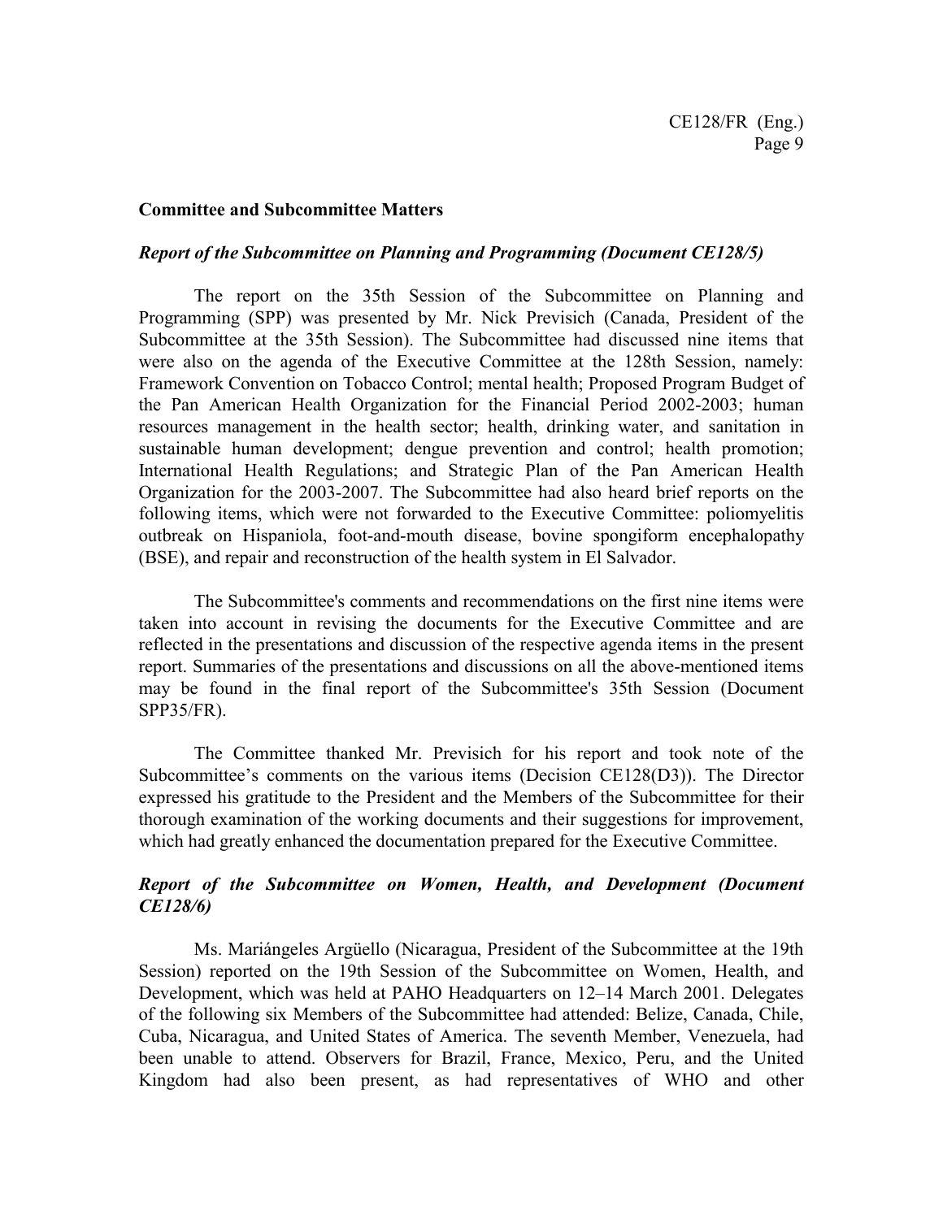## Committee and Subcommittee Matters

### *Report of the Subcommittee on Planning and Programming (Document CE128/5)*

The report on the 35th Session of the Subcommittee on Planning and Programming (SPP) was presented by Mr. Nick Previsich (Canada, President of the Subcommittee at the 35th Session). The Subcommittee had discussed nine items that were also on the agenda of the Executive Committee at the 128th Session, namely: Framework Convention on Tobacco Control; mental health; Proposed Program Budget of the Pan American Health Organization for the Financial Period 2002-2003; human resources management in the health sector; health, drinking water, and sanitation in sustainable human development; dengue prevention and control; health promotion; International Health Regulations; and Strategic Plan of the Pan American Health Organization for the 2003-2007. The Subcommittee had also heard brief reports on the following items, which were not forwarded to the Executive Committee: poliomyelitis outbreak on Hispaniola, foot-and-mouth disease, bovine spongiform encephalopathy (BSE), and repair and reconstruction of the health system in El Salvador.

The Subcommittee's comments and recommendations on the first nine items were taken into account in revising the documents for the Executive Committee and are reflected in the presentations and discussion of the respective agenda items in the present report. Summaries of the presentations and discussions on all the above-mentioned items may be found in the final report of the Subcommittee's 35th Session (Document SPP35/FR).

The Committee thanked Mr. Previsich for his report and took note of the Subcommittee's comments on the various items (Decision CE128(D3)). The Director expressed his gratitude to the President and the Members of the Subcommittee for their thorough examination of the working documents and their suggestions for improvement, which had greatly enhanced the documentation prepared for the Executive Committee.

### *Report of the Subcommittee on Women, Health, and Development (Document CE128/6)*

Ms. Mariángeles Argüello (Nicaragua, President of the Subcommittee at the 19th Session) reported on the 19th Session of the Subcommittee on Women, Health, and Development, which was held at PAHO Headquarters on 12–14 March 2001. Delegates of the following six Members of the Subcommittee had attended: Belize, Canada, Chile, Cuba, Nicaragua, and United States of America. The seventh Member, Venezuela, had been unable to attend. Observers for Brazil, France, Mexico, Peru, and the United Kingdom had also been present, as had representatives of WHO and other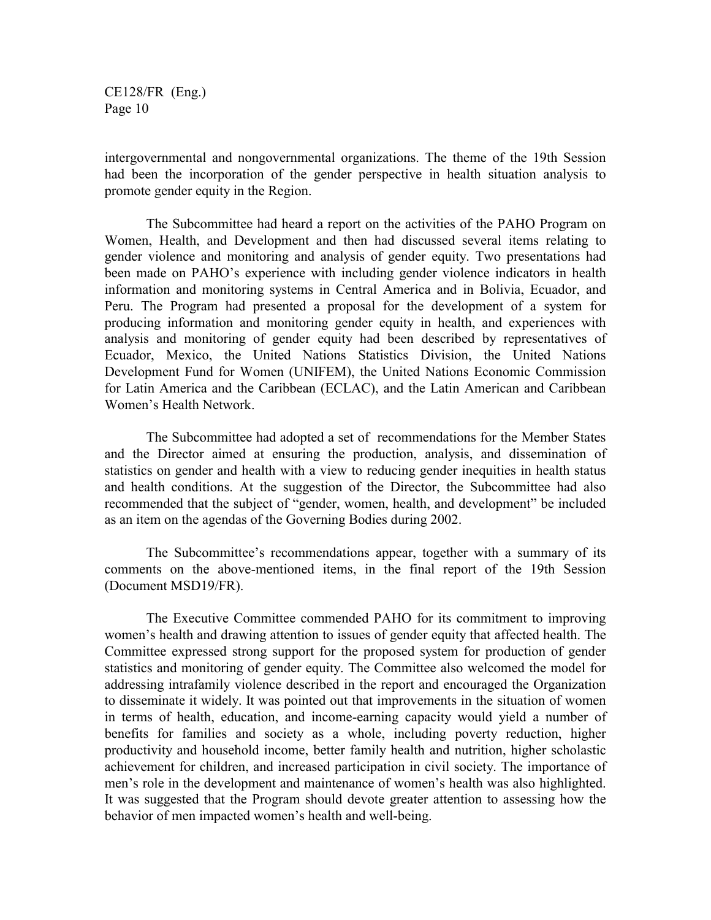intergovernmental and nongovernmental organizations. The theme of the 19th Session had been the incorporation of the gender perspective in health situation analysis to promote gender equity in the Region.

The Subcommittee had heard a report on the activities of the PAHO Program on Women, Health, and Development and then had discussed several items relating to gender violence and monitoring and analysis of gender equity. Two presentations had been made on PAHO's experience with including gender violence indicators in health information and monitoring systems in Central America and in Bolivia, Ecuador, and Peru. The Program had presented a proposal for the development of a system for producing information and monitoring gender equity in health, and experiences with analysis and monitoring of gender equity had been described by representatives of Ecuador, Mexico, the United Nations Statistics Division, the United Nations Development Fund for Women (UNIFEM), the United Nations Economic Commission for Latin America and the Caribbean (ECLAC), and the Latin American and Caribbean Women's Health Network.

The Subcommittee had adopted a set of recommendations for the Member States and the Director aimed at ensuring the production, analysis, and dissemination of statistics on gender and health with a view to reducing gender inequities in health status and health conditions. At the suggestion of the Director, the Subcommittee had also recommended that the subject of "gender, women, health, and development" be included as an item on the agendas of the Governing Bodies during 2002.

The Subcommittee's recommendations appear, together with a summary of its comments on the above-mentioned items, in the final report of the 19th Session (Document MSD19/FR).

The Executive Committee commended PAHO for its commitment to improving women's health and drawing attention to issues of gender equity that affected health. The Committee expressed strong support for the proposed system for production of gender statistics and monitoring of gender equity. The Committee also welcomed the model for addressing intrafamily violence described in the report and encouraged the Organization to disseminate it widely. It was pointed out that improvements in the situation of women in terms of health, education, and income-earning capacity would yield a number of benefits for families and society as a whole, including poverty reduction, higher productivity and household income, better family health and nutrition, higher scholastic achievement for children, and increased participation in civil society. The importance of men's role in the development and maintenance of women's health was also highlighted. It was suggested that the Program should devote greater attention to assessing how the behavior of men impacted women's health and well-being.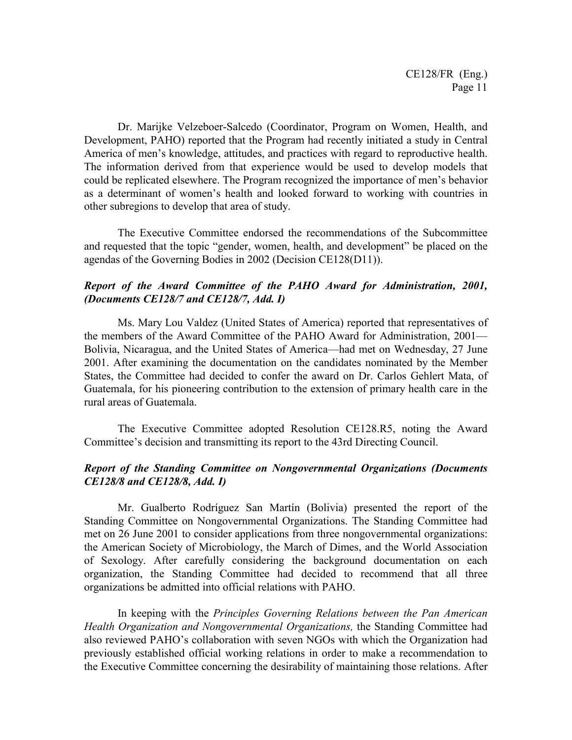Dr. Marijke Velzeboer-Salcedo (Coordinator, Program on Women, Health, and Development, PAHO) reported that the Program had recently initiated a study in Central America of men's knowledge, attitudes, and practices with regard to reproductive health. The information derived from that experience would be used to develop models that could be replicated elsewhere. The Program recognized the importance of men's behavior as a determinant of women's health and looked forward to working with countries in other subregions to develop that area of study.

The Executive Committee endorsed the recommendations of the Subcommittee and requested that the topic "gender, women, health, and development" be placed on the agendas of the Governing Bodies in 2002 (Decision CE128(D11)).

### *Report of the Award Committee of the PAHO Award for Administration, 2001, (Documents CE128/7 and CE128/7, Add. I)*

Ms. Mary Lou Valdez (United States of America) reported that representatives of the members of the Award Committee of the PAHO Award for Administration, 2001—Bolivia, Nicaragua, and the United States of America—had met on Wednesday, 27 June 2001. After examining the documentation on the candidates nominated by the Member States, the Committee had decided to confer the award on Dr. Carlos Gehlert Mata, of Guatemala, for his pioneering contribution to the extension of primary health care in the rural areas of Guatemala.

The Executive Committee adopted Resolution CE128.R5, noting the Award Committee's decision and transmitting its report to the 43rd Directing Council.

### *Report of the Standing Committee on Nongovernmental Organizations (Documents CE128/8 and CE128/8, Add. I)*

Mr. Gualberto Rodríguez San Martín (Bolivia) presented the report of the Standing Committee on Nongovernmental Organizations. The Standing Committee had met on 26 June 2001 to consider applications from three nongovernmental organizations: the American Society of Microbiology, the March of Dimes, and the World Association of Sexology. After carefully considering the background documentation on each organization, the Standing Committee had decided to recommend that all three organizations be admitted into official relations with PAHO.

In keeping with the *Principles Governing Relations between the Pan American Health Organization and Nongovernmental Organizations,* the Standing Committee had also reviewed PAHO's collaboration with seven NGOs with which the Organization had previously established official working relations in order to make a recommendation to the Executive Committee concerning the desirability of maintaining those relations. After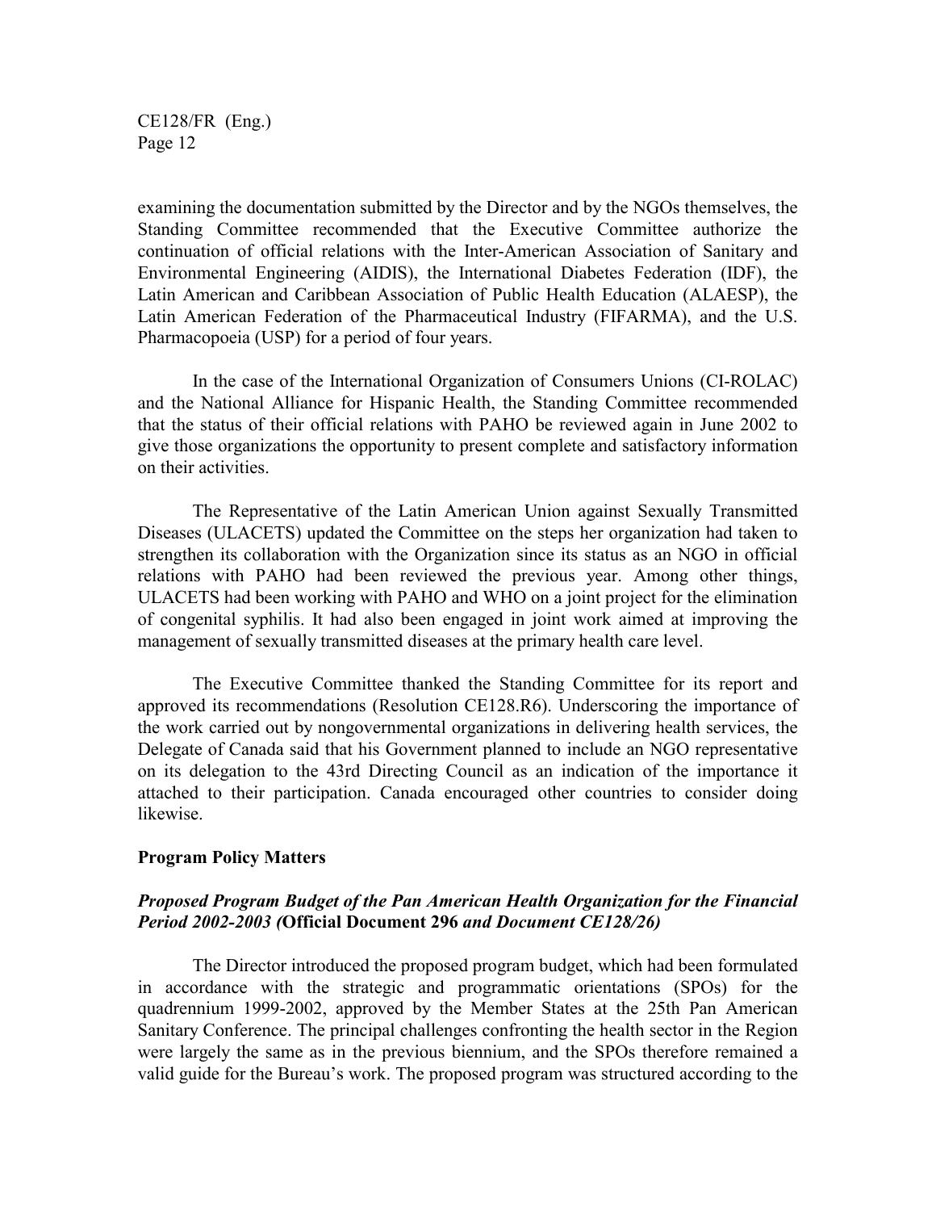examining the documentation submitted by the Director and by the NGOs themselves, the Standing Committee recommended that the Executive Committee authorize the continuation of official relations with the Inter-American Association of Sanitary and Environmental Engineering (AIDIS), the International Diabetes Federation (IDF), the Latin American and Caribbean Association of Public Health Education (ALAESP), the Latin American Federation of the Pharmaceutical Industry (FIFARMA), and the U.S. Pharmacopoeia (USP) for a period of four years.

In the case of the International Organization of Consumers Unions (CI-ROLAC) and the National Alliance for Hispanic Health, the Standing Committee recommended that the status of their official relations with PAHO be reviewed again in June 2002 to give those organizations the opportunity to present complete and satisfactory information on their activities.

The Representative of the Latin American Union against Sexually Transmitted Diseases (ULACETS) updated the Committee on the steps her organization had taken to strengthen its collaboration with the Organization since its status as an NGO in official relations with PAHO had been reviewed the previous year. Among other things, ULACETS had been working with PAHO and WHO on a joint project for the elimination of congenital syphilis. It had also been engaged in joint work aimed at improving the management of sexually transmitted diseases at the primary health care level.

The Executive Committee thanked the Standing Committee for its report and approved its recommendations (Resolution CE128.R6). Underscoring the importance of the work carried out by nongovernmental organizations in delivering health services, the Delegate of Canada said that his Government planned to include an NGO representative on its delegation to the 43rd Directing Council as an indication of the importance it attached to their participation. Canada encouraged other countries to consider doing likewise.

**Program Policy Matters**

***Proposed Program Budget of the Pan American Health Organization for the Financial Period 2002-2003 (*Official Document 296 *and Document CE128/26)***

The Director introduced the proposed program budget, which had been formulated in accordance with the strategic and programmatic orientations (SPOs) for the quadrennium 1999-2002, approved by the Member States at the 25th Pan American Sanitary Conference. The principal challenges confronting the health sector in the Region were largely the same as in the previous biennium, and the SPOs therefore remained a valid guide for the Bureau's work. The proposed program was structured according to the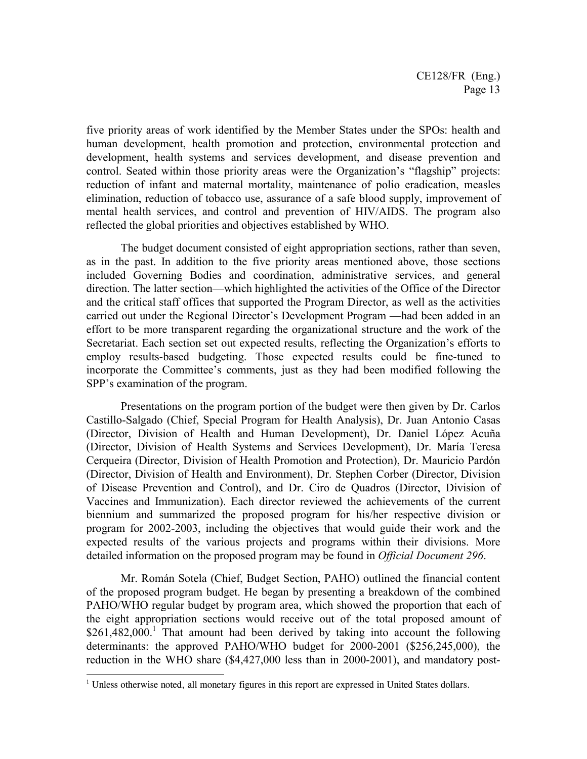five priority areas of work identified by the Member States under the SPOs: health and human development, health promotion and protection, environmental protection and development, health systems and services development, and disease prevention and control. Seated within those priority areas were the Organization's "flagship" projects: reduction of infant and maternal mortality, maintenance of polio eradication, measles elimination, reduction of tobacco use, assurance of a safe blood supply, improvement of mental health services, and control and prevention of HIV/AIDS. The program also reflected the global priorities and objectives established by WHO.

The budget document consisted of eight appropriation sections, rather than seven, as in the past. In addition to the five priority areas mentioned above, those sections included Governing Bodies and coordination, administrative services, and general direction. The latter section—which highlighted the activities of the Office of the Director and the critical staff offices that supported the Program Director, as well as the activities carried out under the Regional Director's Development Program —had been added in an effort to be more transparent regarding the organizational structure and the work of the Secretariat. Each section set out expected results, reflecting the Organization's efforts to employ results-based budgeting. Those expected results could be fine-tuned to incorporate the Committee's comments, just as they had been modified following the SPP's examination of the program.

Presentations on the program portion of the budget were then given by Dr. Carlos Castillo-Salgado (Chief, Special Program for Health Analysis), Dr. Juan Antonio Casas (Director, Division of Health and Human Development), Dr. Daniel López Acuña (Director, Division of Health Systems and Services Development), Dr. María Teresa Cerqueira (Director, Division of Health Promotion and Protection), Dr. Mauricio Pardón (Director, Division of Health and Environment), Dr. Stephen Corber (Director, Division of Disease Prevention and Control), and Dr. Ciro de Quadros (Director, Division of Vaccines and Immunization). Each director reviewed the achievements of the current biennium and summarized the proposed program for his/her respective division or program for 2002-2003, including the objectives that would guide their work and the expected results of the various projects and programs within their divisions. More detailed information on the proposed program may be found in *Official Document 296*.

Mr. Román Sotela (Chief, Budget Section, PAHO) outlined the financial content of the proposed program budget. He began by presenting a breakdown of the combined PAHO/WHO regular budget by program area, which showed the proportion that each of the eight appropriation sections would receive out of the total proposed amount of $261,482,000.[1] That amount had been derived by taking into account the following determinants: the approved PAHO/WHO budget for 2000-2001 ($256,245,000), the reduction in the WHO share ($4,427,000 less than in 2000-2001), and mandatory post-

[1] Unless otherwise noted, all monetary figures in this report are expressed in United States dollars.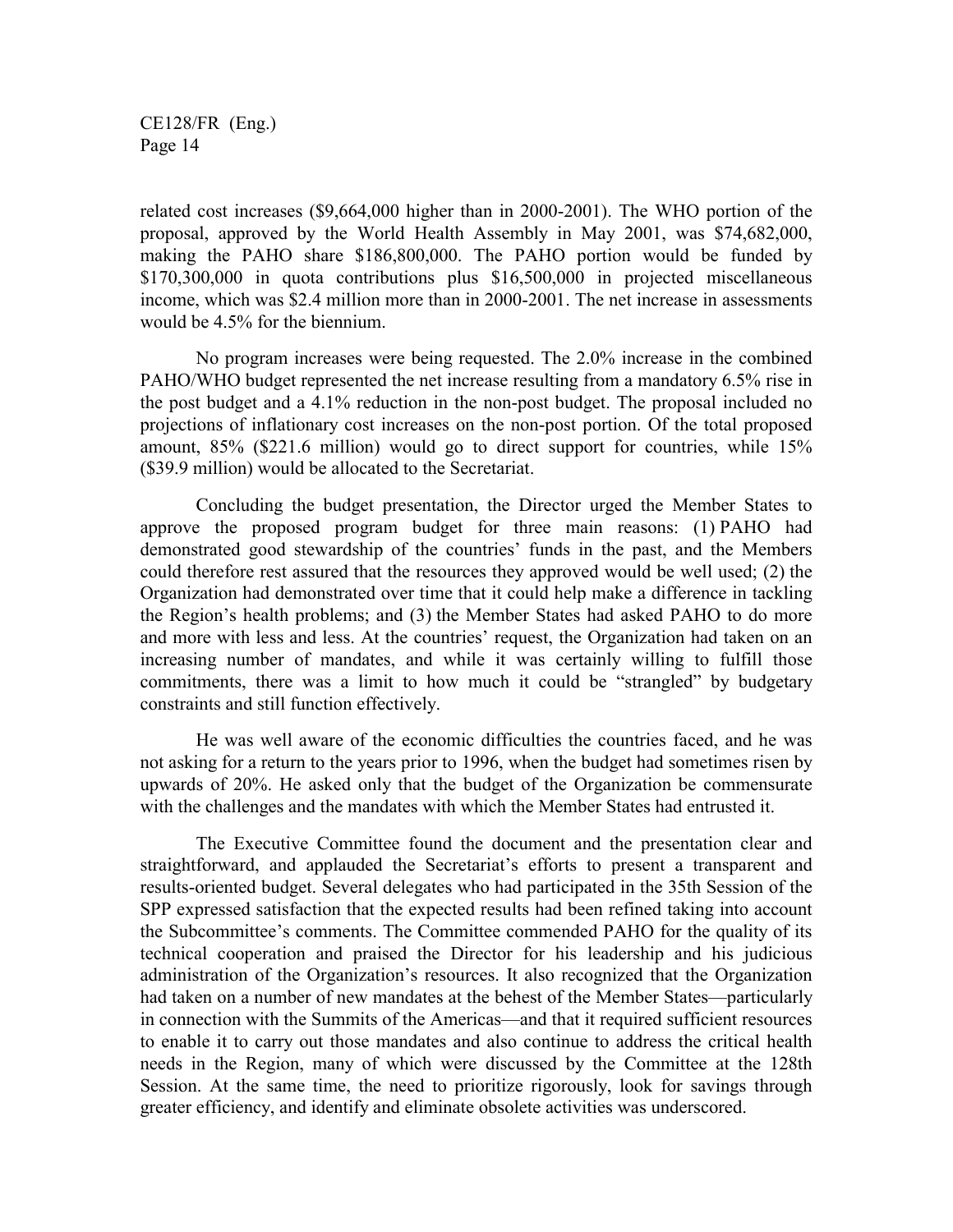related cost increases ($9,664,000 higher than in 2000-2001). The WHO portion of the proposal, approved by the World Health Assembly in May 2001, was $74,682,000, making the PAHO share $186,800,000. The PAHO portion would be funded by $170,300,000 in quota contributions plus $16,500,000 in projected miscellaneous income, which was $2.4 million more than in 2000-2001. The net increase in assessments would be 4.5% for the biennium.

No program increases were being requested. The 2.0% increase in the combined PAHO/WHO budget represented the net increase resulting from a mandatory 6.5% rise in the post budget and a 4.1% reduction in the non-post budget. The proposal included no projections of inflationary cost increases on the non-post portion. Of the total proposed amount, 85% ($221.6 million) would go to direct support for countries, while 15% ($39.9 million) would be allocated to the Secretariat.

Concluding the budget presentation, the Director urged the Member States to approve the proposed program budget for three main reasons: (1) PAHO had demonstrated good stewardship of the countries' funds in the past, and the Members could therefore rest assured that the resources they approved would be well used; (2) the Organization had demonstrated over time that it could help make a difference in tackling the Region's health problems; and (3) the Member States had asked PAHO to do more and more with less and less. At the countries' request, the Organization had taken on an increasing number of mandates, and while it was certainly willing to fulfill those commitments, there was a limit to how much it could be "strangled" by budgetary constraints and still function effectively.

He was well aware of the economic difficulties the countries faced, and he was not asking for a return to the years prior to 1996, when the budget had sometimes risen by upwards of 20%. He asked only that the budget of the Organization be commensurate with the challenges and the mandates with which the Member States had entrusted it.

The Executive Committee found the document and the presentation clear and straightforward, and applauded the Secretariat's efforts to present a transparent and results-oriented budget. Several delegates who had participated in the 35th Session of the SPP expressed satisfaction that the expected results had been refined taking into account the Subcommittee's comments. The Committee commended PAHO for the quality of its technical cooperation and praised the Director for his leadership and his judicious administration of the Organization's resources. It also recognized that the Organization had taken on a number of new mandates at the behest of the Member States—particularly in connection with the Summits of the Americas—and that it required sufficient resources to enable it to carry out those mandates and also continue to address the critical health needs in the Region, many of which were discussed by the Committee at the 128th Session. At the same time, the need to prioritize rigorously, look for savings through greater efficiency, and identify and eliminate obsolete activities was underscored.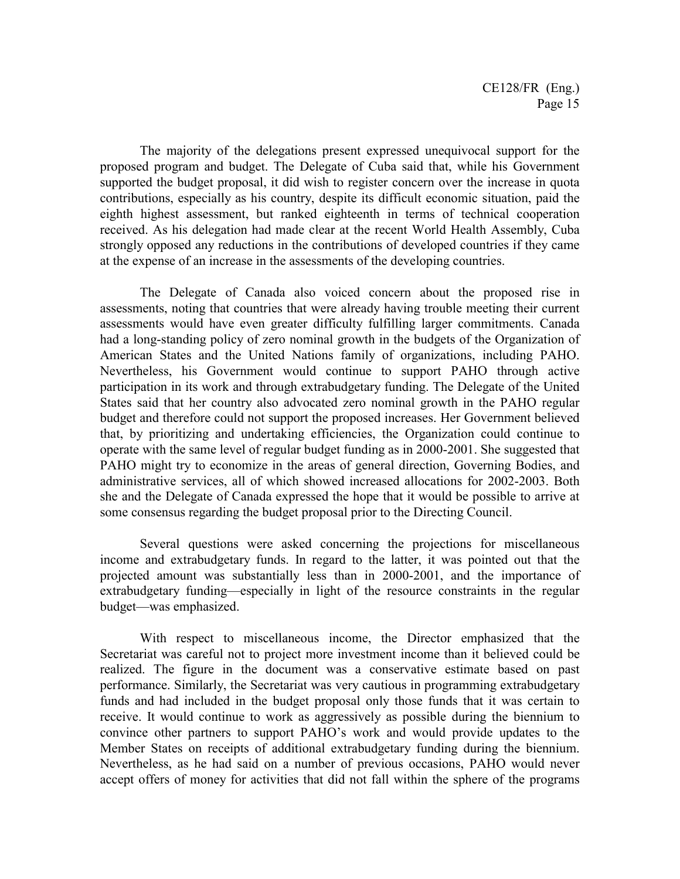The majority of the delegations present expressed unequivocal support for the proposed program and budget. The Delegate of Cuba said that, while his Government supported the budget proposal, it did wish to register concern over the increase in quota contributions, especially as his country, despite its difficult economic situation, paid the eighth highest assessment, but ranked eighteenth in terms of technical cooperation received. As his delegation had made clear at the recent World Health Assembly, Cuba strongly opposed any reductions in the contributions of developed countries if they came at the expense of an increase in the assessments of the developing countries.

The Delegate of Canada also voiced concern about the proposed rise in assessments, noting that countries that were already having trouble meeting their current assessments would have even greater difficulty fulfilling larger commitments. Canada had a long-standing policy of zero nominal growth in the budgets of the Organization of American States and the United Nations family of organizations, including PAHO. Nevertheless, his Government would continue to support PAHO through active participation in its work and through extrabudgetary funding. The Delegate of the United States said that her country also advocated zero nominal growth in the PAHO regular budget and therefore could not support the proposed increases. Her Government believed that, by prioritizing and undertaking efficiencies, the Organization could continue to operate with the same level of regular budget funding as in 2000-2001. She suggested that PAHO might try to economize in the areas of general direction, Governing Bodies, and administrative services, all of which showed increased allocations for 2002-2003. Both she and the Delegate of Canada expressed the hope that it would be possible to arrive at some consensus regarding the budget proposal prior to the Directing Council.

Several questions were asked concerning the projections for miscellaneous income and extrabudgetary funds. In regard to the latter, it was pointed out that the projected amount was substantially less than in 2000-2001, and the importance of extrabudgetary funding—especially in light of the resource constraints in the regular budget—was emphasized.

With respect to miscellaneous income, the Director emphasized that the Secretariat was careful not to project more investment income than it believed could be realized. The figure in the document was a conservative estimate based on past performance. Similarly, the Secretariat was very cautious in programming extrabudgetary funds and had included in the budget proposal only those funds that it was certain to receive. It would continue to work as aggressively as possible during the biennium to convince other partners to support PAHO's work and would provide updates to the Member States on receipts of additional extrabudgetary funding during the biennium. Nevertheless, as he had said on a number of previous occasions, PAHO would never accept offers of money for activities that did not fall within the sphere of the programs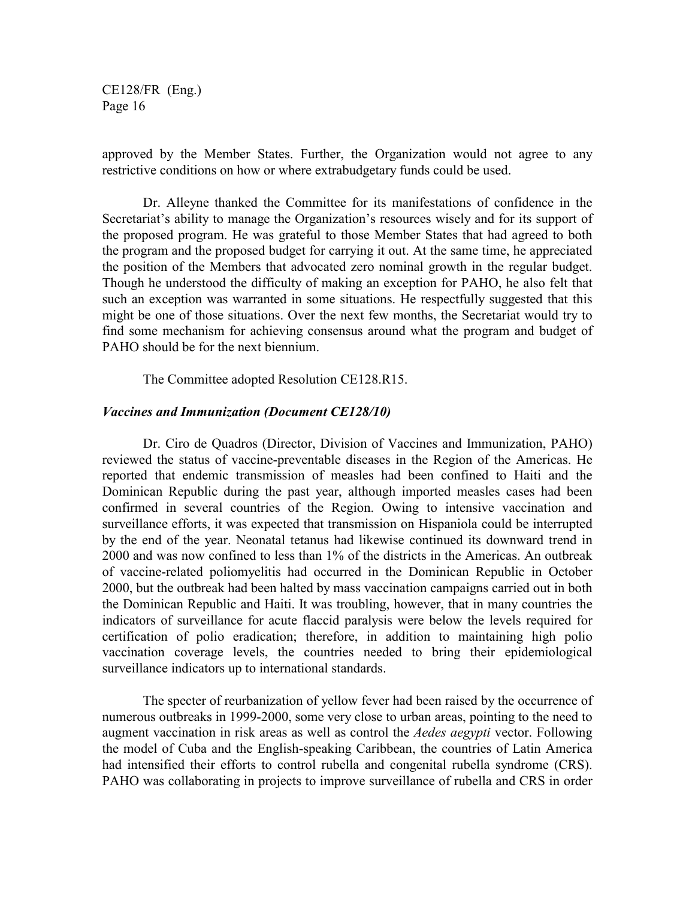approved by the Member States. Further, the Organization would not agree to any restrictive conditions on how or where extrabudgetary funds could be used.

Dr. Alleyne thanked the Committee for its manifestations of confidence in the Secretariat's ability to manage the Organization's resources wisely and for its support of the proposed program. He was grateful to those Member States that had agreed to both the program and the proposed budget for carrying it out. At the same time, he appreciated the position of the Members that advocated zero nominal growth in the regular budget. Though he understood the difficulty of making an exception for PAHO, he also felt that such an exception was warranted in some situations. He respectfully suggested that this might be one of those situations. Over the next few months, the Secretariat would try to find some mechanism for achieving consensus around what the program and budget of PAHO should be for the next biennium.

The Committee adopted Resolution CE128.R15.

### *Vaccines and Immunization (Document CE128/10)*

Dr. Ciro de Quadros (Director, Division of Vaccines and Immunization, PAHO) reviewed the status of vaccine-preventable diseases in the Region of the Americas. He reported that endemic transmission of measles had been confined to Haiti and the Dominican Republic during the past year, although imported measles cases had been confirmed in several countries of the Region. Owing to intensive vaccination and surveillance efforts, it was expected that transmission on Hispaniola could be interrupted by the end of the year. Neonatal tetanus had likewise continued its downward trend in 2000 and was now confined to less than 1% of the districts in the Americas. An outbreak of vaccine-related poliomyelitis had occurred in the Dominican Republic in October 2000, but the outbreak had been halted by mass vaccination campaigns carried out in both the Dominican Republic and Haiti. It was troubling, however, that in many countries the indicators of surveillance for acute flaccid paralysis were below the levels required for certification of polio eradication; therefore, in addition to maintaining high polio vaccination coverage levels, the countries needed to bring their epidemiological surveillance indicators up to international standards.

The specter of reurbanization of yellow fever had been raised by the occurrence of numerous outbreaks in 1999-2000, some very close to urban areas, pointing to the need to augment vaccination in risk areas as well as control the *Aedes aegypti* vector. Following the model of Cuba and the English-speaking Caribbean, the countries of Latin America had intensified their efforts to control rubella and congenital rubella syndrome (CRS). PAHO was collaborating in projects to improve surveillance of rubella and CRS in order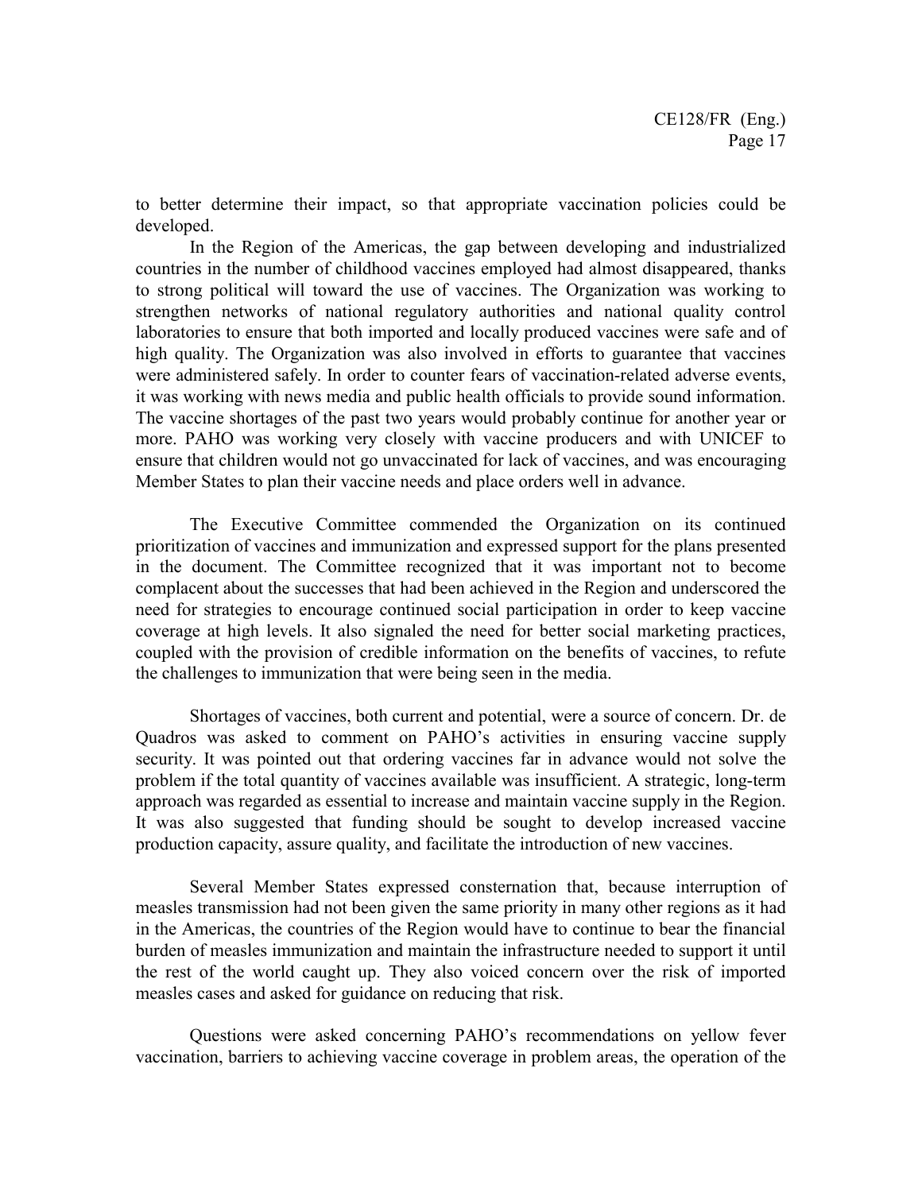to better determine their impact, so that appropriate vaccination policies could be developed.

In the Region of the Americas, the gap between developing and industrialized countries in the number of childhood vaccines employed had almost disappeared, thanks to strong political will toward the use of vaccines. The Organization was working to strengthen networks of national regulatory authorities and national quality control laboratories to ensure that both imported and locally produced vaccines were safe and of high quality. The Organization was also involved in efforts to guarantee that vaccines were administered safely. In order to counter fears of vaccination-related adverse events, it was working with news media and public health officials to provide sound information. The vaccine shortages of the past two years would probably continue for another year or more. PAHO was working very closely with vaccine producers and with UNICEF to ensure that children would not go unvaccinated for lack of vaccines, and was encouraging Member States to plan their vaccine needs and place orders well in advance.

The Executive Committee commended the Organization on its continued prioritization of vaccines and immunization and expressed support for the plans presented in the document. The Committee recognized that it was important not to become complacent about the successes that had been achieved in the Region and underscored the need for strategies to encourage continued social participation in order to keep vaccine coverage at high levels. It also signaled the need for better social marketing practices, coupled with the provision of credible information on the benefits of vaccines, to refute the challenges to immunization that were being seen in the media.

Shortages of vaccines, both current and potential, were a source of concern. Dr. de Quadros was asked to comment on PAHO's activities in ensuring vaccine supply security. It was pointed out that ordering vaccines far in advance would not solve the problem if the total quantity of vaccines available was insufficient. A strategic, long-term approach was regarded as essential to increase and maintain vaccine supply in the Region. It was also suggested that funding should be sought to develop increased vaccine production capacity, assure quality, and facilitate the introduction of new vaccines.

Several Member States expressed consternation that, because interruption of measles transmission had not been given the same priority in many other regions as it had in the Americas, the countries of the Region would have to continue to bear the financial burden of measles immunization and maintain the infrastructure needed to support it until the rest of the world caught up. They also voiced concern over the risk of imported measles cases and asked for guidance on reducing that risk.

Questions were asked concerning PAHO's recommendations on yellow fever vaccination, barriers to achieving vaccine coverage in problem areas, the operation of the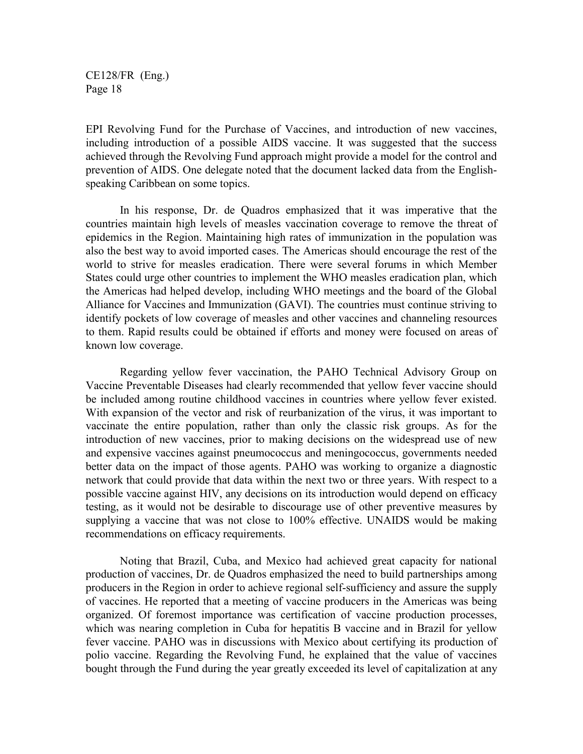EPI Revolving Fund for the Purchase of Vaccines, and introduction of new vaccines, including introduction of a possible AIDS vaccine. It was suggested that the success achieved through the Revolving Fund approach might provide a model for the control and prevention of AIDS. One delegate noted that the document lacked data from the English-speaking Caribbean on some topics.

In his response, Dr. de Quadros emphasized that it was imperative that the countries maintain high levels of measles vaccination coverage to remove the threat of epidemics in the Region. Maintaining high rates of immunization in the population was also the best way to avoid imported cases. The Americas should encourage the rest of the world to strive for measles eradication. There were several forums in which Member States could urge other countries to implement the WHO measles eradication plan, which the Americas had helped develop, including WHO meetings and the board of the Global Alliance for Vaccines and Immunization (GAVI). The countries must continue striving to identify pockets of low coverage of measles and other vaccines and channeling resources to them. Rapid results could be obtained if efforts and money were focused on areas of known low coverage.

Regarding yellow fever vaccination, the PAHO Technical Advisory Group on Vaccine Preventable Diseases had clearly recommended that yellow fever vaccine should be included among routine childhood vaccines in countries where yellow fever existed. With expansion of the vector and risk of reurbanization of the virus, it was important to vaccinate the entire population, rather than only the classic risk groups. As for the introduction of new vaccines, prior to making decisions on the widespread use of new and expensive vaccines against pneumococcus and meningococcus, governments needed better data on the impact of those agents. PAHO was working to organize a diagnostic network that could provide that data within the next two or three years. With respect to a possible vaccine against HIV, any decisions on its introduction would depend on efficacy testing, as it would not be desirable to discourage use of other preventive measures by supplying a vaccine that was not close to 100% effective. UNAIDS would be making recommendations on efficacy requirements.

Noting that Brazil, Cuba, and Mexico had achieved great capacity for national production of vaccines, Dr. de Quadros emphasized the need to build partnerships among producers in the Region in order to achieve regional self-sufficiency and assure the supply of vaccines. He reported that a meeting of vaccine producers in the Americas was being organized. Of foremost importance was certification of vaccine production processes, which was nearing completion in Cuba for hepatitis B vaccine and in Brazil for yellow fever vaccine. PAHO was in discussions with Mexico about certifying its production of polio vaccine. Regarding the Revolving Fund, he explained that the value of vaccines bought through the Fund during the year greatly exceeded its level of capitalization at any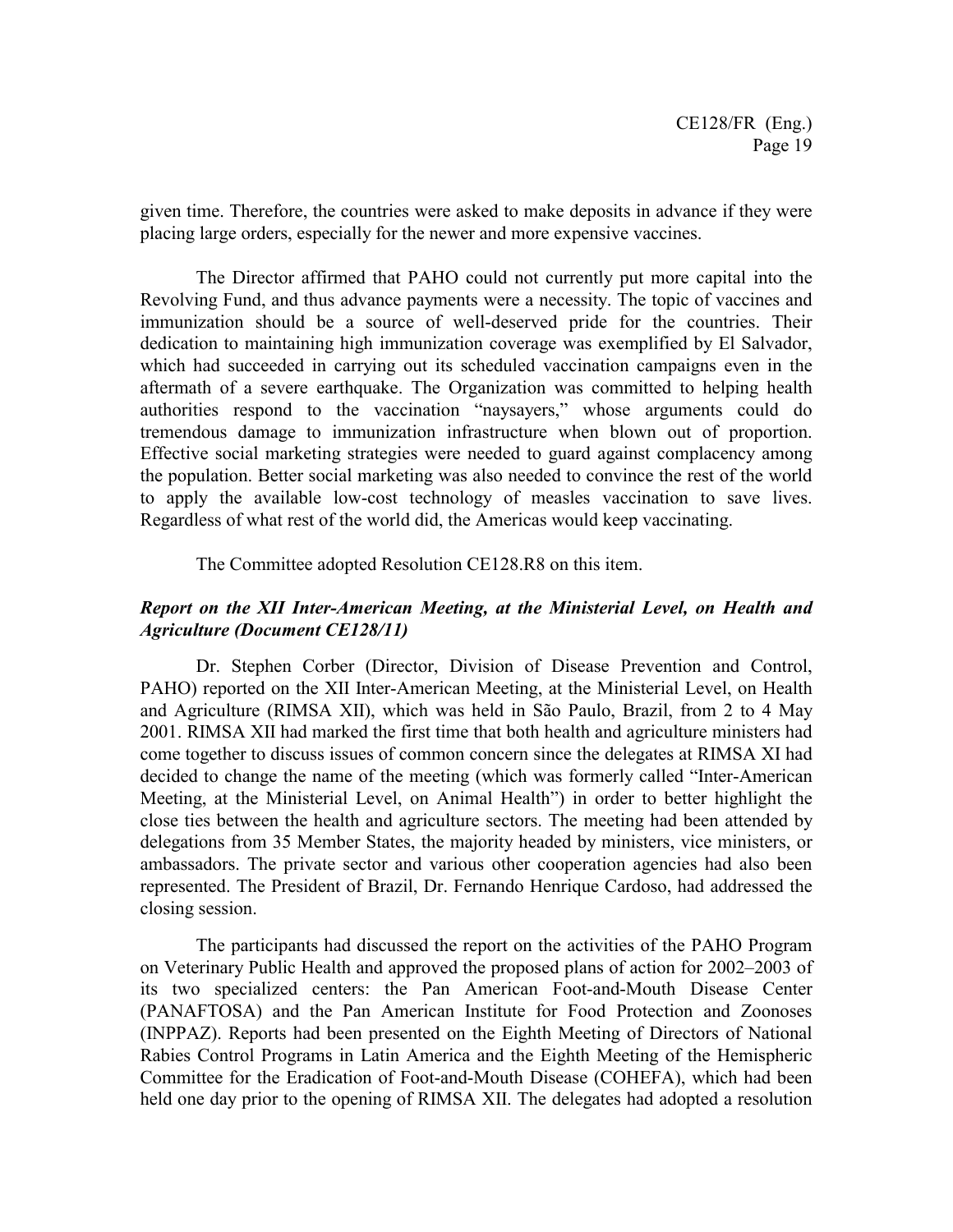given time. Therefore, the countries were asked to make deposits in advance if they were placing large orders, especially for the newer and more expensive vaccines.

The Director affirmed that PAHO could not currently put more capital into the Revolving Fund, and thus advance payments were a necessity. The topic of vaccines and immunization should be a source of well-deserved pride for the countries. Their dedication to maintaining high immunization coverage was exemplified by El Salvador, which had succeeded in carrying out its scheduled vaccination campaigns even in the aftermath of a severe earthquake. The Organization was committed to helping health authorities respond to the vaccination "naysayers," whose arguments could do tremendous damage to immunization infrastructure when blown out of proportion. Effective social marketing strategies were needed to guard against complacency among the population. Better social marketing was also needed to convince the rest of the world to apply the available low-cost technology of measles vaccination to save lives. Regardless of what rest of the world did, the Americas would keep vaccinating.

The Committee adopted Resolution CE128.R8 on this item.

***Report on the XII Inter-American Meeting, at the Ministerial Level, on Health and Agriculture (Document CE128/11)***

Dr. Stephen Corber (Director, Division of Disease Prevention and Control, PAHO) reported on the XII Inter-American Meeting, at the Ministerial Level, on Health and Agriculture (RIMSA XII), which was held in São Paulo, Brazil, from 2 to 4 May 2001. RIMSA XII had marked the first time that both health and agriculture ministers had come together to discuss issues of common concern since the delegates at RIMSA XI had decided to change the name of the meeting (which was formerly called "Inter-American Meeting, at the Ministerial Level, on Animal Health") in order to better highlight the close ties between the health and agriculture sectors. The meeting had been attended by delegations from 35 Member States, the majority headed by ministers, vice ministers, or ambassadors. The private sector and various other cooperation agencies had also been represented. The President of Brazil, Dr. Fernando Henrique Cardoso, had addressed the closing session.

The participants had discussed the report on the activities of the PAHO Program on Veterinary Public Health and approved the proposed plans of action for 2002–2003 of its two specialized centers: the Pan American Foot-and-Mouth Disease Center (PANAFTOSA) and the Pan American Institute for Food Protection and Zoonoses (INPPAZ). Reports had been presented on the Eighth Meeting of Directors of National Rabies Control Programs in Latin America and the Eighth Meeting of the Hemispheric Committee for the Eradication of Foot-and-Mouth Disease (COHEFA), which had been held one day prior to the opening of RIMSA XII. The delegates had adopted a resolution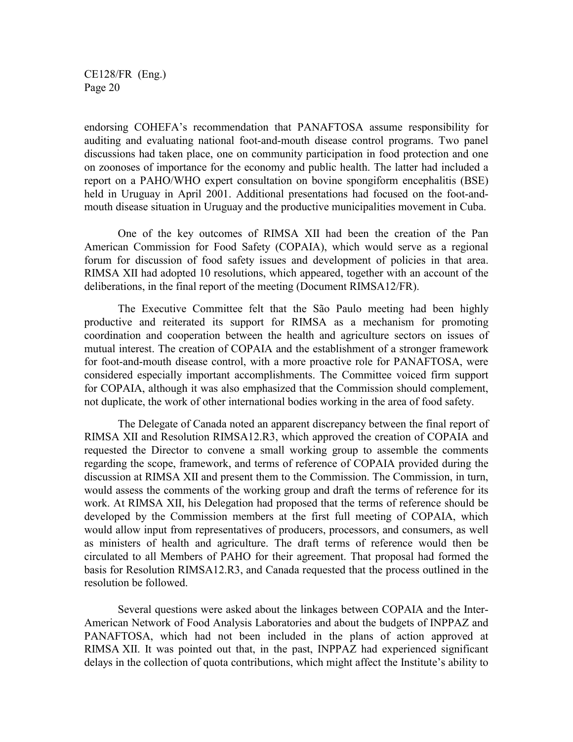endorsing COHEFA's recommendation that PANAFTOSA assume responsibility for auditing and evaluating national foot-and-mouth disease control programs. Two panel discussions had taken place, one on community participation in food protection and one on zoonoses of importance for the economy and public health. The latter had included a report on a PAHO/WHO expert consultation on bovine spongiform encephalitis (BSE) held in Uruguay in April 2001. Additional presentations had focused on the foot-and-mouth disease situation in Uruguay and the productive municipalities movement in Cuba.

One of the key outcomes of RIMSA XII had been the creation of the Pan American Commission for Food Safety (COPAIA), which would serve as a regional forum for discussion of food safety issues and development of policies in that area. RIMSA XII had adopted 10 resolutions, which appeared, together with an account of the deliberations, in the final report of the meeting (Document RIMSA12/FR).

The Executive Committee felt that the São Paulo meeting had been highly productive and reiterated its support for RIMSA as a mechanism for promoting coordination and cooperation between the health and agriculture sectors on issues of mutual interest. The creation of COPAIA and the establishment of a stronger framework for foot-and-mouth disease control, with a more proactive role for PANAFTOSA, were considered especially important accomplishments. The Committee voiced firm support for COPAIA, although it was also emphasized that the Commission should complement, not duplicate, the work of other international bodies working in the area of food safety.

The Delegate of Canada noted an apparent discrepancy between the final report of RIMSA XII and Resolution RIMSA12.R3, which approved the creation of COPAIA and requested the Director to convene a small working group to assemble the comments regarding the scope, framework, and terms of reference of COPAIA provided during the discussion at RIMSA XII and present them to the Commission. The Commission, in turn, would assess the comments of the working group and draft the terms of reference for its work. At RIMSA XII, his Delegation had proposed that the terms of reference should be developed by the Commission members at the first full meeting of COPAIA, which would allow input from representatives of producers, processors, and consumers, as well as ministers of health and agriculture. The draft terms of reference would then be circulated to all Members of PAHO for their agreement. That proposal had formed the basis for Resolution RIMSA12.R3, and Canada requested that the process outlined in the resolution be followed.

Several questions were asked about the linkages between COPAIA and the Inter-American Network of Food Analysis Laboratories and about the budgets of INPPAZ and PANAFTOSA, which had not been included in the plans of action approved at RIMSA XII. It was pointed out that, in the past, INPPAZ had experienced significant delays in the collection of quota contributions, which might affect the Institute's ability to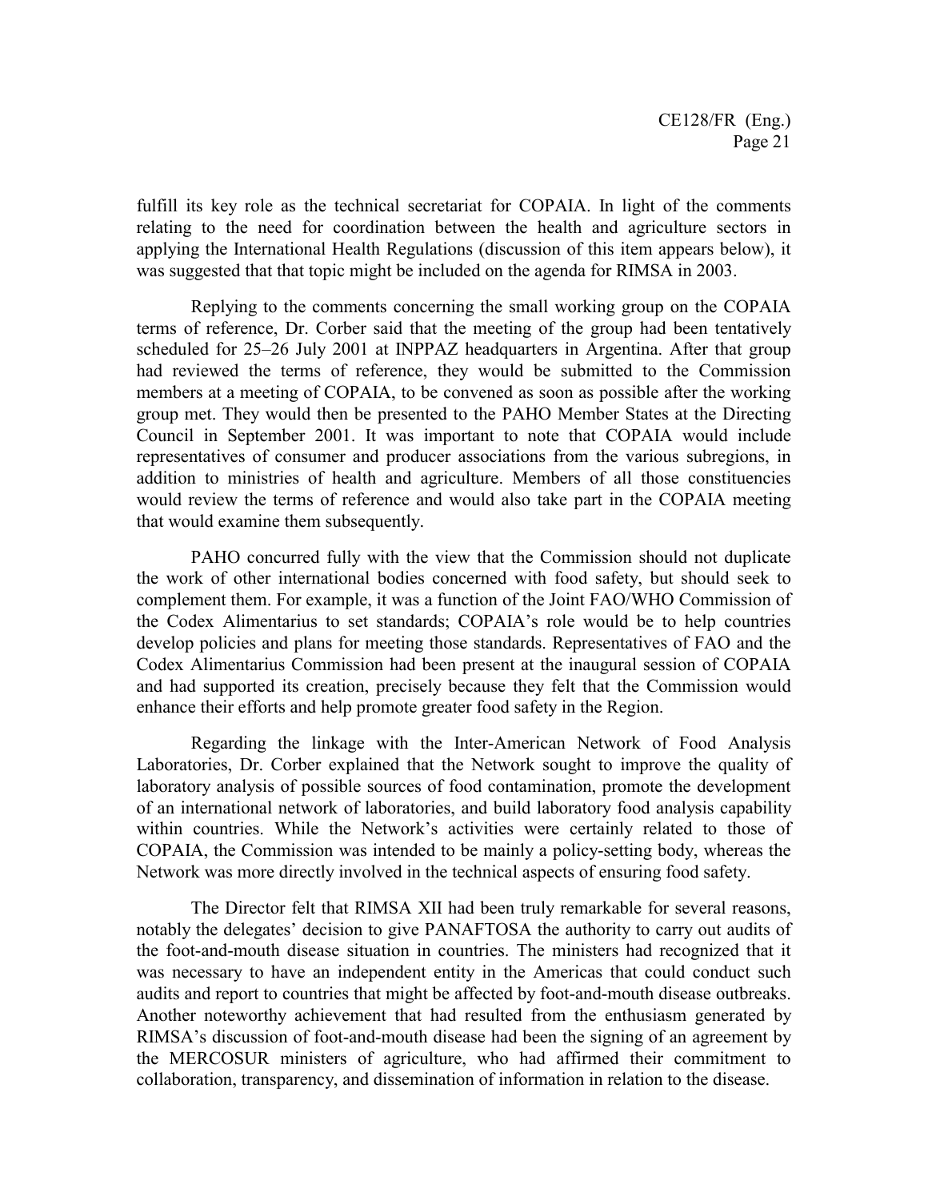fulfill its key role as the technical secretariat for COPAIA. In light of the comments relating to the need for coordination between the health and agriculture sectors in applying the International Health Regulations (discussion of this item appears below), it was suggested that that topic might be included on the agenda for RIMSA in 2003.

Replying to the comments concerning the small working group on the COPAIA terms of reference, Dr. Corber said that the meeting of the group had been tentatively scheduled for 25–26 July 2001 at INPPAZ headquarters in Argentina. After that group had reviewed the terms of reference, they would be submitted to the Commission members at a meeting of COPAIA, to be convened as soon as possible after the working group met. They would then be presented to the PAHO Member States at the Directing Council in September 2001. It was important to note that COPAIA would include representatives of consumer and producer associations from the various subregions, in addition to ministries of health and agriculture. Members of all those constituencies would review the terms of reference and would also take part in the COPAIA meeting that would examine them subsequently.

PAHO concurred fully with the view that the Commission should not duplicate the work of other international bodies concerned with food safety, but should seek to complement them. For example, it was a function of the Joint FAO/WHO Commission of the Codex Alimentarius to set standards; COPAIA's role would be to help countries develop policies and plans for meeting those standards. Representatives of FAO and the Codex Alimentarius Commission had been present at the inaugural session of COPAIA and had supported its creation, precisely because they felt that the Commission would enhance their efforts and help promote greater food safety in the Region.

Regarding the linkage with the Inter-American Network of Food Analysis Laboratories, Dr. Corber explained that the Network sought to improve the quality of laboratory analysis of possible sources of food contamination, promote the development of an international network of laboratories, and build laboratory food analysis capability within countries. While the Network's activities were certainly related to those of COPAIA, the Commission was intended to be mainly a policy-setting body, whereas the Network was more directly involved in the technical aspects of ensuring food safety.

The Director felt that RIMSA XII had been truly remarkable for several reasons, notably the delegates' decision to give PANAFTOSA the authority to carry out audits of the foot-and-mouth disease situation in countries. The ministers had recognized that it was necessary to have an independent entity in the Americas that could conduct such audits and report to countries that might be affected by foot-and-mouth disease outbreaks. Another noteworthy achievement that had resulted from the enthusiasm generated by RIMSA's discussion of foot-and-mouth disease had been the signing of an agreement by the MERCOSUR ministers of agriculture, who had affirmed their commitment to collaboration, transparency, and dissemination of information in relation to the disease.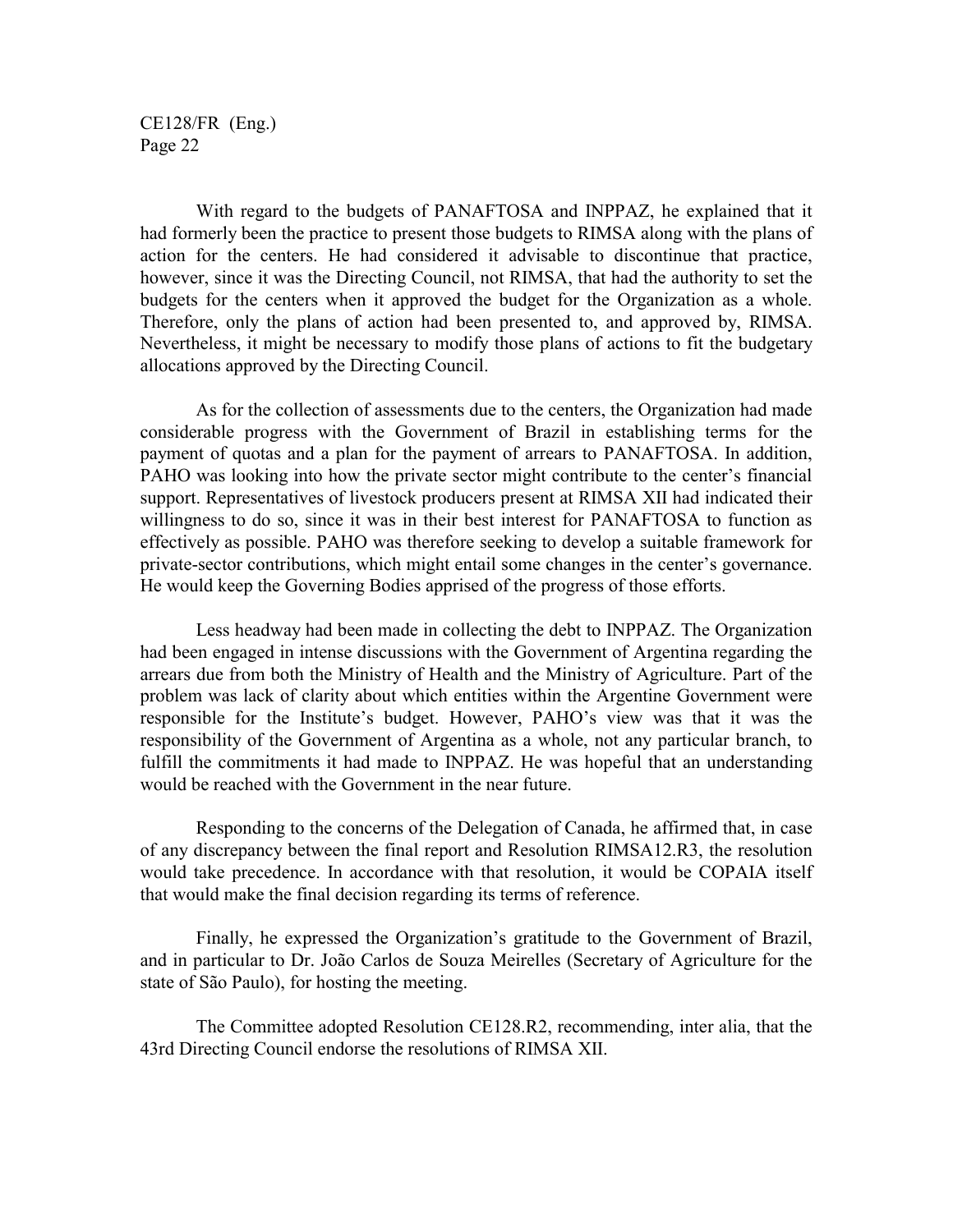With regard to the budgets of PANAFTOSA and INPPAZ, he explained that it had formerly been the practice to present those budgets to RIMSA along with the plans of action for the centers. He had considered it advisable to discontinue that practice, however, since it was the Directing Council, not RIMSA, that had the authority to set the budgets for the centers when it approved the budget for the Organization as a whole. Therefore, only the plans of action had been presented to, and approved by, RIMSA. Nevertheless, it might be necessary to modify those plans of actions to fit the budgetary allocations approved by the Directing Council.

As for the collection of assessments due to the centers, the Organization had made considerable progress with the Government of Brazil in establishing terms for the payment of quotas and a plan for the payment of arrears to PANAFTOSA. In addition, PAHO was looking into how the private sector might contribute to the center's financial support. Representatives of livestock producers present at RIMSA XII had indicated their willingness to do so, since it was in their best interest for PANAFTOSA to function as effectively as possible. PAHO was therefore seeking to develop a suitable framework for private-sector contributions, which might entail some changes in the center's governance. He would keep the Governing Bodies apprised of the progress of those efforts.

Less headway had been made in collecting the debt to INPPAZ. The Organization had been engaged in intense discussions with the Government of Argentina regarding the arrears due from both the Ministry of Health and the Ministry of Agriculture. Part of the problem was lack of clarity about which entities within the Argentine Government were responsible for the Institute's budget. However, PAHO's view was that it was the responsibility of the Government of Argentina as a whole, not any particular branch, to fulfill the commitments it had made to INPPAZ. He was hopeful that an understanding would be reached with the Government in the near future.

Responding to the concerns of the Delegation of Canada, he affirmed that, in case of any discrepancy between the final report and Resolution RIMSA12.R3, the resolution would take precedence. In accordance with that resolution, it would be COPAIA itself that would make the final decision regarding its terms of reference.

Finally, he expressed the Organization's gratitude to the Government of Brazil, and in particular to Dr. João Carlos de Souza Meirelles (Secretary of Agriculture for the state of São Paulo), for hosting the meeting.

The Committee adopted Resolution CE128.R2, recommending, inter alia, that the 43rd Directing Council endorse the resolutions of RIMSA XII.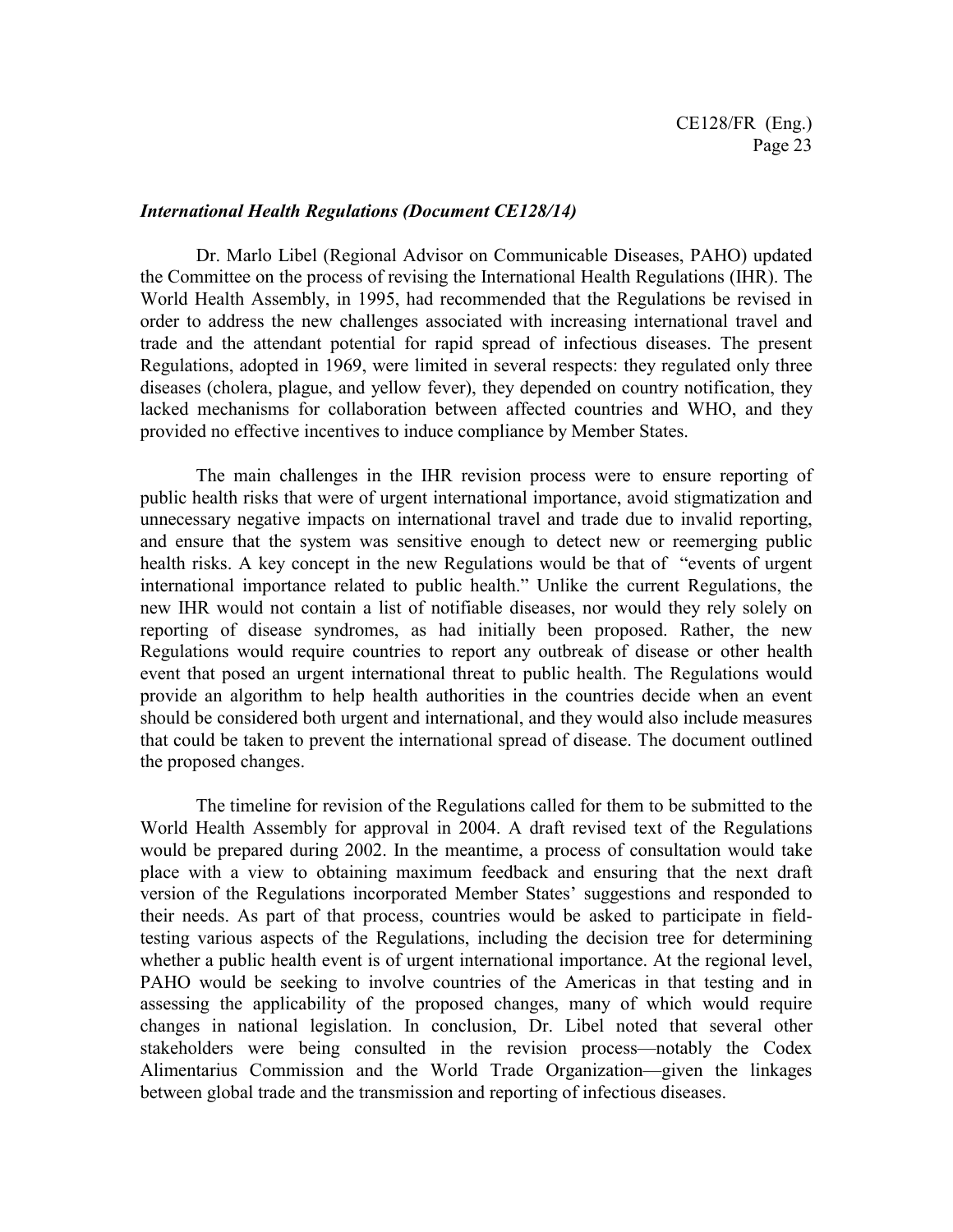***International Health Regulations (Document CE128/14)***

Dr. Marlo Libel (Regional Advisor on Communicable Diseases, PAHO) updated the Committee on the process of revising the International Health Regulations (IHR). The World Health Assembly, in 1995, had recommended that the Regulations be revised in order to address the new challenges associated with increasing international travel and trade and the attendant potential for rapid spread of infectious diseases. The present Regulations, adopted in 1969, were limited in several respects: they regulated only three diseases (cholera, plague, and yellow fever), they depended on country notification, they lacked mechanisms for collaboration between affected countries and WHO, and they provided no effective incentives to induce compliance by Member States.

The main challenges in the IHR revision process were to ensure reporting of public health risks that were of urgent international importance, avoid stigmatization and unnecessary negative impacts on international travel and trade due to invalid reporting, and ensure that the system was sensitive enough to detect new or reemerging public health risks. A key concept in the new Regulations would be that of "events of urgent international importance related to public health." Unlike the current Regulations, the new IHR would not contain a list of notifiable diseases, nor would they rely solely on reporting of disease syndromes, as had initially been proposed. Rather, the new Regulations would require countries to report any outbreak of disease or other health event that posed an urgent international threat to public health. The Regulations would provide an algorithm to help health authorities in the countries decide when an event should be considered both urgent and international, and they would also include measures that could be taken to prevent the international spread of disease. The document outlined the proposed changes.

The timeline for revision of the Regulations called for them to be submitted to the World Health Assembly for approval in 2004. A draft revised text of the Regulations would be prepared during 2002. In the meantime, a process of consultation would take place with a view to obtaining maximum feedback and ensuring that the next draft version of the Regulations incorporated Member States' suggestions and responded to their needs. As part of that process, countries would be asked to participate in field-testing various aspects of the Regulations, including the decision tree for determining whether a public health event is of urgent international importance. At the regional level, PAHO would be seeking to involve countries of the Americas in that testing and in assessing the applicability of the proposed changes, many of which would require changes in national legislation. In conclusion, Dr. Libel noted that several other stakeholders were being consulted in the revision process—notably the Codex Alimentarius Commission and the World Trade Organization—given the linkages between global trade and the transmission and reporting of infectious diseases.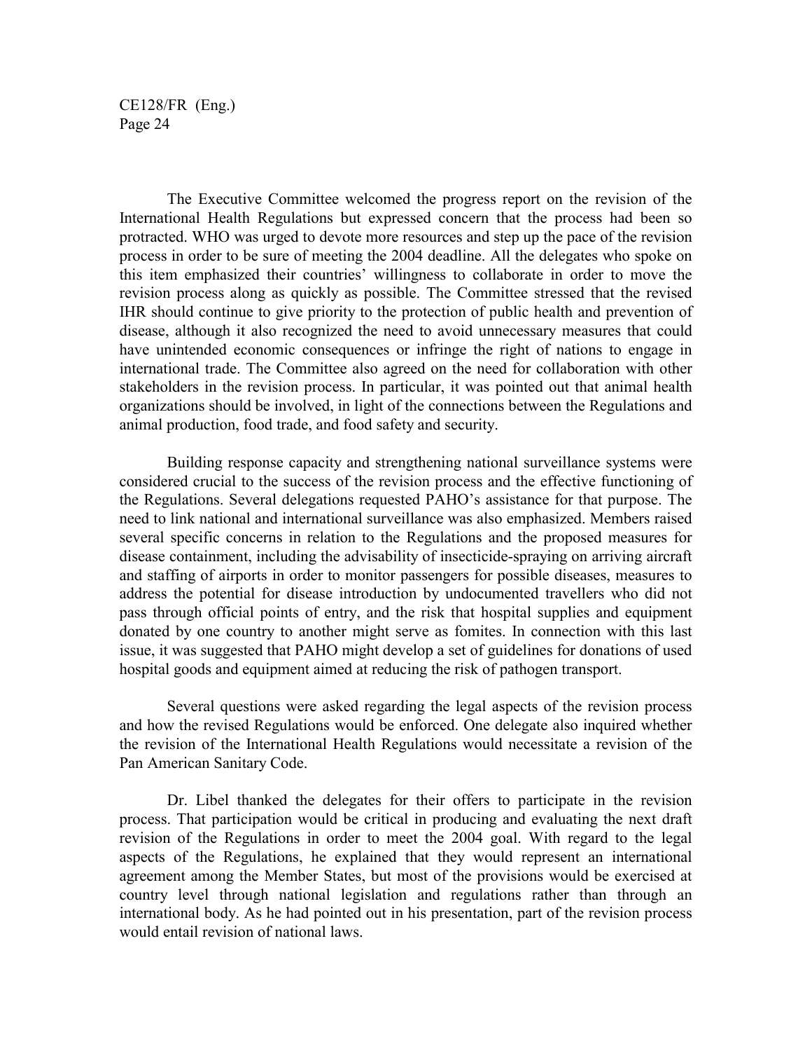The Executive Committee welcomed the progress report on the revision of the International Health Regulations but expressed concern that the process had been so protracted. WHO was urged to devote more resources and step up the pace of the revision process in order to be sure of meeting the 2004 deadline. All the delegates who spoke on this item emphasized their countries' willingness to collaborate in order to move the revision process along as quickly as possible. The Committee stressed that the revised IHR should continue to give priority to the protection of public health and prevention of disease, although it also recognized the need to avoid unnecessary measures that could have unintended economic consequences or infringe the right of nations to engage in international trade. The Committee also agreed on the need for collaboration with other stakeholders in the revision process. In particular, it was pointed out that animal health organizations should be involved, in light of the connections between the Regulations and animal production, food trade, and food safety and security.

Building response capacity and strengthening national surveillance systems were considered crucial to the success of the revision process and the effective functioning of the Regulations. Several delegations requested PAHO's assistance for that purpose. The need to link national and international surveillance was also emphasized. Members raised several specific concerns in relation to the Regulations and the proposed measures for disease containment, including the advisability of insecticide-spraying on arriving aircraft and staffing of airports in order to monitor passengers for possible diseases, measures to address the potential for disease introduction by undocumented travellers who did not pass through official points of entry, and the risk that hospital supplies and equipment donated by one country to another might serve as fomites. In connection with this last issue, it was suggested that PAHO might develop a set of guidelines for donations of used hospital goods and equipment aimed at reducing the risk of pathogen transport.

Several questions were asked regarding the legal aspects of the revision process and how the revised Regulations would be enforced. One delegate also inquired whether the revision of the International Health Regulations would necessitate a revision of the Pan American Sanitary Code.

Dr. Libel thanked the delegates for their offers to participate in the revision process. That participation would be critical in producing and evaluating the next draft revision of the Regulations in order to meet the 2004 goal. With regard to the legal aspects of the Regulations, he explained that they would represent an international agreement among the Member States, but most of the provisions would be exercised at country level through national legislation and regulations rather than through an international body. As he had pointed out in his presentation, part of the revision process would entail revision of national laws.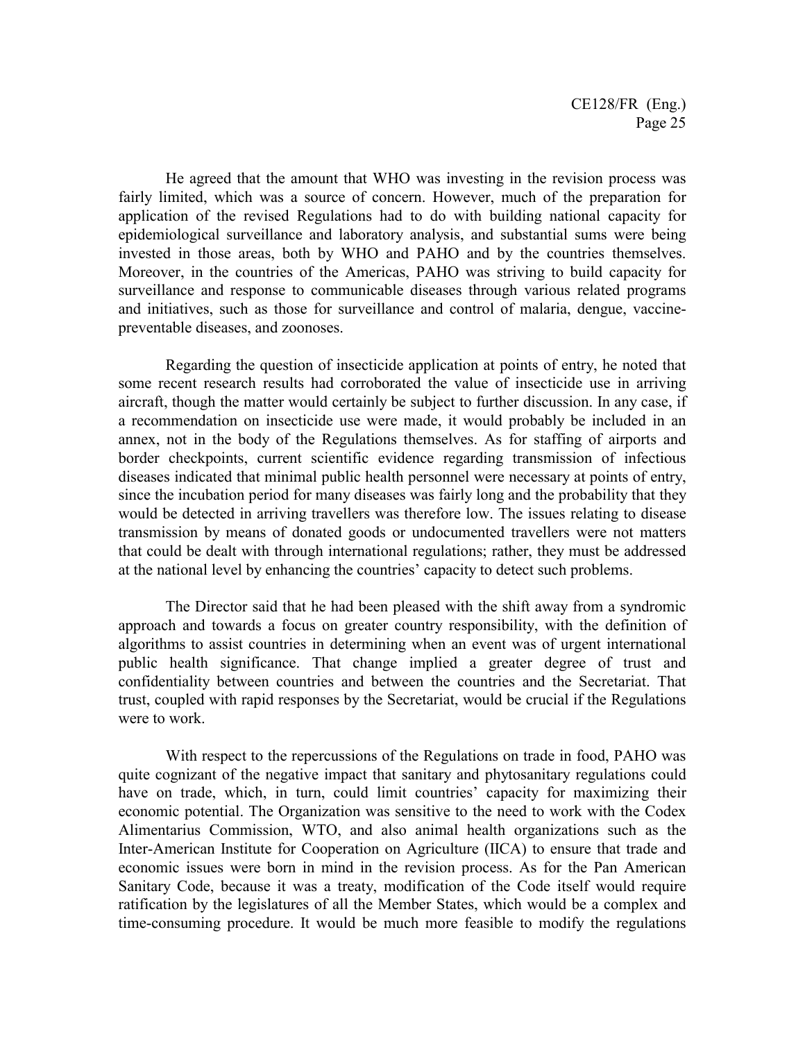He agreed that the amount that WHO was investing in the revision process was fairly limited, which was a source of concern. However, much of the preparation for application of the revised Regulations had to do with building national capacity for epidemiological surveillance and laboratory analysis, and substantial sums were being invested in those areas, both by WHO and PAHO and by the countries themselves. Moreover, in the countries of the Americas, PAHO was striving to build capacity for surveillance and response to communicable diseases through various related programs and initiatives, such as those for surveillance and control of malaria, dengue, vaccine-preventable diseases, and zoonoses.

Regarding the question of insecticide application at points of entry, he noted that some recent research results had corroborated the value of insecticide use in arriving aircraft, though the matter would certainly be subject to further discussion. In any case, if a recommendation on insecticide use were made, it would probably be included in an annex, not in the body of the Regulations themselves. As for staffing of airports and border checkpoints, current scientific evidence regarding transmission of infectious diseases indicated that minimal public health personnel were necessary at points of entry, since the incubation period for many diseases was fairly long and the probability that they would be detected in arriving travellers was therefore low. The issues relating to disease transmission by means of donated goods or undocumented travellers were not matters that could be dealt with through international regulations; rather, they must be addressed at the national level by enhancing the countries' capacity to detect such problems.

The Director said that he had been pleased with the shift away from a syndromic approach and towards a focus on greater country responsibility, with the definition of algorithms to assist countries in determining when an event was of urgent international public health significance. That change implied a greater degree of trust and confidentiality between countries and between the countries and the Secretariat. That trust, coupled with rapid responses by the Secretariat, would be crucial if the Regulations were to work.

With respect to the repercussions of the Regulations on trade in food, PAHO was quite cognizant of the negative impact that sanitary and phytosanitary regulations could have on trade, which, in turn, could limit countries' capacity for maximizing their economic potential. The Organization was sensitive to the need to work with the Codex Alimentarius Commission, WTO, and also animal health organizations such as the Inter-American Institute for Cooperation on Agriculture (IICA) to ensure that trade and economic issues were born in mind in the revision process. As for the Pan American Sanitary Code, because it was a treaty, modification of the Code itself would require ratification by the legislatures of all the Member States, which would be a complex and time-consuming procedure. It would be much more feasible to modify the regulations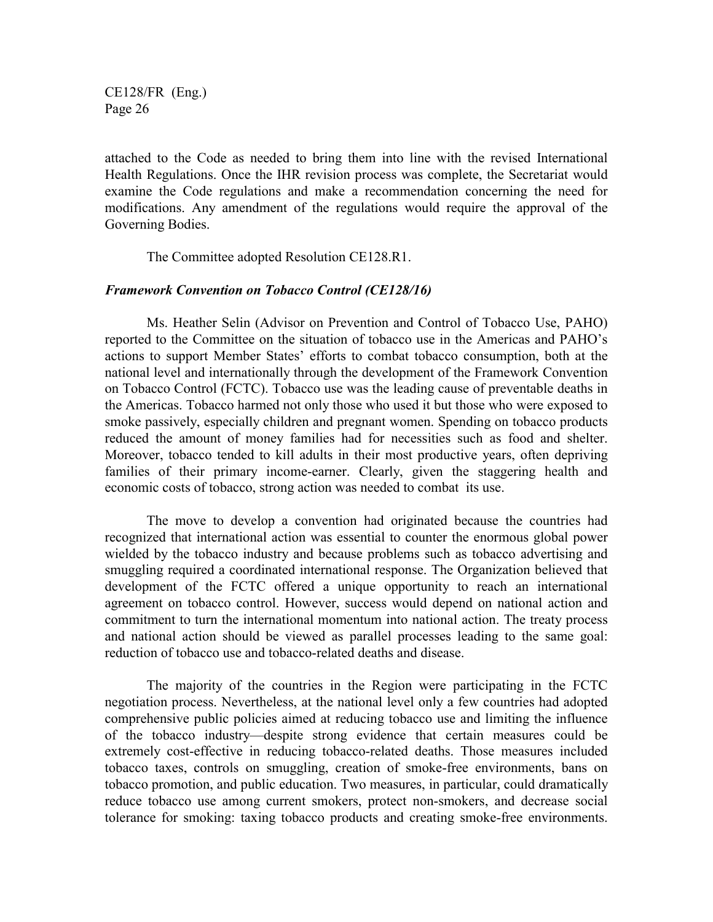attached to the Code as needed to bring them into line with the revised International Health Regulations. Once the IHR revision process was complete, the Secretariat would examine the Code regulations and make a recommendation concerning the need for modifications. Any amendment of the regulations would require the approval of the Governing Bodies.

The Committee adopted Resolution CE128.R1.

***Framework Convention on Tobacco Control (CE128/16)***

Ms. Heather Selin (Advisor on Prevention and Control of Tobacco Use, PAHO) reported to the Committee on the situation of tobacco use in the Americas and PAHO's actions to support Member States' efforts to combat tobacco consumption, both at the national level and internationally through the development of the Framework Convention on Tobacco Control (FCTC). Tobacco use was the leading cause of preventable deaths in the Americas. Tobacco harmed not only those who used it but those who were exposed to smoke passively, especially children and pregnant women. Spending on tobacco products reduced the amount of money families had for necessities such as food and shelter. Moreover, tobacco tended to kill adults in their most productive years, often depriving families of their primary income-earner. Clearly, given the staggering health and economic costs of tobacco, strong action was needed to combat its use.

The move to develop a convention had originated because the countries had recognized that international action was essential to counter the enormous global power wielded by the tobacco industry and because problems such as tobacco advertising and smuggling required a coordinated international response. The Organization believed that development of the FCTC offered a unique opportunity to reach an international agreement on tobacco control. However, success would depend on national action and commitment to turn the international momentum into national action. The treaty process and national action should be viewed as parallel processes leading to the same goal: reduction of tobacco use and tobacco-related deaths and disease.

The majority of the countries in the Region were participating in the FCTC negotiation process. Nevertheless, at the national level only a few countries had adopted comprehensive public policies aimed at reducing tobacco use and limiting the influence of the tobacco industry—despite strong evidence that certain measures could be extremely cost-effective in reducing tobacco-related deaths. Those measures included tobacco taxes, controls on smuggling, creation of smoke-free environments, bans on tobacco promotion, and public education. Two measures, in particular, could dramatically reduce tobacco use among current smokers, protect non-smokers, and decrease social tolerance for smoking: taxing tobacco products and creating smoke-free environments.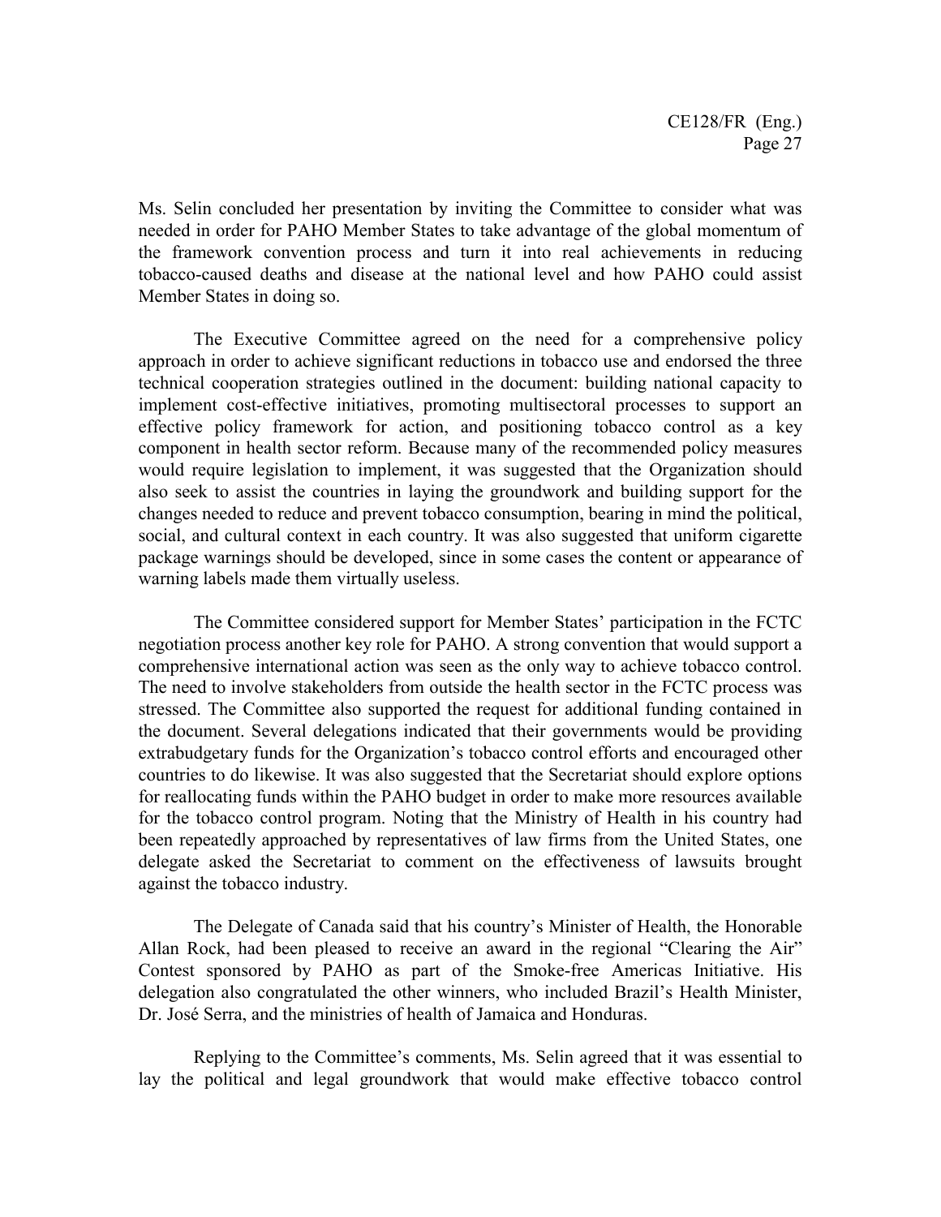Ms. Selin concluded her presentation by inviting the Committee to consider what was needed in order for PAHO Member States to take advantage of the global momentum of the framework convention process and turn it into real achievements in reducing tobacco-caused deaths and disease at the national level and how PAHO could assist Member States in doing so.

The Executive Committee agreed on the need for a comprehensive policy approach in order to achieve significant reductions in tobacco use and endorsed the three technical cooperation strategies outlined in the document: building national capacity to implement cost-effective initiatives, promoting multisectoral processes to support an effective policy framework for action, and positioning tobacco control as a key component in health sector reform. Because many of the recommended policy measures would require legislation to implement, it was suggested that the Organization should also seek to assist the countries in laying the groundwork and building support for the changes needed to reduce and prevent tobacco consumption, bearing in mind the political, social, and cultural context in each country. It was also suggested that uniform cigarette package warnings should be developed, since in some cases the content or appearance of warning labels made them virtually useless.

The Committee considered support for Member States' participation in the FCTC negotiation process another key role for PAHO. A strong convention that would support a comprehensive international action was seen as the only way to achieve tobacco control. The need to involve stakeholders from outside the health sector in the FCTC process was stressed. The Committee also supported the request for additional funding contained in the document. Several delegations indicated that their governments would be providing extrabudgetary funds for the Organization's tobacco control efforts and encouraged other countries to do likewise. It was also suggested that the Secretariat should explore options for reallocating funds within the PAHO budget in order to make more resources available for the tobacco control program. Noting that the Ministry of Health in his country had been repeatedly approached by representatives of law firms from the United States, one delegate asked the Secretariat to comment on the effectiveness of lawsuits brought against the tobacco industry.

The Delegate of Canada said that his country's Minister of Health, the Honorable Allan Rock, had been pleased to receive an award in the regional "Clearing the Air" Contest sponsored by PAHO as part of the Smoke-free Americas Initiative. His delegation also congratulated the other winners, who included Brazil's Health Minister, Dr. José Serra, and the ministries of health of Jamaica and Honduras.

Replying to the Committee's comments, Ms. Selin agreed that it was essential to lay the political and legal groundwork that would make effective tobacco control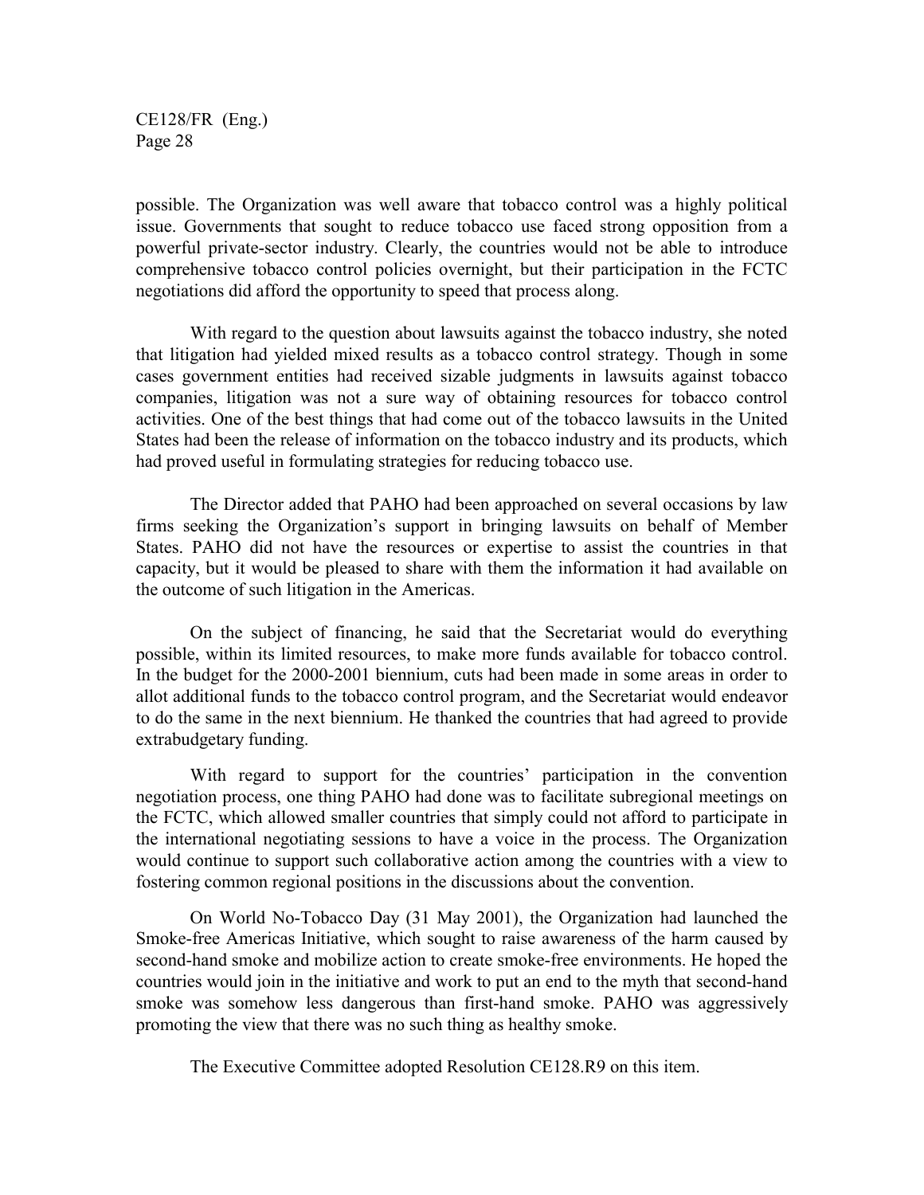possible. The Organization was well aware that tobacco control was a highly political issue. Governments that sought to reduce tobacco use faced strong opposition from a powerful private-sector industry. Clearly, the countries would not be able to introduce comprehensive tobacco control policies overnight, but their participation in the FCTC negotiations did afford the opportunity to speed that process along.

With regard to the question about lawsuits against the tobacco industry, she noted that litigation had yielded mixed results as a tobacco control strategy. Though in some cases government entities had received sizable judgments in lawsuits against tobacco companies, litigation was not a sure way of obtaining resources for tobacco control activities. One of the best things that had come out of the tobacco lawsuits in the United States had been the release of information on the tobacco industry and its products, which had proved useful in formulating strategies for reducing tobacco use.

The Director added that PAHO had been approached on several occasions by law firms seeking the Organization's support in bringing lawsuits on behalf of Member States. PAHO did not have the resources or expertise to assist the countries in that capacity, but it would be pleased to share with them the information it had available on the outcome of such litigation in the Americas.

On the subject of financing, he said that the Secretariat would do everything possible, within its limited resources, to make more funds available for tobacco control. In the budget for the 2000-2001 biennium, cuts had been made in some areas in order to allot additional funds to the tobacco control program, and the Secretariat would endeavor to do the same in the next biennium. He thanked the countries that had agreed to provide extrabudgetary funding.

With regard to support for the countries' participation in the convention negotiation process, one thing PAHO had done was to facilitate subregional meetings on the FCTC, which allowed smaller countries that simply could not afford to participate in the international negotiating sessions to have a voice in the process. The Organization would continue to support such collaborative action among the countries with a view to fostering common regional positions in the discussions about the convention.

On World No-Tobacco Day (31 May 2001), the Organization had launched the Smoke-free Americas Initiative, which sought to raise awareness of the harm caused by second-hand smoke and mobilize action to create smoke-free environments. He hoped the countries would join in the initiative and work to put an end to the myth that second-hand smoke was somehow less dangerous than first-hand smoke. PAHO was aggressively promoting the view that there was no such thing as healthy smoke.

The Executive Committee adopted Resolution CE128.R9 on this item.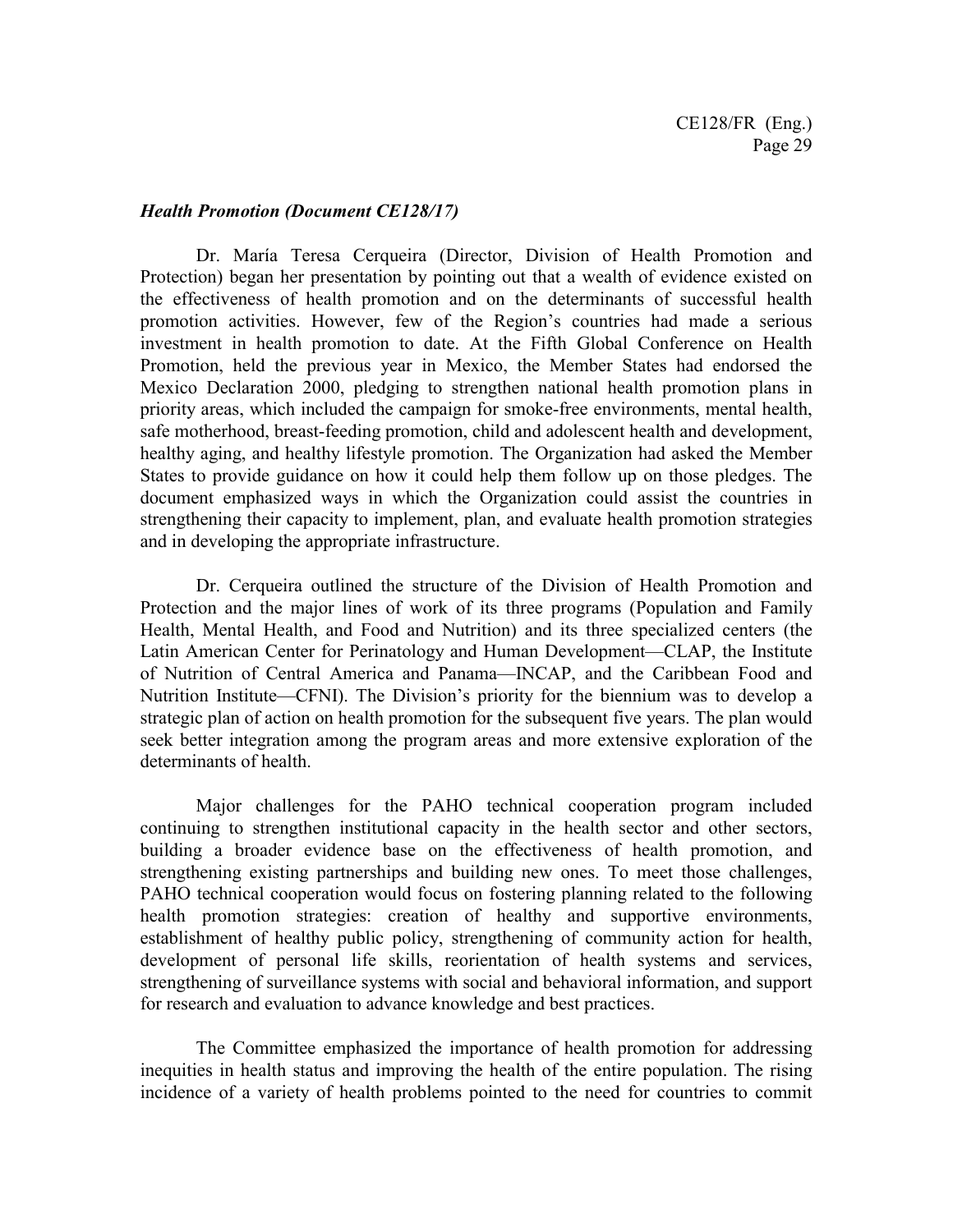***Health Promotion (Document CE128/17)***

Dr. María Teresa Cerqueira (Director, Division of Health Promotion and Protection) began her presentation by pointing out that a wealth of evidence existed on the effectiveness of health promotion and on the determinants of successful health promotion activities. However, few of the Region's countries had made a serious investment in health promotion to date. At the Fifth Global Conference on Health Promotion, held the previous year in Mexico, the Member States had endorsed the Mexico Declaration 2000, pledging to strengthen national health promotion plans in priority areas, which included the campaign for smoke-free environments, mental health, safe motherhood, breast-feeding promotion, child and adolescent health and development, healthy aging, and healthy lifestyle promotion. The Organization had asked the Member States to provide guidance on how it could help them follow up on those pledges. The document emphasized ways in which the Organization could assist the countries in strengthening their capacity to implement, plan, and evaluate health promotion strategies and in developing the appropriate infrastructure.

Dr. Cerqueira outlined the structure of the Division of Health Promotion and Protection and the major lines of work of its three programs (Population and Family Health, Mental Health, and Food and Nutrition) and its three specialized centers (the Latin American Center for Perinatology and Human Development—CLAP, the Institute of Nutrition of Central America and Panama—INCAP, and the Caribbean Food and Nutrition Institute—CFNI). The Division's priority for the biennium was to develop a strategic plan of action on health promotion for the subsequent five years. The plan would seek better integration among the program areas and more extensive exploration of the determinants of health.

Major challenges for the PAHO technical cooperation program included continuing to strengthen institutional capacity in the health sector and other sectors, building a broader evidence base on the effectiveness of health promotion, and strengthening existing partnerships and building new ones. To meet those challenges, PAHO technical cooperation would focus on fostering planning related to the following health promotion strategies: creation of healthy and supportive environments, establishment of healthy public policy, strengthening of community action for health, development of personal life skills, reorientation of health systems and services, strengthening of surveillance systems with social and behavioral information, and support for research and evaluation to advance knowledge and best practices.

The Committee emphasized the importance of health promotion for addressing inequities in health status and improving the health of the entire population. The rising incidence of a variety of health problems pointed to the need for countries to commit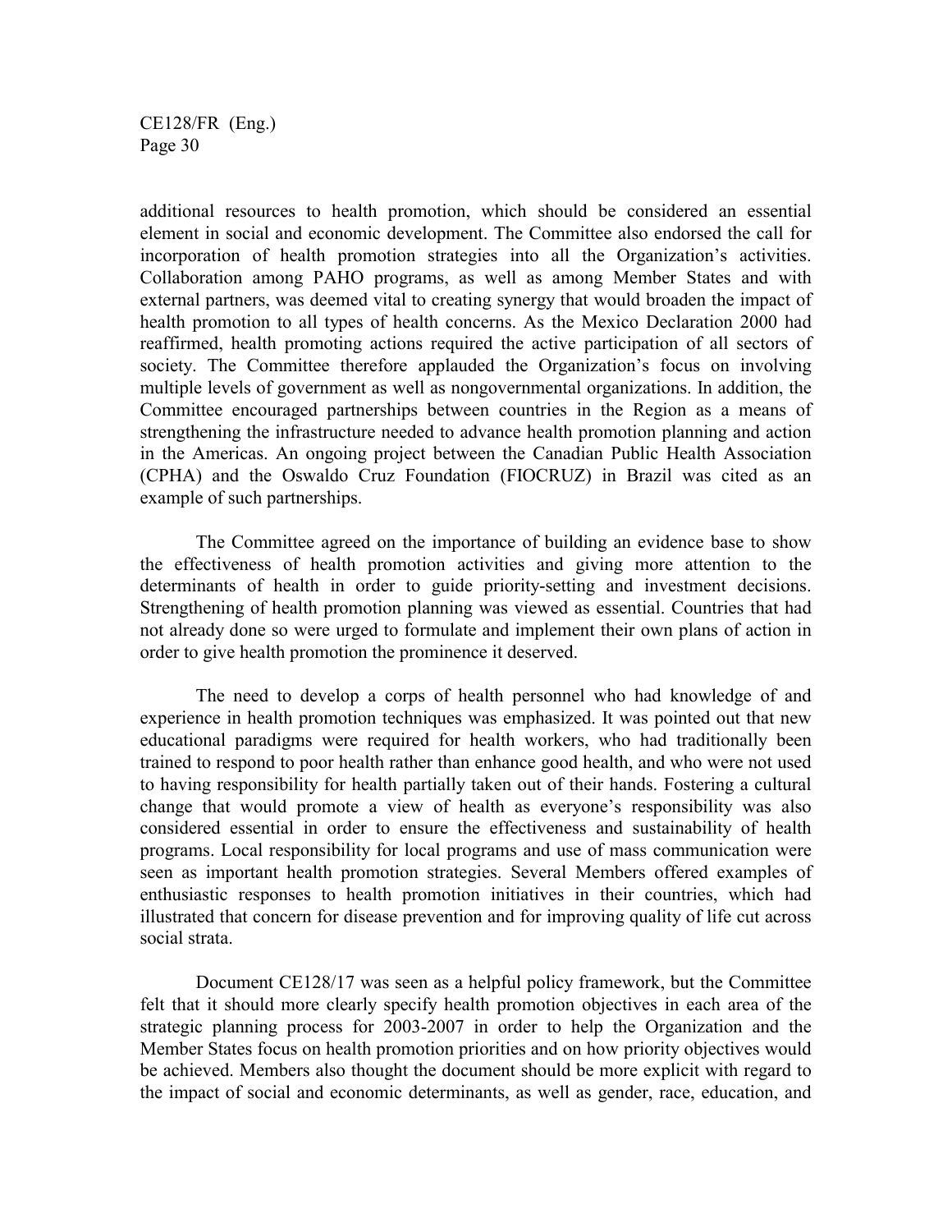additional resources to health promotion, which should be considered an essential element in social and economic development. The Committee also endorsed the call for incorporation of health promotion strategies into all the Organization's activities. Collaboration among PAHO programs, as well as among Member States and with external partners, was deemed vital to creating synergy that would broaden the impact of health promotion to all types of health concerns. As the Mexico Declaration 2000 had reaffirmed, health promoting actions required the active participation of all sectors of society. The Committee therefore applauded the Organization's focus on involving multiple levels of government as well as nongovernmental organizations. In addition, the Committee encouraged partnerships between countries in the Region as a means of strengthening the infrastructure needed to advance health promotion planning and action in the Americas. An ongoing project between the Canadian Public Health Association (CPHA) and the Oswaldo Cruz Foundation (FIOCRUZ) in Brazil was cited as an example of such partnerships.

The Committee agreed on the importance of building an evidence base to show the effectiveness of health promotion activities and giving more attention to the determinants of health in order to guide priority-setting and investment decisions. Strengthening of health promotion planning was viewed as essential. Countries that had not already done so were urged to formulate and implement their own plans of action in order to give health promotion the prominence it deserved.

The need to develop a corps of health personnel who had knowledge of and experience in health promotion techniques was emphasized. It was pointed out that new educational paradigms were required for health workers, who had traditionally been trained to respond to poor health rather than enhance good health, and who were not used to having responsibility for health partially taken out of their hands. Fostering a cultural change that would promote a view of health as everyone's responsibility was also considered essential in order to ensure the effectiveness and sustainability of health programs. Local responsibility for local programs and use of mass communication were seen as important health promotion strategies. Several Members offered examples of enthusiastic responses to health promotion initiatives in their countries, which had illustrated that concern for disease prevention and for improving quality of life cut across social strata.

Document CE128/17 was seen as a helpful policy framework, but the Committee felt that it should more clearly specify health promotion objectives in each area of the strategic planning process for 2003-2007 in order to help the Organization and the Member States focus on health promotion priorities and on how priority objectives would be achieved. Members also thought the document should be more explicit with regard to the impact of social and economic determinants, as well as gender, race, education, and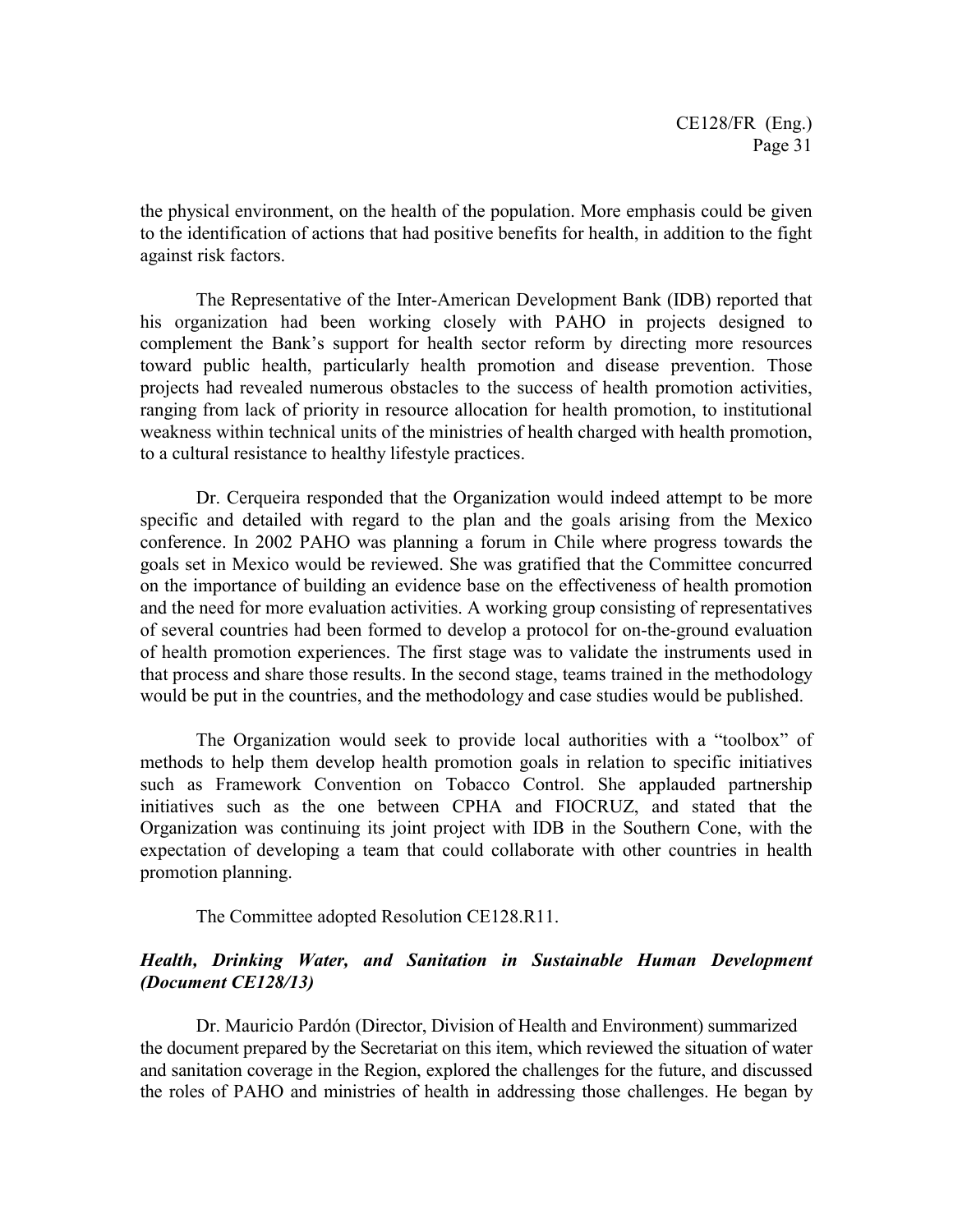the physical environment, on the health of the population. More emphasis could be given to the identification of actions that had positive benefits for health, in addition to the fight against risk factors.

The Representative of the Inter-American Development Bank (IDB) reported that his organization had been working closely with PAHO in projects designed to complement the Bank's support for health sector reform by directing more resources toward public health, particularly health promotion and disease prevention. Those projects had revealed numerous obstacles to the success of health promotion activities, ranging from lack of priority in resource allocation for health promotion, to institutional weakness within technical units of the ministries of health charged with health promotion, to a cultural resistance to healthy lifestyle practices.

Dr. Cerqueira responded that the Organization would indeed attempt to be more specific and detailed with regard to the plan and the goals arising from the Mexico conference. In 2002 PAHO was planning a forum in Chile where progress towards the goals set in Mexico would be reviewed. She was gratified that the Committee concurred on the importance of building an evidence base on the effectiveness of health promotion and the need for more evaluation activities. A working group consisting of representatives of several countries had been formed to develop a protocol for on-the-ground evaluation of health promotion experiences. The first stage was to validate the instruments used in that process and share those results. In the second stage, teams trained in the methodology would be put in the countries, and the methodology and case studies would be published.

The Organization would seek to provide local authorities with a "toolbox" of methods to help them develop health promotion goals in relation to specific initiatives such as Framework Convention on Tobacco Control. She applauded partnership initiatives such as the one between CPHA and FIOCRUZ, and stated that the Organization was continuing its joint project with IDB in the Southern Cone, with the expectation of developing a team that could collaborate with other countries in health promotion planning.

The Committee adopted Resolution CE128.R11.

***Health, Drinking Water, and Sanitation in Sustainable Human Development (Document CE128/13)***

Dr. Mauricio Pardón (Director, Division of Health and Environment) summarized the document prepared by the Secretariat on this item, which reviewed the situation of water and sanitation coverage in the Region, explored the challenges for the future, and discussed the roles of PAHO and ministries of health in addressing those challenges. He began by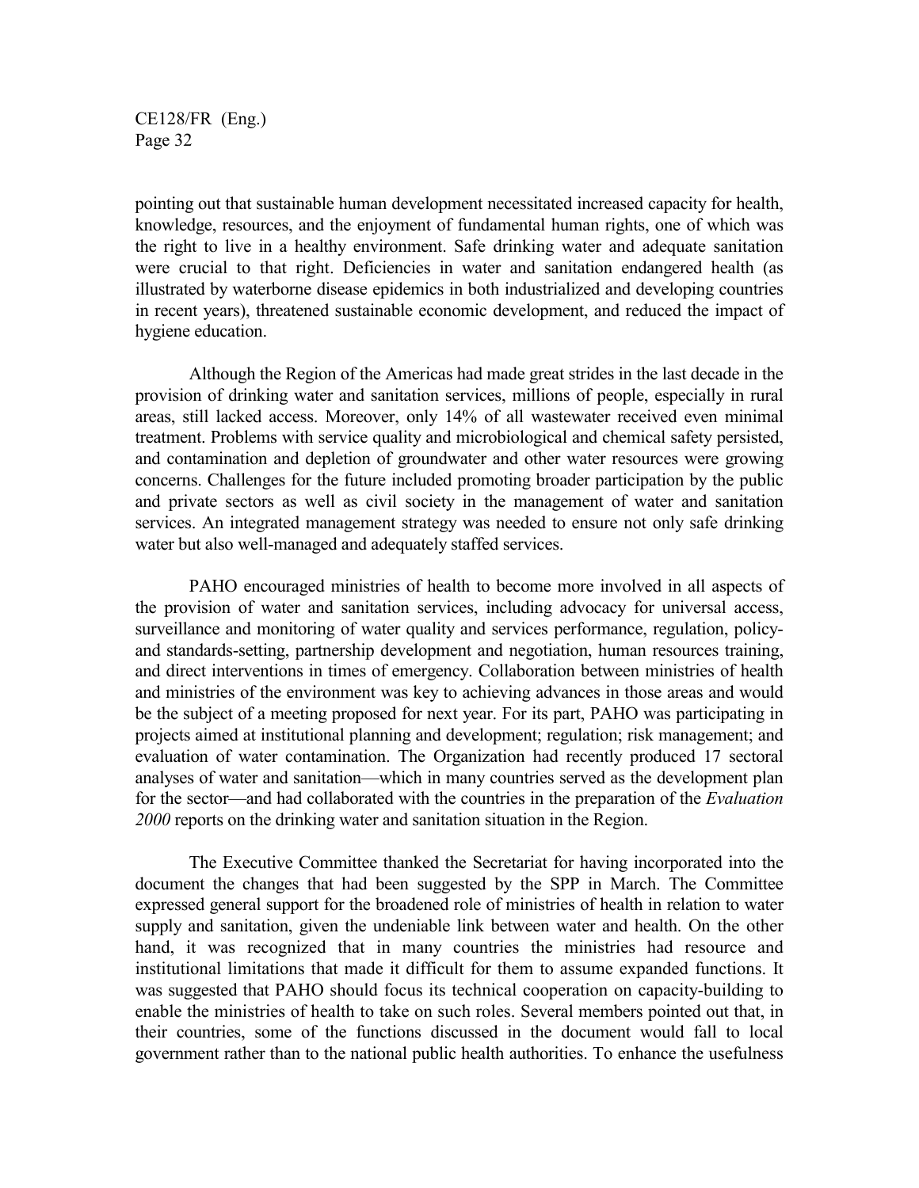pointing out that sustainable human development necessitated increased capacity for health, knowledge, resources, and the enjoyment of fundamental human rights, one of which was the right to live in a healthy environment. Safe drinking water and adequate sanitation were crucial to that right. Deficiencies in water and sanitation endangered health (as illustrated by waterborne disease epidemics in both industrialized and developing countries in recent years), threatened sustainable economic development, and reduced the impact of hygiene education.

Although the Region of the Americas had made great strides in the last decade in the provision of drinking water and sanitation services, millions of people, especially in rural areas, still lacked access. Moreover, only 14% of all wastewater received even minimal treatment. Problems with service quality and microbiological and chemical safety persisted, and contamination and depletion of groundwater and other water resources were growing concerns. Challenges for the future included promoting broader participation by the public and private sectors as well as civil society in the management of water and sanitation services. An integrated management strategy was needed to ensure not only safe drinking water but also well-managed and adequately staffed services.

PAHO encouraged ministries of health to become more involved in all aspects of the provision of water and sanitation services, including advocacy for universal access, surveillance and monitoring of water quality and services performance, regulation, policy- and standards-setting, partnership development and negotiation, human resources training, and direct interventions in times of emergency. Collaboration between ministries of health and ministries of the environment was key to achieving advances in those areas and would be the subject of a meeting proposed for next year. For its part, PAHO was participating in projects aimed at institutional planning and development; regulation; risk management; and evaluation of water contamination. The Organization had recently produced 17 sectoral analyses of water and sanitation—which in many countries served as the development plan for the sector—and had collaborated with the countries in the preparation of the *Evaluation 2000* reports on the drinking water and sanitation situation in the Region.

The Executive Committee thanked the Secretariat for having incorporated into the document the changes that had been suggested by the SPP in March. The Committee expressed general support for the broadened role of ministries of health in relation to water supply and sanitation, given the undeniable link between water and health. On the other hand, it was recognized that in many countries the ministries had resource and institutional limitations that made it difficult for them to assume expanded functions. It was suggested that PAHO should focus its technical cooperation on capacity-building to enable the ministries of health to take on such roles. Several members pointed out that, in their countries, some of the functions discussed in the document would fall to local government rather than to the national public health authorities. To enhance the usefulness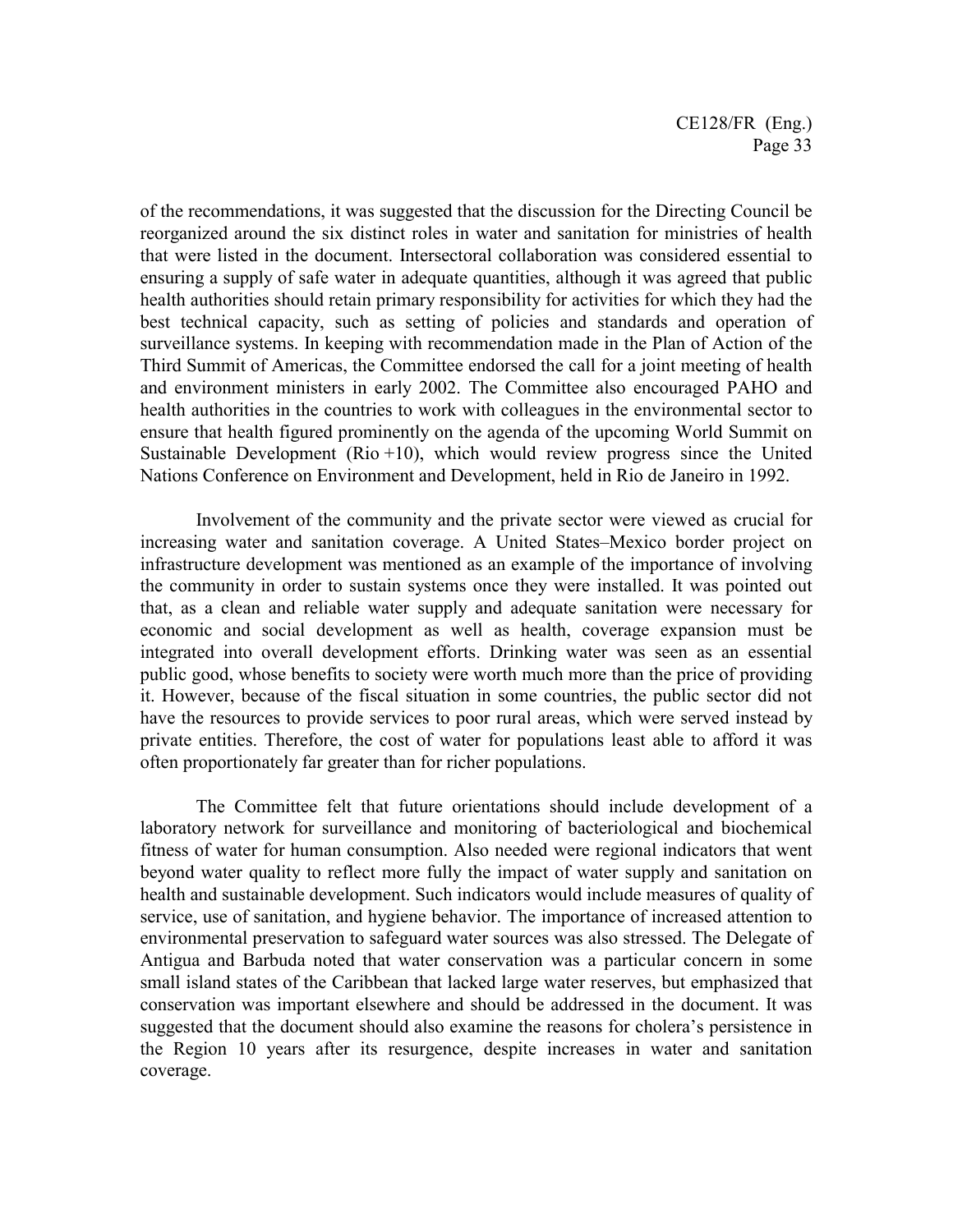of the recommendations, it was suggested that the discussion for the Directing Council be reorganized around the six distinct roles in water and sanitation for ministries of health that were listed in the document. Intersectoral collaboration was considered essential to ensuring a supply of safe water in adequate quantities, although it was agreed that public health authorities should retain primary responsibility for activities for which they had the best technical capacity, such as setting of policies and standards and operation of surveillance systems. In keeping with recommendation made in the Plan of Action of the Third Summit of Americas, the Committee endorsed the call for a joint meeting of health and environment ministers in early 2002. The Committee also encouraged PAHO and health authorities in the countries to work with colleagues in the environmental sector to ensure that health figured prominently on the agenda of the upcoming World Summit on Sustainable Development (Rio +10), which would review progress since the United Nations Conference on Environment and Development, held in Rio de Janeiro in 1992.

Involvement of the community and the private sector were viewed as crucial for increasing water and sanitation coverage. A United States–Mexico border project on infrastructure development was mentioned as an example of the importance of involving the community in order to sustain systems once they were installed. It was pointed out that, as a clean and reliable water supply and adequate sanitation were necessary for economic and social development as well as health, coverage expansion must be integrated into overall development efforts. Drinking water was seen as an essential public good, whose benefits to society were worth much more than the price of providing it. However, because of the fiscal situation in some countries, the public sector did not have the resources to provide services to poor rural areas, which were served instead by private entities. Therefore, the cost of water for populations least able to afford it was often proportionately far greater than for richer populations.

The Committee felt that future orientations should include development of a laboratory network for surveillance and monitoring of bacteriological and biochemical fitness of water for human consumption. Also needed were regional indicators that went beyond water quality to reflect more fully the impact of water supply and sanitation on health and sustainable development. Such indicators would include measures of quality of service, use of sanitation, and hygiene behavior. The importance of increased attention to environmental preservation to safeguard water sources was also stressed. The Delegate of Antigua and Barbuda noted that water conservation was a particular concern in some small island states of the Caribbean that lacked large water reserves, but emphasized that conservation was important elsewhere and should be addressed in the document. It was suggested that the document should also examine the reasons for cholera's persistence in the Region 10 years after its resurgence, despite increases in water and sanitation coverage.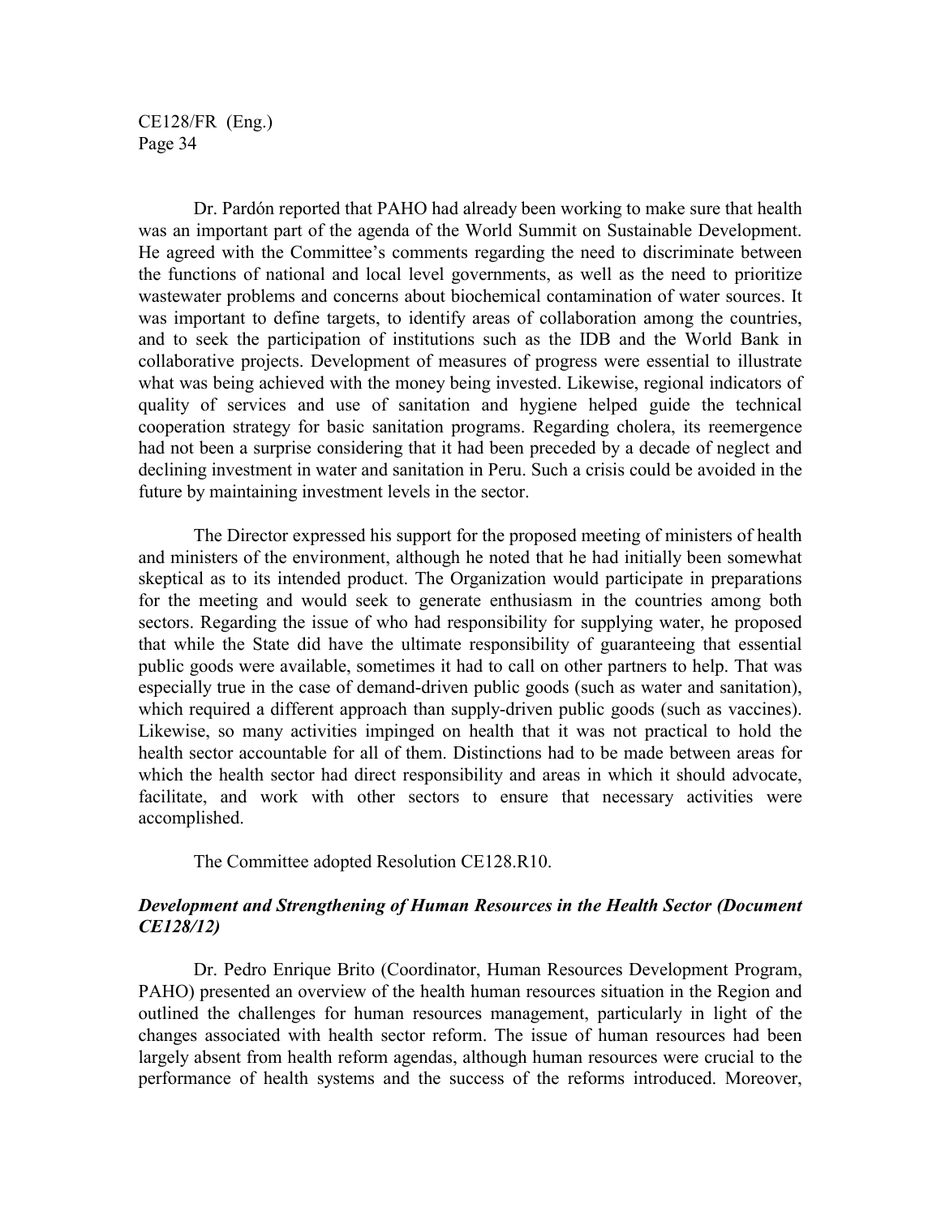Dr. Pardón reported that PAHO had already been working to make sure that health was an important part of the agenda of the World Summit on Sustainable Development. He agreed with the Committee's comments regarding the need to discriminate between the functions of national and local level governments, as well as the need to prioritize wastewater problems and concerns about biochemical contamination of water sources. It was important to define targets, to identify areas of collaboration among the countries, and to seek the participation of institutions such as the IDB and the World Bank in collaborative projects. Development of measures of progress were essential to illustrate what was being achieved with the money being invested. Likewise, regional indicators of quality of services and use of sanitation and hygiene helped guide the technical cooperation strategy for basic sanitation programs. Regarding cholera, its reemergence had not been a surprise considering that it had been preceded by a decade of neglect and declining investment in water and sanitation in Peru. Such a crisis could be avoided in the future by maintaining investment levels in the sector.

The Director expressed his support for the proposed meeting of ministers of health and ministers of the environment, although he noted that he had initially been somewhat skeptical as to its intended product. The Organization would participate in preparations for the meeting and would seek to generate enthusiasm in the countries among both sectors. Regarding the issue of who had responsibility for supplying water, he proposed that while the State did have the ultimate responsibility of guaranteeing that essential public goods were available, sometimes it had to call on other partners to help. That was especially true in the case of demand-driven public goods (such as water and sanitation), which required a different approach than supply-driven public goods (such as vaccines). Likewise, so many activities impinged on health that it was not practical to hold the health sector accountable for all of them. Distinctions had to be made between areas for which the health sector had direct responsibility and areas in which it should advocate, facilitate, and work with other sectors to ensure that necessary activities were accomplished.

The Committee adopted Resolution CE128.R10.

### *Development and Strengthening of Human Resources in the Health Sector (Document CE128/12)*

Dr. Pedro Enrique Brito (Coordinator, Human Resources Development Program, PAHO) presented an overview of the health human resources situation in the Region and outlined the challenges for human resources management, particularly in light of the changes associated with health sector reform. The issue of human resources had been largely absent from health reform agendas, although human resources were crucial to the performance of health systems and the success of the reforms introduced. Moreover,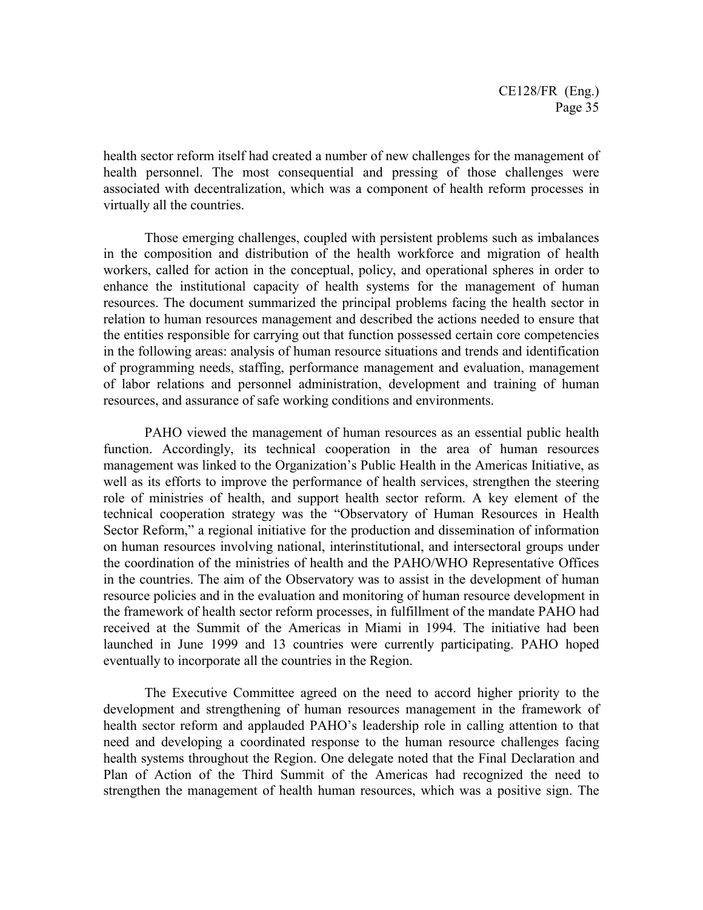health sector reform itself had created a number of new challenges for the management of health personnel. The most consequential and pressing of those challenges were associated with decentralization, which was a component of health reform processes in virtually all the countries.

Those emerging challenges, coupled with persistent problems such as imbalances in the composition and distribution of the health workforce and migration of health workers, called for action in the conceptual, policy, and operational spheres in order to enhance the institutional capacity of health systems for the management of human resources. The document summarized the principal problems facing the health sector in relation to human resources management and described the actions needed to ensure that the entities responsible for carrying out that function possessed certain core competencies in the following areas: analysis of human resource situations and trends and identification of programming needs, staffing, performance management and evaluation, management of labor relations and personnel administration, development and training of human resources, and assurance of safe working conditions and environments.

PAHO viewed the management of human resources as an essential public health function. Accordingly, its technical cooperation in the area of human resources management was linked to the Organization's Public Health in the Americas Initiative, as well as its efforts to improve the performance of health services, strengthen the steering role of ministries of health, and support health sector reform. A key element of the technical cooperation strategy was the "Observatory of Human Resources in Health Sector Reform," a regional initiative for the production and dissemination of information on human resources involving national, interinstitutional, and intersectoral groups under the coordination of the ministries of health and the PAHO/WHO Representative Offices in the countries. The aim of the Observatory was to assist in the development of human resource policies and in the evaluation and monitoring of human resource development in the framework of health sector reform processes, in fulfillment of the mandate PAHO had received at the Summit of the Americas in Miami in 1994. The initiative had been launched in June 1999 and 13 countries were currently participating. PAHO hoped eventually to incorporate all the countries in the Region.

The Executive Committee agreed on the need to accord higher priority to the development and strengthening of human resources management in the framework of health sector reform and applauded PAHO's leadership role in calling attention to that need and developing a coordinated response to the human resource challenges facing health systems throughout the Region. One delegate noted that the Final Declaration and Plan of Action of the Third Summit of the Americas had recognized the need to strengthen the management of health human resources, which was a positive sign. The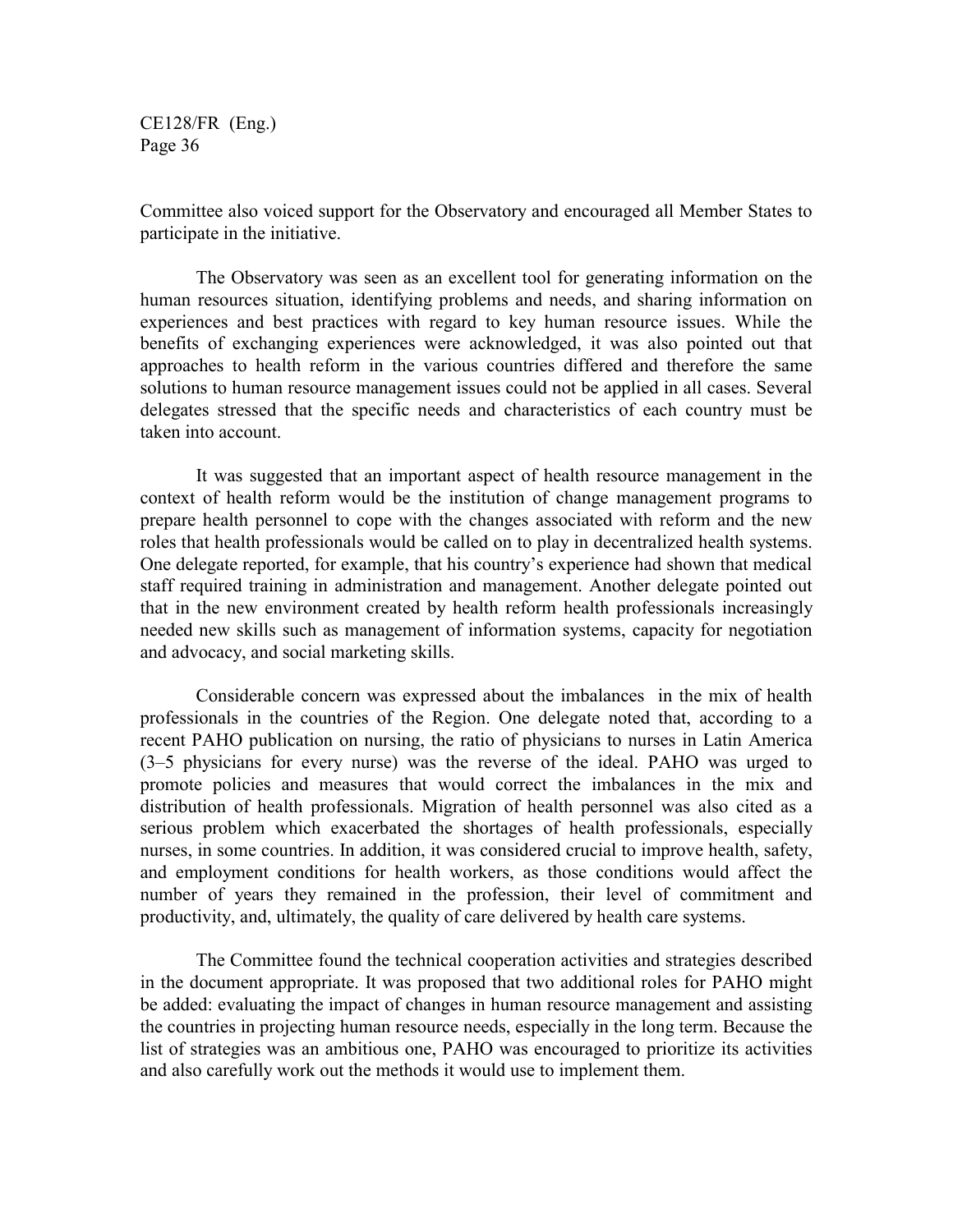Committee also voiced support for the Observatory and encouraged all Member States to participate in the initiative.

The Observatory was seen as an excellent tool for generating information on the human resources situation, identifying problems and needs, and sharing information on experiences and best practices with regard to key human resource issues. While the benefits of exchanging experiences were acknowledged, it was also pointed out that approaches to health reform in the various countries differed and therefore the same solutions to human resource management issues could not be applied in all cases. Several delegates stressed that the specific needs and characteristics of each country must be taken into account.

It was suggested that an important aspect of health resource management in the context of health reform would be the institution of change management programs to prepare health personnel to cope with the changes associated with reform and the new roles that health professionals would be called on to play in decentralized health systems. One delegate reported, for example, that his country's experience had shown that medical staff required training in administration and management. Another delegate pointed out that in the new environment created by health reform health professionals increasingly needed new skills such as management of information systems, capacity for negotiation and advocacy, and social marketing skills.

Considerable concern was expressed about the imbalances in the mix of health professionals in the countries of the Region. One delegate noted that, according to a recent PAHO publication on nursing, the ratio of physicians to nurses in Latin America (3–5 physicians for every nurse) was the reverse of the ideal. PAHO was urged to promote policies and measures that would correct the imbalances in the mix and distribution of health professionals. Migration of health personnel was also cited as a serious problem which exacerbated the shortages of health professionals, especially nurses, in some countries. In addition, it was considered crucial to improve health, safety, and employment conditions for health workers, as those conditions would affect the number of years they remained in the profession, their level of commitment and productivity, and, ultimately, the quality of care delivered by health care systems.

The Committee found the technical cooperation activities and strategies described in the document appropriate. It was proposed that two additional roles for PAHO might be added: evaluating the impact of changes in human resource management and assisting the countries in projecting human resource needs, especially in the long term. Because the list of strategies was an ambitious one, PAHO was encouraged to prioritize its activities and also carefully work out the methods it would use to implement them.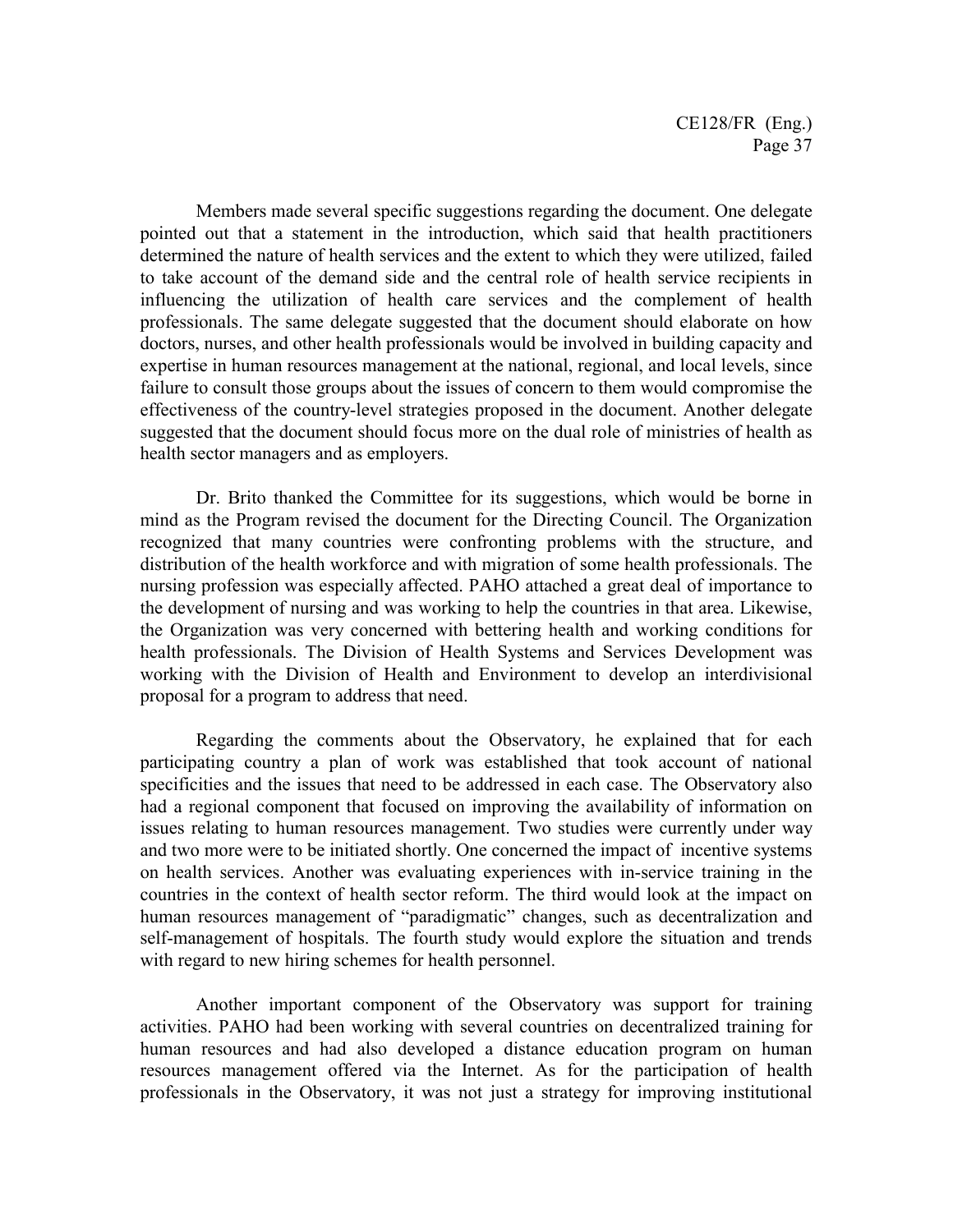Members made several specific suggestions regarding the document. One delegate pointed out that a statement in the introduction, which said that health practitioners determined the nature of health services and the extent to which they were utilized, failed to take account of the demand side and the central role of health service recipients in influencing the utilization of health care services and the complement of health professionals. The same delegate suggested that the document should elaborate on how doctors, nurses, and other health professionals would be involved in building capacity and expertise in human resources management at the national, regional, and local levels, since failure to consult those groups about the issues of concern to them would compromise the effectiveness of the country-level strategies proposed in the document. Another delegate suggested that the document should focus more on the dual role of ministries of health as health sector managers and as employers.

Dr. Brito thanked the Committee for its suggestions, which would be borne in mind as the Program revised the document for the Directing Council. The Organization recognized that many countries were confronting problems with the structure, and distribution of the health workforce and with migration of some health professionals. The nursing profession was especially affected. PAHO attached a great deal of importance to the development of nursing and was working to help the countries in that area. Likewise, the Organization was very concerned with bettering health and working conditions for health professionals. The Division of Health Systems and Services Development was working with the Division of Health and Environment to develop an interdivisional proposal for a program to address that need.

Regarding the comments about the Observatory, he explained that for each participating country a plan of work was established that took account of national specificities and the issues that need to be addressed in each case. The Observatory also had a regional component that focused on improving the availability of information on issues relating to human resources management. Two studies were currently under way and two more were to be initiated shortly. One concerned the impact of incentive systems on health services. Another was evaluating experiences with in-service training in the countries in the context of health sector reform. The third would look at the impact on human resources management of "paradigmatic" changes, such as decentralization and self-management of hospitals. The fourth study would explore the situation and trends with regard to new hiring schemes for health personnel.

Another important component of the Observatory was support for training activities. PAHO had been working with several countries on decentralized training for human resources and had also developed a distance education program on human resources management offered via the Internet. As for the participation of health professionals in the Observatory, it was not just a strategy for improving institutional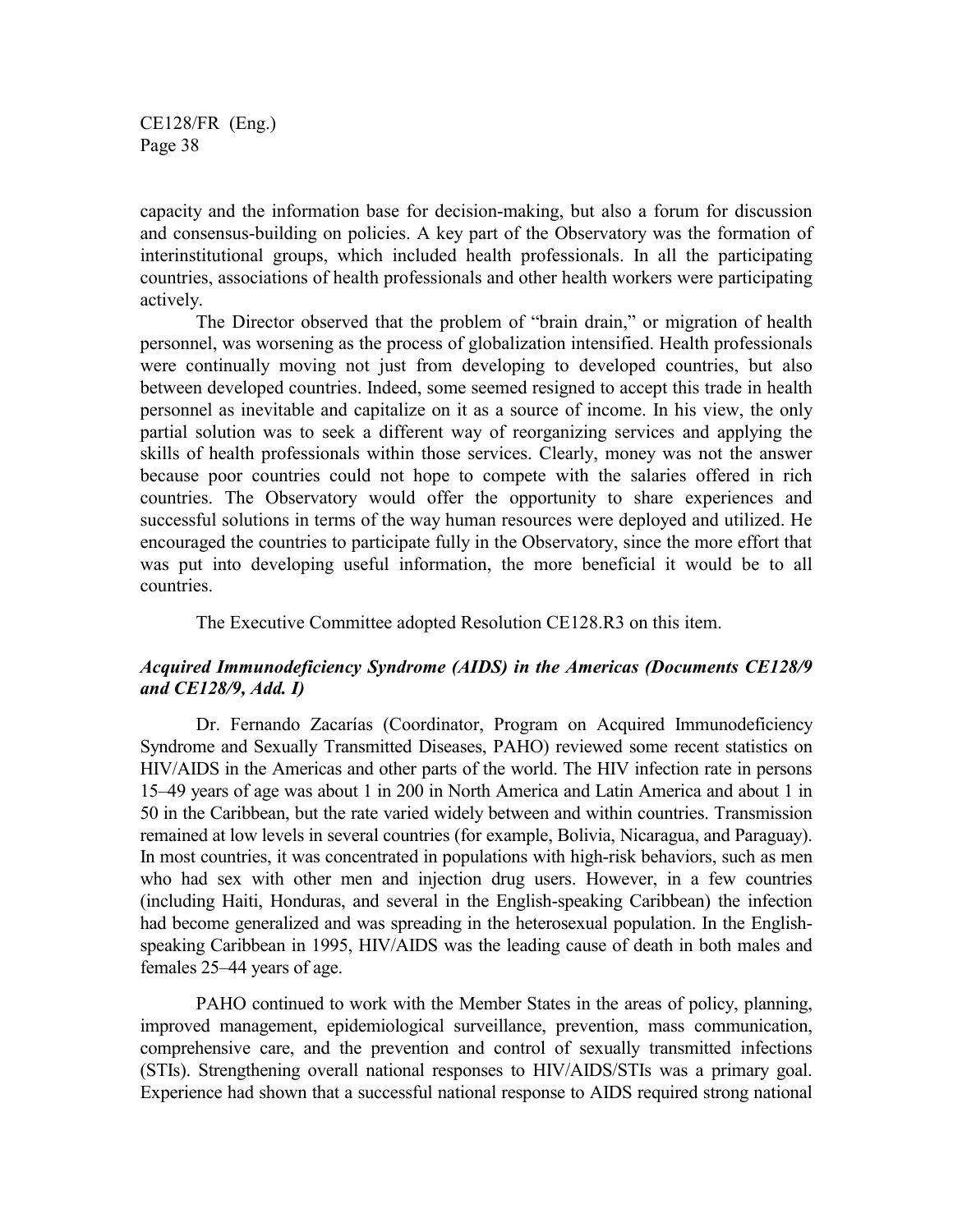capacity and the information base for decision-making, but also a forum for discussion and consensus-building on policies. A key part of the Observatory was the formation of interinstitutional groups, which included health professionals. In all the participating countries, associations of health professionals and other health workers were participating actively.

The Director observed that the problem of "brain drain," or migration of health personnel, was worsening as the process of globalization intensified. Health professionals were continually moving not just from developing to developed countries, but also between developed countries. Indeed, some seemed resigned to accept this trade in health personnel as inevitable and capitalize on it as a source of income. In his view, the only partial solution was to seek a different way of reorganizing services and applying the skills of health professionals within those services. Clearly, money was not the answer because poor countries could not hope to compete with the salaries offered in rich countries. The Observatory would offer the opportunity to share experiences and successful solutions in terms of the way human resources were deployed and utilized. He encouraged the countries to participate fully in the Observatory, since the more effort that was put into developing useful information, the more beneficial it would be to all countries.

The Executive Committee adopted Resolution CE128.R3 on this item.

### *Acquired Immunodeficiency Syndrome (AIDS) in the Americas (Documents CE128/9 and CE128/9, Add. I)*

Dr. Fernando Zacarías (Coordinator, Program on Acquired Immunodeficiency Syndrome and Sexually Transmitted Diseases, PAHO) reviewed some recent statistics on HIV/AIDS in the Americas and other parts of the world. The HIV infection rate in persons 15–49 years of age was about 1 in 200 in North America and Latin America and about 1 in 50 in the Caribbean, but the rate varied widely between and within countries. Transmission remained at low levels in several countries (for example, Bolivia, Nicaragua, and Paraguay). In most countries, it was concentrated in populations with high-risk behaviors, such as men who had sex with other men and injection drug users. However, in a few countries (including Haiti, Honduras, and several in the English-speaking Caribbean) the infection had become generalized and was spreading in the heterosexual population. In the English-speaking Caribbean in 1995, HIV/AIDS was the leading cause of death in both males and females 25–44 years of age.

PAHO continued to work with the Member States in the areas of policy, planning, improved management, epidemiological surveillance, prevention, mass communication, comprehensive care, and the prevention and control of sexually transmitted infections (STIs). Strengthening overall national responses to HIV/AIDS/STIs was a primary goal. Experience had shown that a successful national response to AIDS required strong national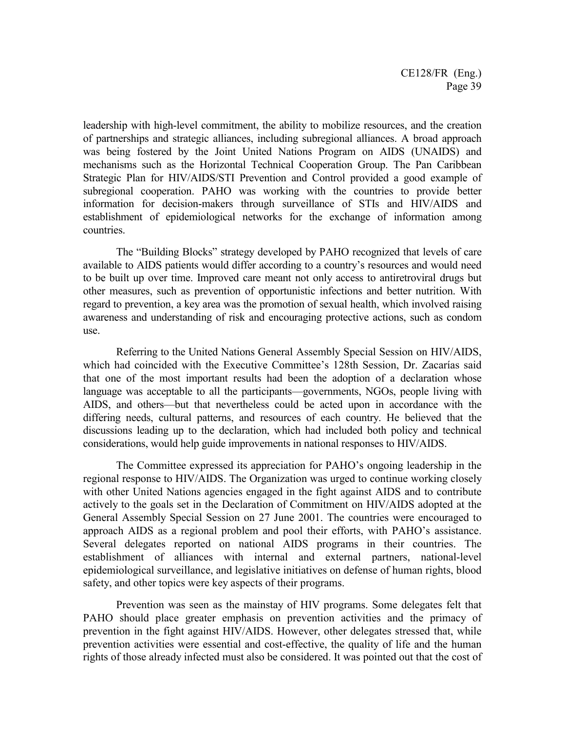leadership with high-level commitment, the ability to mobilize resources, and the creation of partnerships and strategic alliances, including subregional alliances. A broad approach was being fostered by the Joint United Nations Program on AIDS (UNAIDS) and mechanisms such as the Horizontal Technical Cooperation Group. The Pan Caribbean Strategic Plan for HIV/AIDS/STI Prevention and Control provided a good example of subregional cooperation. PAHO was working with the countries to provide better information for decision-makers through surveillance of STIs and HIV/AIDS and establishment of epidemiological networks for the exchange of information among countries.

The "Building Blocks" strategy developed by PAHO recognized that levels of care available to AIDS patients would differ according to a country's resources and would need to be built up over time. Improved care meant not only access to antiretroviral drugs but other measures, such as prevention of opportunistic infections and better nutrition. With regard to prevention, a key area was the promotion of sexual health, which involved raising awareness and understanding of risk and encouraging protective actions, such as condom use.

Referring to the United Nations General Assembly Special Session on HIV/AIDS, which had coincided with the Executive Committee's 128th Session, Dr. Zacarías said that one of the most important results had been the adoption of a declaration whose language was acceptable to all the participants—governments, NGOs, people living with AIDS, and others—but that nevertheless could be acted upon in accordance with the differing needs, cultural patterns, and resources of each country. He believed that the discussions leading up to the declaration, which had included both policy and technical considerations, would help guide improvements in national responses to HIV/AIDS.

The Committee expressed its appreciation for PAHO's ongoing leadership in the regional response to HIV/AIDS. The Organization was urged to continue working closely with other United Nations agencies engaged in the fight against AIDS and to contribute actively to the goals set in the Declaration of Commitment on HIV/AIDS adopted at the General Assembly Special Session on 27 June 2001. The countries were encouraged to approach AIDS as a regional problem and pool their efforts, with PAHO's assistance. Several delegates reported on national AIDS programs in their countries. The establishment of alliances with internal and external partners, national-level epidemiological surveillance, and legislative initiatives on defense of human rights, blood safety, and other topics were key aspects of their programs.

Prevention was seen as the mainstay of HIV programs. Some delegates felt that PAHO should place greater emphasis on prevention activities and the primacy of prevention in the fight against HIV/AIDS. However, other delegates stressed that, while prevention activities were essential and cost-effective, the quality of life and the human rights of those already infected must also be considered. It was pointed out that the cost of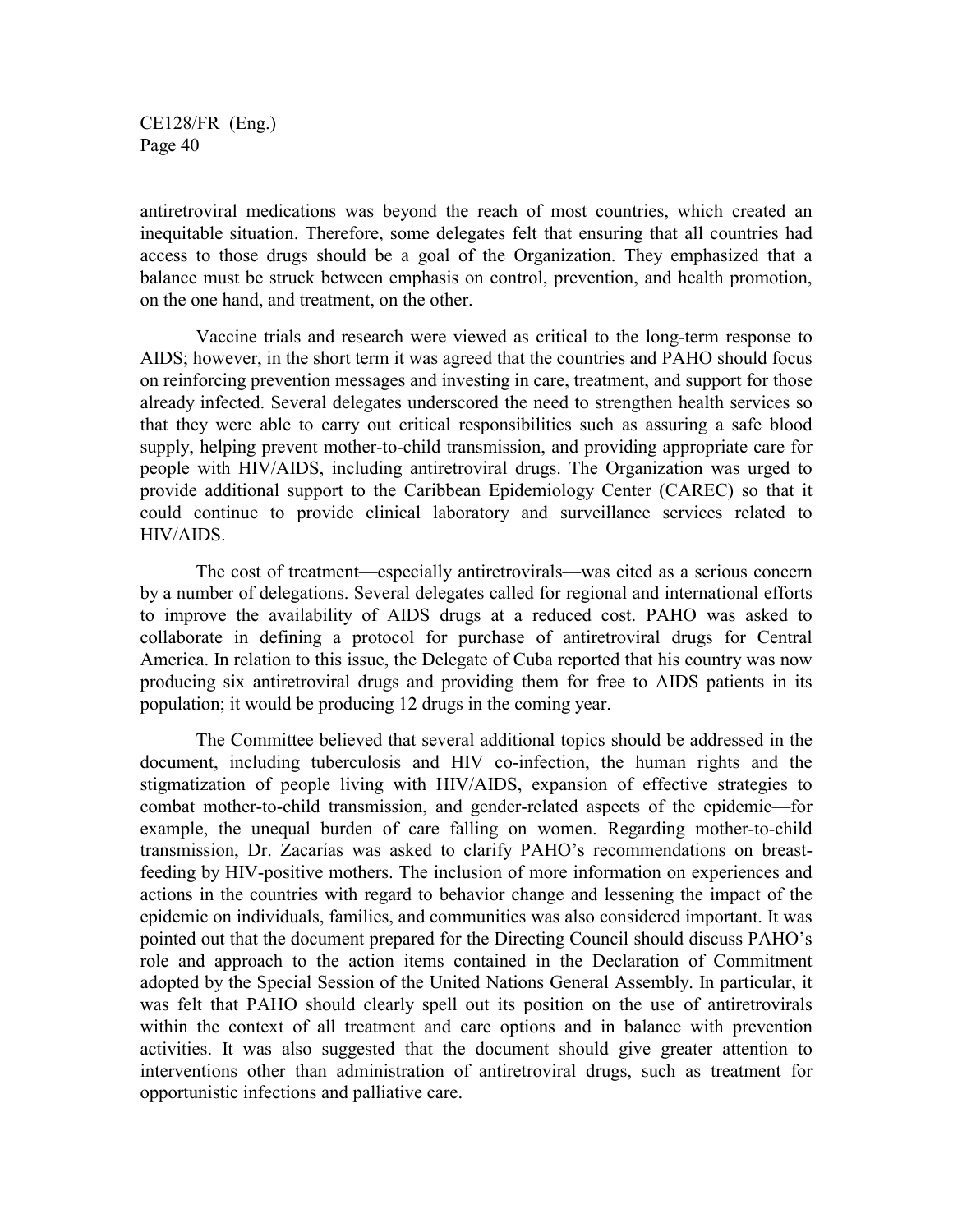antiretroviral medications was beyond the reach of most countries, which created an inequitable situation. Therefore, some delegates felt that ensuring that all countries had access to those drugs should be a goal of the Organization. They emphasized that a balance must be struck between emphasis on control, prevention, and health promotion, on the one hand, and treatment, on the other.

Vaccine trials and research were viewed as critical to the long-term response to AIDS; however, in the short term it was agreed that the countries and PAHO should focus on reinforcing prevention messages and investing in care, treatment, and support for those already infected. Several delegates underscored the need to strengthen health services so that they were able to carry out critical responsibilities such as assuring a safe blood supply, helping prevent mother-to-child transmission, and providing appropriate care for people with HIV/AIDS, including antiretroviral drugs. The Organization was urged to provide additional support to the Caribbean Epidemiology Center (CAREC) so that it could continue to provide clinical laboratory and surveillance services related to HIV/AIDS.

The cost of treatment—especially antiretrovirals—was cited as a serious concern by a number of delegations. Several delegates called for regional and international efforts to improve the availability of AIDS drugs at a reduced cost. PAHO was asked to collaborate in defining a protocol for purchase of antiretroviral drugs for Central America. In relation to this issue, the Delegate of Cuba reported that his country was now producing six antiretroviral drugs and providing them for free to AIDS patients in its population; it would be producing 12 drugs in the coming year.

The Committee believed that several additional topics should be addressed in the document, including tuberculosis and HIV co-infection, the human rights and the stigmatization of people living with HIV/AIDS, expansion of effective strategies to combat mother-to-child transmission, and gender-related aspects of the epidemic—for example, the unequal burden of care falling on women. Regarding mother-to-child transmission, Dr. Zacarías was asked to clarify PAHO's recommendations on breast-feeding by HIV-positive mothers. The inclusion of more information on experiences and actions in the countries with regard to behavior change and lessening the impact of the epidemic on individuals, families, and communities was also considered important. It was pointed out that the document prepared for the Directing Council should discuss PAHO's role and approach to the action items contained in the Declaration of Commitment adopted by the Special Session of the United Nations General Assembly. In particular, it was felt that PAHO should clearly spell out its position on the use of antiretrovirals within the context of all treatment and care options and in balance with prevention activities. It was also suggested that the document should give greater attention to interventions other than administration of antiretroviral drugs, such as treatment for opportunistic infections and palliative care.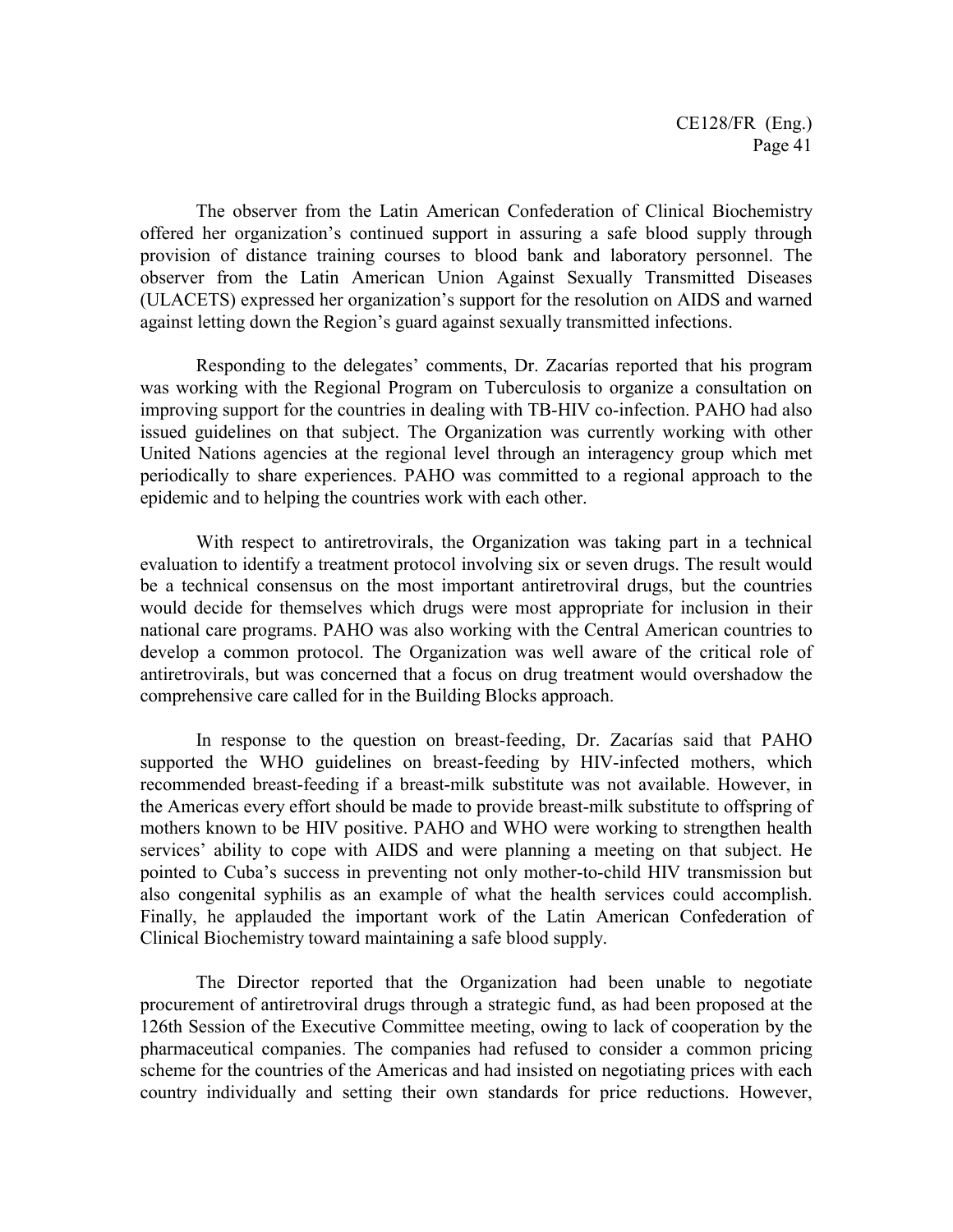The observer from the Latin American Confederation of Clinical Biochemistry offered her organization's continued support in assuring a safe blood supply through provision of distance training courses to blood bank and laboratory personnel. The observer from the Latin American Union Against Sexually Transmitted Diseases (ULACETS) expressed her organization's support for the resolution on AIDS and warned against letting down the Region's guard against sexually transmitted infections.

Responding to the delegates' comments, Dr. Zacarías reported that his program was working with the Regional Program on Tuberculosis to organize a consultation on improving support for the countries in dealing with TB-HIV co-infection. PAHO had also issued guidelines on that subject. The Organization was currently working with other United Nations agencies at the regional level through an interagency group which met periodically to share experiences. PAHO was committed to a regional approach to the epidemic and to helping the countries work with each other.

With respect to antiretrovirals, the Organization was taking part in a technical evaluation to identify a treatment protocol involving six or seven drugs. The result would be a technical consensus on the most important antiretroviral drugs, but the countries would decide for themselves which drugs were most appropriate for inclusion in their national care programs. PAHO was also working with the Central American countries to develop a common protocol. The Organization was well aware of the critical role of antiretrovirals, but was concerned that a focus on drug treatment would overshadow the comprehensive care called for in the Building Blocks approach.

In response to the question on breast-feeding, Dr. Zacarías said that PAHO supported the WHO guidelines on breast-feeding by HIV-infected mothers, which recommended breast-feeding if a breast-milk substitute was not available. However, in the Americas every effort should be made to provide breast-milk substitute to offspring of mothers known to be HIV positive. PAHO and WHO were working to strengthen health services' ability to cope with AIDS and were planning a meeting on that subject. He pointed to Cuba's success in preventing not only mother-to-child HIV transmission but also congenital syphilis as an example of what the health services could accomplish. Finally, he applauded the important work of the Latin American Confederation of Clinical Biochemistry toward maintaining a safe blood supply.

The Director reported that the Organization had been unable to negotiate procurement of antiretroviral drugs through a strategic fund, as had been proposed at the 126th Session of the Executive Committee meeting, owing to lack of cooperation by the pharmaceutical companies. The companies had refused to consider a common pricing scheme for the countries of the Americas and had insisted on negotiating prices with each country individually and setting their own standards for price reductions. However,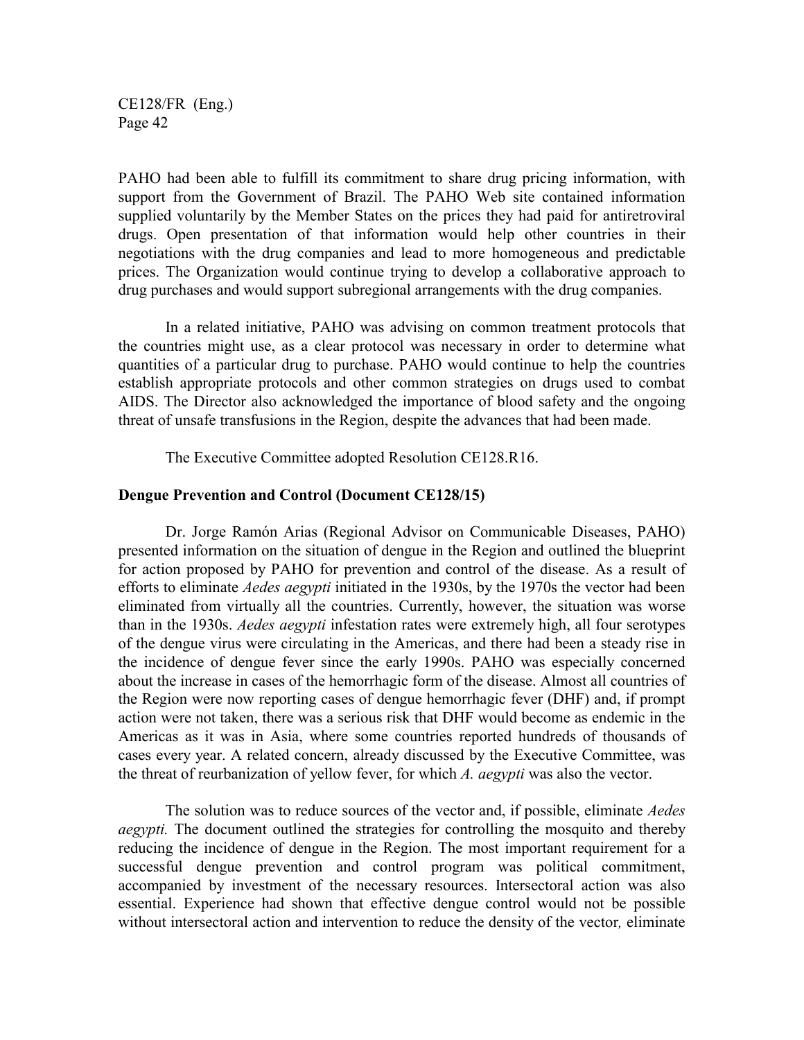PAHO had been able to fulfill its commitment to share drug pricing information, with support from the Government of Brazil. The PAHO Web site contained information supplied voluntarily by the Member States on the prices they had paid for antiretroviral drugs. Open presentation of that information would help other countries in their negotiations with the drug companies and lead to more homogeneous and predictable prices. The Organization would continue trying to develop a collaborative approach to drug purchases and would support subregional arrangements with the drug companies.

In a related initiative, PAHO was advising on common treatment protocols that the countries might use, as a clear protocol was necessary in order to determine what quantities of a particular drug to purchase. PAHO would continue to help the countries establish appropriate protocols and other common strategies on drugs used to combat AIDS. The Director also acknowledged the importance of blood safety and the ongoing threat of unsafe transfusions in the Region, despite the advances that had been made.

The Executive Committee adopted Resolution CE128.R16.

**Dengue Prevention and Control (Document CE128/15)**

Dr. Jorge Ramón Arias (Regional Advisor on Communicable Diseases, PAHO) presented information on the situation of dengue in the Region and outlined the blueprint for action proposed by PAHO for prevention and control of the disease. As a result of efforts to eliminate *Aedes aegypti* initiated in the 1930s, by the 1970s the vector had been eliminated from virtually all the countries. Currently, however, the situation was worse than in the 1930s. *Aedes aegypti* infestation rates were extremely high, all four serotypes of the dengue virus were circulating in the Americas, and there had been a steady rise in the incidence of dengue fever since the early 1990s. PAHO was especially concerned about the increase in cases of the hemorrhagic form of the disease. Almost all countries of the Region were now reporting cases of dengue hemorrhagic fever (DHF) and, if prompt action were not taken, there was a serious risk that DHF would become as endemic in the Americas as it was in Asia, where some countries reported hundreds of thousands of cases every year. A related concern, already discussed by the Executive Committee, was the threat of reurbanization of yellow fever, for which *A. aegypti* was also the vector.

The solution was to reduce sources of the vector and, if possible, eliminate *Aedes aegypti.* The document outlined the strategies for controlling the mosquito and thereby reducing the incidence of dengue in the Region. The most important requirement for a successful dengue prevention and control program was political commitment, accompanied by investment of the necessary resources. Intersectoral action was also essential. Experience had shown that effective dengue control would not be possible without intersectoral action and intervention to reduce the density of the vector*,* eliminate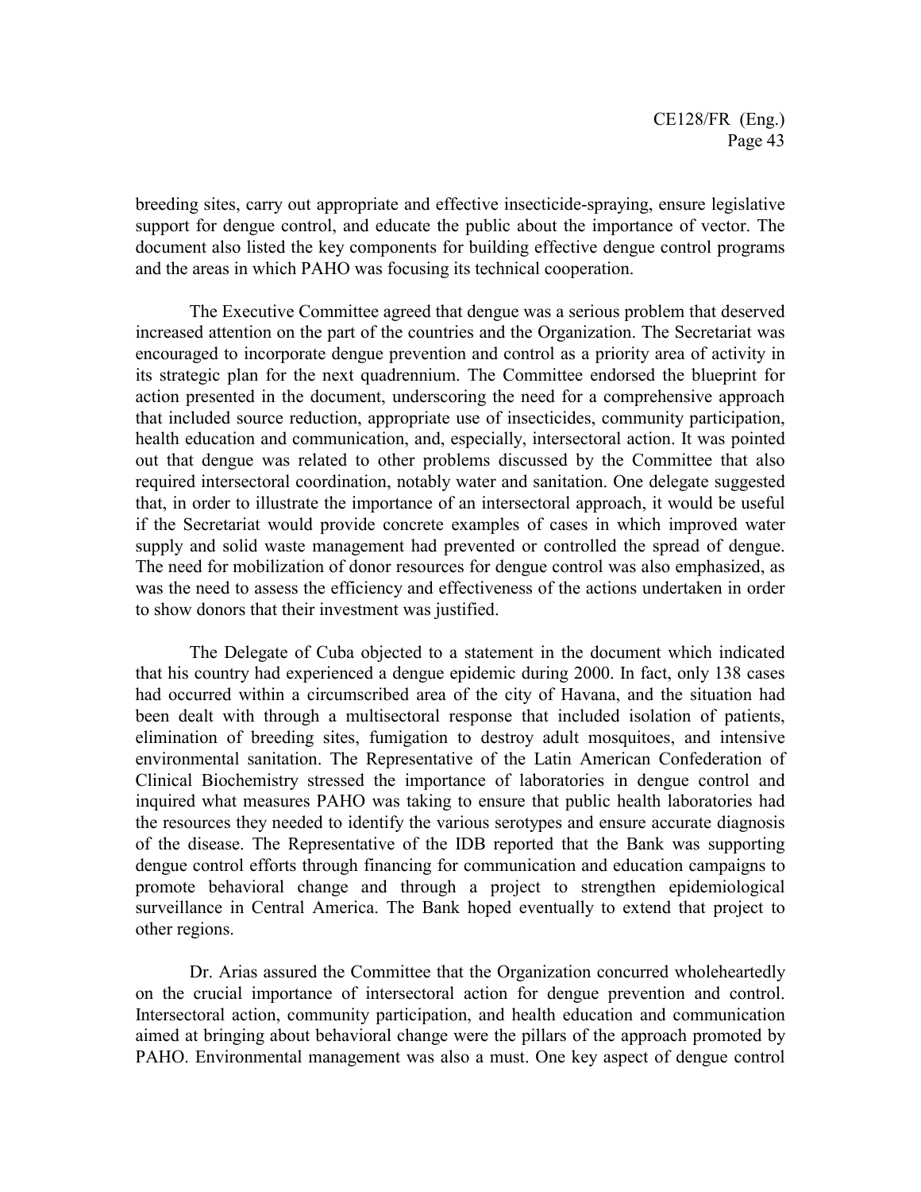breeding sites, carry out appropriate and effective insecticide-spraying, ensure legislative support for dengue control, and educate the public about the importance of vector. The document also listed the key components for building effective dengue control programs and the areas in which PAHO was focusing its technical cooperation.

The Executive Committee agreed that dengue was a serious problem that deserved increased attention on the part of the countries and the Organization. The Secretariat was encouraged to incorporate dengue prevention and control as a priority area of activity in its strategic plan for the next quadrennium. The Committee endorsed the blueprint for action presented in the document, underscoring the need for a comprehensive approach that included source reduction, appropriate use of insecticides, community participation, health education and communication, and, especially, intersectoral action. It was pointed out that dengue was related to other problems discussed by the Committee that also required intersectoral coordination, notably water and sanitation. One delegate suggested that, in order to illustrate the importance of an intersectoral approach, it would be useful if the Secretariat would provide concrete examples of cases in which improved water supply and solid waste management had prevented or controlled the spread of dengue. The need for mobilization of donor resources for dengue control was also emphasized, as was the need to assess the efficiency and effectiveness of the actions undertaken in order to show donors that their investment was justified.

The Delegate of Cuba objected to a statement in the document which indicated that his country had experienced a dengue epidemic during 2000. In fact, only 138 cases had occurred within a circumscribed area of the city of Havana, and the situation had been dealt with through a multisectoral response that included isolation of patients, elimination of breeding sites, fumigation to destroy adult mosquitoes, and intensive environmental sanitation. The Representative of the Latin American Confederation of Clinical Biochemistry stressed the importance of laboratories in dengue control and inquired what measures PAHO was taking to ensure that public health laboratories had the resources they needed to identify the various serotypes and ensure accurate diagnosis of the disease. The Representative of the IDB reported that the Bank was supporting dengue control efforts through financing for communication and education campaigns to promote behavioral change and through a project to strengthen epidemiological surveillance in Central America. The Bank hoped eventually to extend that project to other regions.

Dr. Arias assured the Committee that the Organization concurred wholeheartedly on the crucial importance of intersectoral action for dengue prevention and control. Intersectoral action, community participation, and health education and communication aimed at bringing about behavioral change were the pillars of the approach promoted by PAHO. Environmental management was also a must. One key aspect of dengue control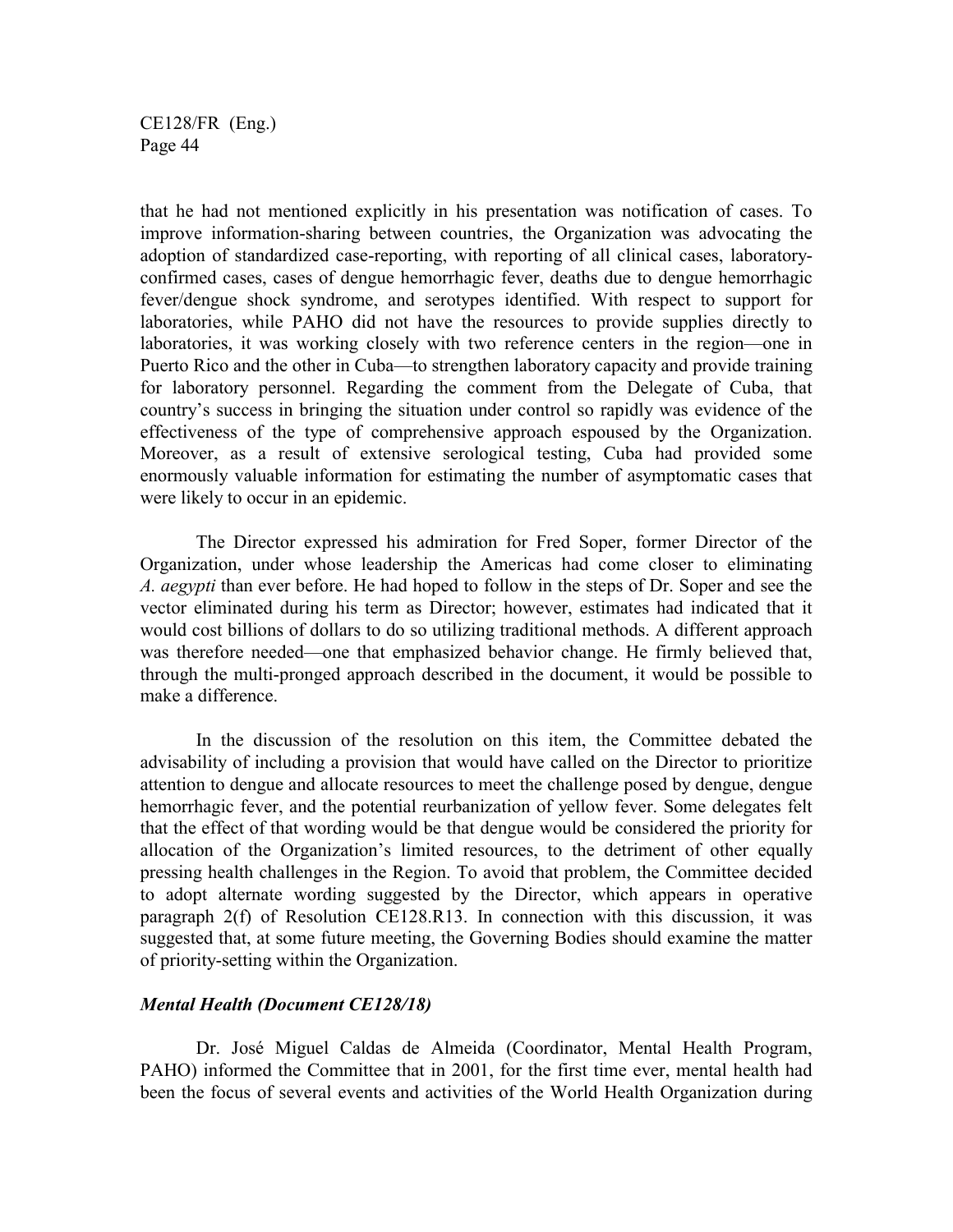that he had not mentioned explicitly in his presentation was notification of cases. To improve information-sharing between countries, the Organization was advocating the adoption of standardized case-reporting, with reporting of all clinical cases, laboratory-confirmed cases, cases of dengue hemorrhagic fever, deaths due to dengue hemorrhagic fever/dengue shock syndrome, and serotypes identified. With respect to support for laboratories, while PAHO did not have the resources to provide supplies directly to laboratories, it was working closely with two reference centers in the region—one in Puerto Rico and the other in Cuba—to strengthen laboratory capacity and provide training for laboratory personnel. Regarding the comment from the Delegate of Cuba, that country's success in bringing the situation under control so rapidly was evidence of the effectiveness of the type of comprehensive approach espoused by the Organization. Moreover, as a result of extensive serological testing, Cuba had provided some enormously valuable information for estimating the number of asymptomatic cases that were likely to occur in an epidemic.

The Director expressed his admiration for Fred Soper, former Director of the Organization, under whose leadership the Americas had come closer to eliminating *A. aegypti* than ever before. He had hoped to follow in the steps of Dr. Soper and see the vector eliminated during his term as Director; however, estimates had indicated that it would cost billions of dollars to do so utilizing traditional methods. A different approach was therefore needed—one that emphasized behavior change. He firmly believed that, through the multi-pronged approach described in the document, it would be possible to make a difference.

In the discussion of the resolution on this item, the Committee debated the advisability of including a provision that would have called on the Director to prioritize attention to dengue and allocate resources to meet the challenge posed by dengue, dengue hemorrhagic fever, and the potential reurbanization of yellow fever. Some delegates felt that the effect of that wording would be that dengue would be considered the priority for allocation of the Organization's limited resources, to the detriment of other equally pressing health challenges in the Region. To avoid that problem, the Committee decided to adopt alternate wording suggested by the Director, which appears in operative paragraph 2(f) of Resolution CE128.R13. In connection with this discussion, it was suggested that, at some future meeting, the Governing Bodies should examine the matter of priority-setting within the Organization.

### *Mental Health (Document CE128/18)*

Dr. José Miguel Caldas de Almeida (Coordinator, Mental Health Program, PAHO) informed the Committee that in 2001, for the first time ever, mental health had been the focus of several events and activities of the World Health Organization during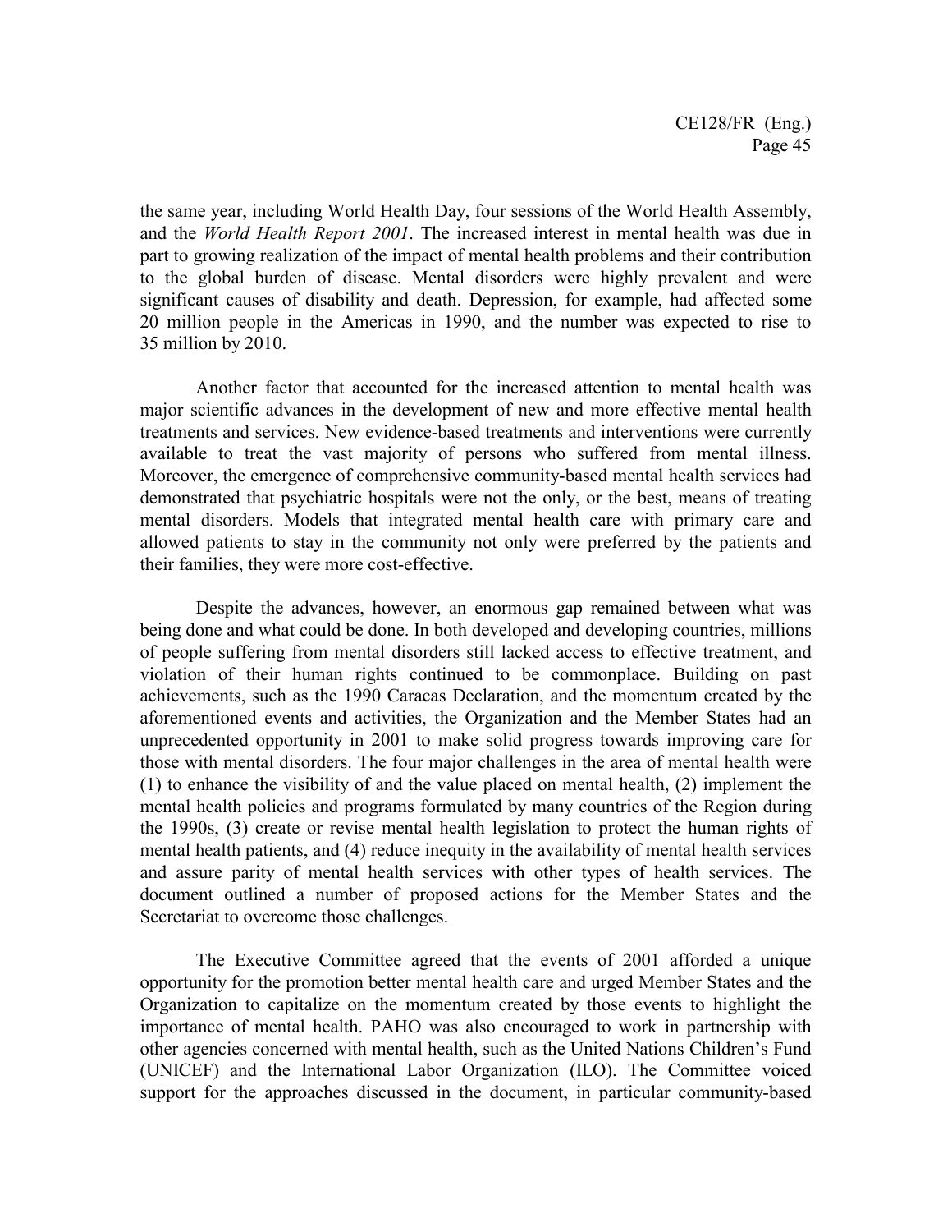the same year, including World Health Day, four sessions of the World Health Assembly, and the *World Health Report 2001*. The increased interest in mental health was due in part to growing realization of the impact of mental health problems and their contribution to the global burden of disease. Mental disorders were highly prevalent and were significant causes of disability and death. Depression, for example, had affected some 20 million people in the Americas in 1990, and the number was expected to rise to 35 million by 2010.

Another factor that accounted for the increased attention to mental health was major scientific advances in the development of new and more effective mental health treatments and services. New evidence-based treatments and interventions were currently available to treat the vast majority of persons who suffered from mental illness. Moreover, the emergence of comprehensive community-based mental health services had demonstrated that psychiatric hospitals were not the only, or the best, means of treating mental disorders. Models that integrated mental health care with primary care and allowed patients to stay in the community not only were preferred by the patients and their families, they were more cost-effective.

Despite the advances, however, an enormous gap remained between what was being done and what could be done. In both developed and developing countries, millions of people suffering from mental disorders still lacked access to effective treatment, and violation of their human rights continued to be commonplace. Building on past achievements, such as the 1990 Caracas Declaration, and the momentum created by the aforementioned events and activities, the Organization and the Member States had an unprecedented opportunity in 2001 to make solid progress towards improving care for those with mental disorders. The four major challenges in the area of mental health were (1) to enhance the visibility of and the value placed on mental health, (2) implement the mental health policies and programs formulated by many countries of the Region during the 1990s, (3) create or revise mental health legislation to protect the human rights of mental health patients, and (4) reduce inequity in the availability of mental health services and assure parity of mental health services with other types of health services. The document outlined a number of proposed actions for the Member States and the Secretariat to overcome those challenges.

The Executive Committee agreed that the events of 2001 afforded a unique opportunity for the promotion better mental health care and urged Member States and the Organization to capitalize on the momentum created by those events to highlight the importance of mental health. PAHO was also encouraged to work in partnership with other agencies concerned with mental health, such as the United Nations Children's Fund (UNICEF) and the International Labor Organization (ILO). The Committee voiced support for the approaches discussed in the document, in particular community-based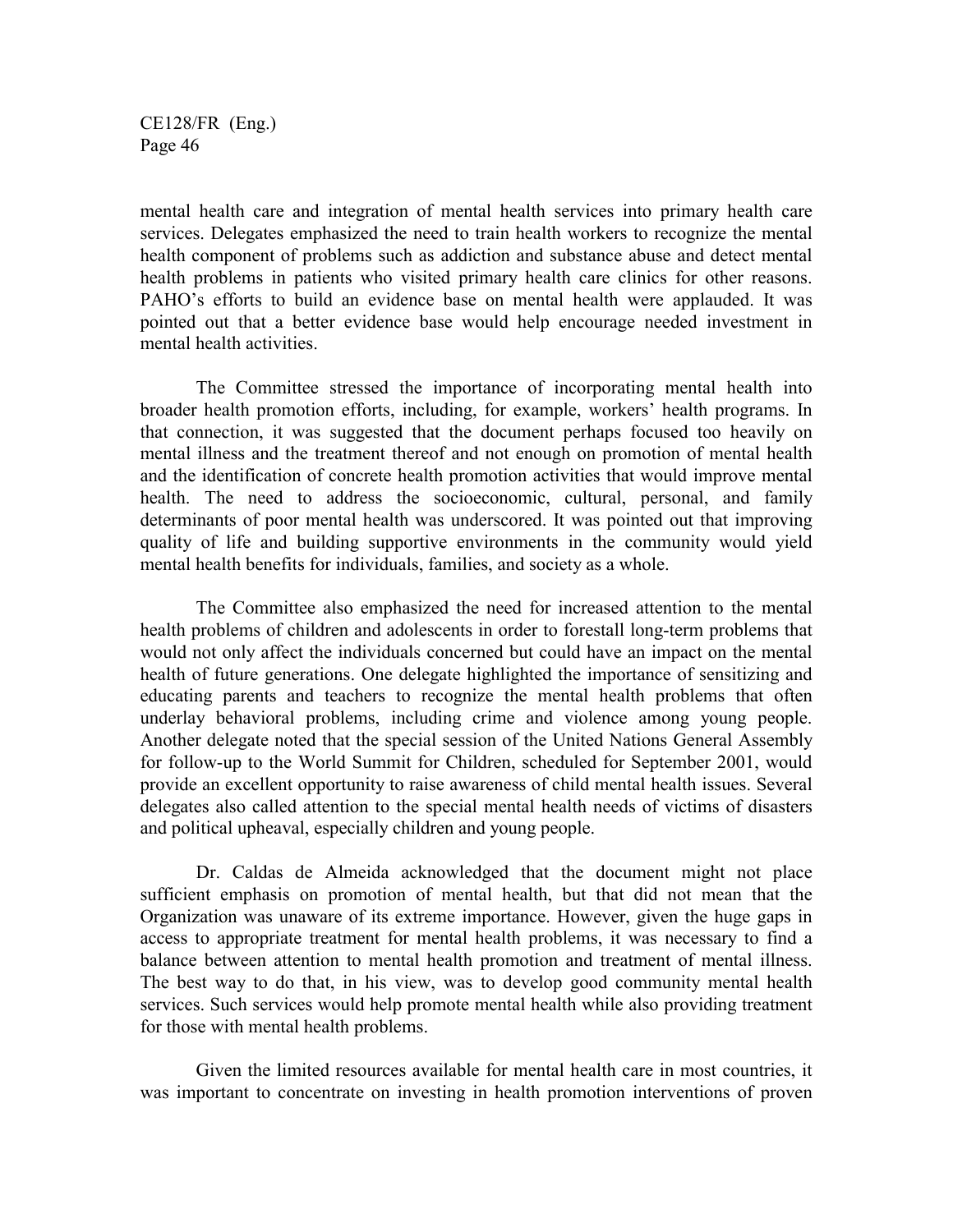mental health care and integration of mental health services into primary health care services. Delegates emphasized the need to train health workers to recognize the mental health component of problems such as addiction and substance abuse and detect mental health problems in patients who visited primary health care clinics for other reasons. PAHO's efforts to build an evidence base on mental health were applauded. It was pointed out that a better evidence base would help encourage needed investment in mental health activities.

The Committee stressed the importance of incorporating mental health into broader health promotion efforts, including, for example, workers' health programs. In that connection, it was suggested that the document perhaps focused too heavily on mental illness and the treatment thereof and not enough on promotion of mental health and the identification of concrete health promotion activities that would improve mental health. The need to address the socioeconomic, cultural, personal, and family determinants of poor mental health was underscored. It was pointed out that improving quality of life and building supportive environments in the community would yield mental health benefits for individuals, families, and society as a whole.

The Committee also emphasized the need for increased attention to the mental health problems of children and adolescents in order to forestall long-term problems that would not only affect the individuals concerned but could have an impact on the mental health of future generations. One delegate highlighted the importance of sensitizing and educating parents and teachers to recognize the mental health problems that often underlay behavioral problems, including crime and violence among young people. Another delegate noted that the special session of the United Nations General Assembly for follow-up to the World Summit for Children, scheduled for September 2001, would provide an excellent opportunity to raise awareness of child mental health issues. Several delegates also called attention to the special mental health needs of victims of disasters and political upheaval, especially children and young people.

Dr. Caldas de Almeida acknowledged that the document might not place sufficient emphasis on promotion of mental health, but that did not mean that the Organization was unaware of its extreme importance. However, given the huge gaps in access to appropriate treatment for mental health problems, it was necessary to find a balance between attention to mental health promotion and treatment of mental illness. The best way to do that, in his view, was to develop good community mental health services. Such services would help promote mental health while also providing treatment for those with mental health problems.

Given the limited resources available for mental health care in most countries, it was important to concentrate on investing in health promotion interventions of proven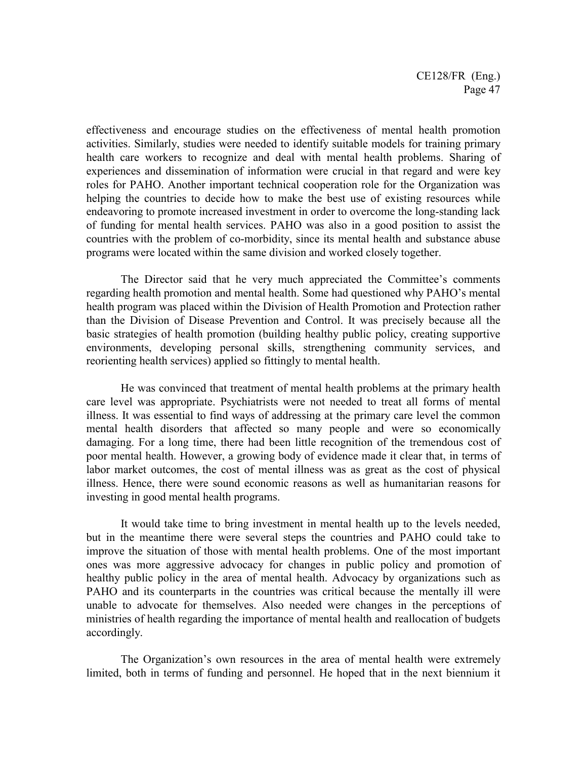effectiveness and encourage studies on the effectiveness of mental health promotion activities. Similarly, studies were needed to identify suitable models for training primary health care workers to recognize and deal with mental health problems. Sharing of experiences and dissemination of information were crucial in that regard and were key roles for PAHO. Another important technical cooperation role for the Organization was helping the countries to decide how to make the best use of existing resources while endeavoring to promote increased investment in order to overcome the long-standing lack of funding for mental health services. PAHO was also in a good position to assist the countries with the problem of co-morbidity, since its mental health and substance abuse programs were located within the same division and worked closely together.

The Director said that he very much appreciated the Committee's comments regarding health promotion and mental health. Some had questioned why PAHO's mental health program was placed within the Division of Health Promotion and Protection rather than the Division of Disease Prevention and Control. It was precisely because all the basic strategies of health promotion (building healthy public policy, creating supportive environments, developing personal skills, strengthening community services, and reorienting health services) applied so fittingly to mental health.

He was convinced that treatment of mental health problems at the primary health care level was appropriate. Psychiatrists were not needed to treat all forms of mental illness. It was essential to find ways of addressing at the primary care level the common mental health disorders that affected so many people and were so economically damaging. For a long time, there had been little recognition of the tremendous cost of poor mental health. However, a growing body of evidence made it clear that, in terms of labor market outcomes, the cost of mental illness was as great as the cost of physical illness. Hence, there were sound economic reasons as well as humanitarian reasons for investing in good mental health programs.

It would take time to bring investment in mental health up to the levels needed, but in the meantime there were several steps the countries and PAHO could take to improve the situation of those with mental health problems. One of the most important ones was more aggressive advocacy for changes in public policy and promotion of healthy public policy in the area of mental health. Advocacy by organizations such as PAHO and its counterparts in the countries was critical because the mentally ill were unable to advocate for themselves. Also needed were changes in the perceptions of ministries of health regarding the importance of mental health and reallocation of budgets accordingly.

The Organization's own resources in the area of mental health were extremely limited, both in terms of funding and personnel. He hoped that in the next biennium it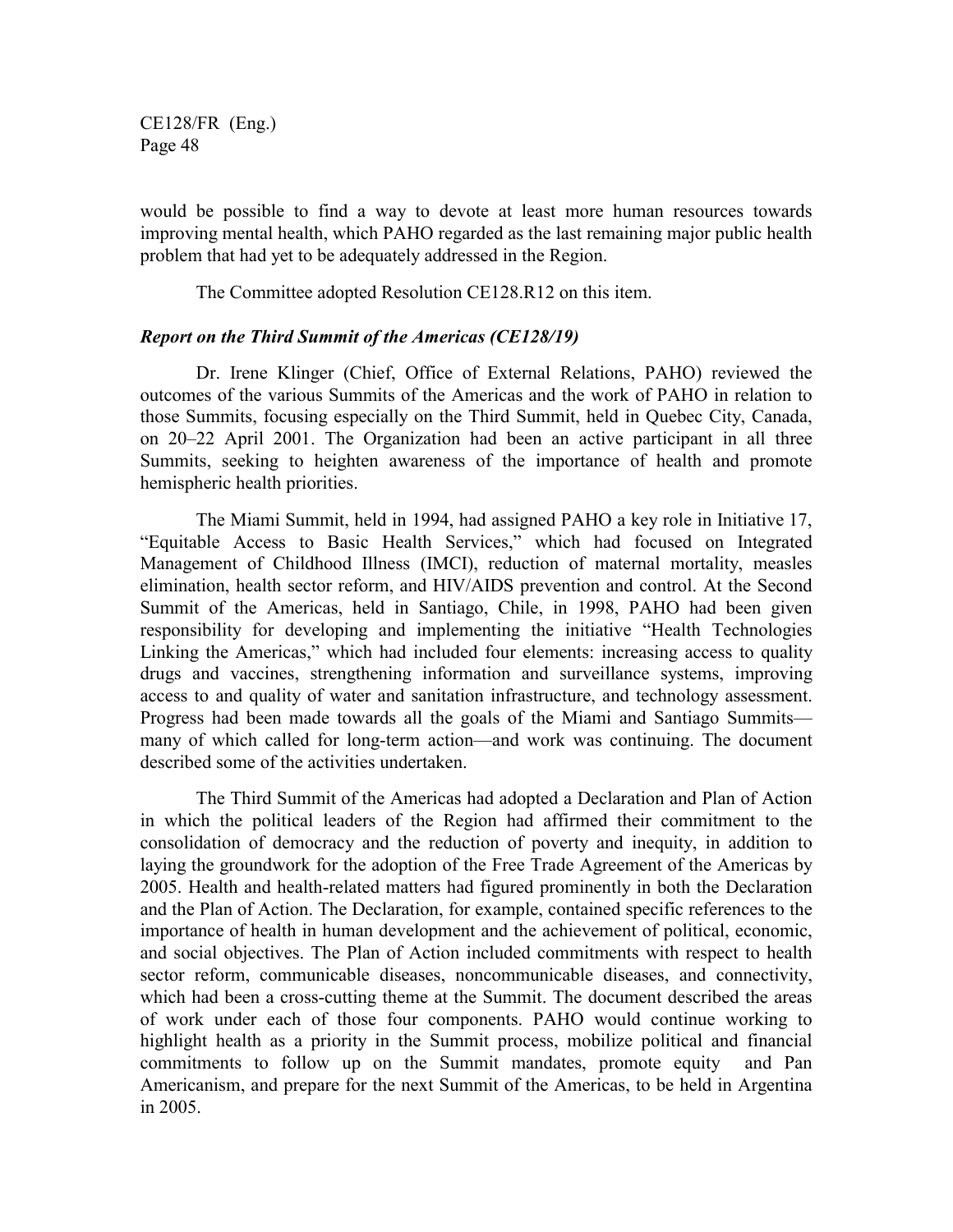would be possible to find a way to devote at least more human resources towards improving mental health, which PAHO regarded as the last remaining major public health problem that had yet to be adequately addressed in the Region.

The Committee adopted Resolution CE128.R12 on this item.

***Report on the Third Summit of the Americas (CE128/19)***

Dr. Irene Klinger (Chief, Office of External Relations, PAHO) reviewed the outcomes of the various Summits of the Americas and the work of PAHO in relation to those Summits, focusing especially on the Third Summit, held in Quebec City, Canada, on 20–22 April 2001. The Organization had been an active participant in all three Summits, seeking to heighten awareness of the importance of health and promote hemispheric health priorities.

The Miami Summit, held in 1994, had assigned PAHO a key role in Initiative 17, "Equitable Access to Basic Health Services," which had focused on Integrated Management of Childhood Illness (IMCI), reduction of maternal mortality, measles elimination, health sector reform, and HIV/AIDS prevention and control. At the Second Summit of the Americas, held in Santiago, Chile, in 1998, PAHO had been given responsibility for developing and implementing the initiative "Health Technologies Linking the Americas," which had included four elements: increasing access to quality drugs and vaccines, strengthening information and surveillance systems, improving access to and quality of water and sanitation infrastructure, and technology assessment. Progress had been made towards all the goals of the Miami and Santiago Summits—many of which called for long-term action—and work was continuing. The document described some of the activities undertaken.

The Third Summit of the Americas had adopted a Declaration and Plan of Action in which the political leaders of the Region had affirmed their commitment to the consolidation of democracy and the reduction of poverty and inequity, in addition to laying the groundwork for the adoption of the Free Trade Agreement of the Americas by 2005. Health and health-related matters had figured prominently in both the Declaration and the Plan of Action. The Declaration, for example, contained specific references to the importance of health in human development and the achievement of political, economic, and social objectives. The Plan of Action included commitments with respect to health sector reform, communicable diseases, noncommunicable diseases, and connectivity, which had been a cross-cutting theme at the Summit. The document described the areas of work under each of those four components. PAHO would continue working to highlight health as a priority in the Summit process, mobilize political and financial commitments to follow up on the Summit mandates, promote equity and Pan Americanism, and prepare for the next Summit of the Americas, to be held in Argentina in 2005.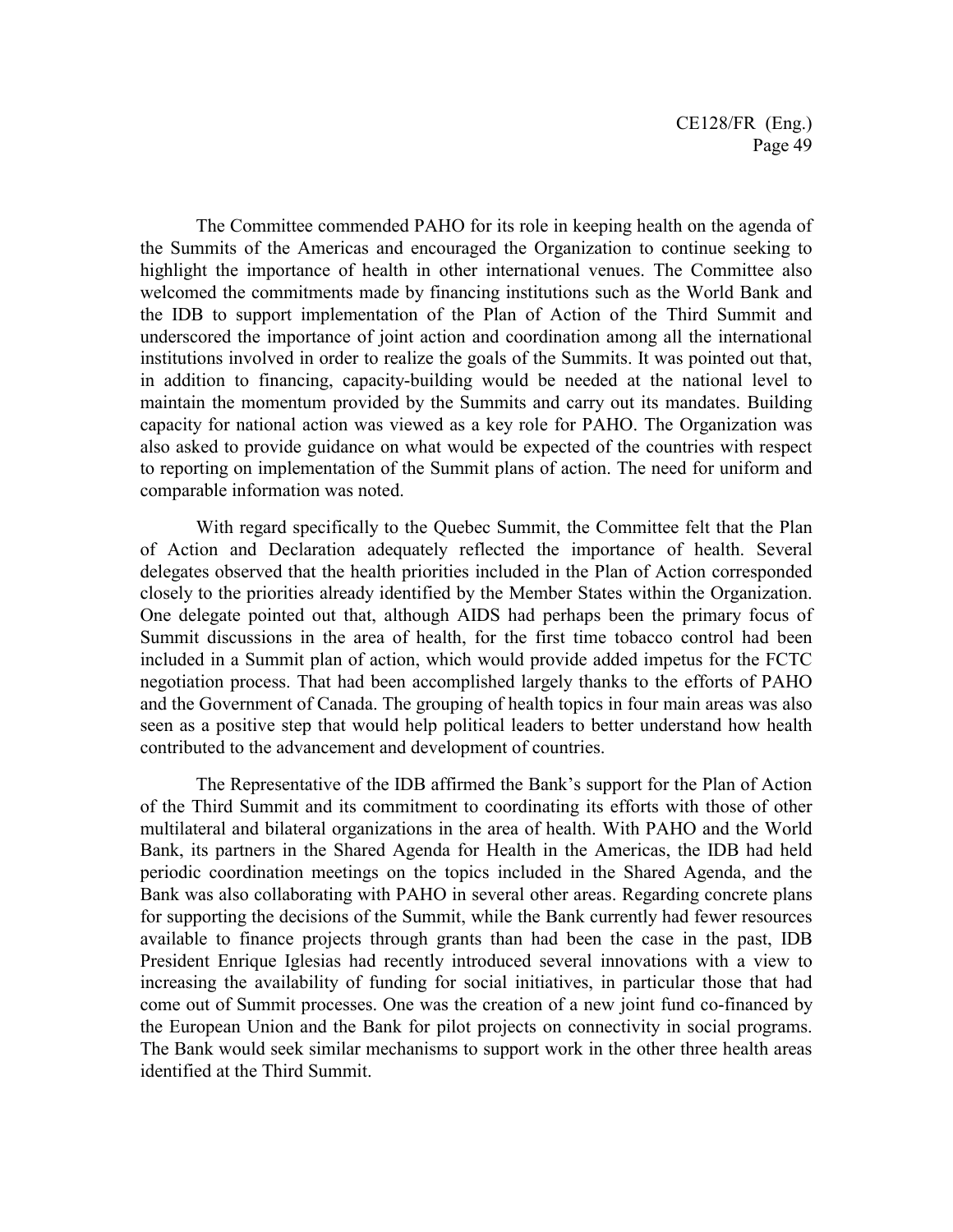The Committee commended PAHO for its role in keeping health on the agenda of the Summits of the Americas and encouraged the Organization to continue seeking to highlight the importance of health in other international venues. The Committee also welcomed the commitments made by financing institutions such as the World Bank and the IDB to support implementation of the Plan of Action of the Third Summit and underscored the importance of joint action and coordination among all the international institutions involved in order to realize the goals of the Summits. It was pointed out that, in addition to financing, capacity-building would be needed at the national level to maintain the momentum provided by the Summits and carry out its mandates. Building capacity for national action was viewed as a key role for PAHO. The Organization was also asked to provide guidance on what would be expected of the countries with respect to reporting on implementation of the Summit plans of action. The need for uniform and comparable information was noted.

With regard specifically to the Quebec Summit, the Committee felt that the Plan of Action and Declaration adequately reflected the importance of health. Several delegates observed that the health priorities included in the Plan of Action corresponded closely to the priorities already identified by the Member States within the Organization. One delegate pointed out that, although AIDS had perhaps been the primary focus of Summit discussions in the area of health, for the first time tobacco control had been included in a Summit plan of action, which would provide added impetus for the FCTC negotiation process. That had been accomplished largely thanks to the efforts of PAHO and the Government of Canada. The grouping of health topics in four main areas was also seen as a positive step that would help political leaders to better understand how health contributed to the advancement and development of countries.

The Representative of the IDB affirmed the Bank's support for the Plan of Action of the Third Summit and its commitment to coordinating its efforts with those of other multilateral and bilateral organizations in the area of health. With PAHO and the World Bank, its partners in the Shared Agenda for Health in the Americas, the IDB had held periodic coordination meetings on the topics included in the Shared Agenda, and the Bank was also collaborating with PAHO in several other areas. Regarding concrete plans for supporting the decisions of the Summit, while the Bank currently had fewer resources available to finance projects through grants than had been the case in the past, IDB President Enrique Iglesias had recently introduced several innovations with a view to increasing the availability of funding for social initiatives, in particular those that had come out of Summit processes. One was the creation of a new joint fund co-financed by the European Union and the Bank for pilot projects on connectivity in social programs. The Bank would seek similar mechanisms to support work in the other three health areas identified at the Third Summit.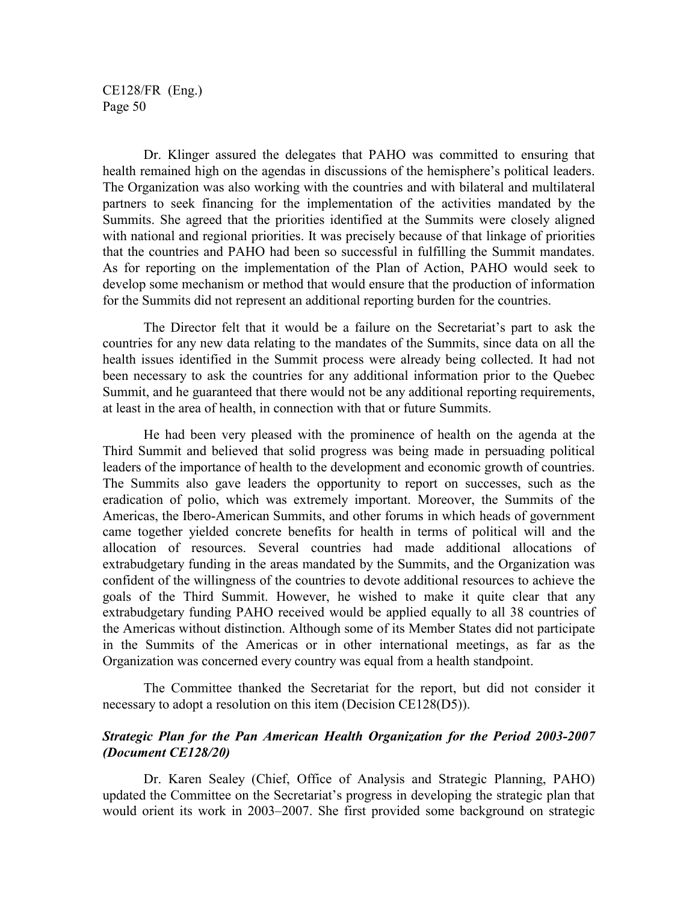Dr. Klinger assured the delegates that PAHO was committed to ensuring that health remained high on the agendas in discussions of the hemisphere's political leaders. The Organization was also working with the countries and with bilateral and multilateral partners to seek financing for the implementation of the activities mandated by the Summits. She agreed that the priorities identified at the Summits were closely aligned with national and regional priorities. It was precisely because of that linkage of priorities that the countries and PAHO had been so successful in fulfilling the Summit mandates. As for reporting on the implementation of the Plan of Action, PAHO would seek to develop some mechanism or method that would ensure that the production of information for the Summits did not represent an additional reporting burden for the countries.

The Director felt that it would be a failure on the Secretariat's part to ask the countries for any new data relating to the mandates of the Summits, since data on all the health issues identified in the Summit process were already being collected. It had not been necessary to ask the countries for any additional information prior to the Quebec Summit, and he guaranteed that there would not be any additional reporting requirements, at least in the area of health, in connection with that or future Summits.

He had been very pleased with the prominence of health on the agenda at the Third Summit and believed that solid progress was being made in persuading political leaders of the importance of health to the development and economic growth of countries. The Summits also gave leaders the opportunity to report on successes, such as the eradication of polio, which was extremely important. Moreover, the Summits of the Americas, the Ibero-American Summits, and other forums in which heads of government came together yielded concrete benefits for health in terms of political will and the allocation of resources. Several countries had made additional allocations of extrabudgetary funding in the areas mandated by the Summits, and the Organization was confident of the willingness of the countries to devote additional resources to achieve the goals of the Third Summit. However, he wished to make it quite clear that any extrabudgetary funding PAHO received would be applied equally to all 38 countries of the Americas without distinction. Although some of its Member States did not participate in the Summits of the Americas or in other international meetings, as far as the Organization was concerned every country was equal from a health standpoint.

The Committee thanked the Secretariat for the report, but did not consider it necessary to adopt a resolution on this item (Decision CE128(D5)).

### *Strategic Plan for the Pan American Health Organization for the Period 2003-2007 (Document CE128/20)*

Dr. Karen Sealey (Chief, Office of Analysis and Strategic Planning, PAHO) updated the Committee on the Secretariat's progress in developing the strategic plan that would orient its work in 2003–2007. She first provided some background on strategic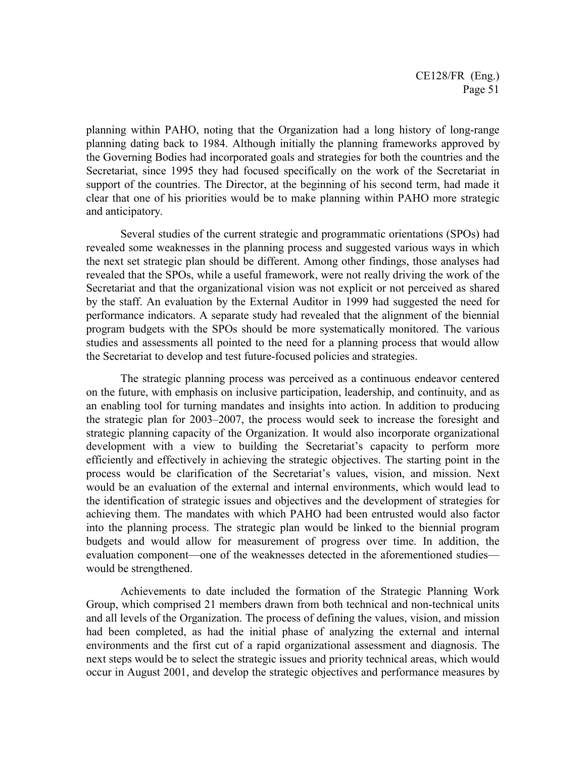planning within PAHO, noting that the Organization had a long history of long-range planning dating back to 1984. Although initially the planning frameworks approved by the Governing Bodies had incorporated goals and strategies for both the countries and the Secretariat, since 1995 they had focused specifically on the work of the Secretariat in support of the countries. The Director, at the beginning of his second term, had made it clear that one of his priorities would be to make planning within PAHO more strategic and anticipatory.

Several studies of the current strategic and programmatic orientations (SPOs) had revealed some weaknesses in the planning process and suggested various ways in which the next set strategic plan should be different. Among other findings, those analyses had revealed that the SPOs, while a useful framework, were not really driving the work of the Secretariat and that the organizational vision was not explicit or not perceived as shared by the staff. An evaluation by the External Auditor in 1999 had suggested the need for performance indicators. A separate study had revealed that the alignment of the biennial program budgets with the SPOs should be more systematically monitored. The various studies and assessments all pointed to the need for a planning process that would allow the Secretariat to develop and test future-focused policies and strategies.

The strategic planning process was perceived as a continuous endeavor centered on the future, with emphasis on inclusive participation, leadership, and continuity, and as an enabling tool for turning mandates and insights into action. In addition to producing the strategic plan for 2003–2007, the process would seek to increase the foresight and strategic planning capacity of the Organization. It would also incorporate organizational development with a view to building the Secretariat's capacity to perform more efficiently and effectively in achieving the strategic objectives. The starting point in the process would be clarification of the Secretariat's values, vision, and mission. Next would be an evaluation of the external and internal environments, which would lead to the identification of strategic issues and objectives and the development of strategies for achieving them. The mandates with which PAHO had been entrusted would also factor into the planning process. The strategic plan would be linked to the biennial program budgets and would allow for measurement of progress over time. In addition, the evaluation component—one of the weaknesses detected in the aforementioned studies—would be strengthened.

Achievements to date included the formation of the Strategic Planning Work Group, which comprised 21 members drawn from both technical and non-technical units and all levels of the Organization. The process of defining the values, vision, and mission had been completed, as had the initial phase of analyzing the external and internal environments and the first cut of a rapid organizational assessment and diagnosis. The next steps would be to select the strategic issues and priority technical areas, which would occur in August 2001, and develop the strategic objectives and performance measures by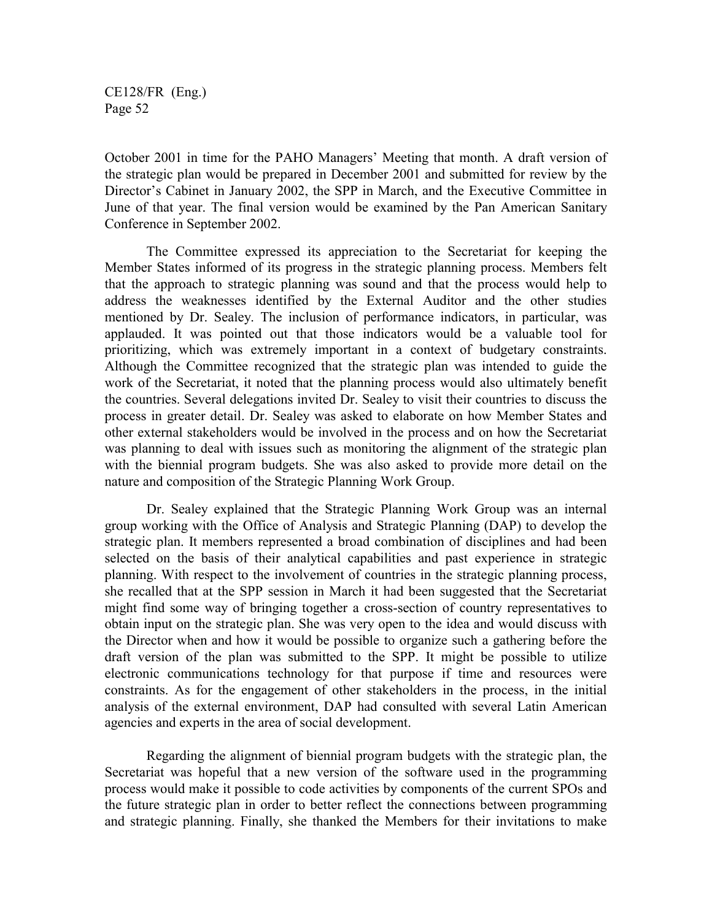October 2001 in time for the PAHO Managers' Meeting that month. A draft version of the strategic plan would be prepared in December 2001 and submitted for review by the Director's Cabinet in January 2002, the SPP in March, and the Executive Committee in June of that year. The final version would be examined by the Pan American Sanitary Conference in September 2002.

The Committee expressed its appreciation to the Secretariat for keeping the Member States informed of its progress in the strategic planning process. Members felt that the approach to strategic planning was sound and that the process would help to address the weaknesses identified by the External Auditor and the other studies mentioned by Dr. Sealey. The inclusion of performance indicators, in particular, was applauded. It was pointed out that those indicators would be a valuable tool for prioritizing, which was extremely important in a context of budgetary constraints. Although the Committee recognized that the strategic plan was intended to guide the work of the Secretariat, it noted that the planning process would also ultimately benefit the countries. Several delegations invited Dr. Sealey to visit their countries to discuss the process in greater detail. Dr. Sealey was asked to elaborate on how Member States and other external stakeholders would be involved in the process and on how the Secretariat was planning to deal with issues such as monitoring the alignment of the strategic plan with the biennial program budgets. She was also asked to provide more detail on the nature and composition of the Strategic Planning Work Group.

Dr. Sealey explained that the Strategic Planning Work Group was an internal group working with the Office of Analysis and Strategic Planning (DAP) to develop the strategic plan. It members represented a broad combination of disciplines and had been selected on the basis of their analytical capabilities and past experience in strategic planning. With respect to the involvement of countries in the strategic planning process, she recalled that at the SPP session in March it had been suggested that the Secretariat might find some way of bringing together a cross-section of country representatives to obtain input on the strategic plan. She was very open to the idea and would discuss with the Director when and how it would be possible to organize such a gathering before the draft version of the plan was submitted to the SPP. It might be possible to utilize electronic communications technology for that purpose if time and resources were constraints. As for the engagement of other stakeholders in the process, in the initial analysis of the external environment, DAP had consulted with several Latin American agencies and experts in the area of social development.

Regarding the alignment of biennial program budgets with the strategic plan, the Secretariat was hopeful that a new version of the software used in the programming process would make it possible to code activities by components of the current SPOs and the future strategic plan in order to better reflect the connections between programming and strategic planning. Finally, she thanked the Members for their invitations to make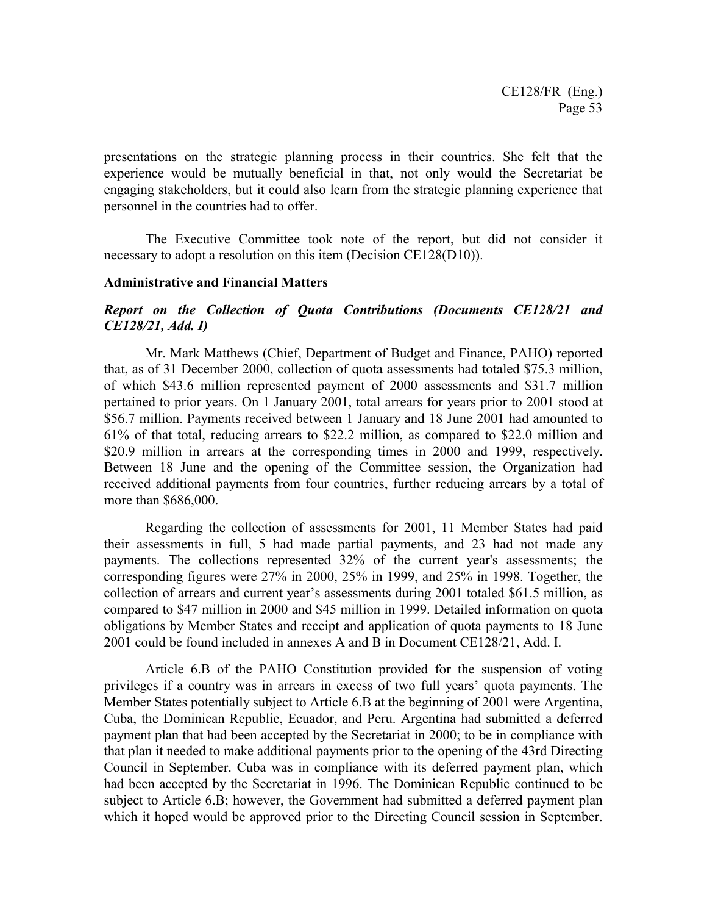presentations on the strategic planning process in their countries. She felt that the experience would be mutually beneficial in that, not only would the Secretariat be engaging stakeholders, but it could also learn from the strategic planning experience that personnel in the countries had to offer.

The Executive Committee took note of the report, but did not consider it necessary to adopt a resolution on this item (Decision CE128(D10)).

### Administrative and Financial Matters

#### *Report on the Collection of Quota Contributions (Documents CE128/21 and CE128/21, Add. I)*

Mr. Mark Matthews (Chief, Department of Budget and Finance, PAHO) reported that, as of 31 December 2000, collection of quota assessments had totaled \$75.3 million, of which \$43.6 million represented payment of 2000 assessments and \$31.7 million pertained to prior years. On 1 January 2001, total arrears for years prior to 2001 stood at \$56.7 million. Payments received between 1 January and 18 June 2001 had amounted to 61% of that total, reducing arrears to \$22.2 million, as compared to \$22.0 million and \$20.9 million in arrears at the corresponding times in 2000 and 1999, respectively. Between 18 June and the opening of the Committee session, the Organization had received additional payments from four countries, further reducing arrears by a total of more than \$686,000.

Regarding the collection of assessments for 2001, 11 Member States had paid their assessments in full, 5 had made partial payments, and 23 had not made any payments. The collections represented 32% of the current year's assessments; the corresponding figures were 27% in 2000, 25% in 1999, and 25% in 1998. Together, the collection of arrears and current year's assessments during 2001 totaled \$61.5 million, as compared to \$47 million in 2000 and \$45 million in 1999. Detailed information on quota obligations by Member States and receipt and application of quota payments to 18 June 2001 could be found included in annexes A and B in Document CE128/21, Add. I.

Article 6.B of the PAHO Constitution provided for the suspension of voting privileges if a country was in arrears in excess of two full years' quota payments. The Member States potentially subject to Article 6.B at the beginning of 2001 were Argentina, Cuba, the Dominican Republic, Ecuador, and Peru. Argentina had submitted a deferred payment plan that had been accepted by the Secretariat in 2000; to be in compliance with that plan it needed to make additional payments prior to the opening of the 43rd Directing Council in September. Cuba was in compliance with its deferred payment plan, which had been accepted by the Secretariat in 1996. The Dominican Republic continued to be subject to Article 6.B; however, the Government had submitted a deferred payment plan which it hoped would be approved prior to the Directing Council session in September.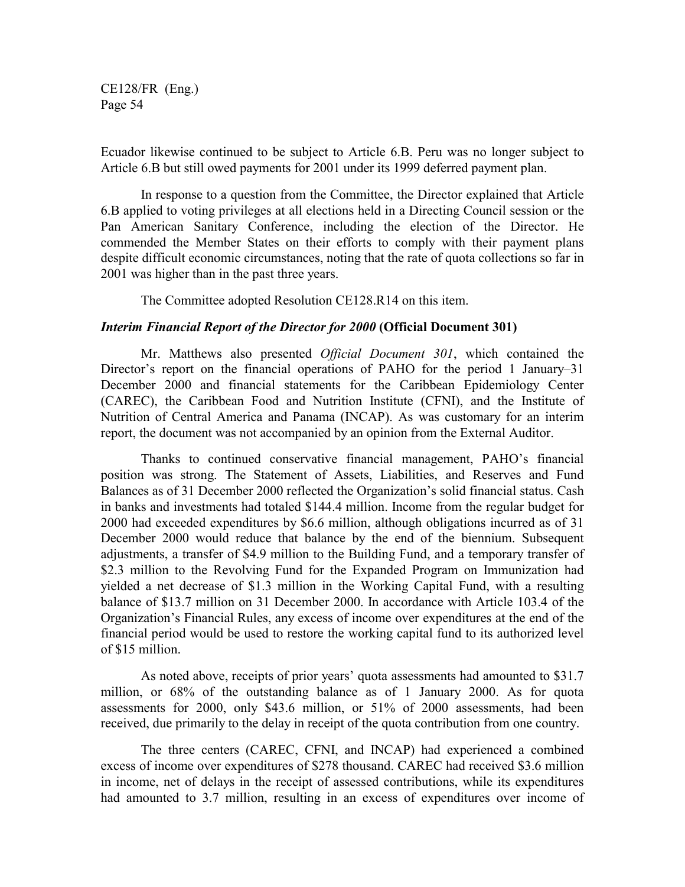Ecuador likewise continued to be subject to Article 6.B. Peru was no longer subject to Article 6.B but still owed payments for 2001 under its 1999 deferred payment plan.

In response to a question from the Committee, the Director explained that Article 6.B applied to voting privileges at all elections held in a Directing Council session or the Pan American Sanitary Conference, including the election of the Director. He commended the Member States on their efforts to comply with their payment plans despite difficult economic circumstances, noting that the rate of quota collections so far in 2001 was higher than in the past three years.

The Committee adopted Resolution CE128.R14 on this item.

***Interim Financial Report of the Director for 2000*** **(Official Document 301)**

Mr. Matthews also presented *Official Document 301*, which contained the Director's report on the financial operations of PAHO for the period 1 January–31 December 2000 and financial statements for the Caribbean Epidemiology Center (CAREC), the Caribbean Food and Nutrition Institute (CFNI), and the Institute of Nutrition of Central America and Panama (INCAP). As was customary for an interim report, the document was not accompanied by an opinion from the External Auditor.

Thanks to continued conservative financial management, PAHO's financial position was strong. The Statement of Assets, Liabilities, and Reserves and Fund Balances as of 31 December 2000 reflected the Organization's solid financial status. Cash in banks and investments had totaled \$144.4 million. Income from the regular budget for 2000 had exceeded expenditures by \$6.6 million, although obligations incurred as of 31 December 2000 would reduce that balance by the end of the biennium. Subsequent adjustments, a transfer of \$4.9 million to the Building Fund, and a temporary transfer of \$2.3 million to the Revolving Fund for the Expanded Program on Immunization had yielded a net decrease of \$1.3 million in the Working Capital Fund, with a resulting balance of \$13.7 million on 31 December 2000. In accordance with Article 103.4 of the Organization's Financial Rules, any excess of income over expenditures at the end of the financial period would be used to restore the working capital fund to its authorized level of \$15 million.

As noted above, receipts of prior years' quota assessments had amounted to \$31.7 million, or 68% of the outstanding balance as of 1 January 2000. As for quota assessments for 2000, only \$43.6 million, or 51% of 2000 assessments, had been received, due primarily to the delay in receipt of the quota contribution from one country.

The three centers (CAREC, CFNI, and INCAP) had experienced a combined excess of income over expenditures of \$278 thousand. CAREC had received \$3.6 million in income, net of delays in the receipt of assessed contributions, while its expenditures had amounted to 3.7 million, resulting in an excess of expenditures over income of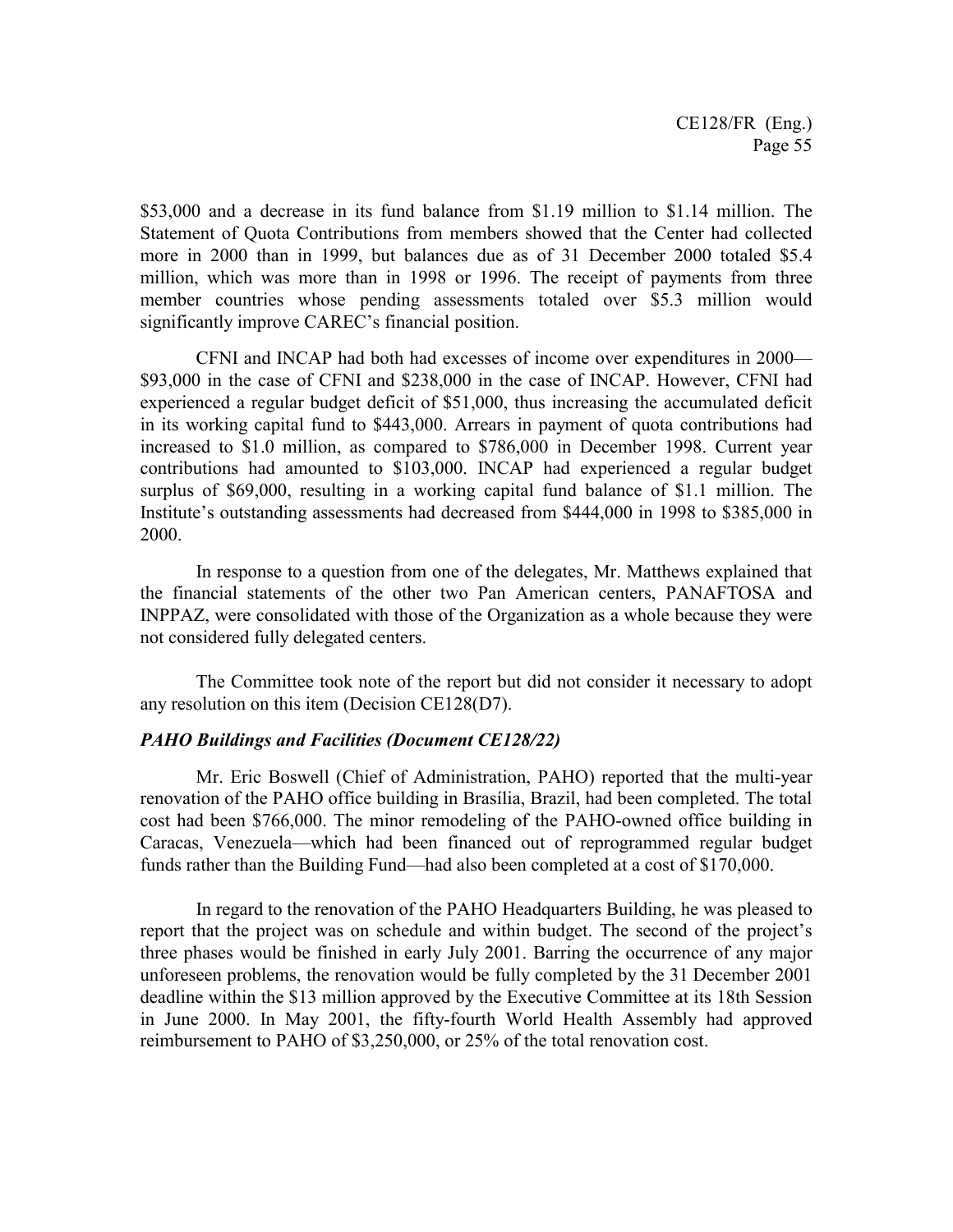$53,000 and a decrease in its fund balance from $1.19 million to $1.14 million. The Statement of Quota Contributions from members showed that the Center had collected more in 2000 than in 1999, but balances due as of 31 December 2000 totaled $5.4 million, which was more than in 1998 or 1996. The receipt of payments from three member countries whose pending assessments totaled over $5.3 million would significantly improve CAREC's financial position.

CFNI and INCAP had both had excesses of income over expenditures in 2000—$93,000 in the case of CFNI and $238,000 in the case of INCAP. However, CFNI had experienced a regular budget deficit of $51,000, thus increasing the accumulated deficit in its working capital fund to $443,000. Arrears in payment of quota contributions had increased to $1.0 million, as compared to $786,000 in December 1998. Current year contributions had amounted to $103,000. INCAP had experienced a regular budget surplus of $69,000, resulting in a working capital fund balance of $1.1 million. The Institute's outstanding assessments had decreased from $444,000 in 1998 to $385,000 in 2000.

In response to a question from one of the delegates, Mr. Matthews explained that the financial statements of the other two Pan American centers, PANAFTOSA and INPPAZ, were consolidated with those of the Organization as a whole because they were not considered fully delegated centers.

The Committee took note of the report but did not consider it necessary to adopt any resolution on this item (Decision CE128(D7).

### *PAHO Buildings and Facilities (Document CE128/22)*

Mr. Eric Boswell (Chief of Administration, PAHO) reported that the multi-year renovation of the PAHO office building in Brasília, Brazil, had been completed. The total cost had been $766,000. The minor remodeling of the PAHO-owned office building in Caracas, Venezuela—which had been financed out of reprogrammed regular budget funds rather than the Building Fund—had also been completed at a cost of $170,000.

In regard to the renovation of the PAHO Headquarters Building, he was pleased to report that the project was on schedule and within budget. The second of the project's three phases would be finished in early July 2001. Barring the occurrence of any major unforeseen problems, the renovation would be fully completed by the 31 December 2001 deadline within the $13 million approved by the Executive Committee at its 18th Session in June 2000. In May 2001, the fifty-fourth World Health Assembly had approved reimbursement to PAHO of $3,250,000, or 25% of the total renovation cost.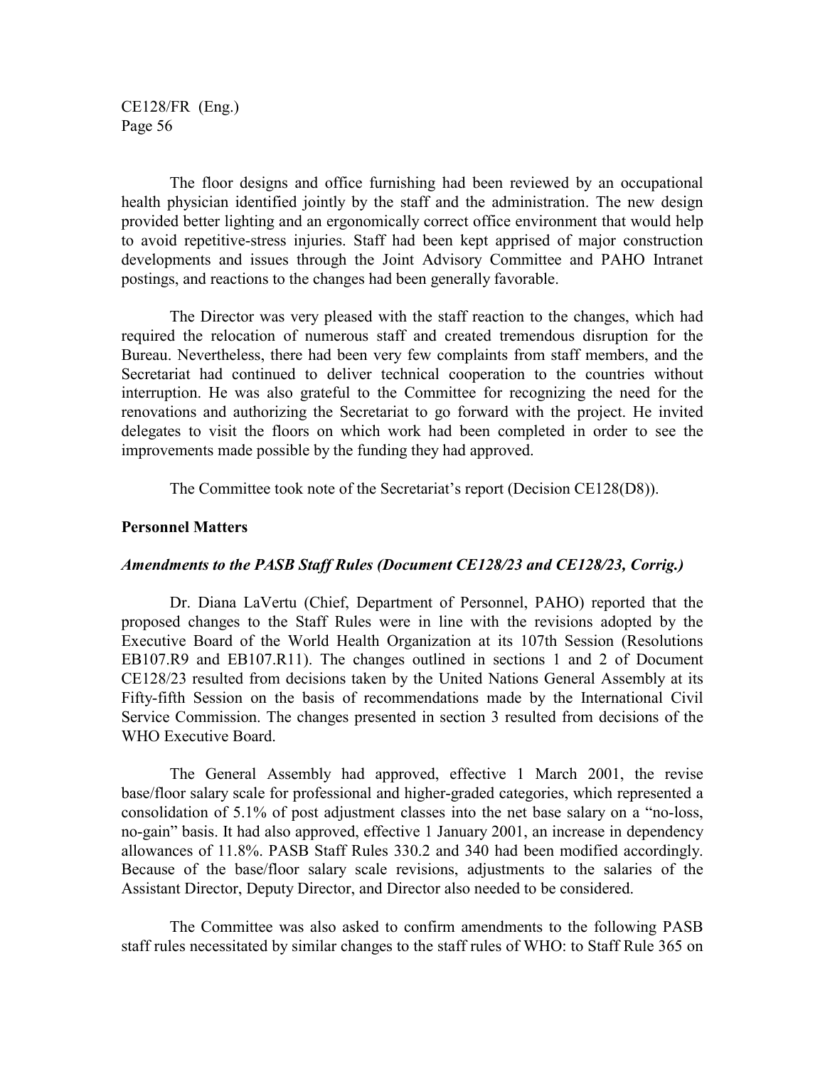The floor designs and office furnishing had been reviewed by an occupational health physician identified jointly by the staff and the administration. The new design provided better lighting and an ergonomically correct office environment that would help to avoid repetitive-stress injuries. Staff had been kept apprised of major construction developments and issues through the Joint Advisory Committee and PAHO Intranet postings, and reactions to the changes had been generally favorable.

The Director was very pleased with the staff reaction to the changes, which had required the relocation of numerous staff and created tremendous disruption for the Bureau. Nevertheless, there had been very few complaints from staff members, and the Secretariat had continued to deliver technical cooperation to the countries without interruption. He was also grateful to the Committee for recognizing the need for the renovations and authorizing the Secretariat to go forward with the project. He invited delegates to visit the floors on which work had been completed in order to see the improvements made possible by the funding they had approved.

The Committee took note of the Secretariat's report (Decision CE128(D8)).

**Personnel Matters**

***Amendments to the PASB Staff Rules (Document CE128/23 and CE128/23, Corrig.)***

Dr. Diana LaVertu (Chief, Department of Personnel, PAHO) reported that the proposed changes to the Staff Rules were in line with the revisions adopted by the Executive Board of the World Health Organization at its 107th Session (Resolutions EB107.R9 and EB107.R11). The changes outlined in sections 1 and 2 of Document CE128/23 resulted from decisions taken by the United Nations General Assembly at its Fifty-fifth Session on the basis of recommendations made by the International Civil Service Commission. The changes presented in section 3 resulted from decisions of the WHO Executive Board.

The General Assembly had approved, effective 1 March 2001, the revise base/floor salary scale for professional and higher-graded categories, which represented a consolidation of 5.1% of post adjustment classes into the net base salary on a "no-loss, no-gain" basis. It had also approved, effective 1 January 2001, an increase in dependency allowances of 11.8%. PASB Staff Rules 330.2 and 340 had been modified accordingly. Because of the base/floor salary scale revisions, adjustments to the salaries of the Assistant Director, Deputy Director, and Director also needed to be considered.

The Committee was also asked to confirm amendments to the following PASB staff rules necessitated by similar changes to the staff rules of WHO: to Staff Rule 365 on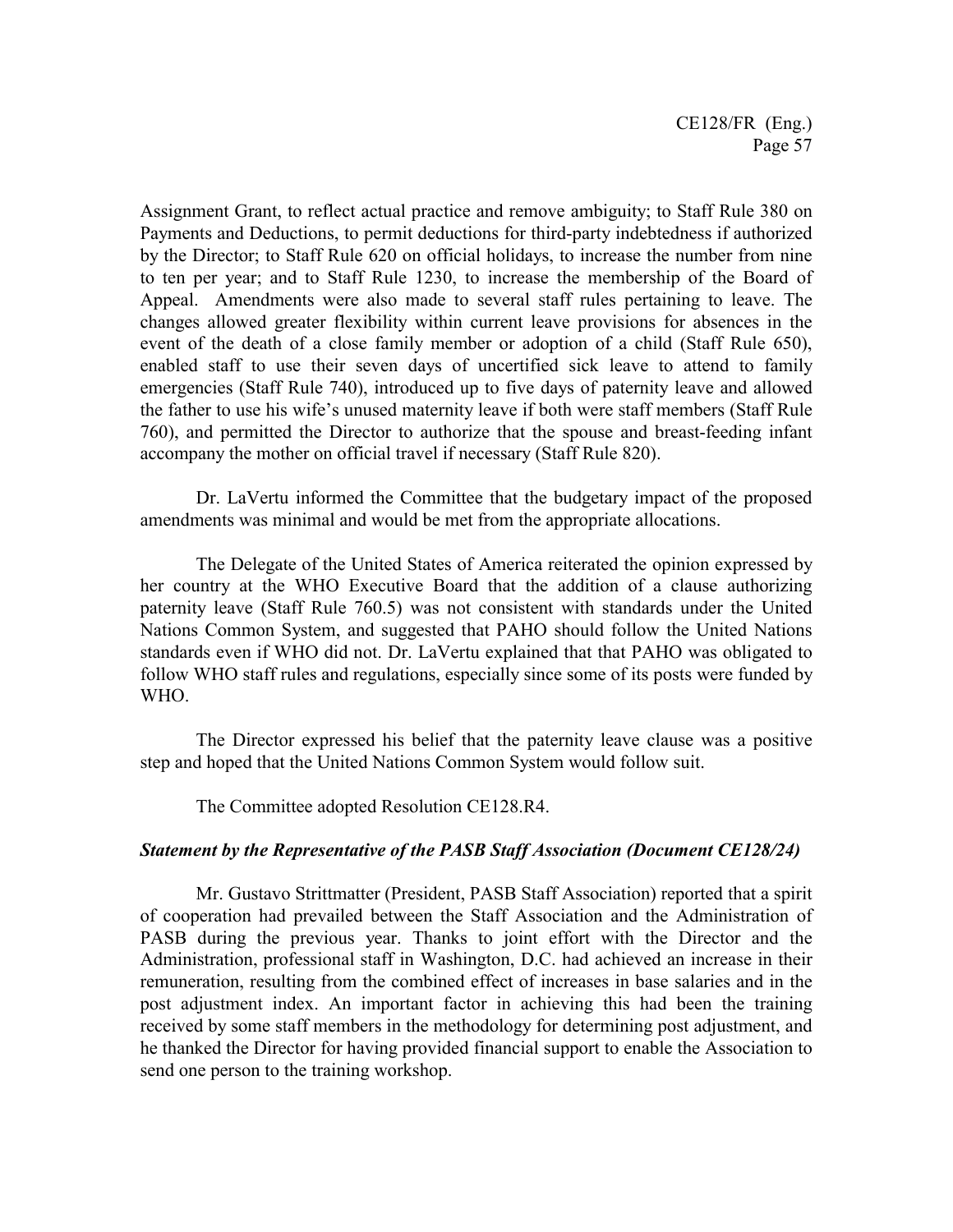Assignment Grant, to reflect actual practice and remove ambiguity; to Staff Rule 380 on Payments and Deductions, to permit deductions for third-party indebtedness if authorized by the Director; to Staff Rule 620 on official holidays, to increase the number from nine to ten per year; and to Staff Rule 1230, to increase the membership of the Board of Appeal. Amendments were also made to several staff rules pertaining to leave. The changes allowed greater flexibility within current leave provisions for absences in the event of the death of a close family member or adoption of a child (Staff Rule 650), enabled staff to use their seven days of uncertified sick leave to attend to family emergencies (Staff Rule 740), introduced up to five days of paternity leave and allowed the father to use his wife's unused maternity leave if both were staff members (Staff Rule 760), and permitted the Director to authorize that the spouse and breast-feeding infant accompany the mother on official travel if necessary (Staff Rule 820).

Dr. LaVertu informed the Committee that the budgetary impact of the proposed amendments was minimal and would be met from the appropriate allocations.

The Delegate of the United States of America reiterated the opinion expressed by her country at the WHO Executive Board that the addition of a clause authorizing paternity leave (Staff Rule 760.5) was not consistent with standards under the United Nations Common System, and suggested that PAHO should follow the United Nations standards even if WHO did not. Dr. LaVertu explained that that PAHO was obligated to follow WHO staff rules and regulations, especially since some of its posts were funded by WHO.

The Director expressed his belief that the paternity leave clause was a positive step and hoped that the United Nations Common System would follow suit.

The Committee adopted Resolution CE128.R4.

***Statement by the Representative of the PASB Staff Association (Document CE128/24)***

Mr. Gustavo Strittmatter (President, PASB Staff Association) reported that a spirit of cooperation had prevailed between the Staff Association and the Administration of PASB during the previous year. Thanks to joint effort with the Director and the Administration, professional staff in Washington, D.C. had achieved an increase in their remuneration, resulting from the combined effect of increases in base salaries and in the post adjustment index. An important factor in achieving this had been the training received by some staff members in the methodology for determining post adjustment, and he thanked the Director for having provided financial support to enable the Association to send one person to the training workshop.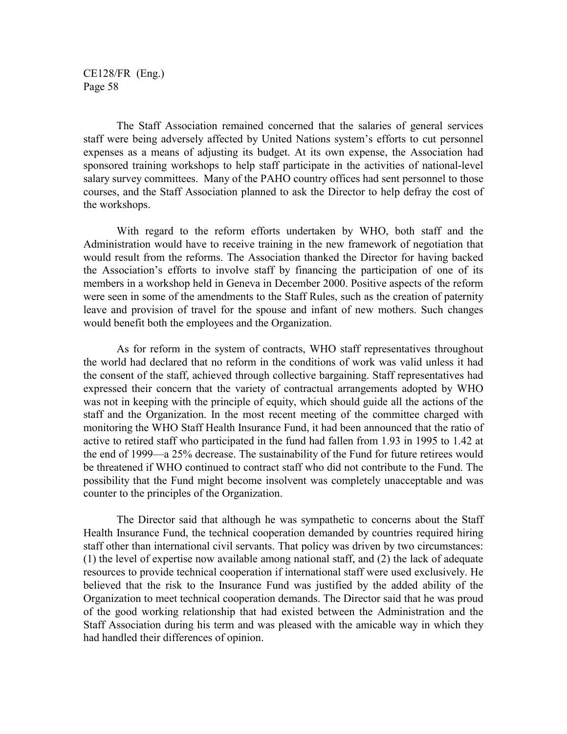The Staff Association remained concerned that the salaries of general services staff were being adversely affected by United Nations system's efforts to cut personnel expenses as a means of adjusting its budget. At its own expense, the Association had sponsored training workshops to help staff participate in the activities of national-level salary survey committees. Many of the PAHO country offices had sent personnel to those courses, and the Staff Association planned to ask the Director to help defray the cost of the workshops.

With regard to the reform efforts undertaken by WHO, both staff and the Administration would have to receive training in the new framework of negotiation that would result from the reforms. The Association thanked the Director for having backed the Association's efforts to involve staff by financing the participation of one of its members in a workshop held in Geneva in December 2000. Positive aspects of the reform were seen in some of the amendments to the Staff Rules, such as the creation of paternity leave and provision of travel for the spouse and infant of new mothers. Such changes would benefit both the employees and the Organization.

As for reform in the system of contracts, WHO staff representatives throughout the world had declared that no reform in the conditions of work was valid unless it had the consent of the staff, achieved through collective bargaining. Staff representatives had expressed their concern that the variety of contractual arrangements adopted by WHO was not in keeping with the principle of equity, which should guide all the actions of the staff and the Organization. In the most recent meeting of the committee charged with monitoring the WHO Staff Health Insurance Fund, it had been announced that the ratio of active to retired staff who participated in the fund had fallen from 1.93 in 1995 to 1.42 at the end of 1999—a 25% decrease. The sustainability of the Fund for future retirees would be threatened if WHO continued to contract staff who did not contribute to the Fund. The possibility that the Fund might become insolvent was completely unacceptable and was counter to the principles of the Organization.

The Director said that although he was sympathetic to concerns about the Staff Health Insurance Fund, the technical cooperation demanded by countries required hiring staff other than international civil servants. That policy was driven by two circumstances: (1) the level of expertise now available among national staff, and (2) the lack of adequate resources to provide technical cooperation if international staff were used exclusively. He believed that the risk to the Insurance Fund was justified by the added ability of the Organization to meet technical cooperation demands. The Director said that he was proud of the good working relationship that had existed between the Administration and the Staff Association during his term and was pleased with the amicable way in which they had handled their differences of opinion.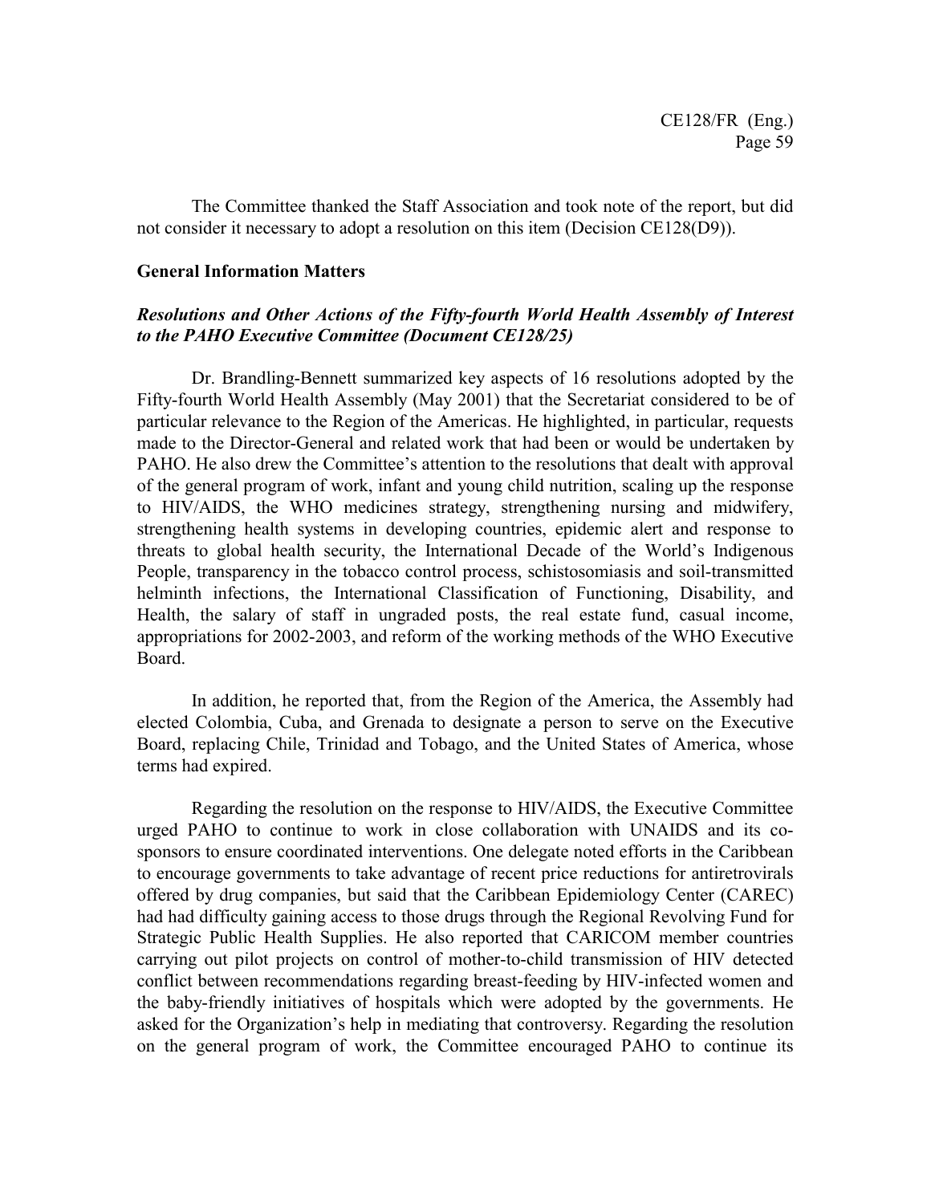The Committee thanked the Staff Association and took note of the report, but did not consider it necessary to adopt a resolution on this item (Decision CE128(D9)).

## General Information Matters

### *Resolutions and Other Actions of the Fifty-fourth World Health Assembly of Interest to the PAHO Executive Committee (Document CE128/25)*

Dr. Brandling-Bennett summarized key aspects of 16 resolutions adopted by the Fifty-fourth World Health Assembly (May 2001) that the Secretariat considered to be of particular relevance to the Region of the Americas. He highlighted, in particular, requests made to the Director-General and related work that had been or would be undertaken by PAHO. He also drew the Committee's attention to the resolutions that dealt with approval of the general program of work, infant and young child nutrition, scaling up the response to HIV/AIDS, the WHO medicines strategy, strengthening nursing and midwifery, strengthening health systems in developing countries, epidemic alert and response to threats to global health security, the International Decade of the World's Indigenous People, transparency in the tobacco control process, schistosomiasis and soil-transmitted helminth infections, the International Classification of Functioning, Disability, and Health, the salary of staff in ungraded posts, the real estate fund, casual income, appropriations for 2002-2003, and reform of the working methods of the WHO Executive Board.

In addition, he reported that, from the Region of the America, the Assembly had elected Colombia, Cuba, and Grenada to designate a person to serve on the Executive Board, replacing Chile, Trinidad and Tobago, and the United States of America, whose terms had expired.

Regarding the resolution on the response to HIV/AIDS, the Executive Committee urged PAHO to continue to work in close collaboration with UNAIDS and its co-sponsors to ensure coordinated interventions. One delegate noted efforts in the Caribbean to encourage governments to take advantage of recent price reductions for antiretrovirals offered by drug companies, but said that the Caribbean Epidemiology Center (CAREC) had had difficulty gaining access to those drugs through the Regional Revolving Fund for Strategic Public Health Supplies. He also reported that CARICOM member countries carrying out pilot projects on control of mother-to-child transmission of HIV detected conflict between recommendations regarding breast-feeding by HIV-infected women and the baby-friendly initiatives of hospitals which were adopted by the governments. He asked for the Organization's help in mediating that controversy. Regarding the resolution on the general program of work, the Committee encouraged PAHO to continue its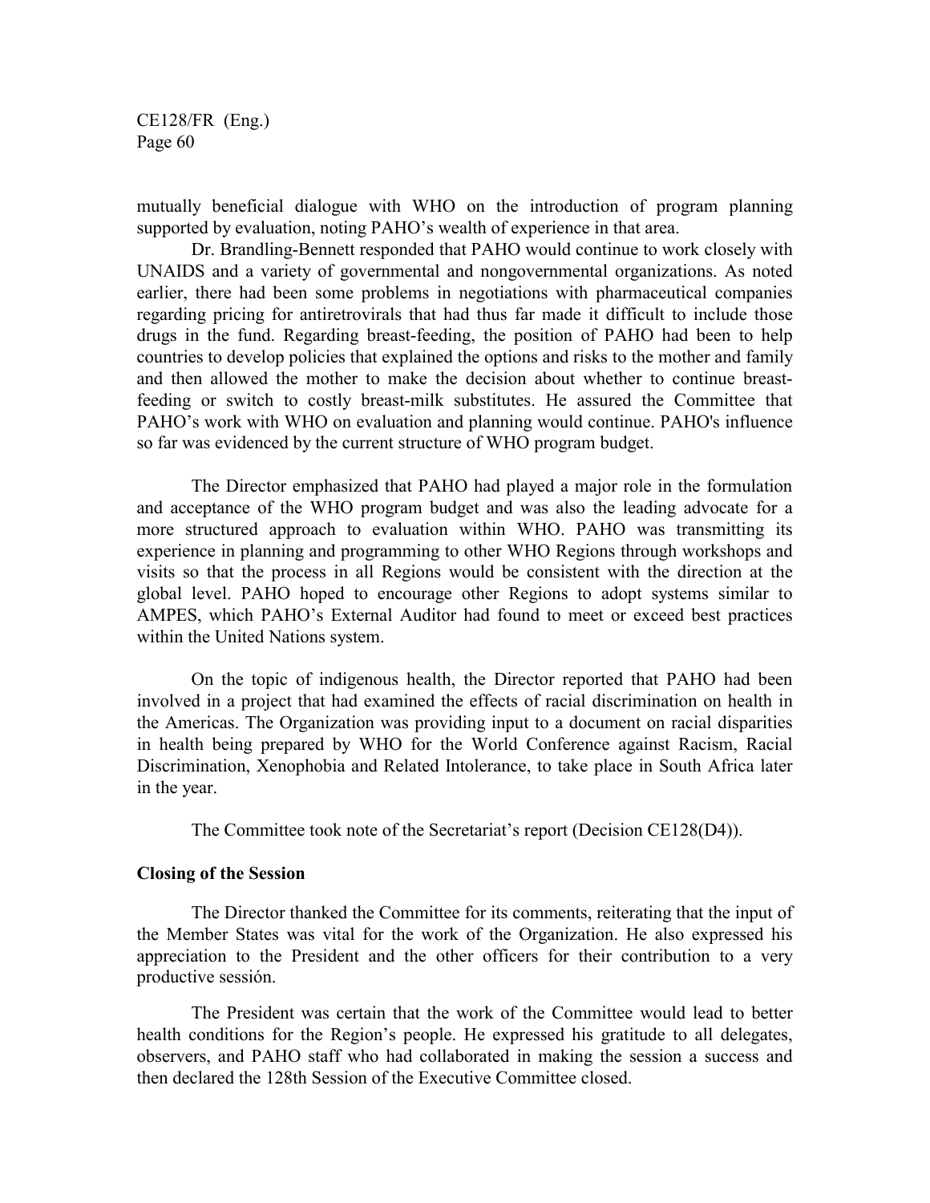mutually beneficial dialogue with WHO on the introduction of program planning supported by evaluation, noting PAHO's wealth of experience in that area.

Dr. Brandling-Bennett responded that PAHO would continue to work closely with UNAIDS and a variety of governmental and nongovernmental organizations. As noted earlier, there had been some problems in negotiations with pharmaceutical companies regarding pricing for antiretrovirals that had thus far made it difficult to include those drugs in the fund. Regarding breast-feeding, the position of PAHO had been to help countries to develop policies that explained the options and risks to the mother and family and then allowed the mother to make the decision about whether to continue breast-feeding or switch to costly breast-milk substitutes. He assured the Committee that PAHO's work with WHO on evaluation and planning would continue. PAHO's influence so far was evidenced by the current structure of WHO program budget.

The Director emphasized that PAHO had played a major role in the formulation and acceptance of the WHO program budget and was also the leading advocate for a more structured approach to evaluation within WHO. PAHO was transmitting its experience in planning and programming to other WHO Regions through workshops and visits so that the process in all Regions would be consistent with the direction at the global level. PAHO hoped to encourage other Regions to adopt systems similar to AMPES, which PAHO's External Auditor had found to meet or exceed best practices within the United Nations system.

On the topic of indigenous health, the Director reported that PAHO had been involved in a project that had examined the effects of racial discrimination on health in the Americas. The Organization was providing input to a document on racial disparities in health being prepared by WHO for the World Conference against Racism, Racial Discrimination, Xenophobia and Related Intolerance, to take place in South Africa later in the year.

The Committee took note of the Secretariat's report (Decision CE128(D4)).

**Closing of the Session**

The Director thanked the Committee for its comments, reiterating that the input of the Member States was vital for the work of the Organization. He also expressed his appreciation to the President and the other officers for their contribution to a very productive sessión.

The President was certain that the work of the Committee would lead to better health conditions for the Region's people. He expressed his gratitude to all delegates, observers, and PAHO staff who had collaborated in making the session a success and then declared the 128th Session of the Executive Committee closed.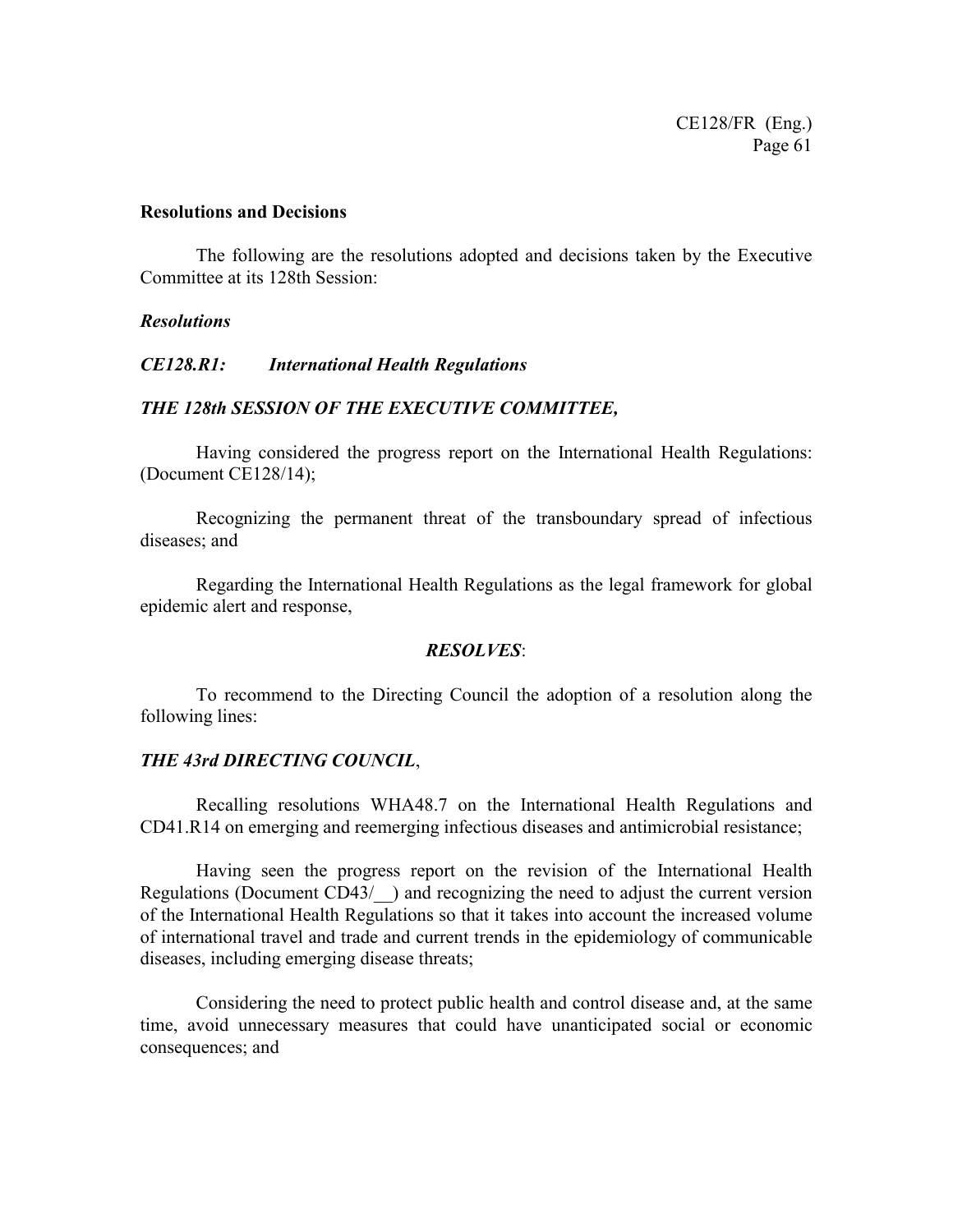## Resolutions and Decisions

The following are the resolutions adopted and decisions taken by the Executive Committee at its 128th Session:

### *Resolutions*

### *CE128.R1: International Health Regulations*

***THE 128th SESSION OF THE EXECUTIVE COMMITTEE,***

Having considered the progress report on the International Health Regulations: (Document CE128/14);

Recognizing the permanent threat of the transboundary spread of infectious diseases; and

Regarding the International Health Regulations as the legal framework for global epidemic alert and response,

***RESOLVES***:

To recommend to the Directing Council the adoption of a resolution along the following lines:

***THE 43rd DIRECTING COUNCIL***,

Recalling resolutions WHA48.7 on the International Health Regulations and CD41.R14 on emerging and reemerging infectious diseases and antimicrobial resistance;

Having seen the progress report on the revision of the International Health Regulations (Document CD43/__) and recognizing the need to adjust the current version of the International Health Regulations so that it takes into account the increased volume of international travel and trade and current trends in the epidemiology of communicable diseases, including emerging disease threats;

Considering the need to protect public health and control disease and, at the same time, avoid unnecessary measures that could have unanticipated social or economic consequences; and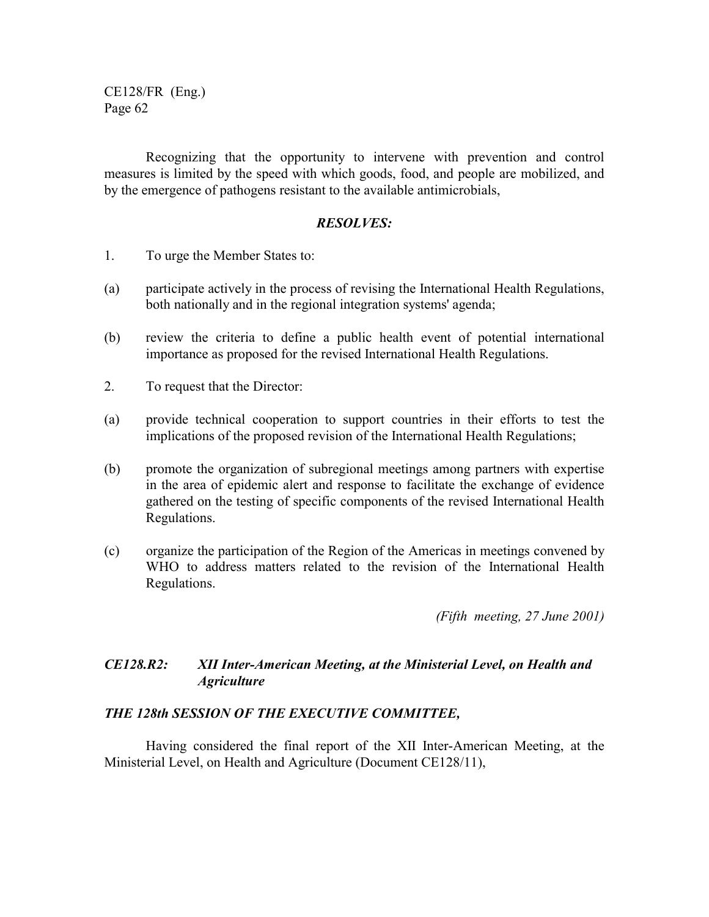Recognizing that the opportunity to intervene with prevention and control measures is limited by the speed with which goods, food, and people are mobilized, and by the emergence of pathogens resistant to the available antimicrobials,

***RESOLVES:***

1. To urge the Member States to:

(a) participate actively in the process of revising the International Health Regulations, both nationally and in the regional integration systems' agenda;

(b) review the criteria to define a public health event of potential international importance as proposed for the revised International Health Regulations.

2. To request that the Director:

(a) provide technical cooperation to support countries in their efforts to test the implications of the proposed revision of the International Health Regulations;

(b) promote the organization of subregional meetings among partners with expertise in the area of epidemic alert and response to facilitate the exchange of evidence gathered on the testing of specific components of the revised International Health Regulations.

(c) organize the participation of the Region of the Americas in meetings convened by WHO to address matters related to the revision of the International Health Regulations.

*(Fifth meeting, 27 June 2001)*

### *CE128.R2: XII Inter-American Meeting, at the Ministerial Level, on Health and Agriculture*

***THE 128th SESSION OF THE EXECUTIVE COMMITTEE,***

Having considered the final report of the XII Inter-American Meeting, at the Ministerial Level, on Health and Agriculture (Document CE128/11),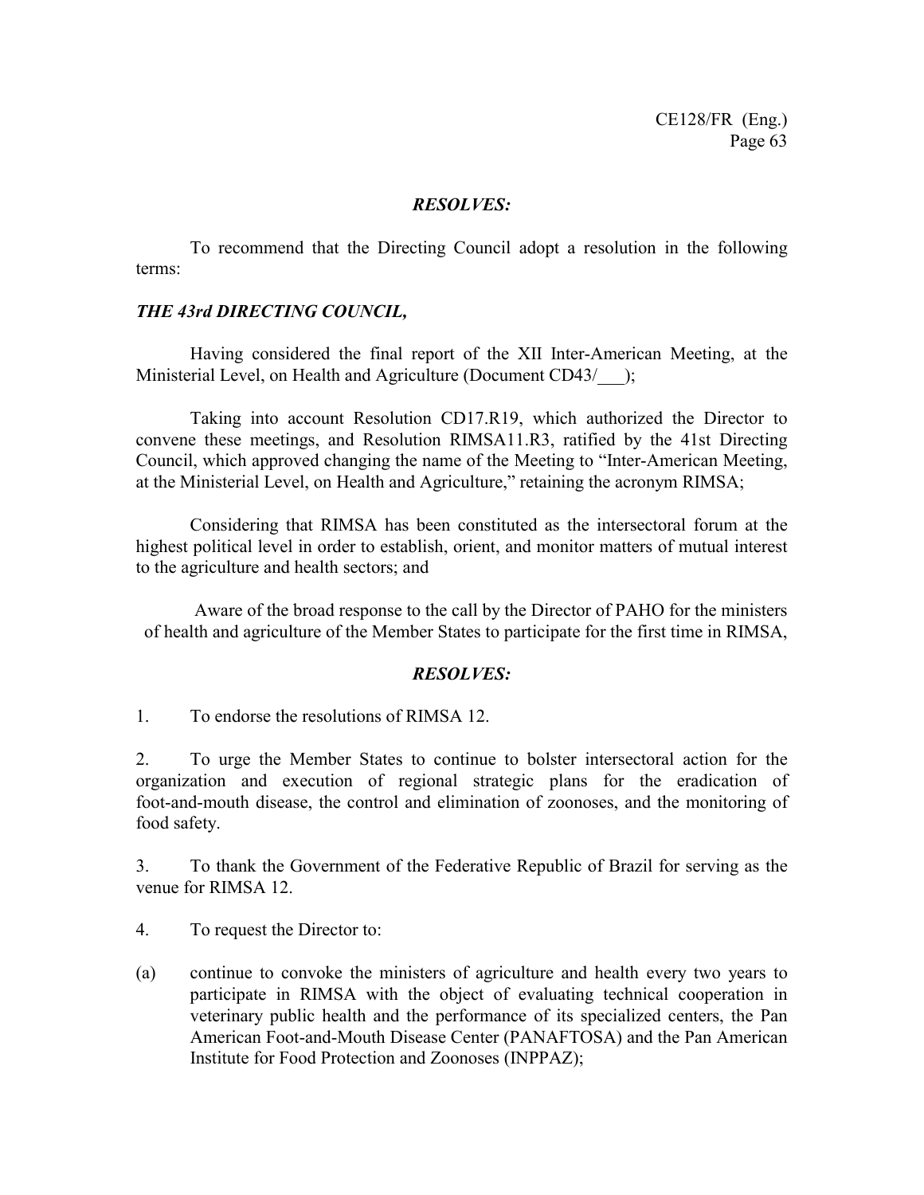***RESOLVES:***

To recommend that the Directing Council adopt a resolution in the following terms:

***THE 43rd DIRECTING COUNCIL,***

Having considered the final report of the XII Inter-American Meeting, at the Ministerial Level, on Health and Agriculture (Document CD43/___);

Taking into account Resolution CD17.R19, which authorized the Director to convene these meetings, and Resolution RIMSA11.R3, ratified by the 41st Directing Council, which approved changing the name of the Meeting to "Inter-American Meeting, at the Ministerial Level, on Health and Agriculture," retaining the acronym RIMSA;

Considering that RIMSA has been constituted as the intersectoral forum at the highest political level in order to establish, orient, and monitor matters of mutual interest to the agriculture and health sectors; and

Aware of the broad response to the call by the Director of PAHO for the ministers of health and agriculture of the Member States to participate for the first time in RIMSA,

***RESOLVES:***

1. To endorse the resolutions of RIMSA 12.

2. To urge the Member States to continue to bolster intersectoral action for the organization and execution of regional strategic plans for the eradication of foot-and-mouth disease, the control and elimination of zoonoses, and the monitoring of food safety.

3. To thank the Government of the Federative Republic of Brazil for serving as the venue for RIMSA 12.

4. To request the Director to:

(a) continue to convoke the ministers of agriculture and health every two years to participate in RIMSA with the object of evaluating technical cooperation in veterinary public health and the performance of its specialized centers, the Pan American Foot-and-Mouth Disease Center (PANAFTOSA) and the Pan American Institute for Food Protection and Zoonoses (INPPAZ);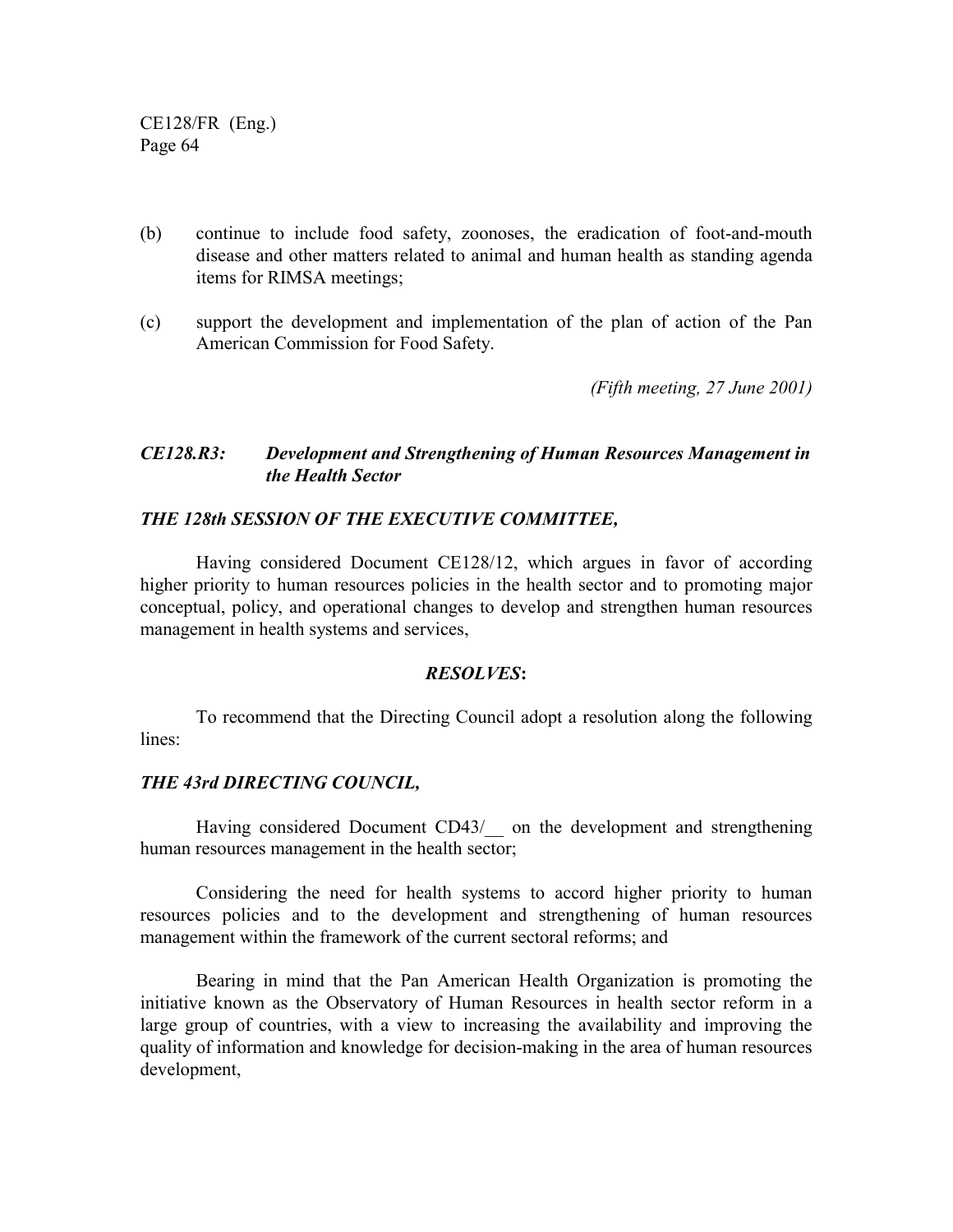(b) continue to include food safety, zoonoses, the eradication of foot-and-mouth disease and other matters related to animal and human health as standing agenda items for RIMSA meetings;

(c) support the development and implementation of the plan of action of the Pan American Commission for Food Safety.

*(Fifth meeting, 27 June 2001)*

### *CE128.R3: Development and Strengthening of Human Resources Management in the Health Sector*

***THE 128th SESSION OF THE EXECUTIVE COMMITTEE,***

Having considered Document CE128/12, which argues in favor of according higher priority to human resources policies in the health sector and to promoting major conceptual, policy, and operational changes to develop and strengthen human resources management in health systems and services,

***RESOLVES*:**

To recommend that the Directing Council adopt a resolution along the following lines:

***THE 43rd DIRECTING COUNCIL,***

Having considered Document CD43/__ on the development and strengthening human resources management in the health sector;

Considering the need for health systems to accord higher priority to human resources policies and to the development and strengthening of human resources management within the framework of the current sectoral reforms; and

Bearing in mind that the Pan American Health Organization is promoting the initiative known as the Observatory of Human Resources in health sector reform in a large group of countries, with a view to increasing the availability and improving the quality of information and knowledge for decision-making in the area of human resources development,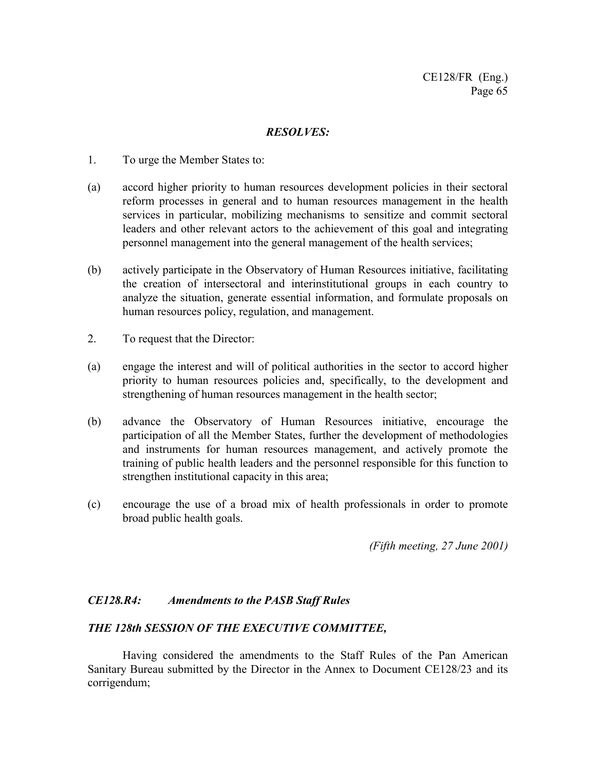***RESOLVES:***

1. To urge the Member States to:

(a) accord higher priority to human resources development policies in their sectoral reform processes in general and to human resources management in the health services in particular, mobilizing mechanisms to sensitize and commit sectoral leaders and other relevant actors to the achievement of this goal and integrating personnel management into the general management of the health services;

(b) actively participate in the Observatory of Human Resources initiative, facilitating the creation of intersectoral and interinstitutional groups in each country to analyze the situation, generate essential information, and formulate proposals on human resources policy, regulation, and management.

2. To request that the Director:

(a) engage the interest and will of political authorities in the sector to accord higher priority to human resources policies and, specifically, to the development and strengthening of human resources management in the health sector;

(b) advance the Observatory of Human Resources initiative, encourage the participation of all the Member States, further the development of methodologies and instruments for human resources management, and actively promote the training of public health leaders and the personnel responsible for this function to strengthen institutional capacity in this area;

(c) encourage the use of a broad mix of health professionals in order to promote broad public health goals.

*(Fifth meeting, 27 June 2001)*

### *CE128.R4: Amendments to the PASB Staff Rules*

***THE 128th SESSION OF THE EXECUTIVE COMMITTEE,***

Having considered the amendments to the Staff Rules of the Pan American Sanitary Bureau submitted by the Director in the Annex to Document CE128/23 and its corrigendum;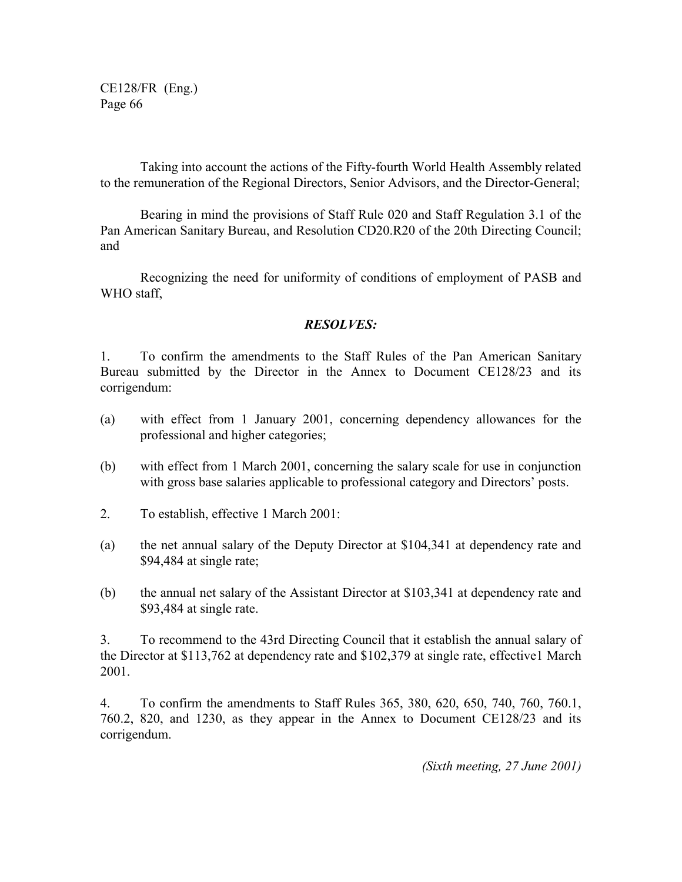Taking into account the actions of the Fifty-fourth World Health Assembly related to the remuneration of the Regional Directors, Senior Advisors, and the Director-General;

Bearing in mind the provisions of Staff Rule 020 and Staff Regulation 3.1 of the Pan American Sanitary Bureau, and Resolution CD20.R20 of the 20th Directing Council; and

Recognizing the need for uniformity of conditions of employment of PASB and WHO staff,

***RESOLVES:***

1. To confirm the amendments to the Staff Rules of the Pan American Sanitary Bureau submitted by the Director in the Annex to Document CE128/23 and its corrigendum:

(a) with effect from 1 January 2001, concerning dependency allowances for the professional and higher categories;

(b) with effect from 1 March 2001, concerning the salary scale for use in conjunction with gross base salaries applicable to professional category and Directors' posts.

2. To establish, effective 1 March 2001:

(a) the net annual salary of the Deputy Director at $104,341 at dependency rate and $94,484 at single rate;

(b) the annual net salary of the Assistant Director at $103,341 at dependency rate and $93,484 at single rate.

3. To recommend to the 43rd Directing Council that it establish the annual salary of the Director at $113,762 at dependency rate and $102,379 at single rate, effective1 March 2001.

4. To confirm the amendments to Staff Rules 365, 380, 620, 650, 740, 760, 760.1, 760.2, 820, and 1230, as they appear in the Annex to Document CE128/23 and its corrigendum.

*(Sixth meeting, 27 June 2001)*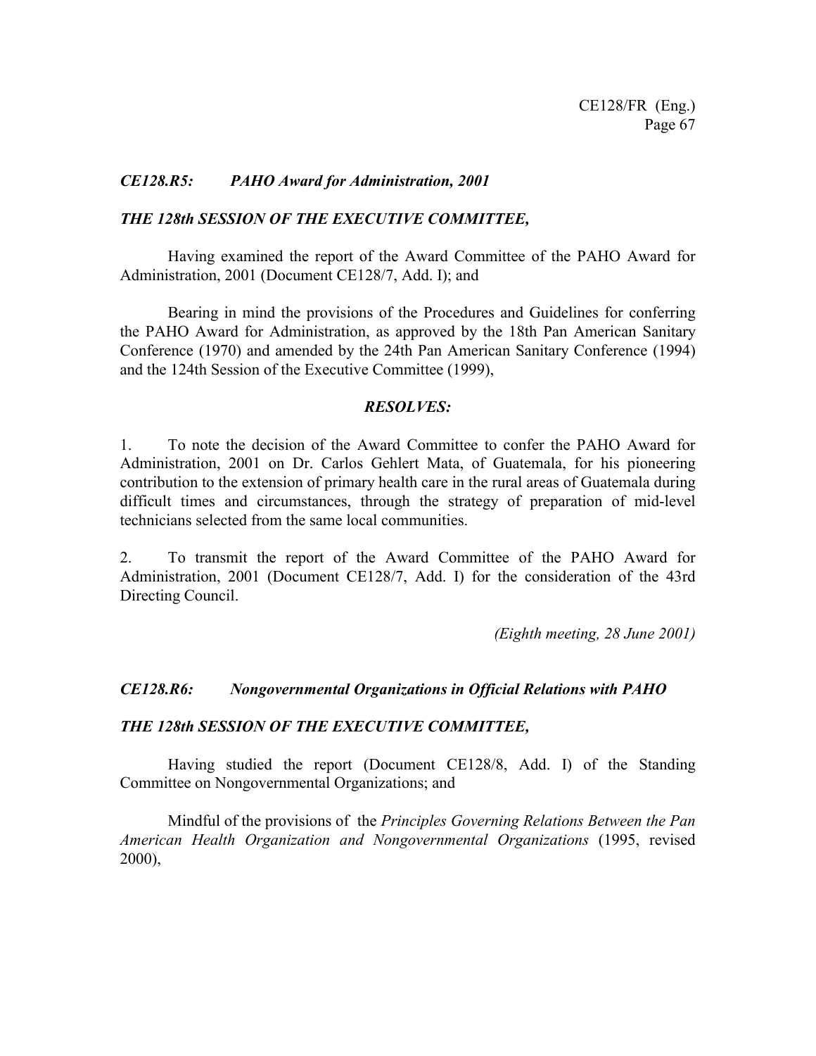### *CE128.R5: PAHO Award for Administration, 2001*

***THE 128th SESSION OF THE EXECUTIVE COMMITTEE,***

Having examined the report of the Award Committee of the PAHO Award for Administration, 2001 (Document CE128/7, Add. I); and

Bearing in mind the provisions of the Procedures and Guidelines for conferring the PAHO Award for Administration, as approved by the 18th Pan American Sanitary Conference (1970) and amended by the 24th Pan American Sanitary Conference (1994) and the 124th Session of the Executive Committee (1999),

***RESOLVES:***

1. To note the decision of the Award Committee to confer the PAHO Award for Administration, 2001 on Dr. Carlos Gehlert Mata, of Guatemala, for his pioneering contribution to the extension of primary health care in the rural areas of Guatemala during difficult times and circumstances, through the strategy of preparation of mid-level technicians selected from the same local communities.

2. To transmit the report of the Award Committee of the PAHO Award for Administration, 2001 (Document CE128/7, Add. I) for the consideration of the 43rd Directing Council.

*(Eighth meeting, 28 June 2001)*

### *CE128.R6: Nongovernmental Organizations in Official Relations with PAHO*

***THE 128th SESSION OF THE EXECUTIVE COMMITTEE,***

Having studied the report (Document CE128/8, Add. I) of the Standing Committee on Nongovernmental Organizations; and

Mindful of the provisions of the *Principles Governing Relations Between the Pan American Health Organization and Nongovernmental Organizations* (1995, revised 2000),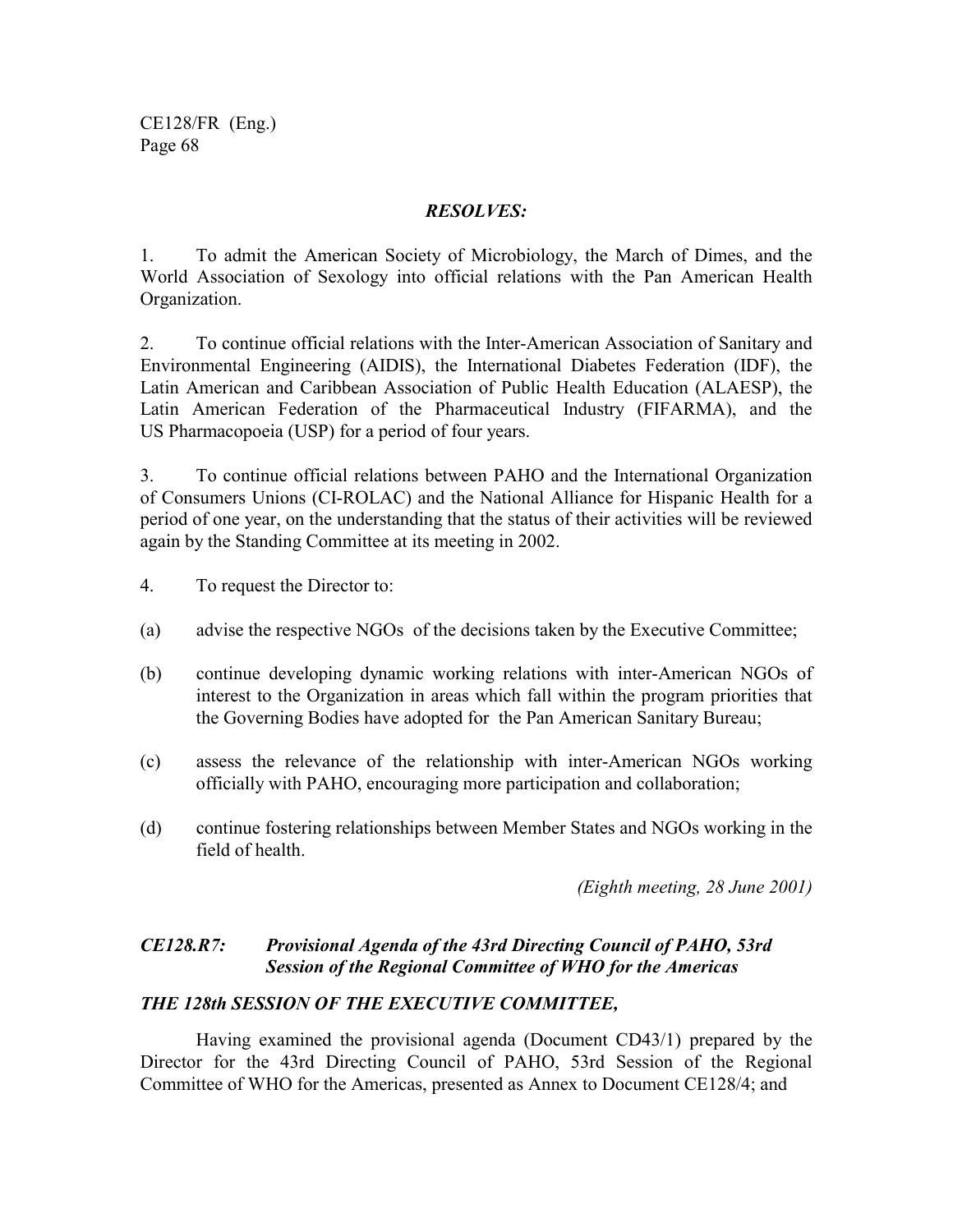***RESOLVES:***

1. To admit the American Society of Microbiology, the March of Dimes, and the World Association of Sexology into official relations with the Pan American Health Organization.

2. To continue official relations with the Inter-American Association of Sanitary and Environmental Engineering (AIDIS), the International Diabetes Federation (IDF), the Latin American and Caribbean Association of Public Health Education (ALAESP), the Latin American Federation of the Pharmaceutical Industry (FIFARMA), and the US Pharmacopoeia (USP) for a period of four years.

3. To continue official relations between PAHO and the International Organization of Consumers Unions (CI-ROLAC) and the National Alliance for Hispanic Health for a period of one year, on the understanding that the status of their activities will be reviewed again by the Standing Committee at its meeting in 2002.

4. To request the Director to:

(a) advise the respective NGOs of the decisions taken by the Executive Committee;

(b) continue developing dynamic working relations with inter-American NGOs of interest to the Organization in areas which fall within the program priorities that the Governing Bodies have adopted for the Pan American Sanitary Bureau;

(c) assess the relevance of the relationship with inter-American NGOs working officially with PAHO, encouraging more participation and collaboration;

(d) continue fostering relationships between Member States and NGOs working in the field of health.

*(Eighth meeting, 28 June 2001)*

### ***CE128.R7: Provisional Agenda of the 43rd Directing Council of PAHO, 53rd Session of the Regional Committee of WHO for the Americas***

***THE 128th SESSION OF THE EXECUTIVE COMMITTEE,***

Having examined the provisional agenda (Document CD43/1) prepared by the Director for the 43rd Directing Council of PAHO, 53rd Session of the Regional Committee of WHO for the Americas, presented as Annex to Document CE128/4; and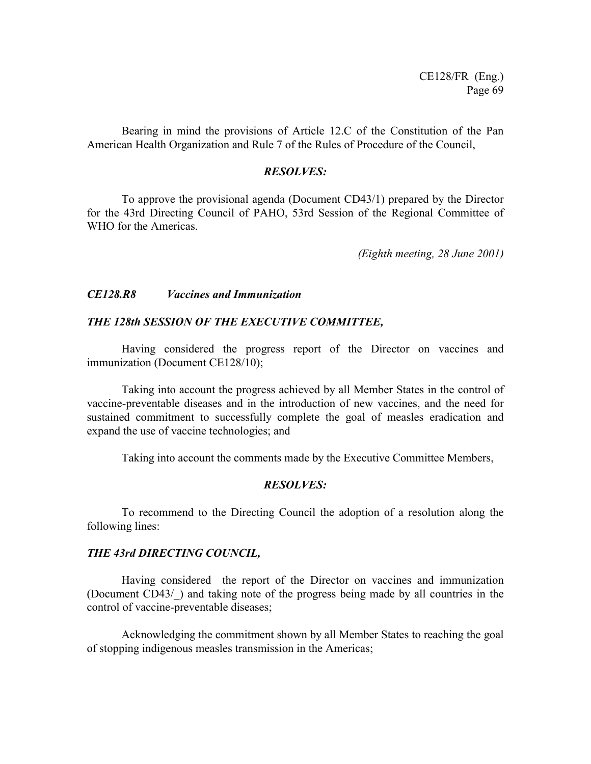Bearing in mind the provisions of Article 12.C of the Constitution of the Pan American Health Organization and Rule 7 of the Rules of Procedure of the Council,

***RESOLVES:***

To approve the provisional agenda (Document CD43/1) prepared by the Director for the 43rd Directing Council of PAHO, 53rd Session of the Regional Committee of WHO for the Americas.

*(Eighth meeting, 28 June 2001)*

### *CE128.R8 Vaccines and Immunization*

***THE 128th SESSION OF THE EXECUTIVE COMMITTEE,***

Having considered the progress report of the Director on vaccines and immunization (Document CE128/10);

Taking into account the progress achieved by all Member States in the control of vaccine-preventable diseases and in the introduction of new vaccines, and the need for sustained commitment to successfully complete the goal of measles eradication and expand the use of vaccine technologies; and

Taking into account the comments made by the Executive Committee Members,

***RESOLVES:***

To recommend to the Directing Council the adoption of a resolution along the following lines:

***THE 43rd DIRECTING COUNCIL,***

Having considered the report of the Director on vaccines and immunization (Document CD43/_) and taking note of the progress being made by all countries in the control of vaccine-preventable diseases;

Acknowledging the commitment shown by all Member States to reaching the goal of stopping indigenous measles transmission in the Americas;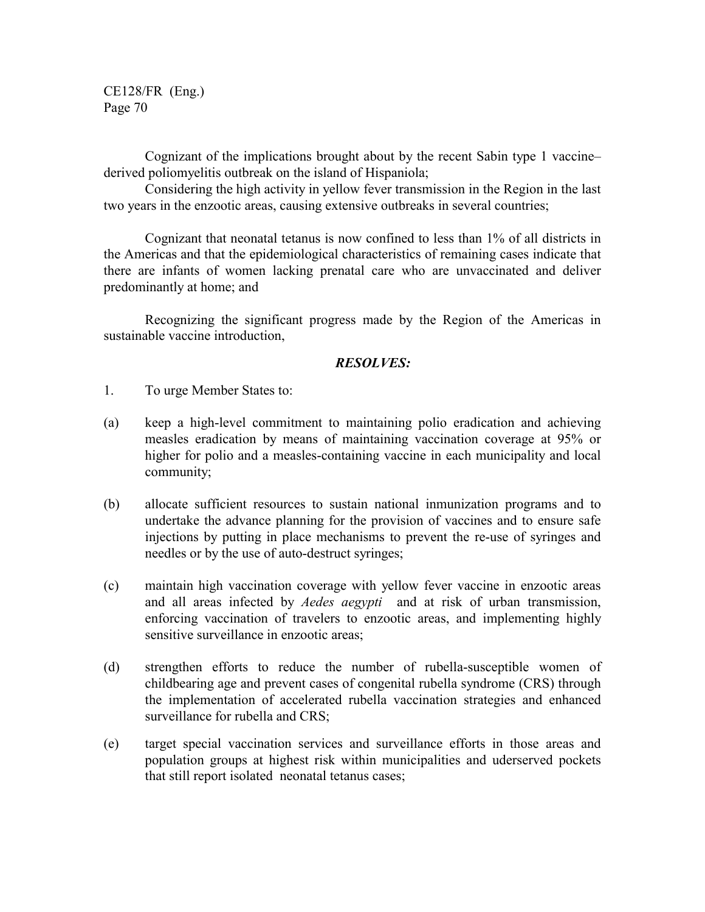Cognizant of the implications brought about by the recent Sabin type 1 vaccine–derived poliomyelitis outbreak on the island of Hispaniola;

Considering the high activity in yellow fever transmission in the Region in the last two years in the enzootic areas, causing extensive outbreaks in several countries;

Cognizant that neonatal tetanus is now confined to less than 1% of all districts in the Americas and that the epidemiological characteristics of remaining cases indicate that there are infants of women lacking prenatal care who are unvaccinated and deliver predominantly at home; and

Recognizing the significant progress made by the Region of the Americas in sustainable vaccine introduction,

***RESOLVES:***

1. To urge Member States to:

(a) keep a high-level commitment to maintaining polio eradication and achieving measles eradication by means of maintaining vaccination coverage at 95% or higher for polio and a measles-containing vaccine in each municipality and local community;

(b) allocate sufficient resources to sustain national inmunization programs and to undertake the advance planning for the provision of vaccines and to ensure safe injections by putting in place mechanisms to prevent the re-use of syringes and needles or by the use of auto-destruct syringes;

(c) maintain high vaccination coverage with yellow fever vaccine in enzootic areas and all areas infected by *Aedes aegypti* and at risk of urban transmission, enforcing vaccination of travelers to enzootic areas, and implementing highly sensitive surveillance in enzootic areas;

(d) strengthen efforts to reduce the number of rubella-susceptible women of childbearing age and prevent cases of congenital rubella syndrome (CRS) through the implementation of accelerated rubella vaccination strategies and enhanced surveillance for rubella and CRS;

(e) target special vaccination services and surveillance efforts in those areas and population groups at highest risk within municipalities and uderserved pockets that still report isolated neonatal tetanus cases;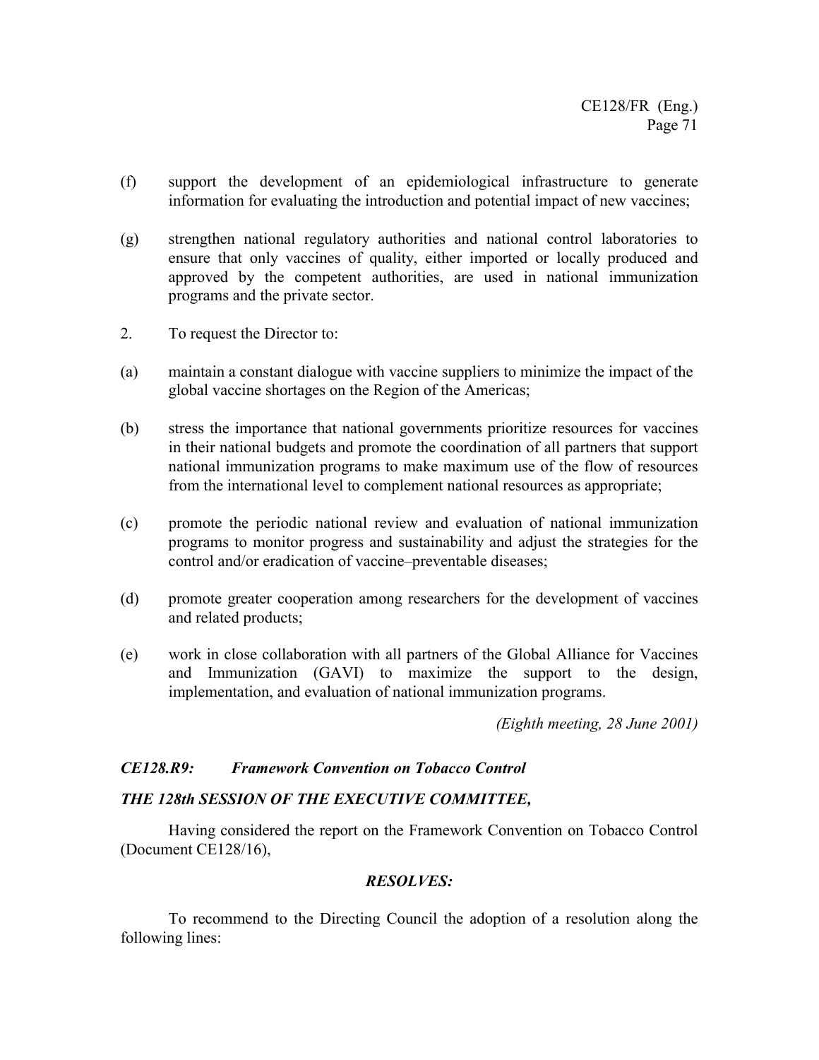(f) support the development of an epidemiological infrastructure to generate information for evaluating the introduction and potential impact of new vaccines;

(g) strengthen national regulatory authorities and national control laboratories to ensure that only vaccines of quality, either imported or locally produced and approved by the competent authorities, are used in national immunization programs and the private sector.

2. To request the Director to:

(a) maintain a constant dialogue with vaccine suppliers to minimize the impact of the global vaccine shortages on the Region of the Americas;

(b) stress the importance that national governments prioritize resources for vaccines in their national budgets and promote the coordination of all partners that support national immunization programs to make maximum use of the flow of resources from the international level to complement national resources as appropriate;

(c) promote the periodic national review and evaluation of national immunization programs to monitor progress and sustainability and adjust the strategies for the control and/or eradication of vaccine–preventable diseases;

(d) promote greater cooperation among researchers for the development of vaccines and related products;

(e) work in close collaboration with all partners of the Global Alliance for Vaccines and Immunization (GAVI) to maximize the support to the design, implementation, and evaluation of national immunization programs.

*(Eighth meeting, 28 June 2001)*

***CE128.R9: Framework Convention on Tobacco Control***

***THE 128th SESSION OF THE EXECUTIVE COMMITTEE,***

Having considered the report on the Framework Convention on Tobacco Control (Document CE128/16),

***RESOLVES:***

To recommend to the Directing Council the adoption of a resolution along the following lines: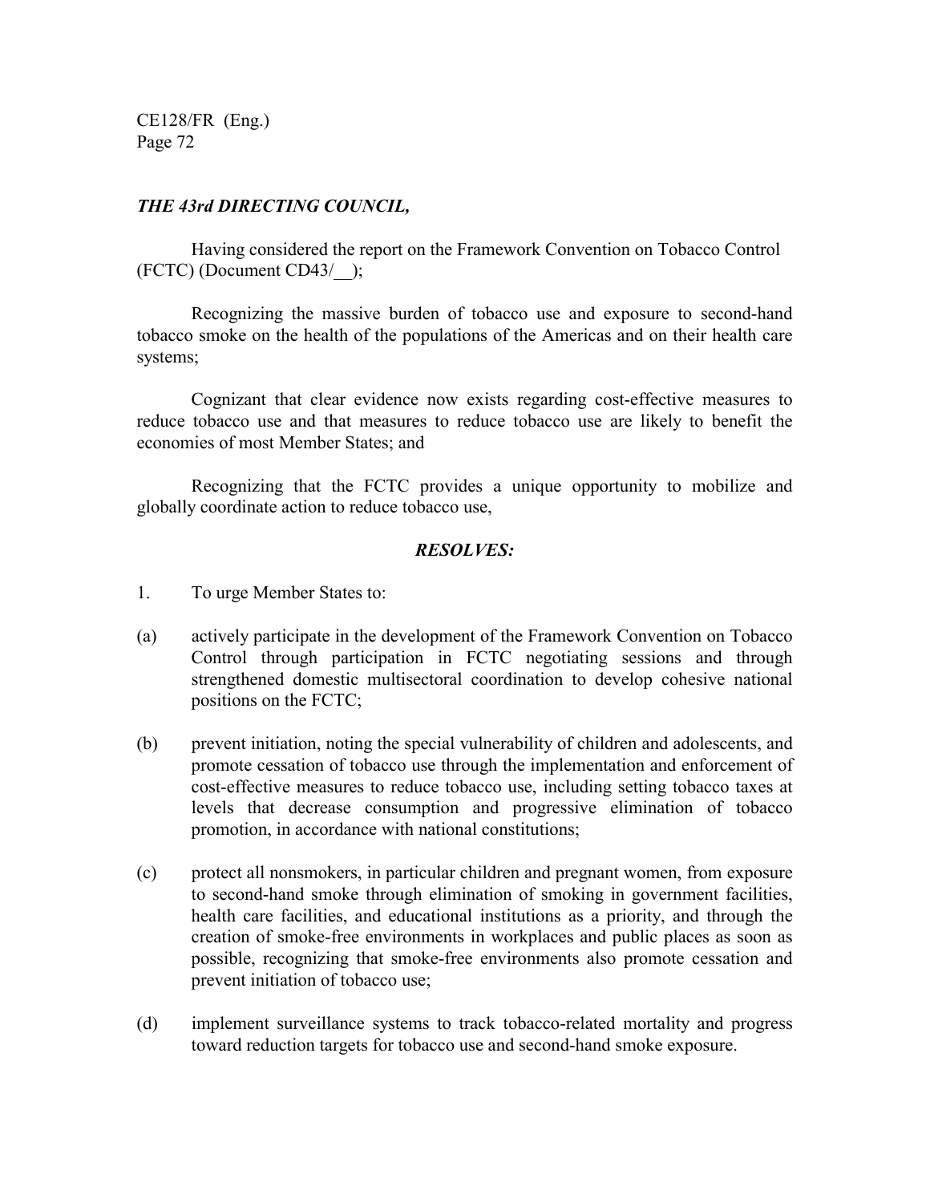***THE 43rd DIRECTING COUNCIL,***

Having considered the report on the Framework Convention on Tobacco Control (FCTC) (Document CD43/__);

Recognizing the massive burden of tobacco use and exposure to second-hand tobacco smoke on the health of the populations of the Americas and on their health care systems;

Cognizant that clear evidence now exists regarding cost-effective measures to reduce tobacco use and that measures to reduce tobacco use are likely to benefit the economies of most Member States; and

Recognizing that the FCTC provides a unique opportunity to mobilize and globally coordinate action to reduce tobacco use,

***RESOLVES:***

1. To urge Member States to:

(a) actively participate in the development of the Framework Convention on Tobacco Control through participation in FCTC negotiating sessions and through strengthened domestic multisectoral coordination to develop cohesive national positions on the FCTC;

(b) prevent initiation, noting the special vulnerability of children and adolescents, and promote cessation of tobacco use through the implementation and enforcement of cost-effective measures to reduce tobacco use, including setting tobacco taxes at levels that decrease consumption and progressive elimination of tobacco promotion, in accordance with national constitutions;

(c) protect all nonsmokers, in particular children and pregnant women, from exposure to second-hand smoke through elimination of smoking in government facilities, health care facilities, and educational institutions as a priority, and through the creation of smoke-free environments in workplaces and public places as soon as possible, recognizing that smoke-free environments also promote cessation and prevent initiation of tobacco use;

(d) implement surveillance systems to track tobacco-related mortality and progress toward reduction targets for tobacco use and second-hand smoke exposure.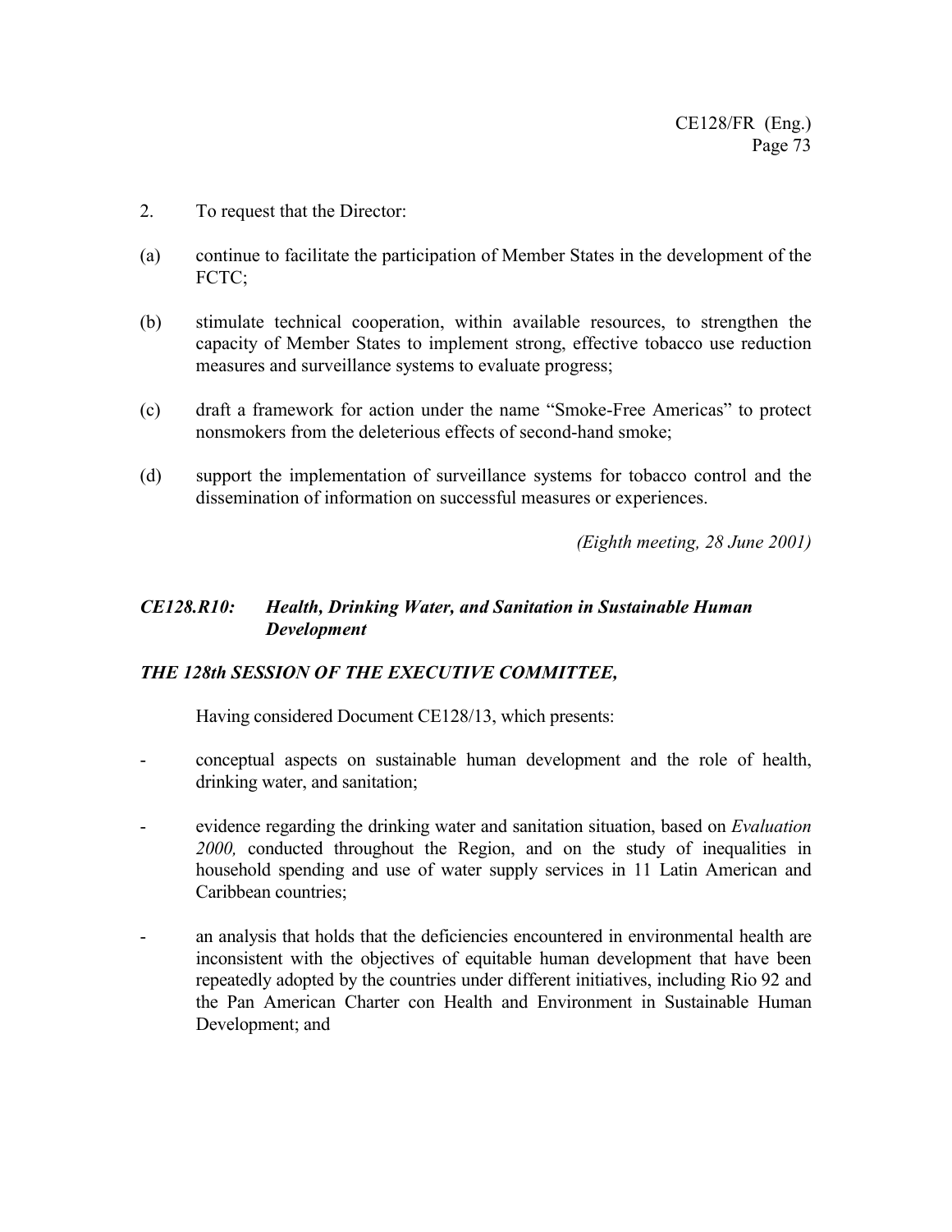2. To request that the Director:

(a) continue to facilitate the participation of Member States in the development of the FCTC;

(b) stimulate technical cooperation, within available resources, to strengthen the capacity of Member States to implement strong, effective tobacco use reduction measures and surveillance systems to evaluate progress;

(c) draft a framework for action under the name "Smoke-Free Americas" to protect nonsmokers from the deleterious effects of second-hand smoke;

(d) support the implementation of surveillance systems for tobacco control and the dissemination of information on successful measures or experiences.

*(Eighth meeting, 28 June 2001)*

### *CE128.R10: Health, Drinking Water, and Sanitation in Sustainable Human Development*

***THE 128th SESSION OF THE EXECUTIVE COMMITTEE,***

Having considered Document CE128/13, which presents:

- conceptual aspects on sustainable human development and the role of health, drinking water, and sanitation;

- evidence regarding the drinking water and sanitation situation, based on *Evaluation 2000,* conducted throughout the Region, and on the study of inequalities in household spending and use of water supply services in 11 Latin American and Caribbean countries;

- an analysis that holds that the deficiencies encountered in environmental health are inconsistent with the objectives of equitable human development that have been repeatedly adopted by the countries under different initiatives, including Rio 92 and the Pan American Charter con Health and Environment in Sustainable Human Development; and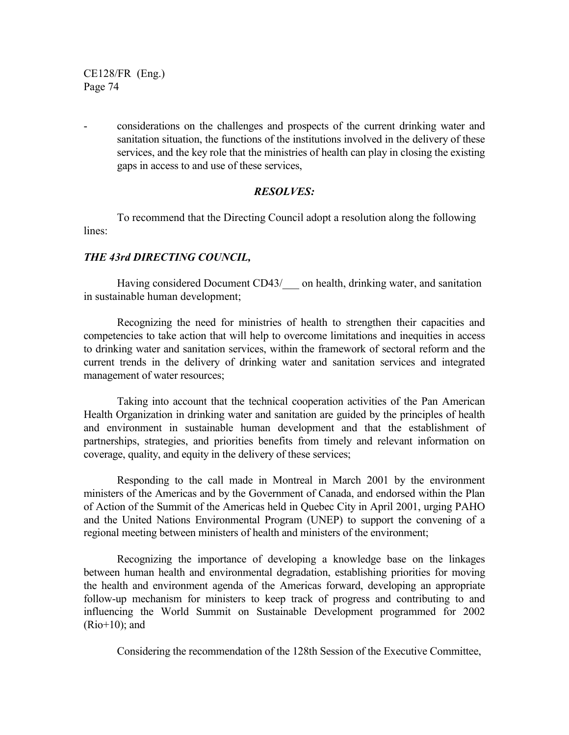- considerations on the challenges and prospects of the current drinking water and sanitation situation, the functions of the institutions involved in the delivery of these services, and the key role that the ministries of health can play in closing the existing gaps in access to and use of these services,

***RESOLVES:***

To recommend that the Directing Council adopt a resolution along the following lines:

***THE 43rd DIRECTING COUNCIL,***

Having considered Document CD43/___ on health, drinking water, and sanitation in sustainable human development;

Recognizing the need for ministries of health to strengthen their capacities and competencies to take action that will help to overcome limitations and inequities in access to drinking water and sanitation services, within the framework of sectoral reform and the current trends in the delivery of drinking water and sanitation services and integrated management of water resources;

Taking into account that the technical cooperation activities of the Pan American Health Organization in drinking water and sanitation are guided by the principles of health and environment in sustainable human development and that the establishment of partnerships, strategies, and priorities benefits from timely and relevant information on coverage, quality, and equity in the delivery of these services;

Responding to the call made in Montreal in March 2001 by the environment ministers of the Americas and by the Government of Canada, and endorsed within the Plan of Action of the Summit of the Americas held in Quebec City in April 2001, urging PAHO and the United Nations Environmental Program (UNEP) to support the convening of a regional meeting between ministers of health and ministers of the environment;

Recognizing the importance of developing a knowledge base on the linkages between human health and environmental degradation, establishing priorities for moving the health and environment agenda of the Americas forward, developing an appropriate follow-up mechanism for ministers to keep track of progress and contributing to and influencing the World Summit on Sustainable Development programmed for 2002 (Rio+10); and

Considering the recommendation of the 128th Session of the Executive Committee,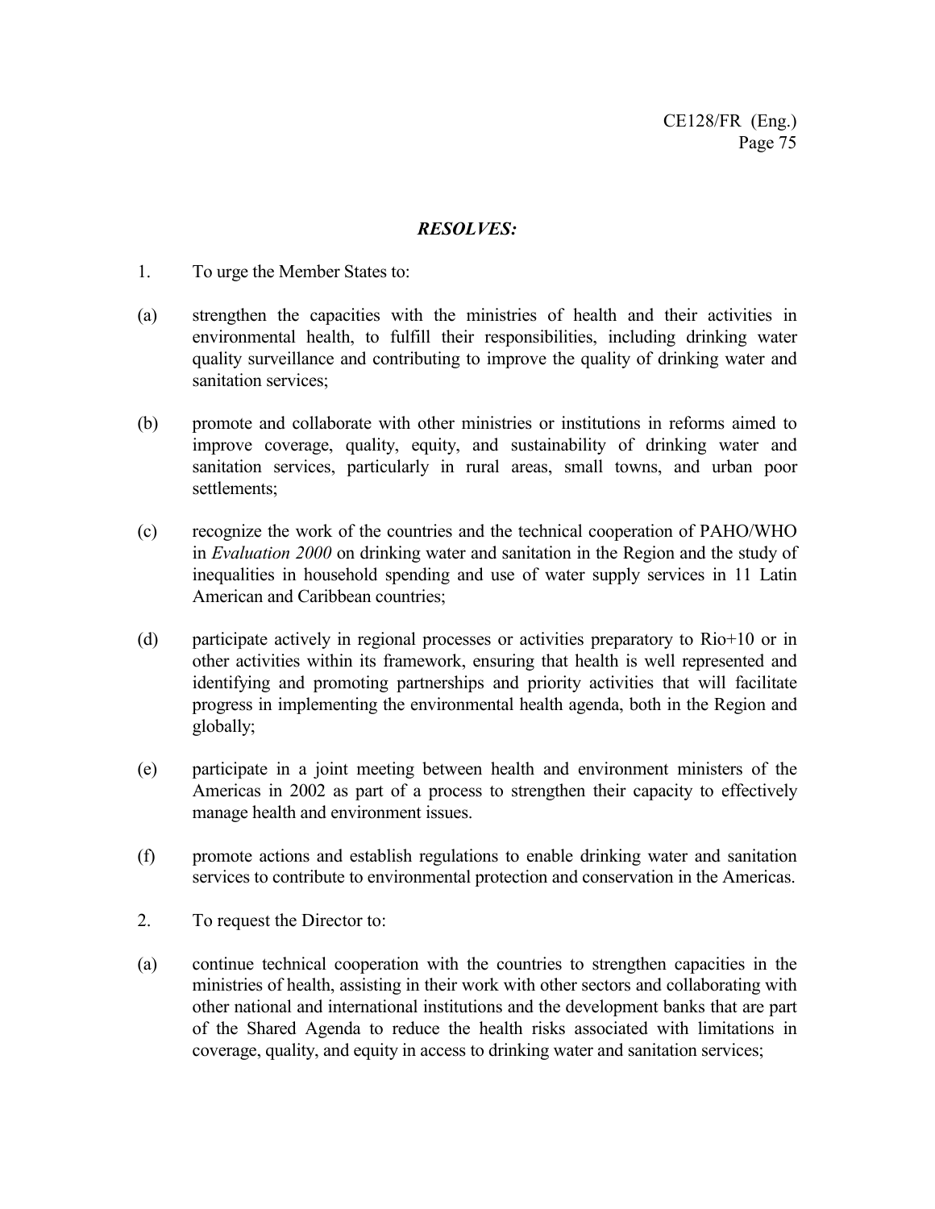***RESOLVES:***

1. To urge the Member States to:

(a) strengthen the capacities with the ministries of health and their activities in environmental health, to fulfill their responsibilities, including drinking water quality surveillance and contributing to improve the quality of drinking water and sanitation services;

(b) promote and collaborate with other ministries or institutions in reforms aimed to improve coverage, quality, equity, and sustainability of drinking water and sanitation services, particularly in rural areas, small towns, and urban poor settlements;

(c) recognize the work of the countries and the technical cooperation of PAHO/WHO in *Evaluation 2000* on drinking water and sanitation in the Region and the study of inequalities in household spending and use of water supply services in 11 Latin American and Caribbean countries;

(d) participate actively in regional processes or activities preparatory to Rio+10 or in other activities within its framework, ensuring that health is well represented and identifying and promoting partnerships and priority activities that will facilitate progress in implementing the environmental health agenda, both in the Region and globally;

(e) participate in a joint meeting between health and environment ministers of the Americas in 2002 as part of a process to strengthen their capacity to effectively manage health and environment issues.

(f) promote actions and establish regulations to enable drinking water and sanitation services to contribute to environmental protection and conservation in the Americas.

2. To request the Director to:

(a) continue technical cooperation with the countries to strengthen capacities in the ministries of health, assisting in their work with other sectors and collaborating with other national and international institutions and the development banks that are part of the Shared Agenda to reduce the health risks associated with limitations in coverage, quality, and equity in access to drinking water and sanitation services;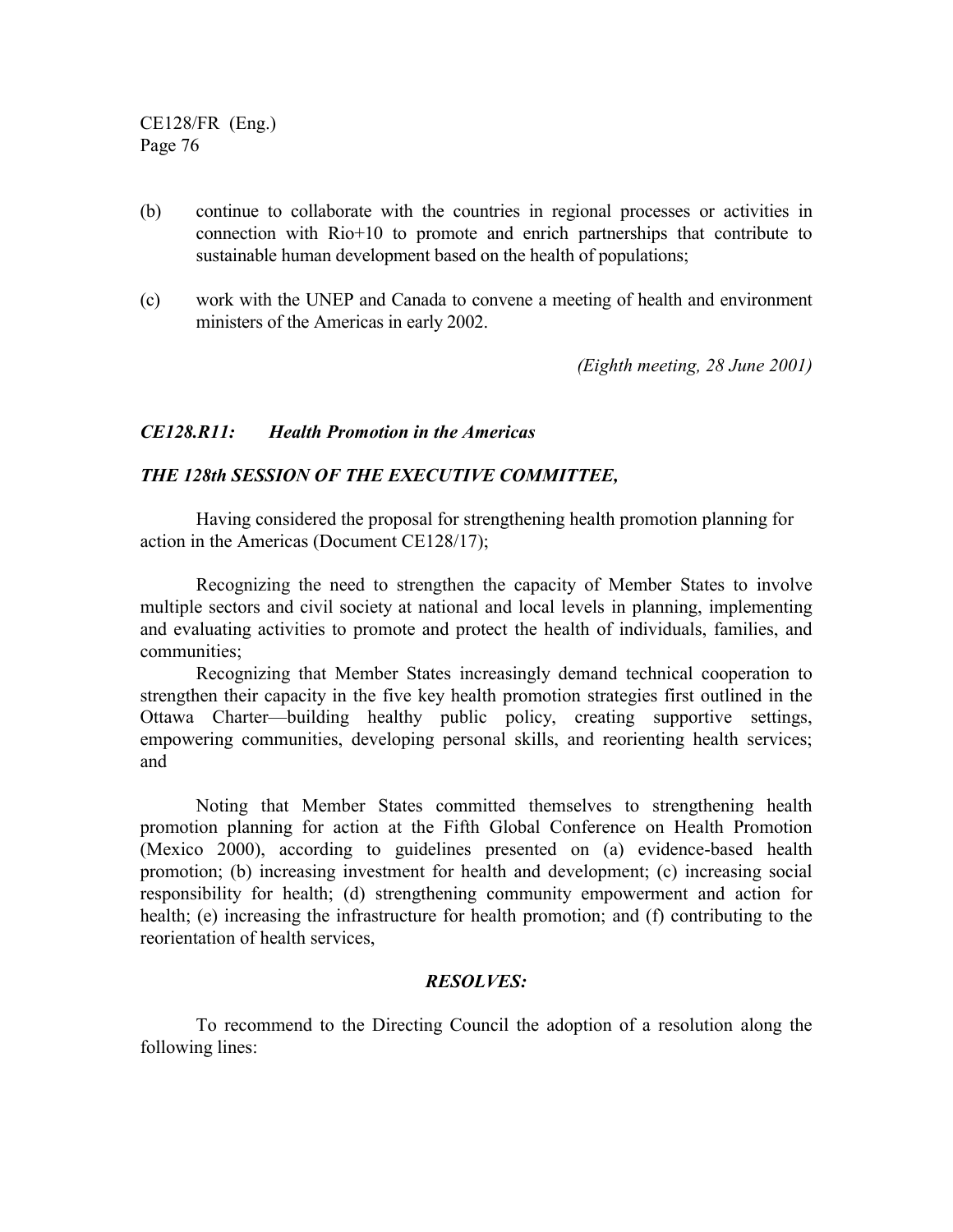(b) continue to collaborate with the countries in regional processes or activities in connection with Rio+10 to promote and enrich partnerships that contribute to sustainable human development based on the health of populations;

(c) work with the UNEP and Canada to convene a meeting of health and environment ministers of the Americas in early 2002.

*(Eighth meeting, 28 June 2001)*

### *CE128.R11: Health Promotion in the Americas*

***THE 128th SESSION OF THE EXECUTIVE COMMITTEE,***

Having considered the proposal for strengthening health promotion planning for action in the Americas (Document CE128/17);

Recognizing the need to strengthen the capacity of Member States to involve multiple sectors and civil society at national and local levels in planning, implementing and evaluating activities to promote and protect the health of individuals, families, and communities;

Recognizing that Member States increasingly demand technical cooperation to strengthen their capacity in the five key health promotion strategies first outlined in the Ottawa Charter—building healthy public policy, creating supportive settings, empowering communities, developing personal skills, and reorienting health services; and

Noting that Member States committed themselves to strengthening health promotion planning for action at the Fifth Global Conference on Health Promotion (Mexico 2000), according to guidelines presented on (a) evidence-based health promotion; (b) increasing investment for health and development; (c) increasing social responsibility for health; (d) strengthening community empowerment and action for health; (e) increasing the infrastructure for health promotion; and (f) contributing to the reorientation of health services,

***RESOLVES:***

To recommend to the Directing Council the adoption of a resolution along the following lines: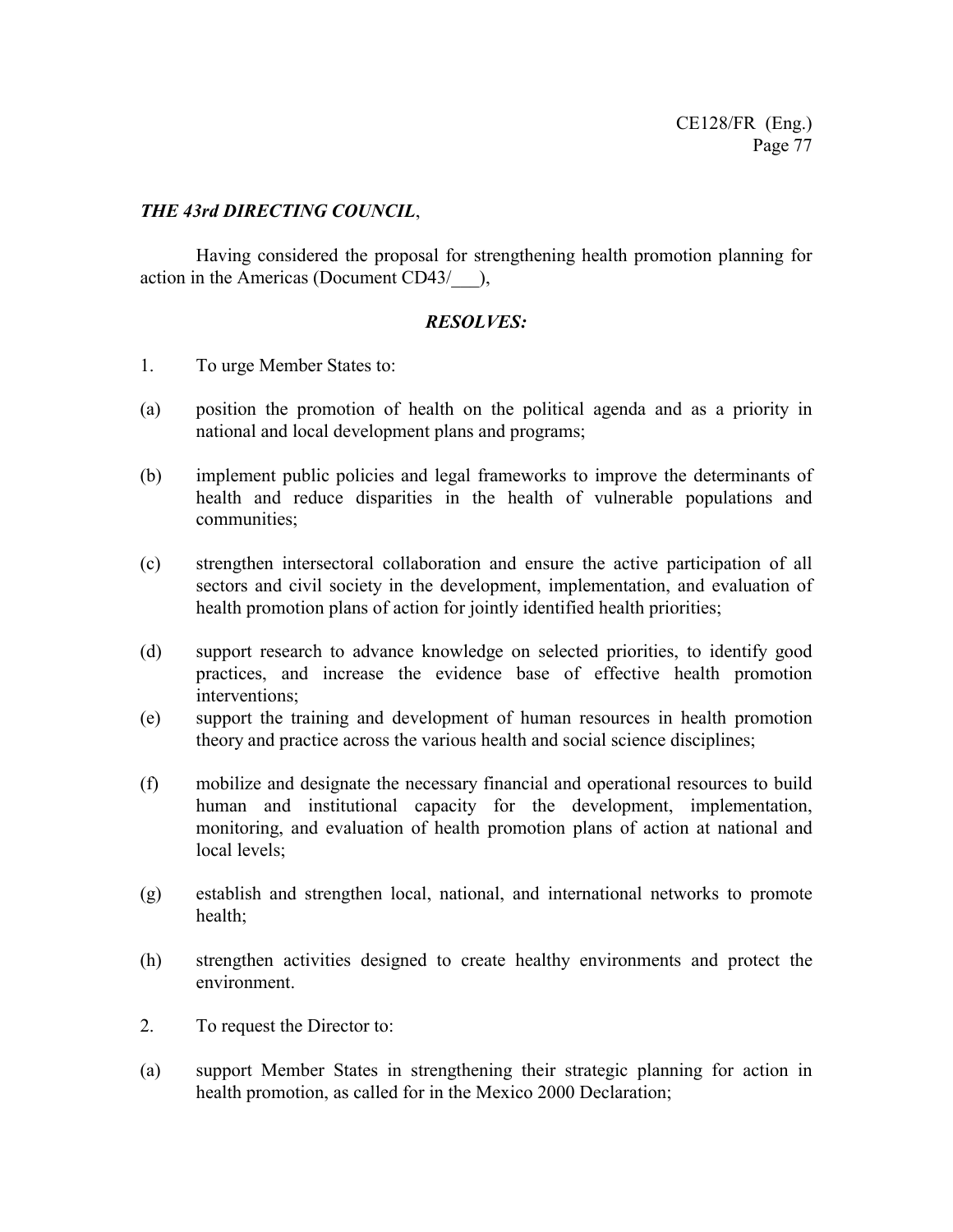***THE 43rd DIRECTING COUNCIL***,

Having considered the proposal for strengthening health promotion planning for action in the Americas (Document CD43/___),

***RESOLVES:***

1. To urge Member States to:

(a) position the promotion of health on the political agenda and as a priority in national and local development plans and programs;

(b) implement public policies and legal frameworks to improve the determinants of health and reduce disparities in the health of vulnerable populations and communities;

(c) strengthen intersectoral collaboration and ensure the active participation of all sectors and civil society in the development, implementation, and evaluation of health promotion plans of action for jointly identified health priorities;

(d) support research to advance knowledge on selected priorities, to identify good practices, and increase the evidence base of effective health promotion interventions;

(e) support the training and development of human resources in health promotion theory and practice across the various health and social science disciplines;

(f) mobilize and designate the necessary financial and operational resources to build human and institutional capacity for the development, implementation, monitoring, and evaluation of health promotion plans of action at national and local levels;

(g) establish and strengthen local, national, and international networks to promote health;

(h) strengthen activities designed to create healthy environments and protect the environment.

2. To request the Director to:

(a) support Member States in strengthening their strategic planning for action in health promotion, as called for in the Mexico 2000 Declaration;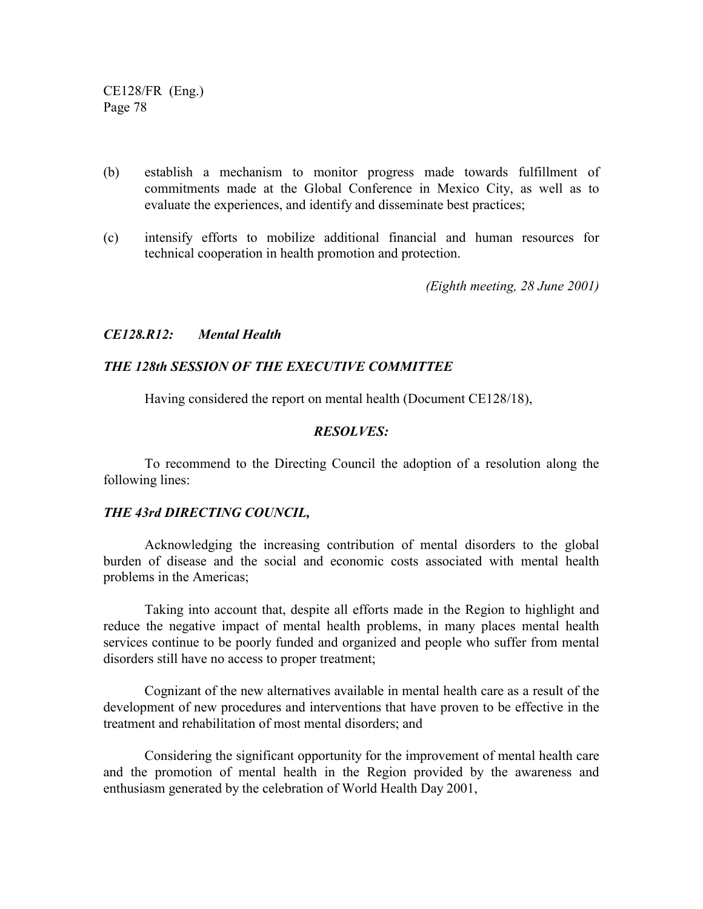(b) establish a mechanism to monitor progress made towards fulfillment of commitments made at the Global Conference in Mexico City, as well as to evaluate the experiences, and identify and disseminate best practices;

(c) intensify efforts to mobilize additional financial and human resources for technical cooperation in health promotion and protection.

*(Eighth meeting, 28 June 2001)*

### *CE128.R12: Mental Health*

***THE 128th SESSION OF THE EXECUTIVE COMMITTEE***

Having considered the report on mental health (Document CE128/18),

***RESOLVES:***

To recommend to the Directing Council the adoption of a resolution along the following lines:

***THE 43rd DIRECTING COUNCIL,***

Acknowledging the increasing contribution of mental disorders to the global burden of disease and the social and economic costs associated with mental health problems in the Americas;

Taking into account that, despite all efforts made in the Region to highlight and reduce the negative impact of mental health problems, in many places mental health services continue to be poorly funded and organized and people who suffer from mental disorders still have no access to proper treatment;

Cognizant of the new alternatives available in mental health care as a result of the development of new procedures and interventions that have proven to be effective in the treatment and rehabilitation of most mental disorders; and

Considering the significant opportunity for the improvement of mental health care and the promotion of mental health in the Region provided by the awareness and enthusiasm generated by the celebration of World Health Day 2001,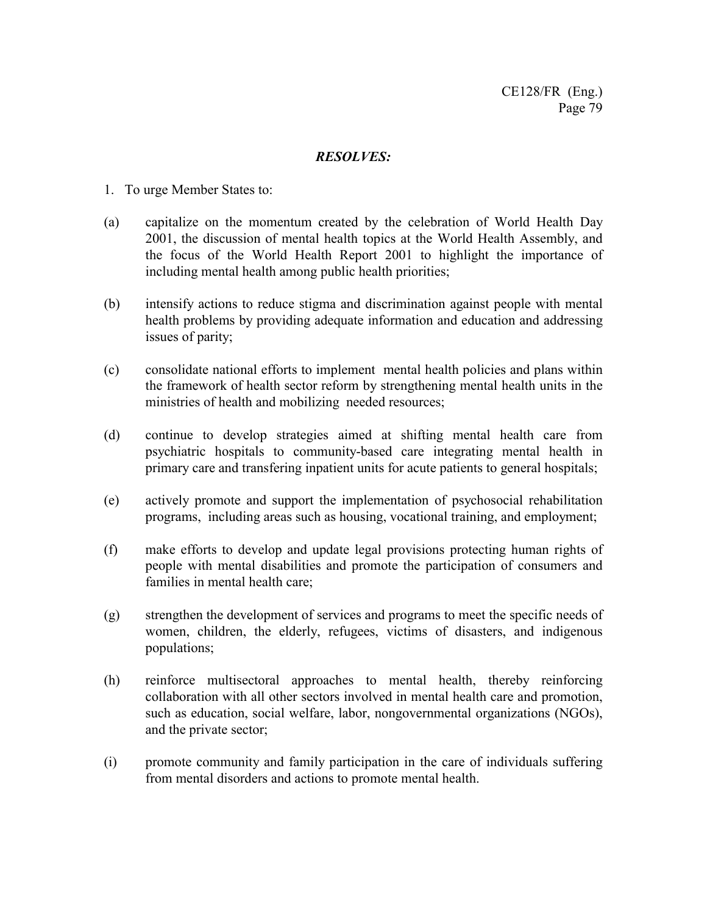***RESOLVES:***

1. To urge Member States to:

(a) capitalize on the momentum created by the celebration of World Health Day 2001, the discussion of mental health topics at the World Health Assembly, and the focus of the World Health Report 2001 to highlight the importance of including mental health among public health priorities;

(b) intensify actions to reduce stigma and discrimination against people with mental health problems by providing adequate information and education and addressing issues of parity;

(c) consolidate national efforts to implement mental health policies and plans within the framework of health sector reform by strengthening mental health units in the ministries of health and mobilizing needed resources;

(d) continue to develop strategies aimed at shifting mental health care from psychiatric hospitals to community-based care integrating mental health in primary care and transfering inpatient units for acute patients to general hospitals;

(e) actively promote and support the implementation of psychosocial rehabilitation programs, including areas such as housing, vocational training, and employment;

(f) make efforts to develop and update legal provisions protecting human rights of people with mental disabilities and promote the participation of consumers and families in mental health care;

(g) strengthen the development of services and programs to meet the specific needs of women, children, the elderly, refugees, victims of disasters, and indigenous populations;

(h) reinforce multisectoral approaches to mental health, thereby reinforcing collaboration with all other sectors involved in mental health care and promotion, such as education, social welfare, labor, nongovernmental organizations (NGOs), and the private sector;

(i) promote community and family participation in the care of individuals suffering from mental disorders and actions to promote mental health.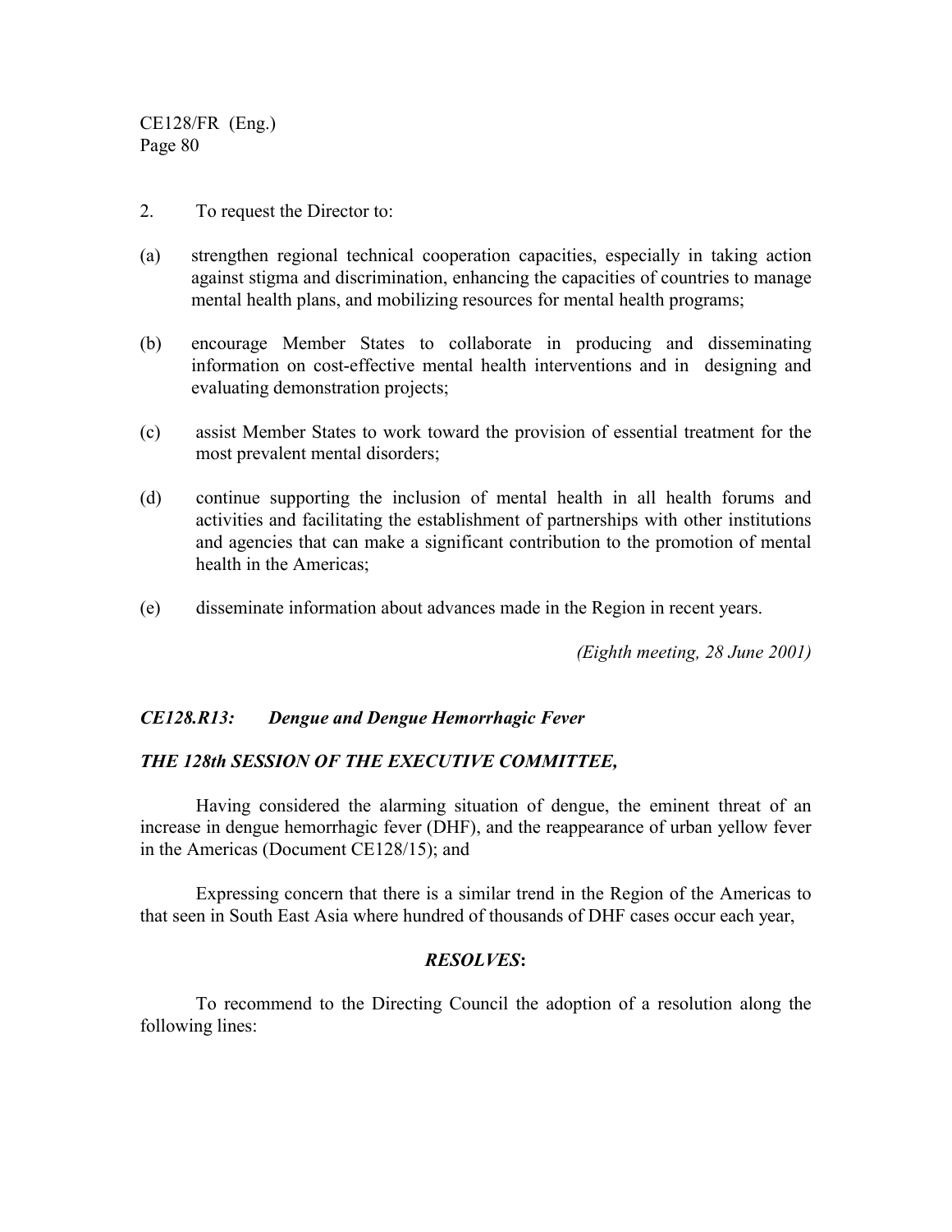2. To request the Director to:

(a) strengthen regional technical cooperation capacities, especially in taking action against stigma and discrimination, enhancing the capacities of countries to manage mental health plans, and mobilizing resources for mental health programs;

(b) encourage Member States to collaborate in producing and disseminating information on cost-effective mental health interventions and in designing and evaluating demonstration projects;

(c) assist Member States to work toward the provision of essential treatment for the most prevalent mental disorders;

(d) continue supporting the inclusion of mental health in all health forums and activities and facilitating the establishment of partnerships with other institutions and agencies that can make a significant contribution to the promotion of mental health in the Americas;

(e) disseminate information about advances made in the Region in recent years.

*(Eighth meeting, 28 June 2001)*

### *CE128.R13: Dengue and Dengue Hemorrhagic Fever*

***THE 128th SESSION OF THE EXECUTIVE COMMITTEE,***

Having considered the alarming situation of dengue, the eminent threat of an increase in dengue hemorrhagic fever (DHF), and the reappearance of urban yellow fever in the Americas (Document CE128/15); and

Expressing concern that there is a similar trend in the Region of the Americas to that seen in South East Asia where hundred of thousands of DHF cases occur each year,

***RESOLVES*:**

To recommend to the Directing Council the adoption of a resolution along the following lines: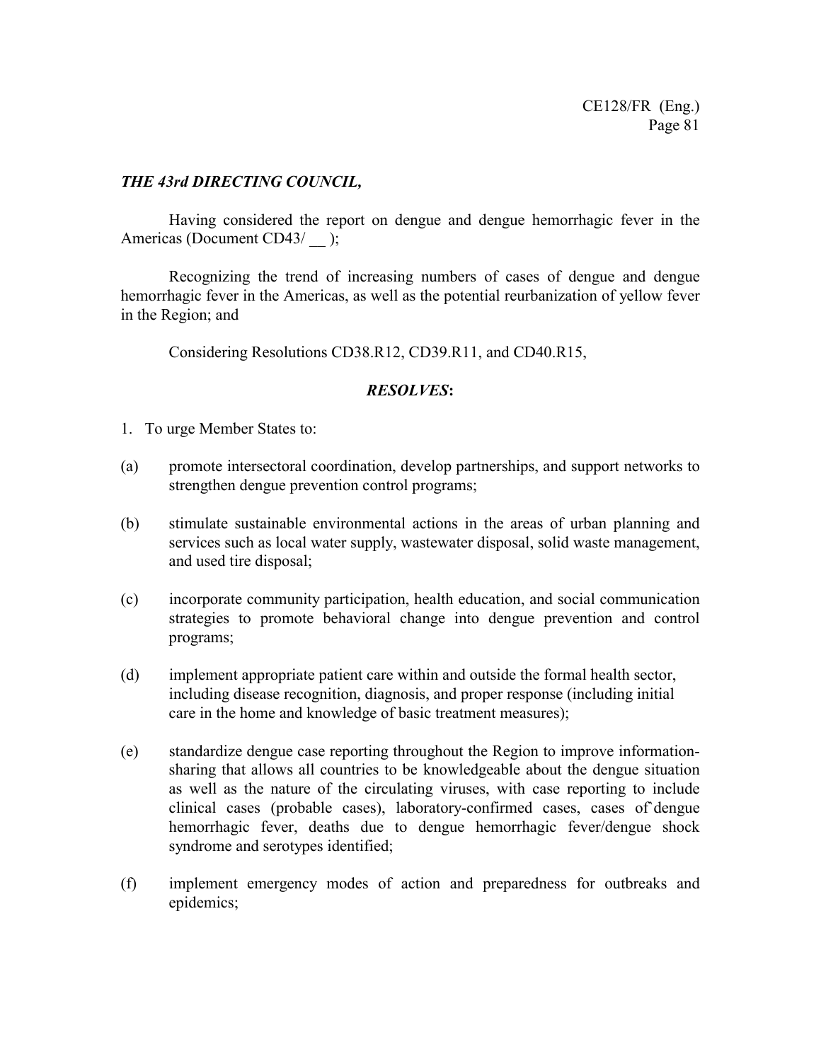***THE 43rd DIRECTING COUNCIL,***

Having considered the report on dengue and dengue hemorrhagic fever in the Americas (Document CD43/ __ );

Recognizing the trend of increasing numbers of cases of dengue and dengue hemorrhagic fever in the Americas, as well as the potential reurbanization of yellow fever in the Region; and

Considering Resolutions CD38.R12, CD39.R11, and CD40.R15,

***RESOLVES*:**

1. To urge Member States to:

(a) promote intersectoral coordination, develop partnerships, and support networks to strengthen dengue prevention control programs;

(b) stimulate sustainable environmental actions in the areas of urban planning and services such as local water supply, wastewater disposal, solid waste management, and used tire disposal;

(c) incorporate community participation, health education, and social communication strategies to promote behavioral change into dengue prevention and control programs;

(d) implement appropriate patient care within and outside the formal health sector, including disease recognition, diagnosis, and proper response (including initial care in the home and knowledge of basic treatment measures);

(e) standardize dengue case reporting throughout the Region to improve information-sharing that allows all countries to be knowledgeable about the dengue situation as well as the nature of the circulating viruses, with case reporting to include clinical cases (probable cases), laboratory-confirmed cases, cases of dengue hemorrhagic fever, deaths due to dengue hemorrhagic fever/dengue shock syndrome and serotypes identified;

(f) implement emergency modes of action and preparedness for outbreaks and epidemics;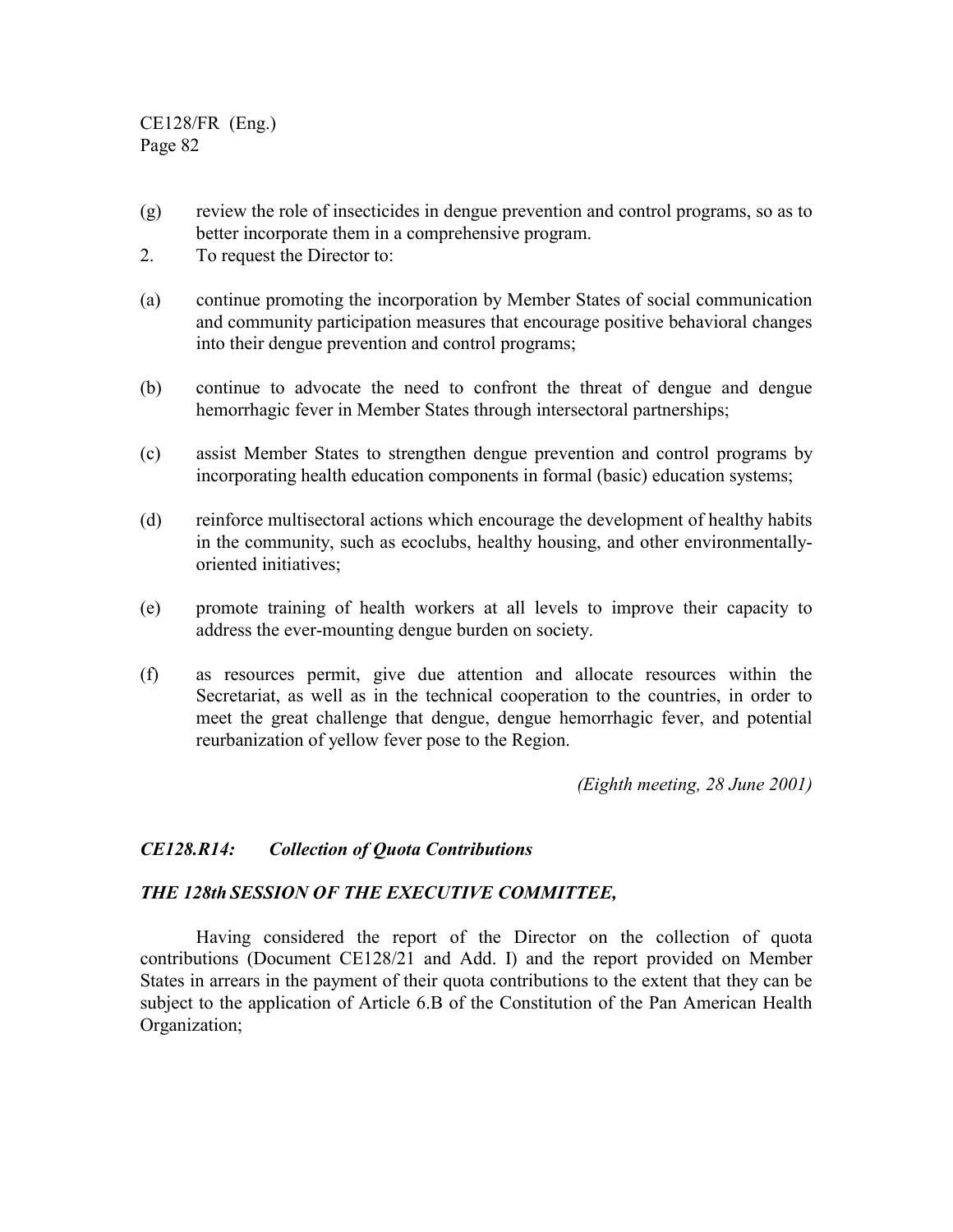(g) review the role of insecticides in dengue prevention and control programs, so as to better incorporate them in a comprehensive program.

2. To request the Director to:

(a) continue promoting the incorporation by Member States of social communication and community participation measures that encourage positive behavioral changes into their dengue prevention and control programs;

(b) continue to advocate the need to confront the threat of dengue and dengue hemorrhagic fever in Member States through intersectoral partnerships;

(c) assist Member States to strengthen dengue prevention and control programs by incorporating health education components in formal (basic) education systems;

(d) reinforce multisectoral actions which encourage the development of healthy habits in the community, such as ecoclubs, healthy housing, and other environmentally-oriented initiatives;

(e) promote training of health workers at all levels to improve their capacity to address the ever-mounting dengue burden on society.

(f) as resources permit, give due attention and allocate resources within the Secretariat, as well as in the technical cooperation to the countries, in order to meet the great challenge that dengue, dengue hemorrhagic fever, and potential reurbanization of yellow fever pose to the Region.

*(Eighth meeting, 28 June 2001)*

### *CE128.R14: Collection of Quota Contributions*

***THE 128th SESSION OF THE EXECUTIVE COMMITTEE,***

Having considered the report of the Director on the collection of quota contributions (Document CE128/21 and Add. I) and the report provided on Member States in arrears in the payment of their quota contributions to the extent that they can be subject to the application of Article 6.B of the Constitution of the Pan American Health Organization;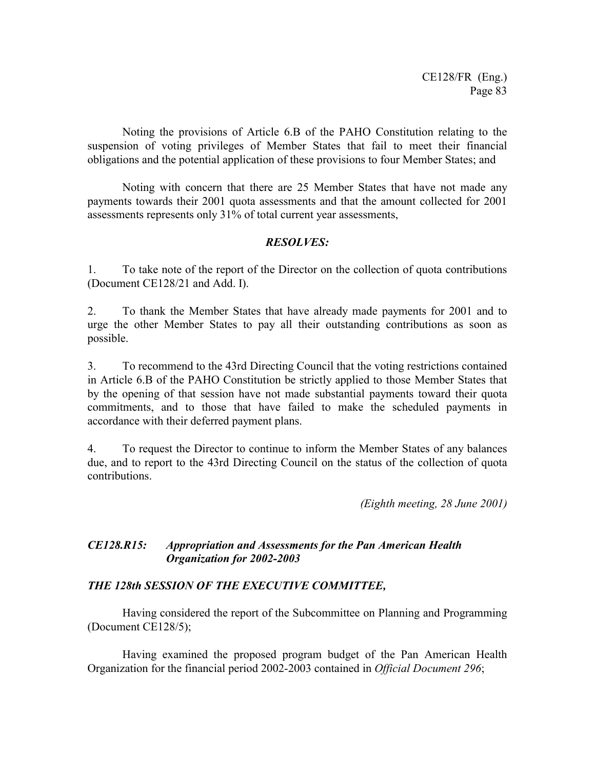Noting the provisions of Article 6.B of the PAHO Constitution relating to the suspension of voting privileges of Member States that fail to meet their financial obligations and the potential application of these provisions to four Member States; and

Noting with concern that there are 25 Member States that have not made any payments towards their 2001 quota assessments and that the amount collected for 2001 assessments represents only 31% of total current year assessments,

***RESOLVES:***

1. To take note of the report of the Director on the collection of quota contributions (Document CE128/21 and Add. I).

2. To thank the Member States that have already made payments for 2001 and to urge the other Member States to pay all their outstanding contributions as soon as possible.

3. To recommend to the 43rd Directing Council that the voting restrictions contained in Article 6.B of the PAHO Constitution be strictly applied to those Member States that by the opening of that session have not made substantial payments toward their quota commitments, and to those that have failed to make the scheduled payments in accordance with their deferred payment plans.

4. To request the Director to continue to inform the Member States of any balances due, and to report to the 43rd Directing Council on the status of the collection of quota contributions.

*(Eighth meeting, 28 June 2001)*

### *CE128.R15: Appropriation and Assessments for the Pan American Health Organization for 2002-2003*

***THE 128th SESSION OF THE EXECUTIVE COMMITTEE,***

Having considered the report of the Subcommittee on Planning and Programming (Document CE128/5);

Having examined the proposed program budget of the Pan American Health Organization for the financial period 2002-2003 contained in *Official Document 296*;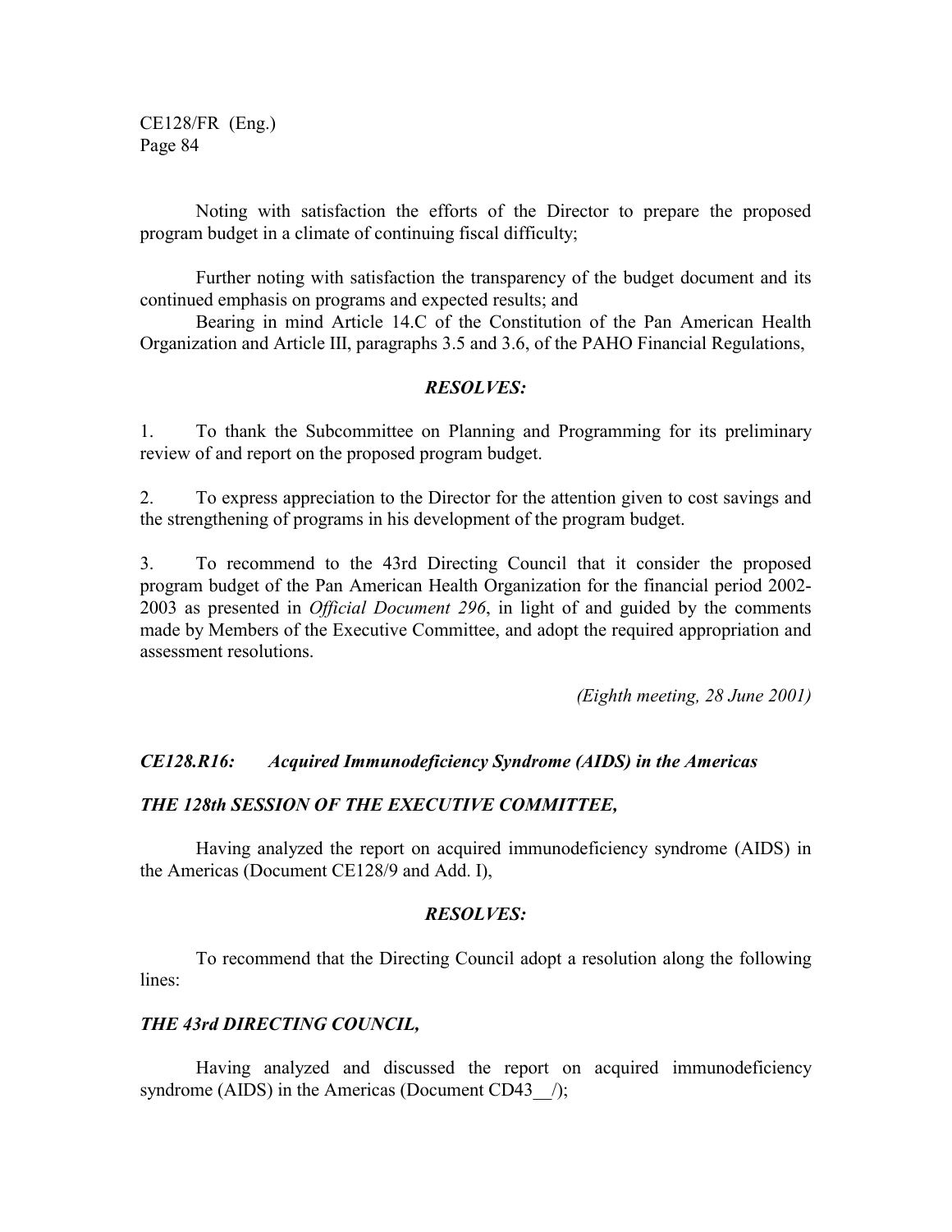Noting with satisfaction the efforts of the Director to prepare the proposed program budget in a climate of continuing fiscal difficulty;

Further noting with satisfaction the transparency of the budget document and its continued emphasis on programs and expected results; and

Bearing in mind Article 14.C of the Constitution of the Pan American Health Organization and Article III, paragraphs 3.5 and 3.6, of the PAHO Financial Regulations,

***RESOLVES:***

1. To thank the Subcommittee on Planning and Programming for its preliminary review of and report on the proposed program budget.

2. To express appreciation to the Director for the attention given to cost savings and the strengthening of programs in his development of the program budget.

3. To recommend to the 43rd Directing Council that it consider the proposed program budget of the Pan American Health Organization for the financial period 2002-2003 as presented in *Official Document 296*, in light of and guided by the comments made by Members of the Executive Committee, and adopt the required appropriation and assessment resolutions.

*(Eighth meeting, 28 June 2001)*

***CE128.R16: Acquired Immunodeficiency Syndrome (AIDS) in the Americas***

***THE 128th SESSION OF THE EXECUTIVE COMMITTEE,***

Having analyzed the report on acquired immunodeficiency syndrome (AIDS) in the Americas (Document CE128/9 and Add. I),

***RESOLVES:***

To recommend that the Directing Council adopt a resolution along the following lines:

***THE 43rd DIRECTING COUNCIL,***

Having analyzed and discussed the report on acquired immunodeficiency syndrome (AIDS) in the Americas (Document CD43__/);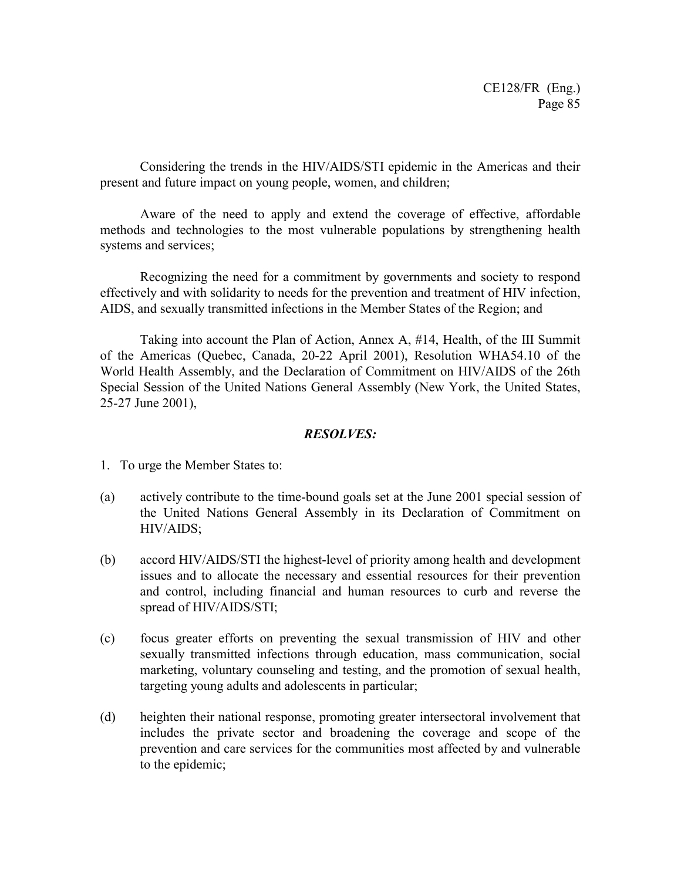Considering the trends in the HIV/AIDS/STI epidemic in the Americas and their present and future impact on young people, women, and children;

Aware of the need to apply and extend the coverage of effective, affordable methods and technologies to the most vulnerable populations by strengthening health systems and services;

Recognizing the need for a commitment by governments and society to respond effectively and with solidarity to needs for the prevention and treatment of HIV infection, AIDS, and sexually transmitted infections in the Member States of the Region; and

Taking into account the Plan of Action, Annex A, #14, Health, of the III Summit of the Americas (Quebec, Canada, 20-22 April 2001), Resolution WHA54.10 of the World Health Assembly, and the Declaration of Commitment on HIV/AIDS of the 26th Special Session of the United Nations General Assembly (New York, the United States, 25-27 June 2001),

***RESOLVES:***

1. To urge the Member States to:

(a) actively contribute to the time-bound goals set at the June 2001 special session of the United Nations General Assembly in its Declaration of Commitment on HIV/AIDS;

(b) accord HIV/AIDS/STI the highest-level of priority among health and development issues and to allocate the necessary and essential resources for their prevention and control, including financial and human resources to curb and reverse the spread of HIV/AIDS/STI;

(c) focus greater efforts on preventing the sexual transmission of HIV and other sexually transmitted infections through education, mass communication, social marketing, voluntary counseling and testing, and the promotion of sexual health, targeting young adults and adolescents in particular;

(d) heighten their national response, promoting greater intersectoral involvement that includes the private sector and broadening the coverage and scope of the prevention and care services for the communities most affected by and vulnerable to the epidemic;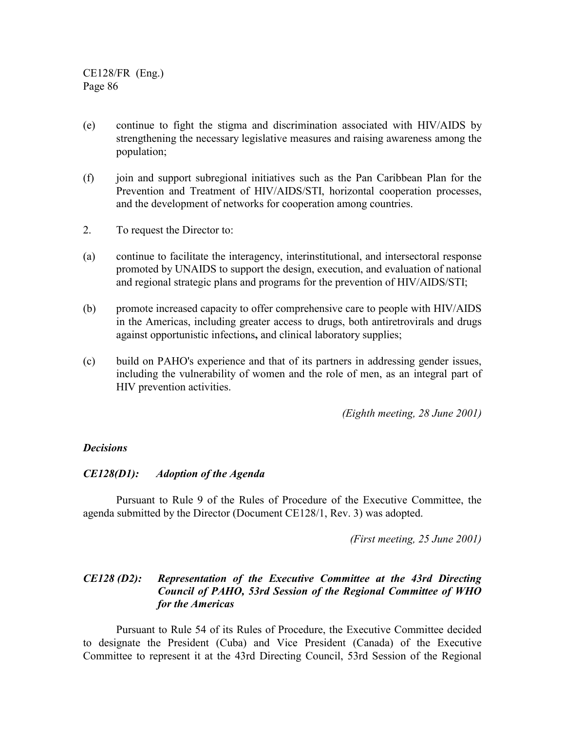(e) continue to fight the stigma and discrimination associated with HIV/AIDS by strengthening the necessary legislative measures and raising awareness among the population;

(f) join and support subregional initiatives such as the Pan Caribbean Plan for the Prevention and Treatment of HIV/AIDS/STI, horizontal cooperation processes, and the development of networks for cooperation among countries.

2. To request the Director to:

(a) continue to facilitate the interagency, interinstitutional, and intersectoral response promoted by UNAIDS to support the design, execution, and evaluation of national and regional strategic plans and programs for the prevention of HIV/AIDS/STI;

(b) promote increased capacity to offer comprehensive care to people with HIV/AIDS in the Americas, including greater access to drugs, both antiretrovirals and drugs against opportunistic infections**,** and clinical laboratory supplies;

(c) build on PAHO's experience and that of its partners in addressing gender issues, including the vulnerability of women and the role of men, as an integral part of HIV prevention activities.

*(Eighth meeting, 28 June 2001)*

***Decisions***

***CE128(D1): Adoption of the Agenda***

Pursuant to Rule 9 of the Rules of Procedure of the Executive Committee, the agenda submitted by the Director (Document CE128/1, Rev. 3) was adopted.

*(First meeting, 25 June 2001)*

***CE128 (D2): Representation of the Executive Committee at the 43rd Directing Council of PAHO, 53rd Session of the Regional Committee of WHO for the Americas***

Pursuant to Rule 54 of its Rules of Procedure, the Executive Committee decided to designate the President (Cuba) and Vice President (Canada) of the Executive Committee to represent it at the 43rd Directing Council, 53rd Session of the Regional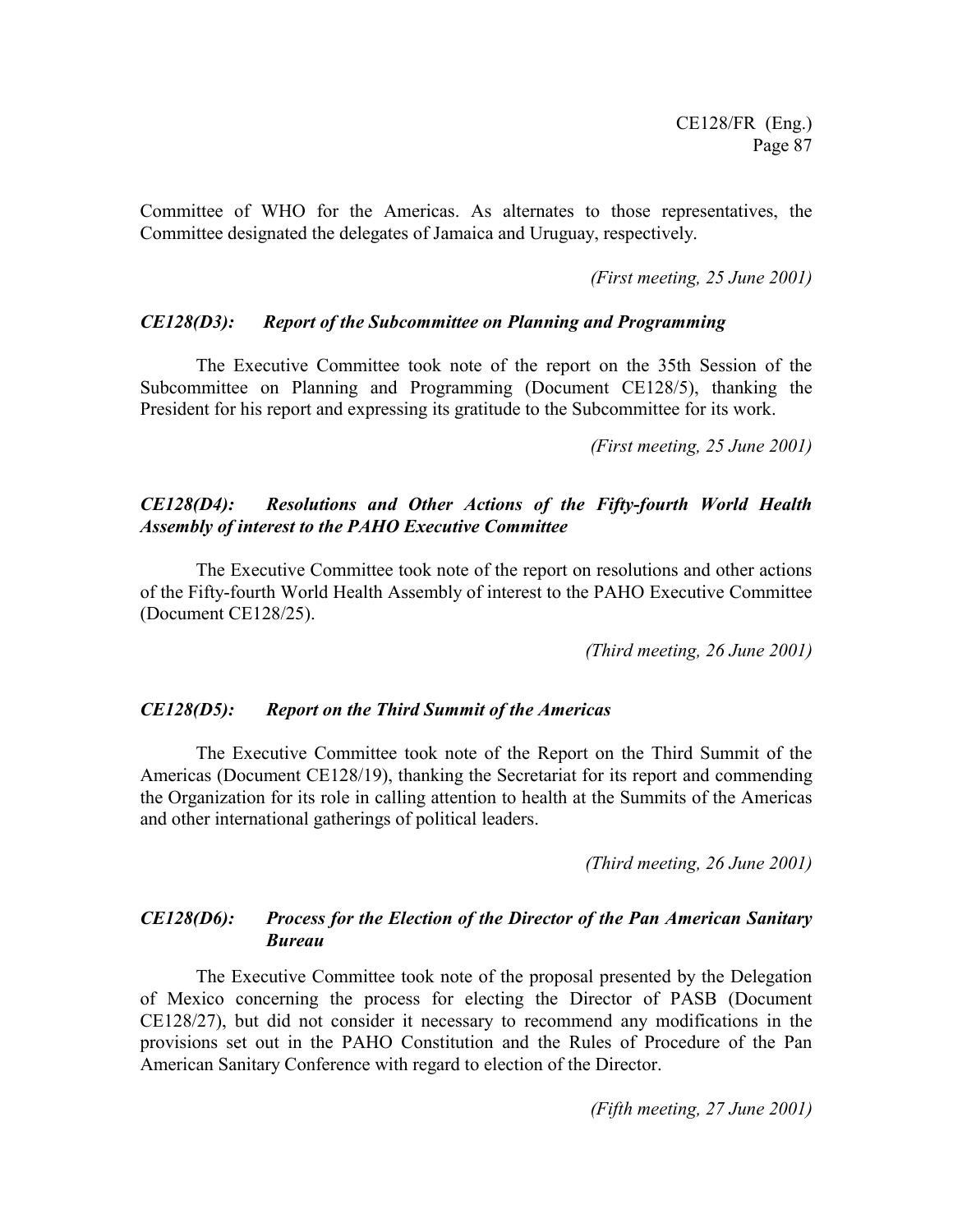Committee of WHO for the Americas. As alternates to those representatives, the Committee designated the delegates of Jamaica and Uruguay, respectively.

*(First meeting, 25 June 2001)*

### *CE128(D3): Report of the Subcommittee on Planning and Programming*

The Executive Committee took note of the report on the 35th Session of the Subcommittee on Planning and Programming (Document CE128/5), thanking the President for his report and expressing its gratitude to the Subcommittee for its work.

*(First meeting, 25 June 2001)*

### *CE128(D4): Resolutions and Other Actions of the Fifty-fourth World Health Assembly of interest to the PAHO Executive Committee*

The Executive Committee took note of the report on resolutions and other actions of the Fifty-fourth World Health Assembly of interest to the PAHO Executive Committee (Document CE128/25).

*(Third meeting, 26 June 2001)*

### *CE128(D5): Report on the Third Summit of the Americas*

The Executive Committee took note of the Report on the Third Summit of the Americas (Document CE128/19), thanking the Secretariat for its report and commending the Organization for its role in calling attention to health at the Summits of the Americas and other international gatherings of political leaders.

*(Third meeting, 26 June 2001)*

### *CE128(D6): Process for the Election of the Director of the Pan American Sanitary Bureau*

The Executive Committee took note of the proposal presented by the Delegation of Mexico concerning the process for electing the Director of PASB (Document CE128/27), but did not consider it necessary to recommend any modifications in the provisions set out in the PAHO Constitution and the Rules of Procedure of the Pan American Sanitary Conference with regard to election of the Director.

*(Fifth meeting, 27 June 2001)*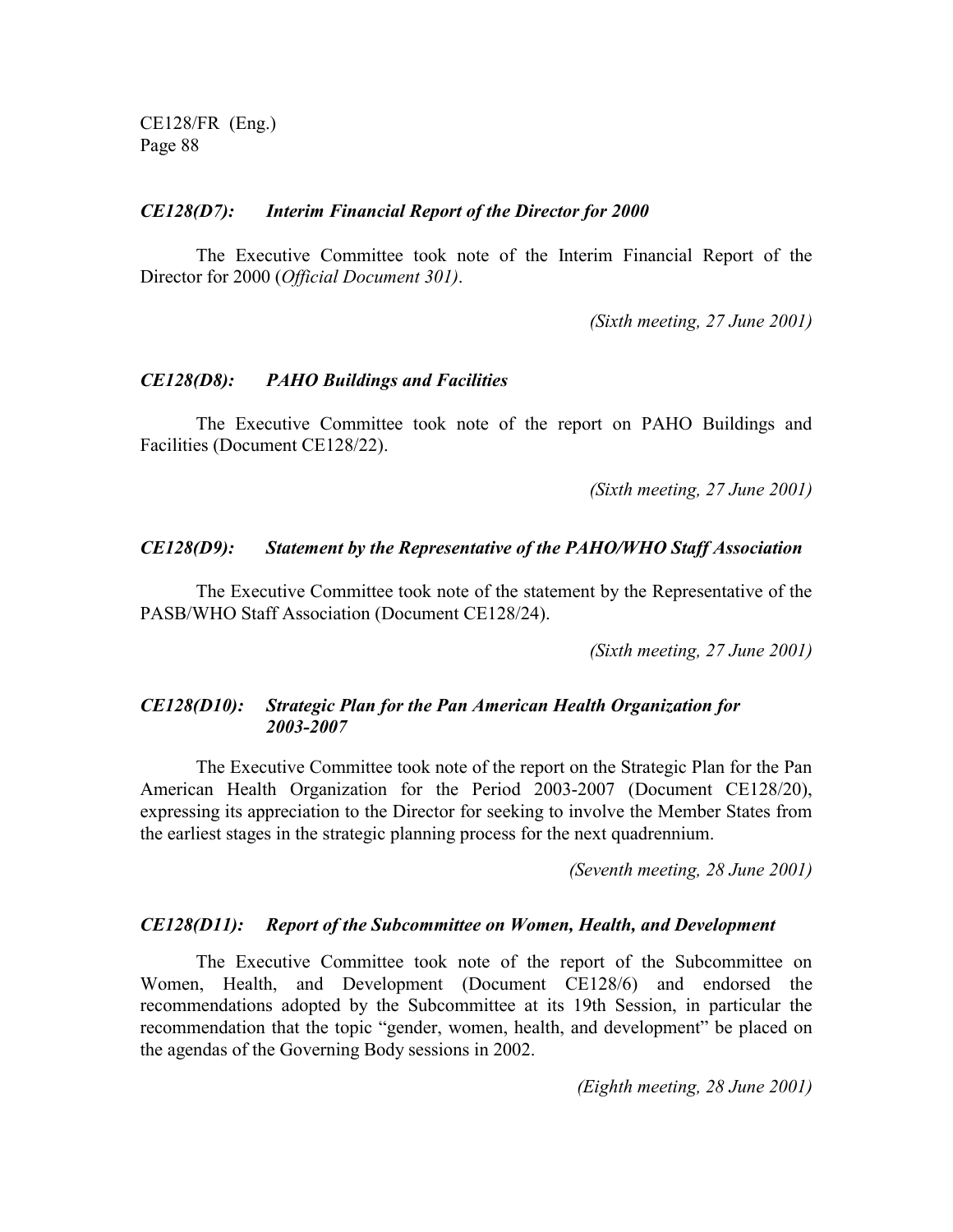### *CE128(D7): Interim Financial Report of the Director for 2000*

The Executive Committee took note of the Interim Financial Report of the Director for 2000 (*Official Document 301)*.

*(Sixth meeting, 27 June 2001)*

### *CE128(D8): PAHO Buildings and Facilities*

The Executive Committee took note of the report on PAHO Buildings and Facilities (Document CE128/22).

*(Sixth meeting, 27 June 2001)*

### *CE128(D9): Statement by the Representative of the PAHO/WHO Staff Association*

The Executive Committee took note of the statement by the Representative of the PASB/WHO Staff Association (Document CE128/24).

*(Sixth meeting, 27 June 2001)*

### *CE128(D10): Strategic Plan for the Pan American Health Organization for 2003-2007*

The Executive Committee took note of the report on the Strategic Plan for the Pan American Health Organization for the Period 2003-2007 (Document CE128/20), expressing its appreciation to the Director for seeking to involve the Member States from the earliest stages in the strategic planning process for the next quadrennium.

*(Seventh meeting, 28 June 2001)*

### *CE128(D11): Report of the Subcommittee on Women, Health, and Development*

The Executive Committee took note of the report of the Subcommittee on Women, Health, and Development (Document CE128/6) and endorsed the recommendations adopted by the Subcommittee at its 19th Session, in particular the recommendation that the topic "gender, women, health, and development" be placed on the agendas of the Governing Body sessions in 2002.

*(Eighth meeting, 28 June 2001)*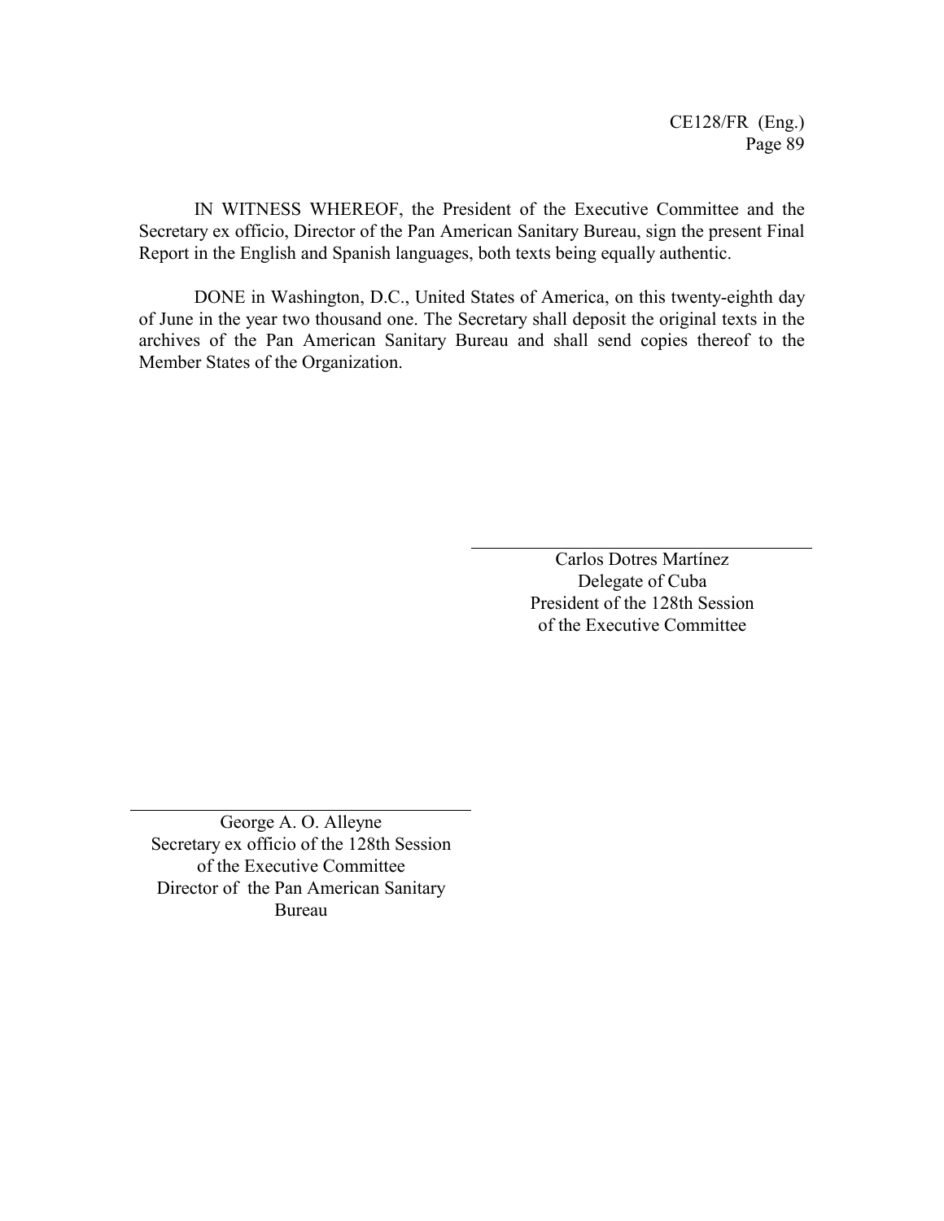IN WITNESS WHEREOF, the President of the Executive Committee and the Secretary ex officio, Director of the Pan American Sanitary Bureau, sign the present Final Report in the English and Spanish languages, both texts being equally authentic.

DONE in Washington, D.C., United States of America, on this twenty-eighth day of June in the year two thousand one. The Secretary shall deposit the original texts in the archives of the Pan American Sanitary Bureau and shall send copies thereof to the Member States of the Organization.

Carlos Dotres Martínez
Delegate of Cuba
President of the 128th Session
of the Executive Committee

George A. O. Alleyne
Secretary ex officio of the 128th Session
of the Executive Committee
Director of the Pan American Sanitary
Bureau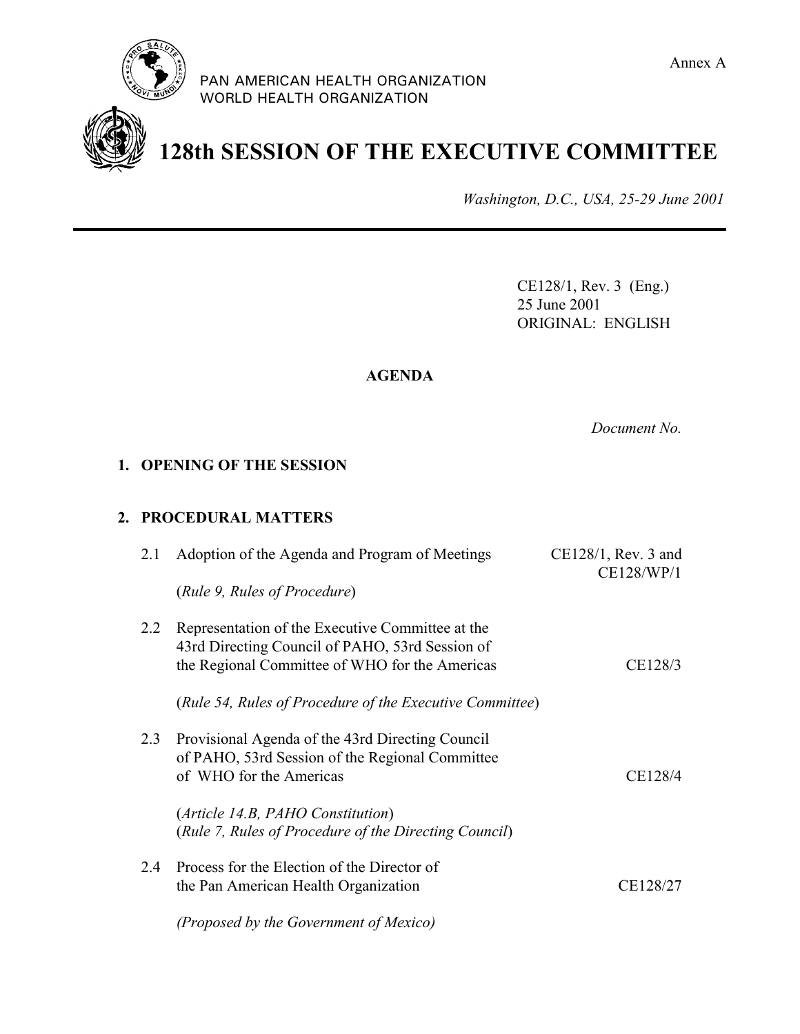Annex A

PAN AMERICAN HEALTH ORGANIZATION
WORLD HEALTH ORGANIZATION

# 128th SESSION OF THE EXECUTIVE COMMITTEE

*Washington, D.C., USA, 25-29 June 2001*

---

CE128/1, Rev. 3 (Eng.)
25 June 2001
ORIGINAL: ENGLISH

**AGENDA**

*Document No.*

**1. OPENING OF THE SESSION**

**2. PROCEDURAL MATTERS**

| | | Document No. |
|---|---|---|
| 2.1 | Adoption of the Agenda and Program of Meetings<br><br>(*Rule 9, Rules of Procedure*) | CE128/1, Rev. 3 and CE128/WP/1 |
| 2.2 | Representation of the Executive Committee at the 43rd Directing Council of PAHO, 53rd Session of the Regional Committee of WHO for the Americas<br><br>(*Rule 54, Rules of Procedure of the Executive Committee*) | CE128/3 |
| 2.3 | Provisional Agenda of the 43rd Directing Council of PAHO, 53rd Session of the Regional Committee of WHO for the Americas<br><br>(*Article 14.B, PAHO Constitution*)<br>(*Rule 7, Rules of Procedure of the Directing Council*) | CE128/4 |
| 2.4 | Process for the Election of the Director of the Pan American Health Organization<br><br>*(Proposed by the Government of Mexico)* | CE128/27 |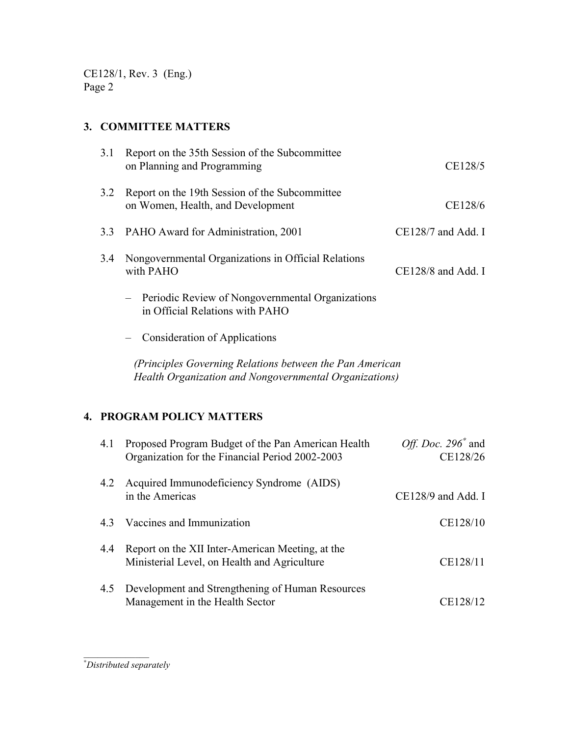## 3. COMMITTEE MATTERS

| | | |
|---|---|---|
| 3.1 | Report on the 35th Session of the Subcommittee on Planning and Programming | CE128/5 |
| 3.2 | Report on the 19th Session of the Subcommittee on Women, Health, and Development | CE128/6 |
| 3.3 | PAHO Award for Administration, 2001 | CE128/7 and Add. I |
| 3.4 | Nongovernmental Organizations in Official Relations with PAHO | CE128/8 and Add. I |

- Periodic Review of Nongovernmental Organizations in Official Relations with PAHO
- Consideration of Applications

*(Principles Governing Relations between the Pan American Health Organization and Nongovernmental Organizations)*

## 4. PROGRAM POLICY MATTERS

| | | |
|---|---|---|
| 4.1 | Proposed Program Budget of the Pan American Health Organization for the Financial Period 2002-2003 | *Off. Doc. 296*[*] and CE128/26 |
| 4.2 | Acquired Immunodeficiency Syndrome (AIDS) in the Americas | CE128/9 and Add. I |
| 4.3 | Vaccines and Immunization | CE128/10 |
| 4.4 | Report on the XII Inter-American Meeting, at the Ministerial Level, on Health and Agriculture | CE128/11 |
| 4.5 | Development and Strengthening of Human Resources Management in the Health Sector | CE128/12 |

---

[*] *Distributed separately*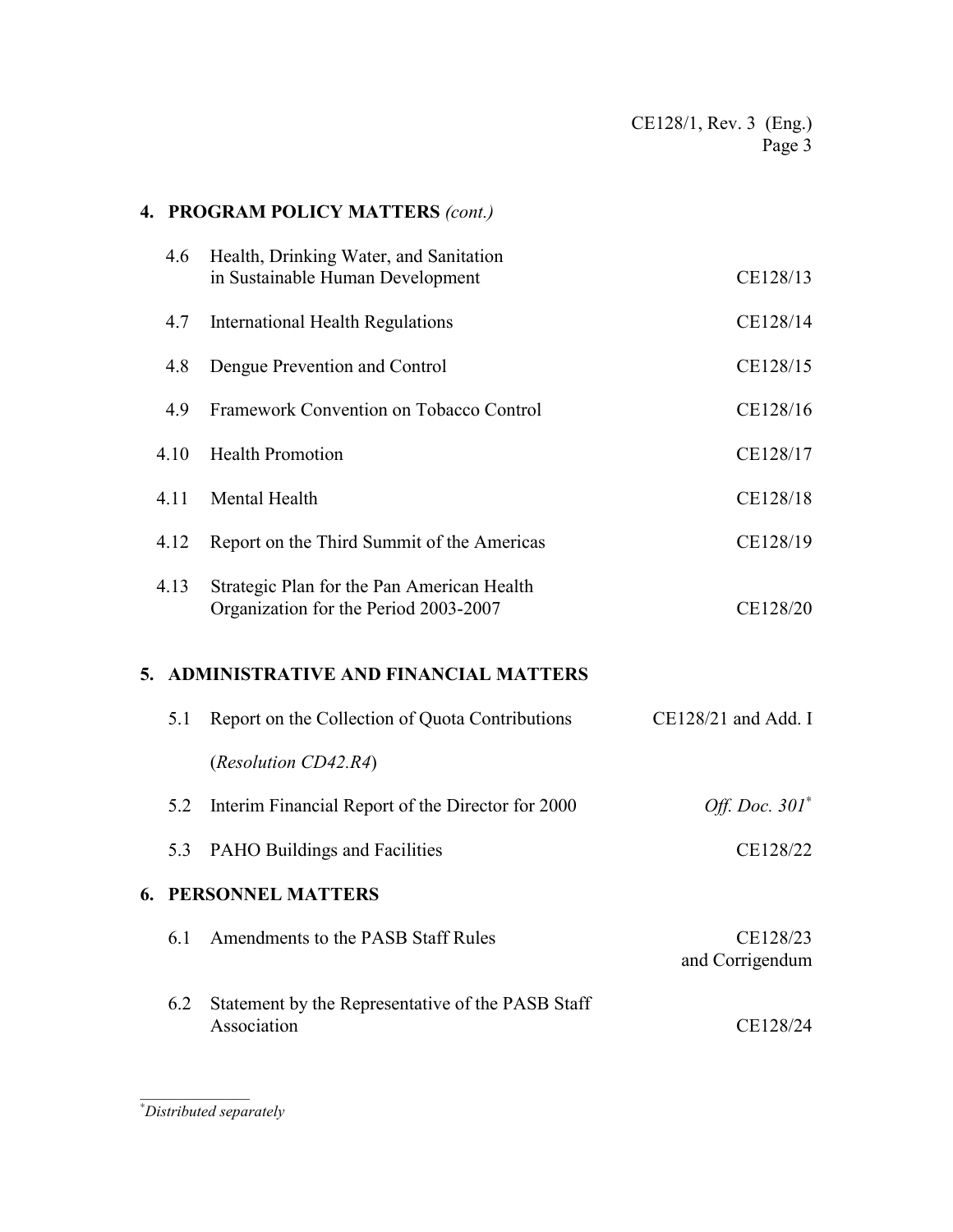## 4. PROGRAM POLICY MATTERS *(cont.)*

| | | |
|---|---|---|
| 4.6 | Health, Drinking Water, and Sanitation in Sustainable Human Development | CE128/13 |
| 4.7 | International Health Regulations | CE128/14 |
| 4.8 | Dengue Prevention and Control | CE128/15 |
| 4.9 | Framework Convention on Tobacco Control | CE128/16 |
| 4.10 | Health Promotion | CE128/17 |
| 4.11 | Mental Health | CE128/18 |
| 4.12 | Report on the Third Summit of the Americas | CE128/19 |
| 4.13 | Strategic Plan for the Pan American Health Organization for the Period 2003-2007 | CE128/20 |

## 5. ADMINISTRATIVE AND FINANCIAL MATTERS

| | | |
|---|---|---|
| 5.1 | Report on the Collection of Quota Contributions (*Resolution CD42.R4*) | CE128/21 and Add. I |
| 5.2 | Interim Financial Report of the Director for 2000 | *Off. Doc. 301*[*] |
| 5.3 | PAHO Buildings and Facilities | CE128/22 |

## 6. PERSONNEL MATTERS

| | | |
|---|---|---|
| 6.1 | Amendments to the PASB Staff Rules | CE128/23 and Corrigendum |
| 6.2 | Statement by the Representative of the PASB Staff Association | CE128/24 |

---

[*] *Distributed separately*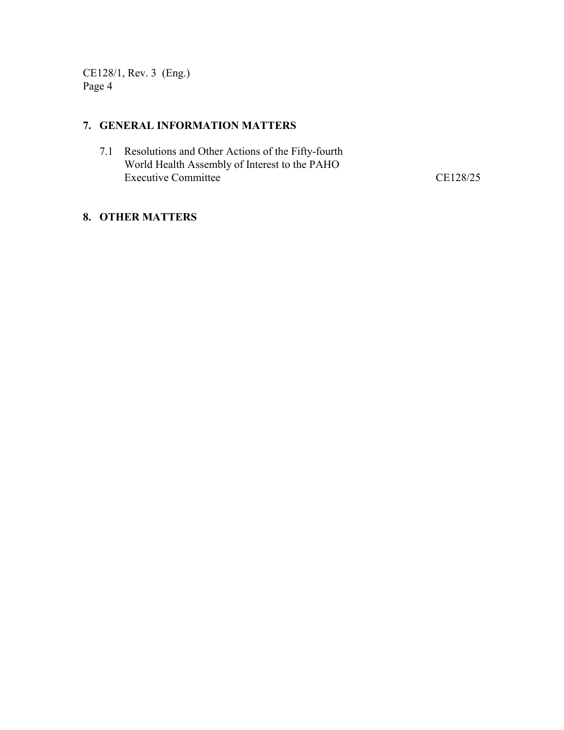## 7. GENERAL INFORMATION MATTERS

7.1 Resolutions and Other Actions of the Fifty-fourth World Health Assembly of Interest to the PAHO Executive Committee CE128/25

## 8. OTHER MATTERS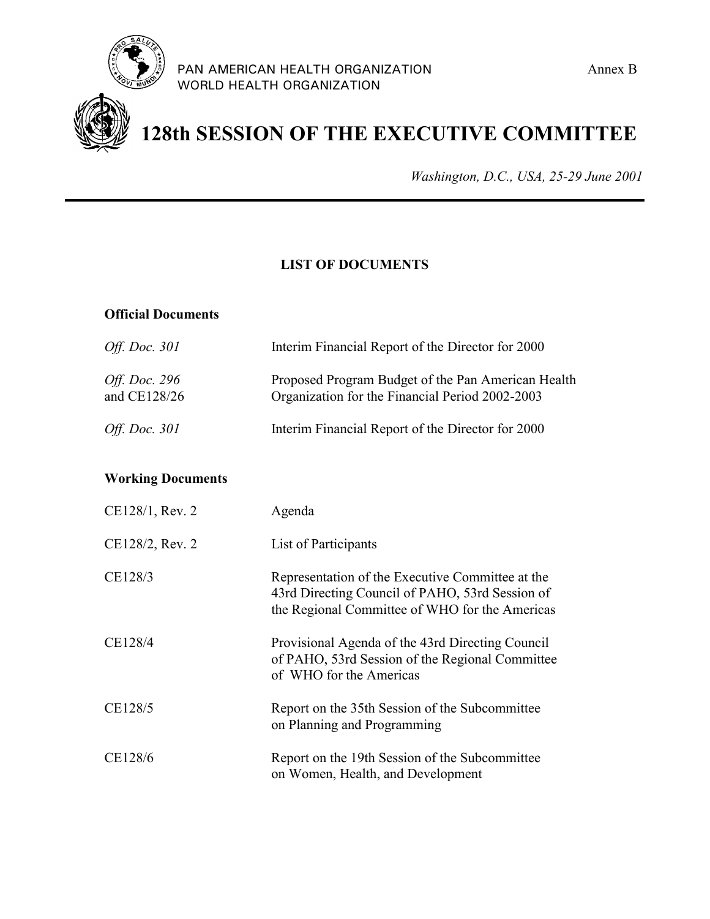PAN AMERICAN HEALTH ORGANIZATION
WORLD HEALTH ORGANIZATION

Annex B

# 128th SESSION OF THE EXECUTIVE COMMITTEE

*Washington, D.C., USA, 25-29 June 2001*

---

## LIST OF DOCUMENTS

### Official Documents

| | |
|---|---|
| *Off. Doc. 301* | Interim Financial Report of the Director for 2000 |
| *Off. Doc. 296* and CE128/26 | Proposed Program Budget of the Pan American Health Organization for the Financial Period 2002-2003 |
| *Off. Doc. 301* | Interim Financial Report of the Director for 2000 |

### Working Documents

| | |
|---|---|
| CE128/1, Rev. 2 | Agenda |
| CE128/2, Rev. 2 | List of Participants |
| CE128/3 | Representation of the Executive Committee at the 43rd Directing Council of PAHO, 53rd Session of the Regional Committee of WHO for the Americas |
| CE128/4 | Provisional Agenda of the 43rd Directing Council of PAHO, 53rd Session of the Regional Committee of WHO for the Americas |
| CE128/5 | Report on the 35th Session of the Subcommittee on Planning and Programming |
| CE128/6 | Report on the 19th Session of the Subcommittee on Women, Health, and Development |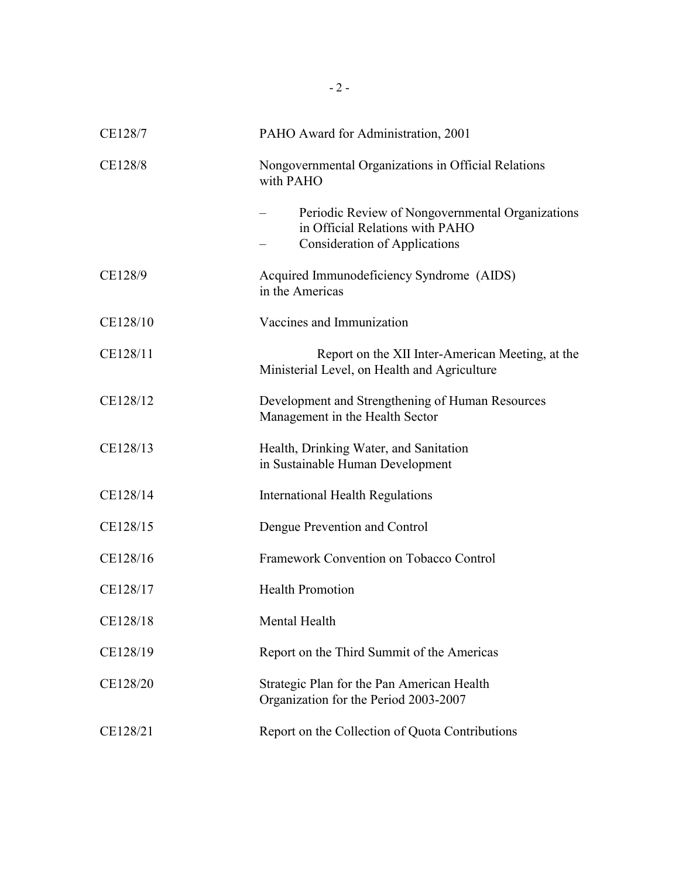| | |
|---|---|
| CE128/7 | PAHO Award for Administration, 2001 |
| CE128/8 | Nongovernmental Organizations in Official Relations with PAHO<br>– Periodic Review of Nongovernmental Organizations in Official Relations with PAHO<br>– Consideration of Applications |
| CE128/9 | Acquired Immunodeficiency Syndrome (AIDS) in the Americas |
| CE128/10 | Vaccines and Immunization |
| CE128/11 | Report on the XII Inter-American Meeting, at the Ministerial Level, on Health and Agriculture |
| CE128/12 | Development and Strengthening of Human Resources Management in the Health Sector |
| CE128/13 | Health, Drinking Water, and Sanitation in Sustainable Human Development |
| CE128/14 | International Health Regulations |
| CE128/15 | Dengue Prevention and Control |
| CE128/16 | Framework Convention on Tobacco Control |
| CE128/17 | Health Promotion |
| CE128/18 | Mental Health |
| CE128/19 | Report on the Third Summit of the Americas |
| CE128/20 | Strategic Plan for the Pan American Health Organization for the Period 2003-2007 |
| CE128/21 | Report on the Collection of Quota Contributions |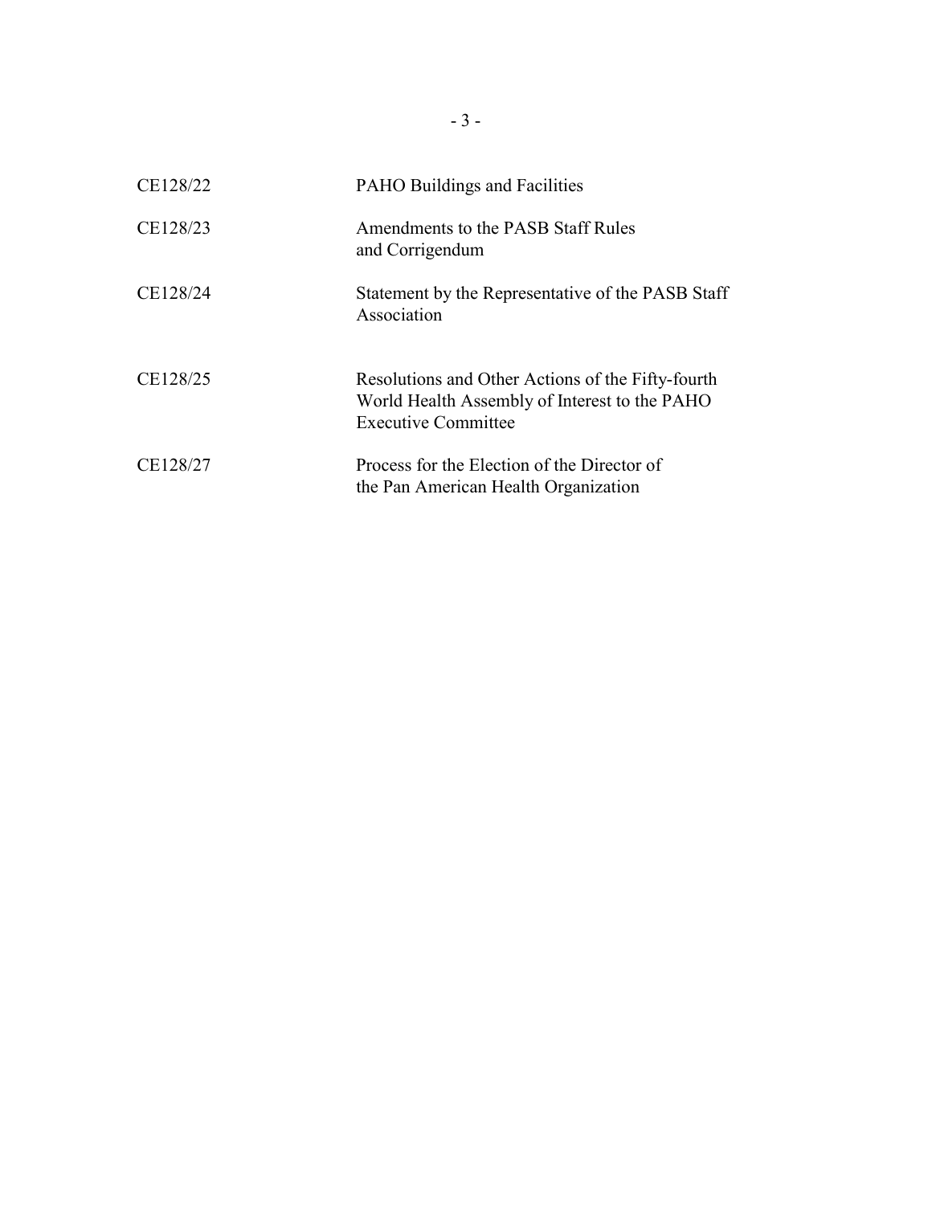| | |
|---|---|
| CE128/22 | PAHO Buildings and Facilities |
| CE128/23 | Amendments to the PASB Staff Rules and Corrigendum |
| CE128/24 | Statement by the Representative of the PASB Staff Association |
| CE128/25 | Resolutions and Other Actions of the Fifty-fourth World Health Assembly of Interest to the PAHO Executive Committee |
| CE128/27 | Process for the Election of the Director of the Pan American Health Organization |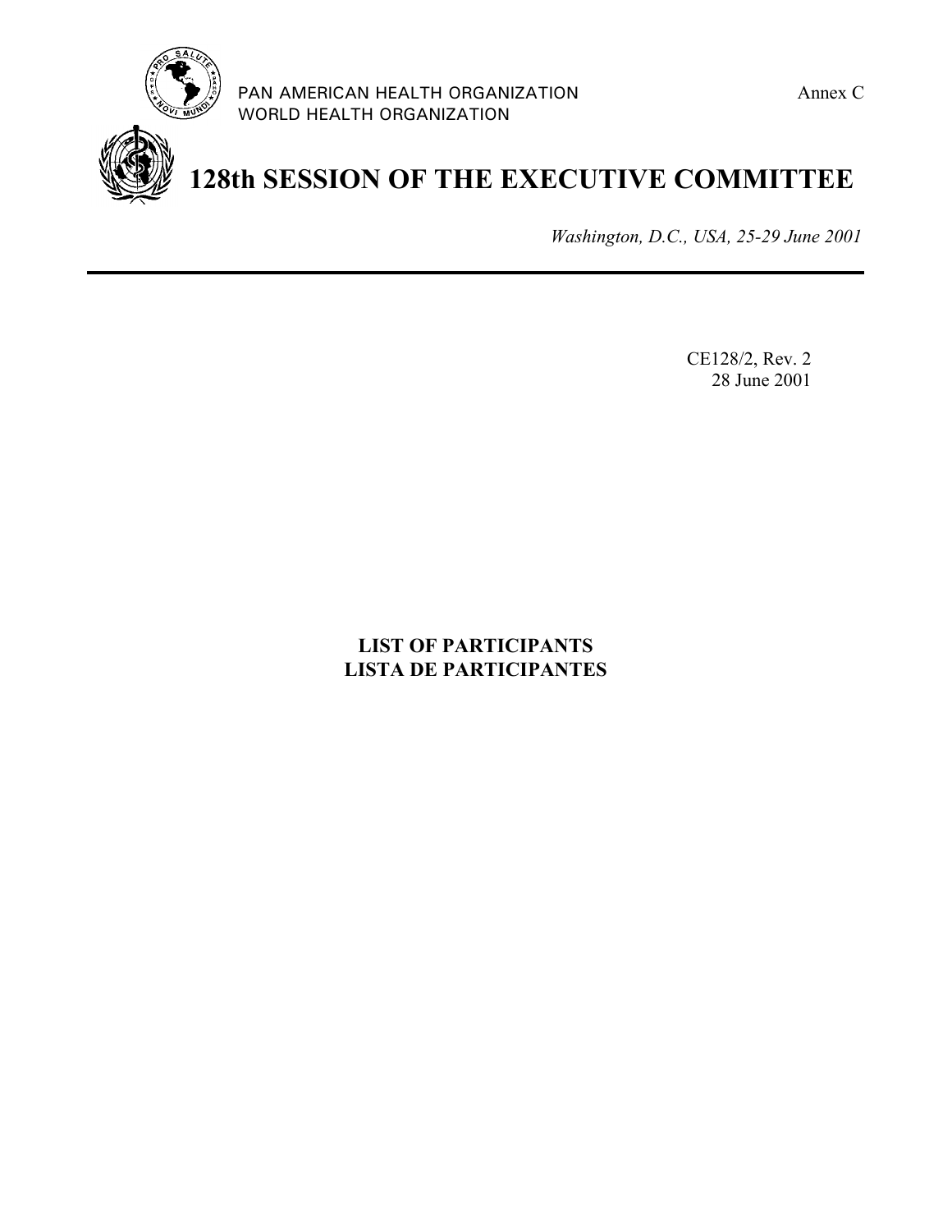PAN AMERICAN HEALTH ORGANIZATION
WORLD HEALTH ORGANIZATION

Annex C

# 128th SESSION OF THE EXECUTIVE COMMITTEE

*Washington, D.C., USA, 25-29 June 2001*

CE128/2, Rev. 2
28 June 2001

**LIST OF PARTICIPANTS**
**LISTA DE PARTICIPANTES**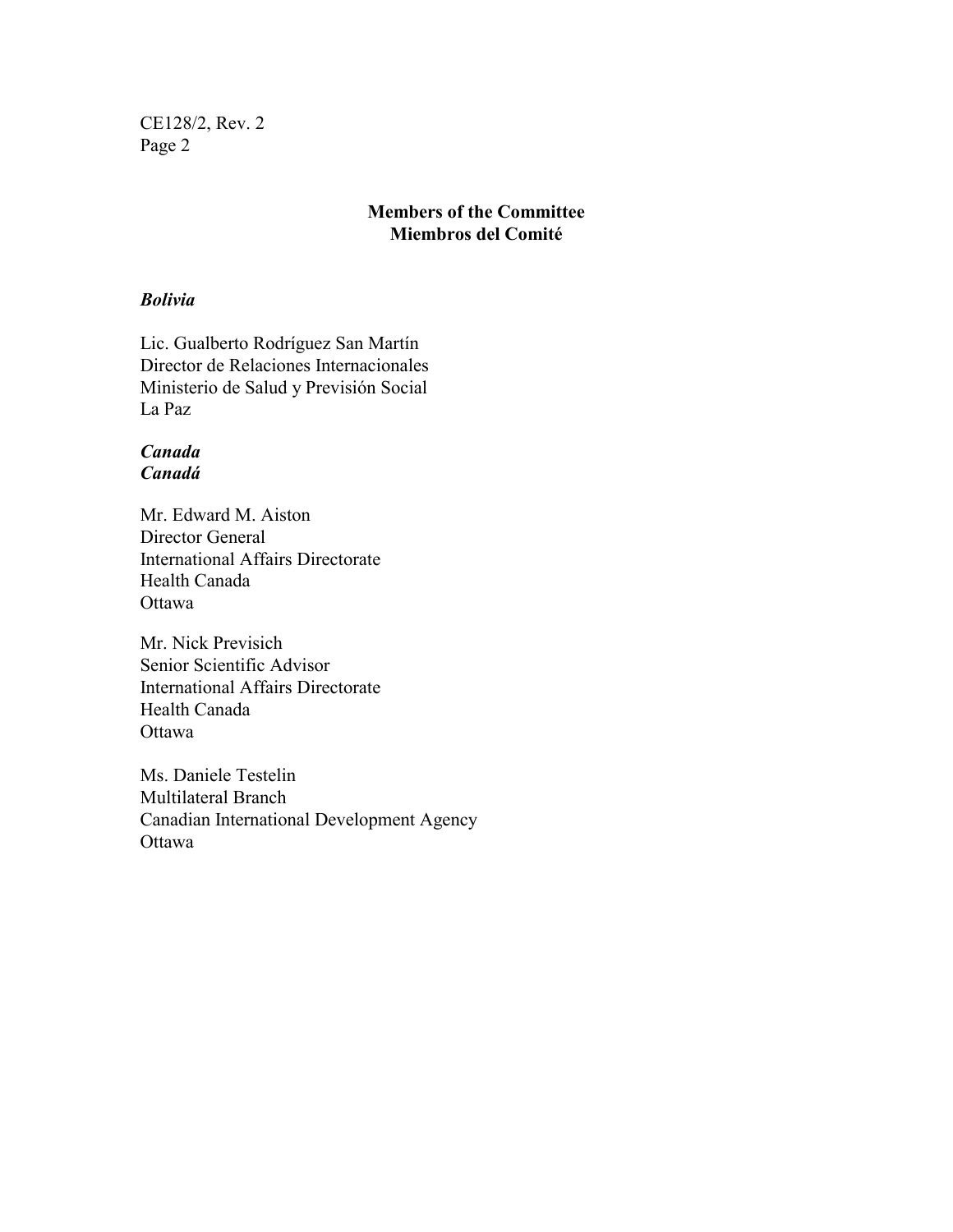**Members of the Committee**
**Miembros del Comité**

***Bolivia***

Lic. Gualberto Rodríguez San Martín
Director de Relaciones Internacionales
Ministerio de Salud y Previsión Social
La Paz

***Canada***
***Canadá***

Mr. Edward M. Aiston
Director General
International Affairs Directorate
Health Canada
Ottawa

Mr. Nick Previsich
Senior Scientific Advisor
International Affairs Directorate
Health Canada
Ottawa

Ms. Daniele Testelin
Multilateral Branch
Canadian International Development Agency
Ottawa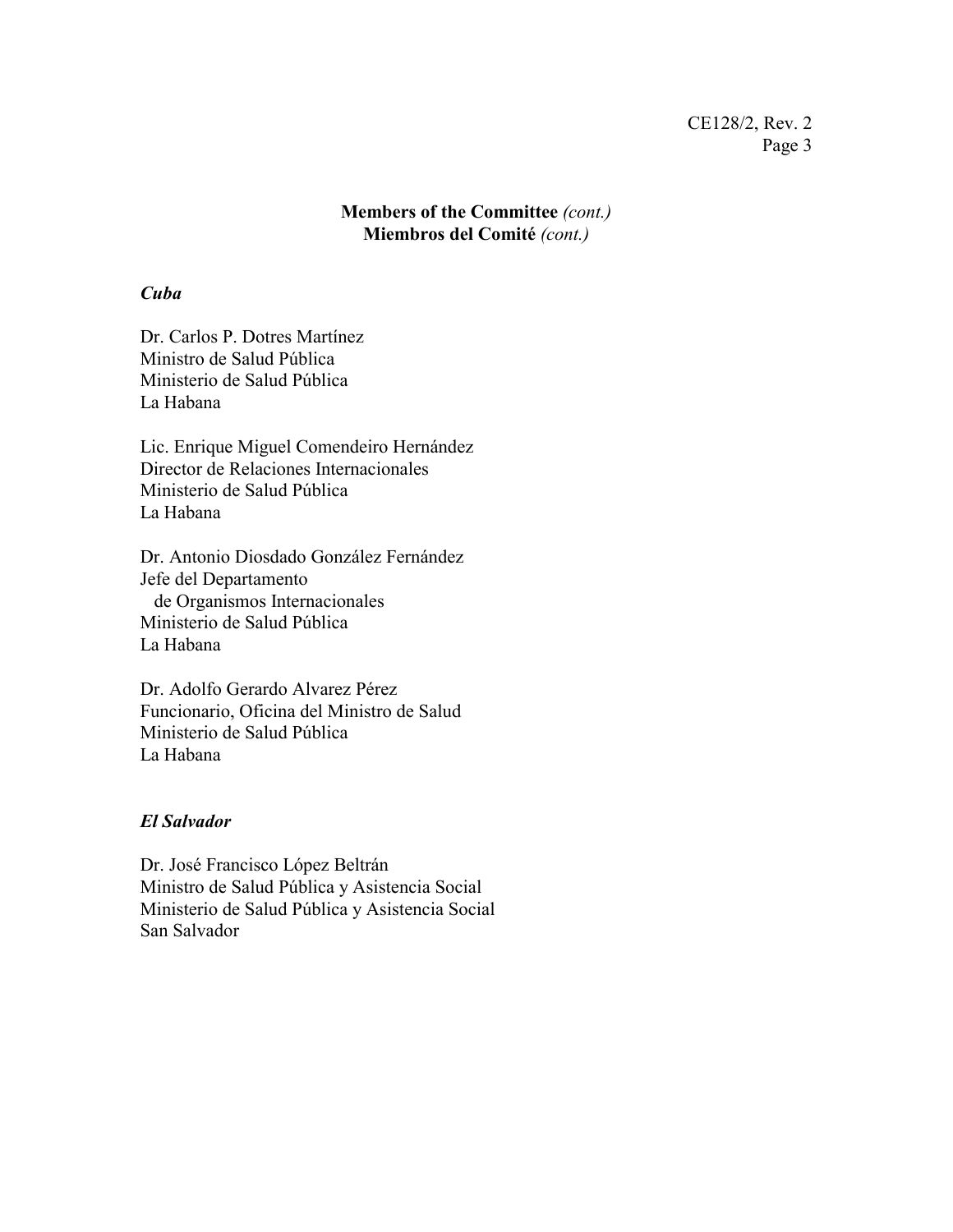**Members of the Committee** *(cont.)*
**Miembros del Comité** *(cont.)*

***Cuba***

Dr. Carlos P. Dotres Martínez
Ministro de Salud Pública
Ministerio de Salud Pública
La Habana

Lic. Enrique Miguel Comendeiro Hernández
Director de Relaciones Internacionales
Ministerio de Salud Pública
La Habana

Dr. Antonio Diosdado González Fernández
Jefe del Departamento
de Organismos Internacionales
Ministerio de Salud Pública
La Habana

Dr. Adolfo Gerardo Alvarez Pérez
Funcionario, Oficina del Ministro de Salud
Ministerio de Salud Pública
La Habana

***El Salvador***

Dr. José Francisco López Beltrán
Ministro de Salud Pública y Asistencia Social
Ministerio de Salud Pública y Asistencia Social
San Salvador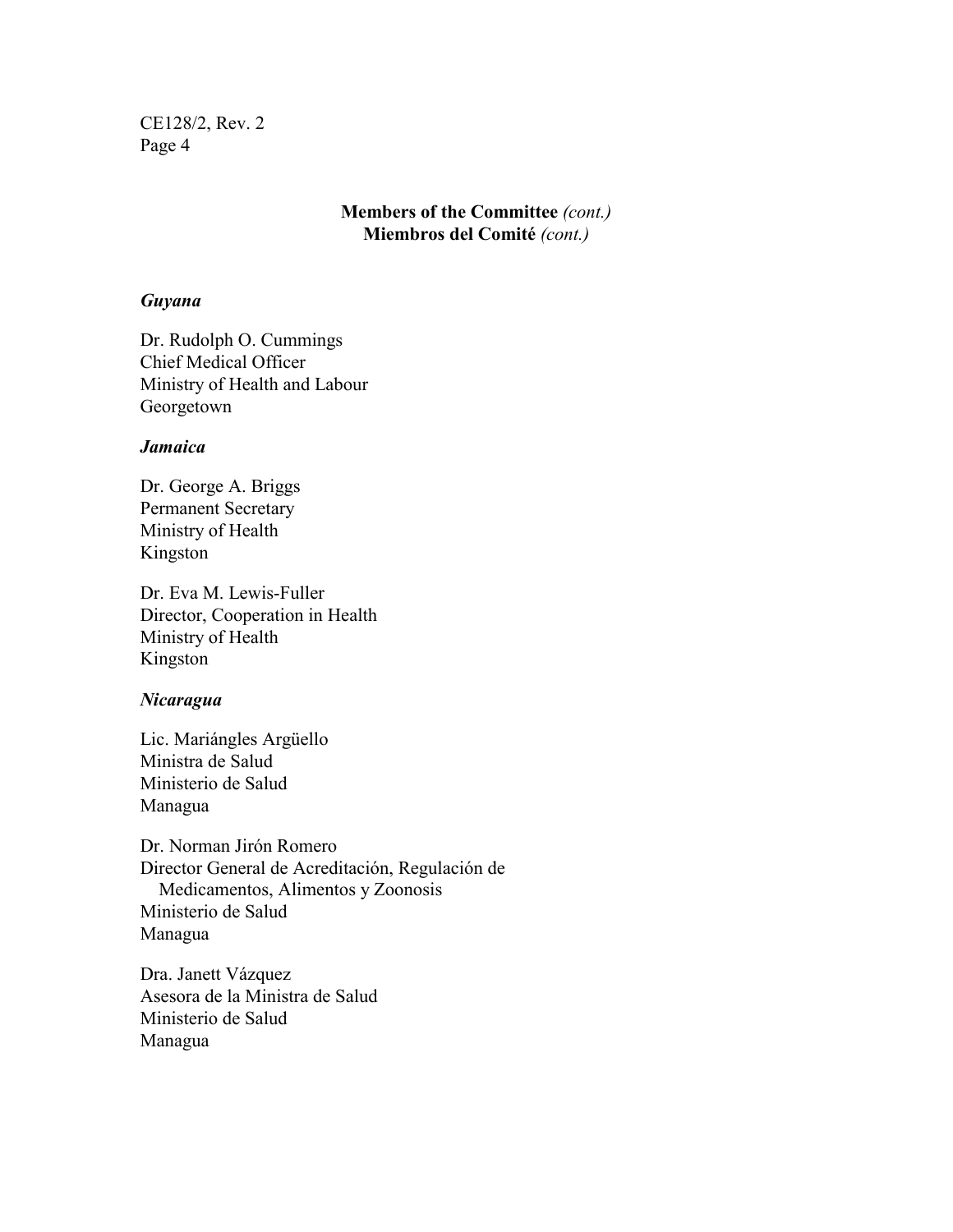**Members of the Committee** *(cont.)*
**Miembros del Comité** *(cont.)*

***Guyana***

Dr. Rudolph O. Cummings
Chief Medical Officer
Ministry of Health and Labour
Georgetown

***Jamaica***

Dr. George A. Briggs
Permanent Secretary
Ministry of Health
Kingston

Dr. Eva M. Lewis-Fuller
Director, Cooperation in Health
Ministry of Health
Kingston

***Nicaragua***

Lic. Mariángles Argüello
Ministra de Salud
Ministerio de Salud
Managua

Dr. Norman Jirón Romero
Director General de Acreditación, Regulación de Medicamentos, Alimentos y Zoonosis
Ministerio de Salud
Managua

Dra. Janett Vázquez
Asesora de la Ministra de Salud
Ministerio de Salud
Managua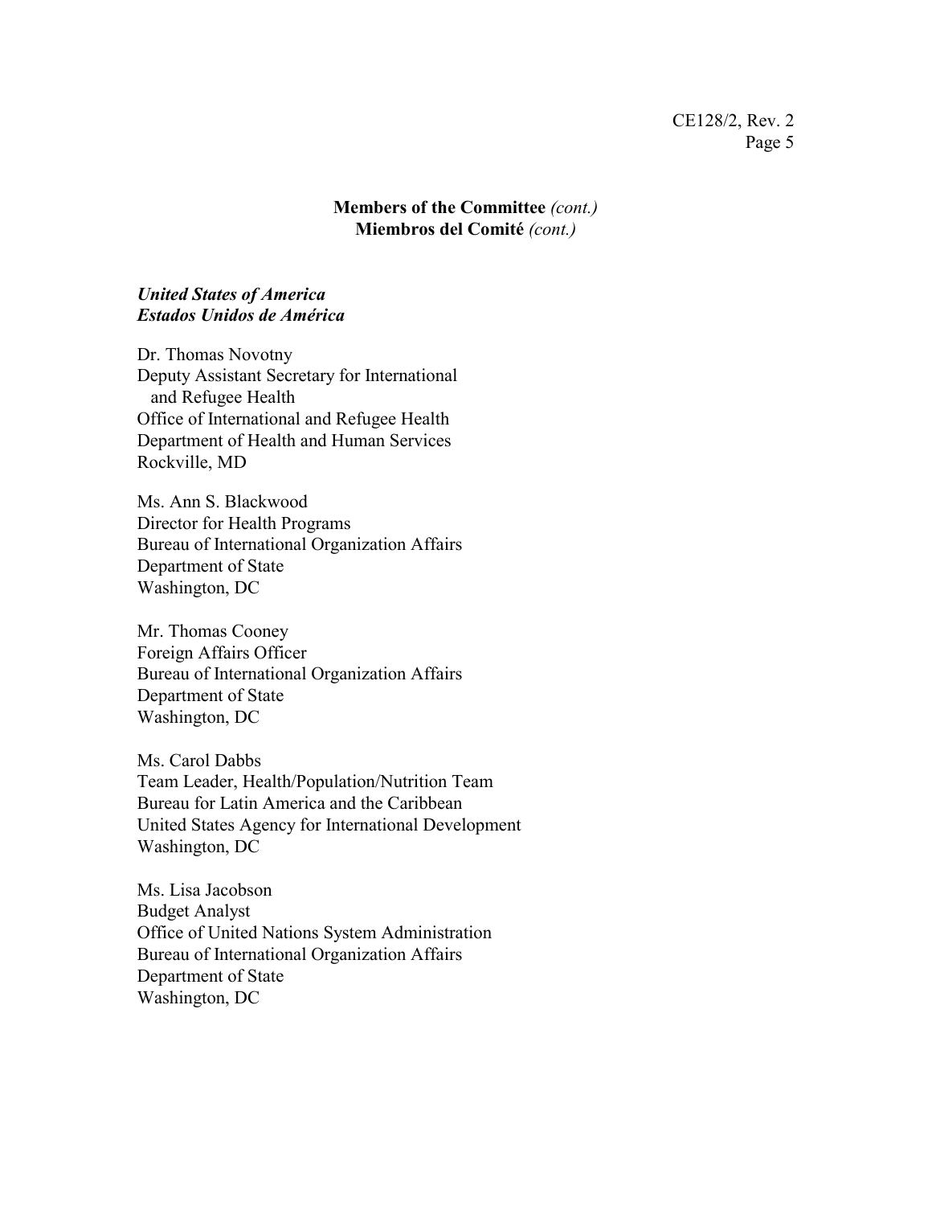**Members of the Committee** *(cont.)*
**Miembros del Comité** *(cont.)*

***United States of America***
***Estados Unidos de América***

Dr. Thomas Novotny
Deputy Assistant Secretary for International and Refugee Health
Office of International and Refugee Health
Department of Health and Human Services
Rockville, MD

Ms. Ann S. Blackwood
Director for Health Programs
Bureau of International Organization Affairs
Department of State
Washington, DC

Mr. Thomas Cooney
Foreign Affairs Officer
Bureau of International Organization Affairs
Department of State
Washington, DC

Ms. Carol Dabbs
Team Leader, Health/Population/Nutrition Team
Bureau for Latin America and the Caribbean
United States Agency for International Development
Washington, DC

Ms. Lisa Jacobson
Budget Analyst
Office of United Nations System Administration
Bureau of International Organization Affairs
Department of State
Washington, DC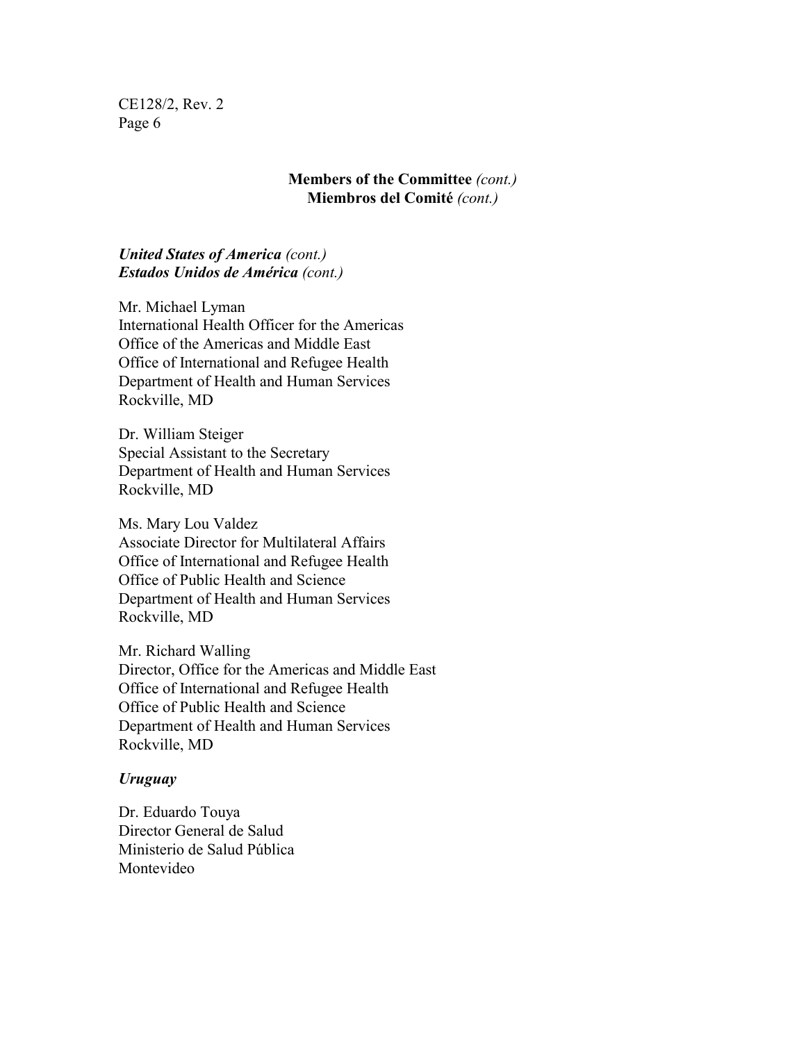**Members of the Committee** *(cont.)*
**Miembros del Comité** *(cont.)*

***United States of America*** *(cont.)*
***Estados Unidos de América*** *(cont.)*

Mr. Michael Lyman
International Health Officer for the Americas
Office of the Americas and Middle East
Office of International and Refugee Health
Department of Health and Human Services
Rockville, MD

Dr. William Steiger
Special Assistant to the Secretary
Department of Health and Human Services
Rockville, MD

Ms. Mary Lou Valdez
Associate Director for Multilateral Affairs
Office of International and Refugee Health
Office of Public Health and Science
Department of Health and Human Services
Rockville, MD

Mr. Richard Walling
Director, Office for the Americas and Middle East
Office of International and Refugee Health
Office of Public Health and Science
Department of Health and Human Services
Rockville, MD

***Uruguay***

Dr. Eduardo Touya
Director General de Salud
Ministerio de Salud Pública
Montevideo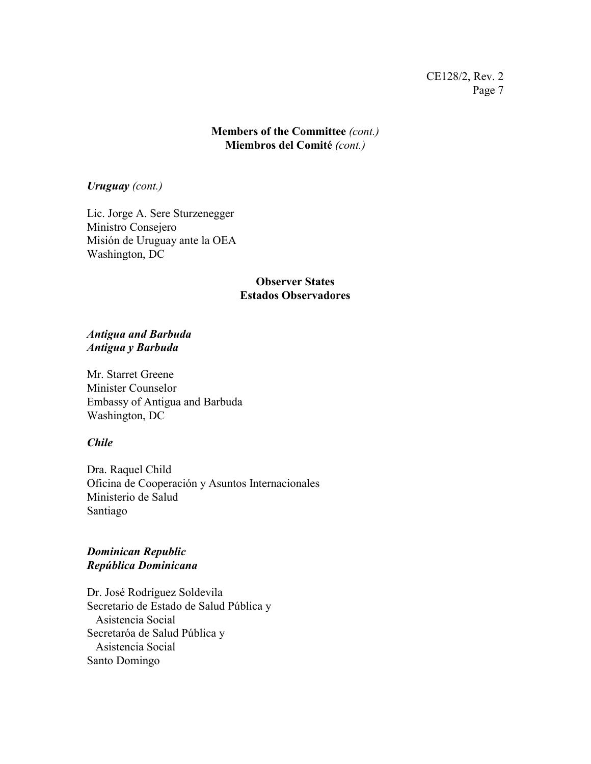**Members of the Committee** *(cont.)*
**Miembros del Comité** *(cont.)*

***Uruguay*** *(cont.)*

Lic. Jorge A. Sere Sturzenegger
Ministro Consejero
Misión de Uruguay ante la OEA
Washington, DC

**Observer States**
**Estados Observadores**

***Antigua and Barbuda***
***Antigua y Barbuda***

Mr. Starret Greene
Minister Counselor
Embassy of Antigua and Barbuda
Washington, DC

***Chile***

Dra. Raquel Child
Oficina de Cooperación y Asuntos Internacionales
Ministerio de Salud
Santiago

***Dominican Republic***
***República Dominicana***

Dr. José Rodríguez Soldevila
Secretario de Estado de Salud Pública y
Asistencia Social
Secretaróa de Salud Pública y
Asistencia Social
Santo Domingo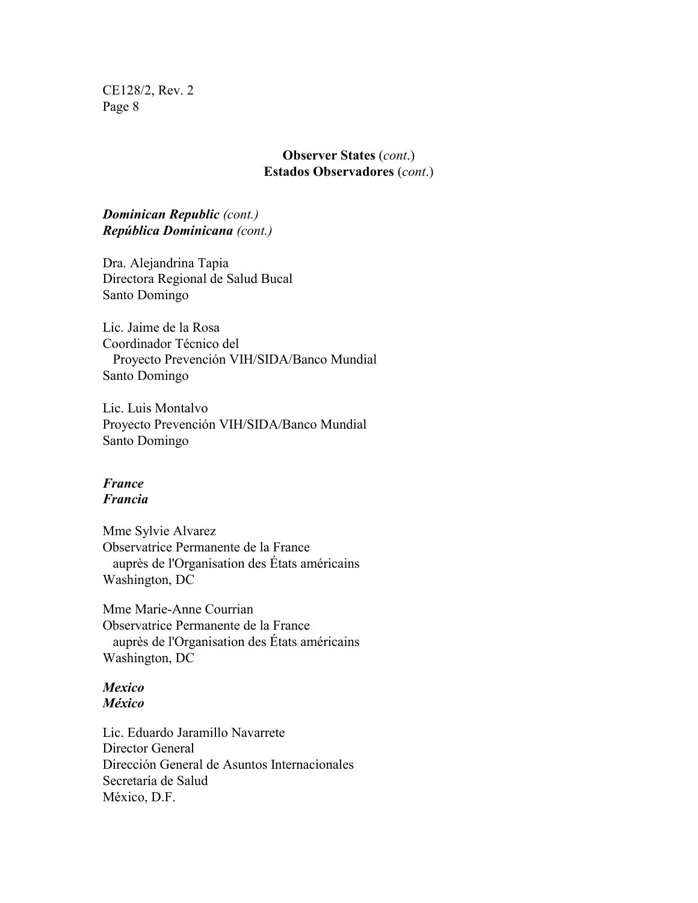**Observer States** (*cont*.)
**Estados Observadores** (*cont*.)

***Dominican Republic*** *(cont.)*
***República Dominicana*** *(cont.)*

Dra. Alejandrina Tapia
Directora Regional de Salud Bucal
Santo Domingo

Lic. Jaime de la Rosa
Coordinador Técnico del
Proyecto Prevención VIH/SIDA/Banco Mundial
Santo Domingo

Lic. Luis Montalvo
Proyecto Prevención VIH/SIDA/Banco Mundial
Santo Domingo

***France***
***Francia***

Mme Sylvie Alvarez
Observatrice Permanente de la France
auprès de l'Organisation des États américains
Washington, DC

Mme Marie-Anne Courrian
Observatrice Permanente de la France
auprès de l'Organisation des États américains
Washington, DC

***Mexico***
***México***

Lic. Eduardo Jaramillo Navarrete
Director General
Dirección General de Asuntos Internacionales
Secretaría de Salud
México, D.F.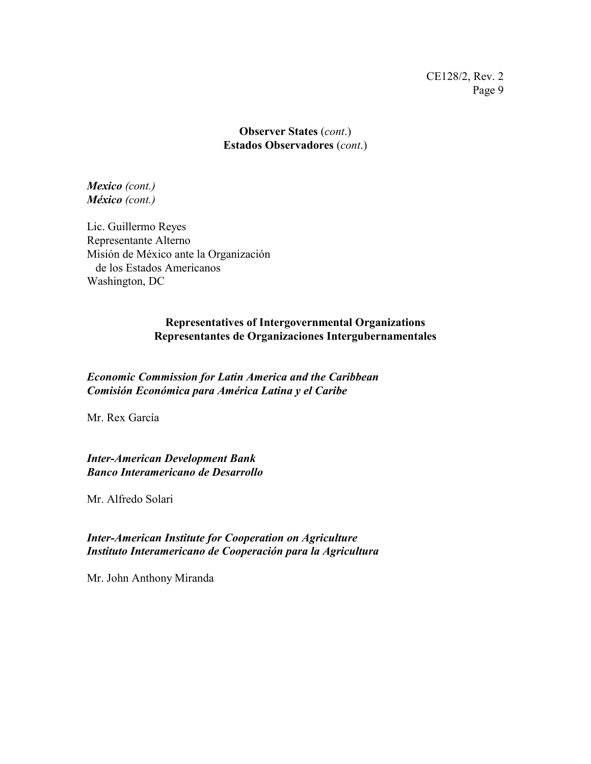**Observer States** (*cont*.)
**Estados Observadores** (*cont*.)

***Mexico** (cont.)*
***México** (cont.)*

Lic. Guillermo Reyes
Representante Alterno
Misión de México ante la Organización
de los Estados Americanos
Washington, DC

**Representatives of Intergovernmental Organizations**
**Representantes de Organizaciones Intergubernamentales**

***Economic Commission for Latin America and the Caribbean***
***Comisión Económica para América Latina y el Caribe***

Mr. Rex García

***Inter-American Development Bank***
***Banco Interamericano de Desarrollo***

Mr. Alfredo Solari

***Inter-American Institute for Cooperation on Agriculture***
***Instituto Interamericano de Cooperación para la Agricultura***

Mr. John Anthony Miranda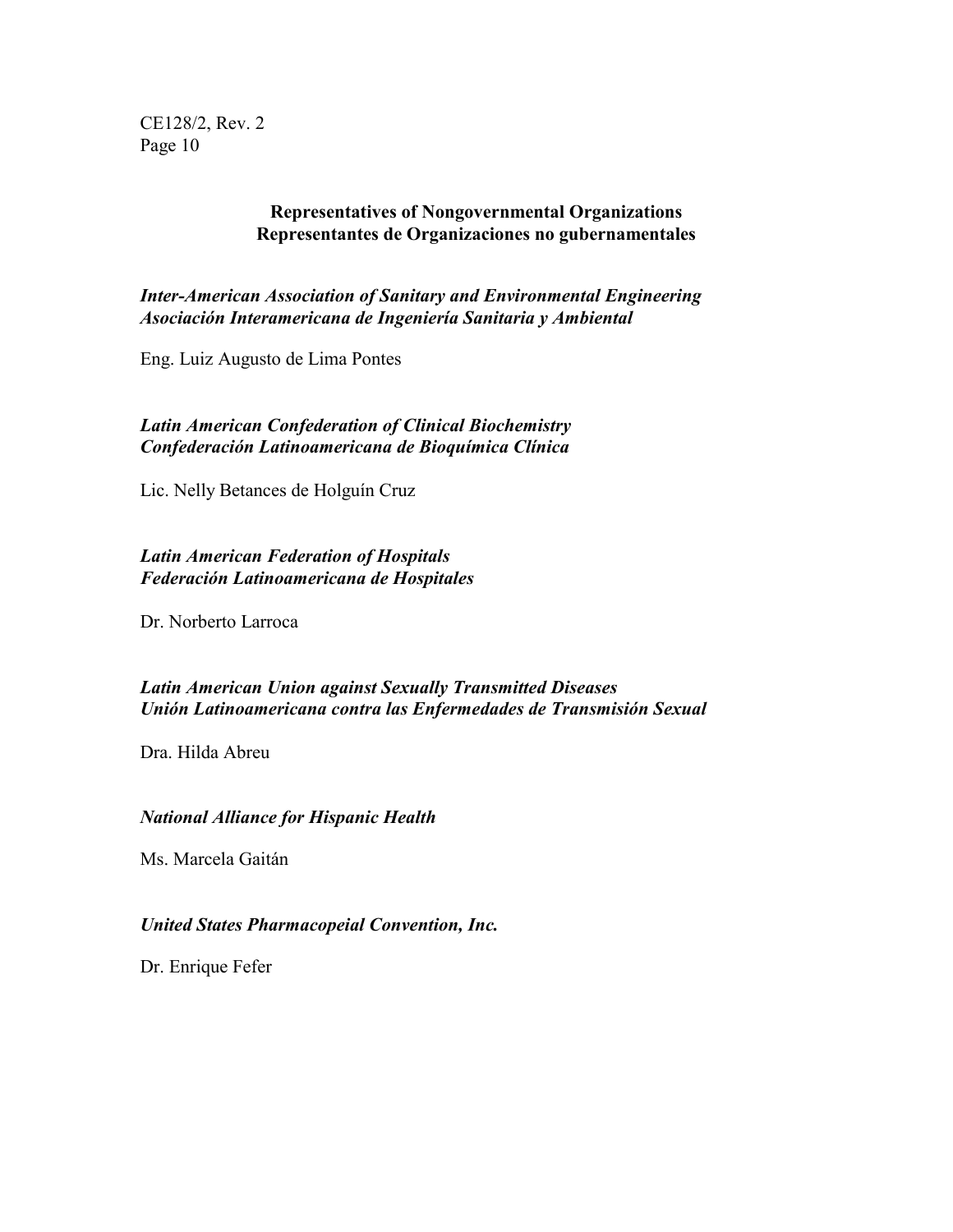## Representatives of Nongovernmental Organizations
## Representantes de Organizaciones no gubernamentales

***Inter-American Association of Sanitary and Environmental Engineering***
***Asociación Interamericana de Ingeniería Sanitaria y Ambiental***

Eng. Luiz Augusto de Lima Pontes

***Latin American Confederation of Clinical Biochemistry***
***Confederación Latinoamericana de Bioquímica Clínica***

Lic. Nelly Betances de Holguín Cruz

***Latin American Federation of Hospitals***
***Federación Latinoamericana de Hospitales***

Dr. Norberto Larroca

***Latin American Union against Sexually Transmitted Diseases***
***Unión Latinoamericana contra las Enfermedades de Transmisión Sexual***

Dra. Hilda Abreu

***National Alliance for Hispanic Health***

Ms. Marcela Gaitán

***United States Pharmacopeial Convention, Inc.***

Dr. Enrique Fefer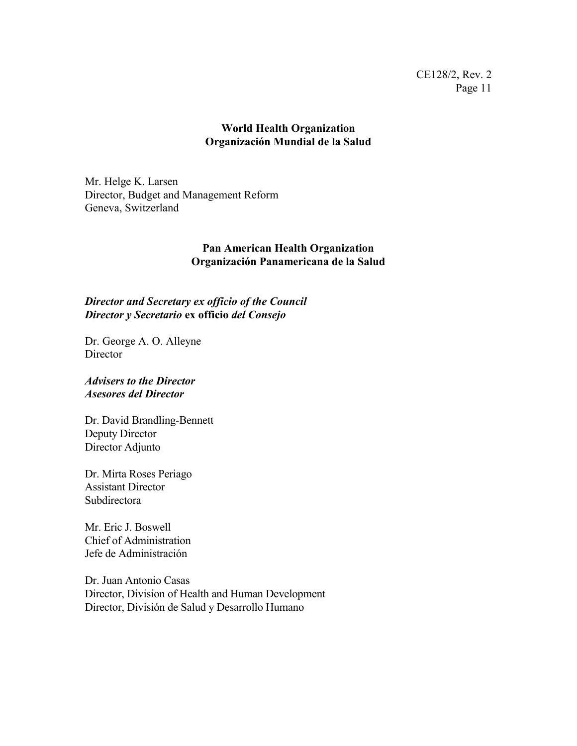**World Health Organization**
**Organización Mundial de la Salud**

Mr. Helge K. Larsen
Director, Budget and Management Reform
Geneva, Switzerland

**Pan American Health Organization**
**Organización Panamericana de la Salud**

***Director and Secretary ex officio of the Council***
***Director y Secretario* ex officio *del Consejo***

Dr. George A. O. Alleyne
Director

***Advisers to the Director***
***Asesores del Director***

Dr. David Brandling-Bennett
Deputy Director
Director Adjunto

Dr. Mirta Roses Periago
Assistant Director
Subdirectora

Mr. Eric J. Boswell
Chief of Administration
Jefe de Administración

Dr. Juan Antonio Casas
Director, Division of Health and Human Development
Director, División de Salud y Desarrollo Humano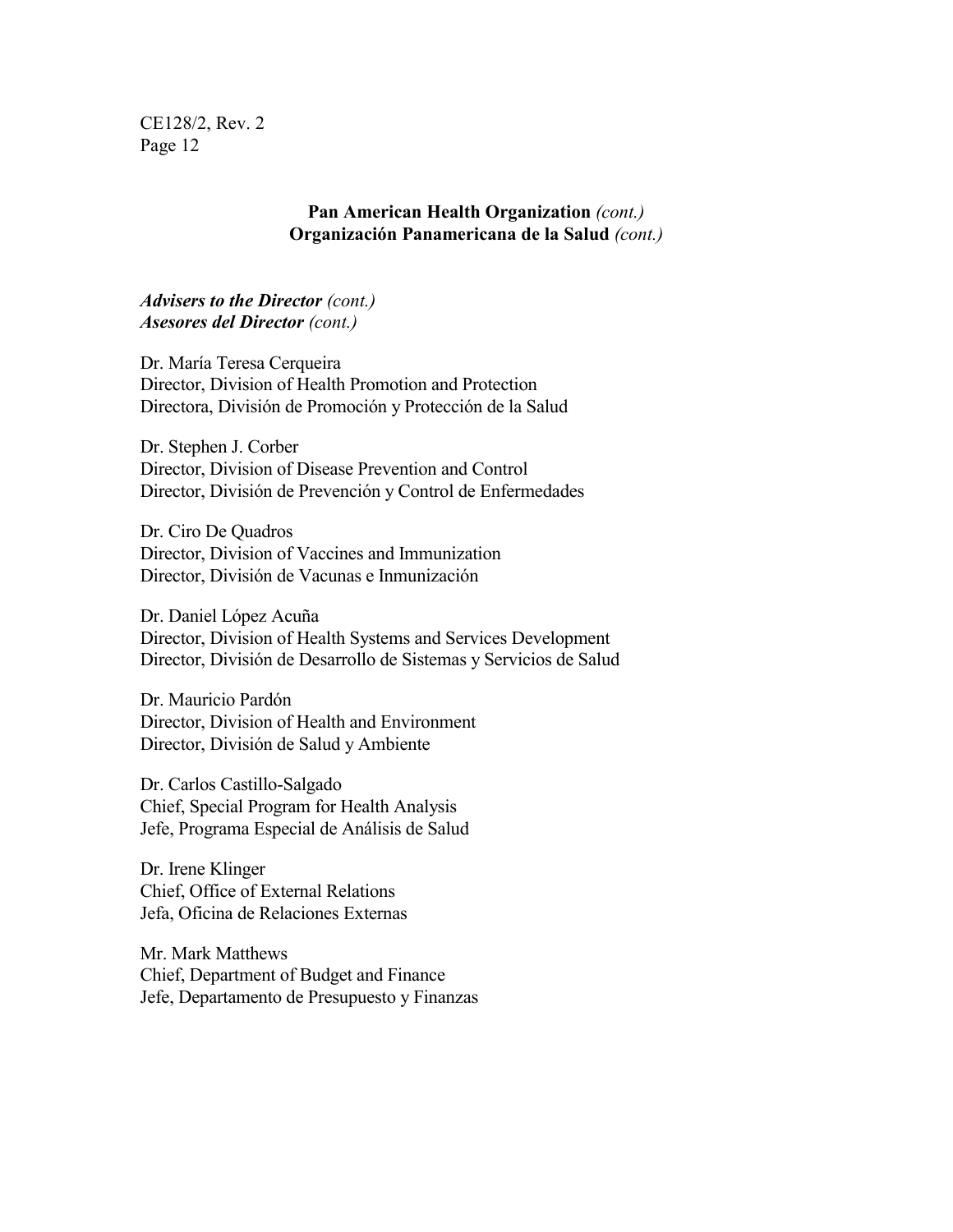**Pan American Health Organization** *(cont.)*
**Organización Panamericana de la Salud** *(cont.)*

***Advisers to the Director*** *(cont.)*
***Asesores del Director*** *(cont.)*

Dr. María Teresa Cerqueira
Director, Division of Health Promotion and Protection
Directora, División de Promoción y Protección de la Salud

Dr. Stephen J. Corber
Director, Division of Disease Prevention and Control
Director, División de Prevención y Control de Enfermedades

Dr. Ciro De Quadros
Director, Division of Vaccines and Immunization
Director, División de Vacunas e Inmunización

Dr. Daniel López Acuña
Director, Division of Health Systems and Services Development
Director, División de Desarrollo de Sistemas y Servicios de Salud

Dr. Mauricio Pardón
Director, Division of Health and Environment
Director, División de Salud y Ambiente

Dr. Carlos Castillo-Salgado
Chief, Special Program for Health Analysis
Jefe, Programa Especial de Análisis de Salud

Dr. Irene Klinger
Chief, Office of External Relations
Jefa, Oficina de Relaciones Externas

Mr. Mark Matthews
Chief, Department of Budget and Finance
Jefe, Departamento de Presupuesto y Finanzas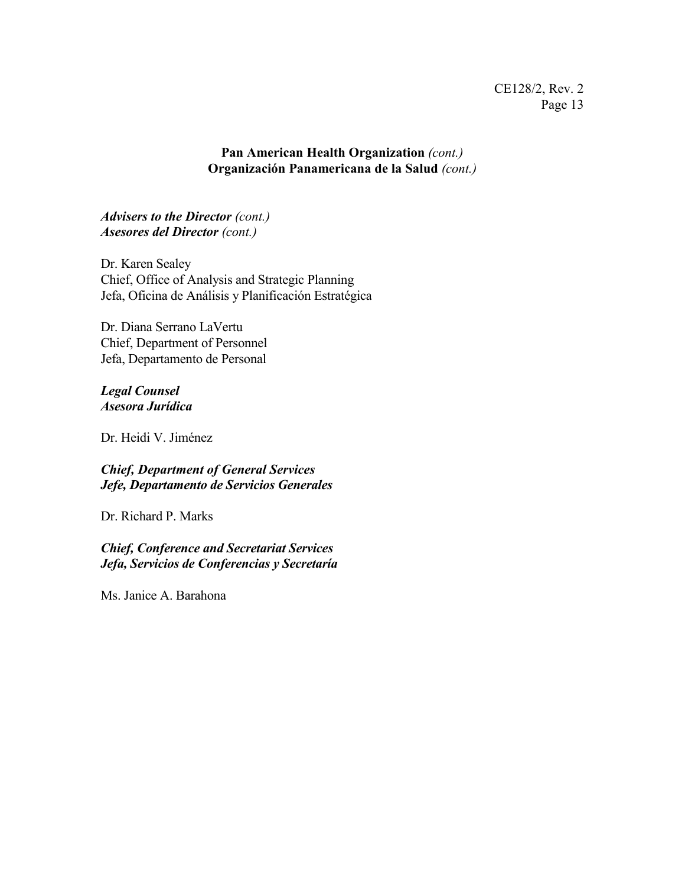**Pan American Health Organization** *(cont.)*
**Organización Panamericana de la Salud** *(cont.)*

***Advisers to the Director** (cont.)*
***Asesores del Director** (cont.)*

Dr. Karen Sealey
Chief, Office of Analysis and Strategic Planning
Jefa, Oficina de Análisis y Planificación Estratégica

Dr. Diana Serrano LaVertu
Chief, Department of Personnel
Jefa, Departamento de Personal

***Legal Counsel***
***Asesora Jurídica***

Dr. Heidi V. Jiménez

***Chief, Department of General Services***
***Jefe, Departamento de Servicios Generales***

Dr. Richard P. Marks

***Chief, Conference and Secretariat Services***
***Jefa, Servicios de Conferencias y Secretaría***

Ms. Janice A. Barahona